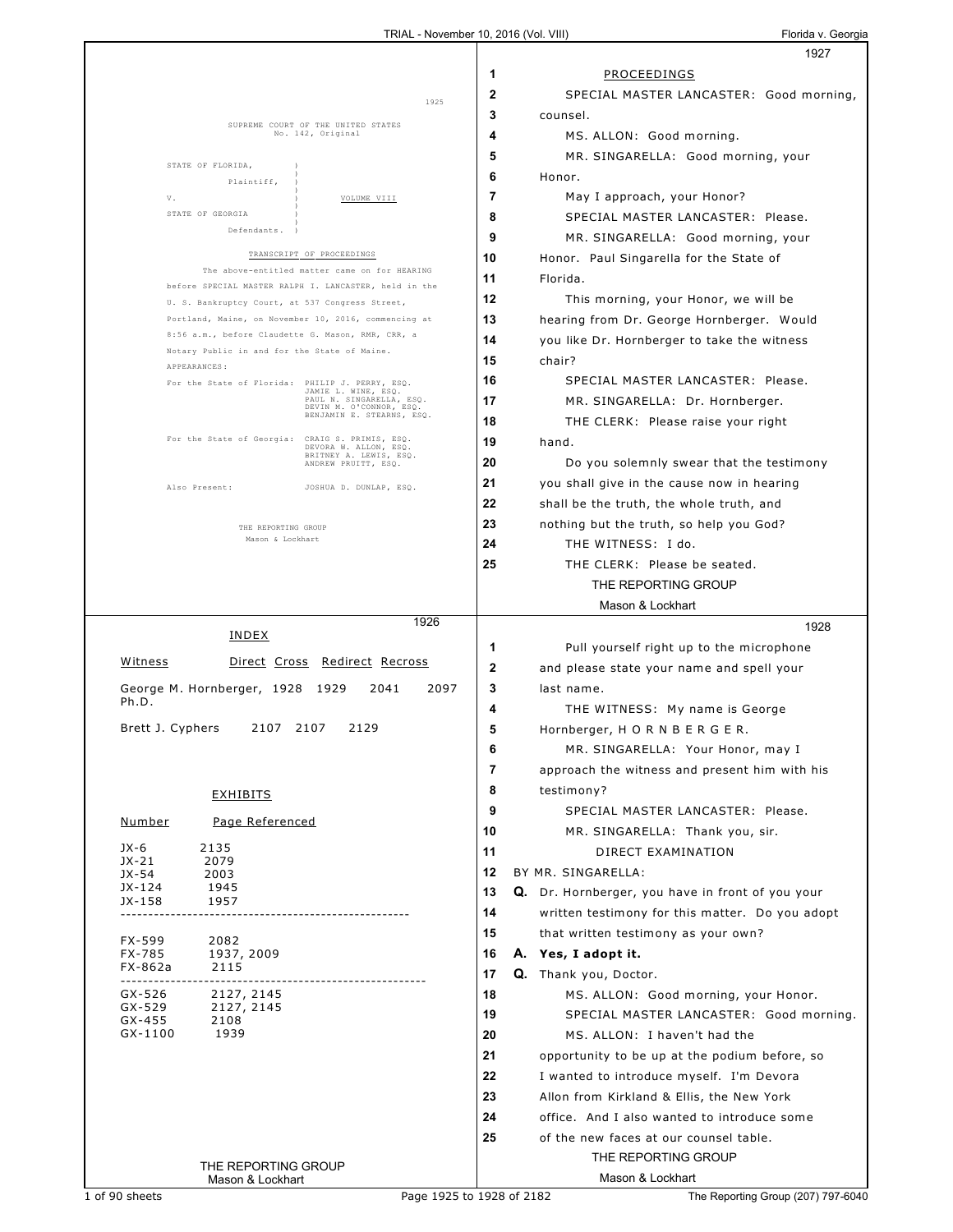SUPREME COURT OF THE UNITED STATES
No. 142, Original

STATE OF FLORIDA,
Plaintiff,

V. VOLUME VIII

STATE OF GEORGIA
Defendants.

TRANSCRIPT OF PROCEEDINGS

The above-entitled matter came on for HEARING before SPECIAL MASTER RALPH I. LANCASTER, held in the U. S. Bankruptcy Court, at 537 Congress Street, Portland, Maine, on November 10, 2016, commencing at 8:56 a.m., before Claudette G. Mason, RMR, CRR, a Notary Public in and for the State of Maine.

APPEARANCES:

For the State of Florida: PHILIP J. PERRY, ESQ.
JAMIE L. WINE, ESQ.
PAUL N. SINGARELLA, ESQ.
DEVIN M. O'CONNOR, ESQ.
BENJAMIN E. STEARNS, ESQ.

For the State of Georgia: CRAIG S. PRIMIS, ESQ.
DEVORA W. ALLON, ESQ.
BRITNEY A. LEWIS, ESQ.
ANDREW PRUITT, ESQ.

Also Present: JOSHUA D. DUNLAP, ESQ.

THE REPORTING GROUP
Mason & Lockhart

---

INDEX

| Witness | Direct | Cross | Redirect | Recross |
|---|---|---|---|---|
| George M. Hornberger, Ph.D. | 1928 | 1929 | 2041 | 2097 |
| Brett J. Cyphers | 2107 | 2107 | 2129 | |

EXHIBITS

| Number | Page Referenced |
|---|---|
| JX-6 | 2135 |
| JX-21 | 2079 |
| JX-54 | 2003 |
| JX-124 | 1945 |
| JX-158 | 1957 |
| FX-599 | 2082 |
| FX-785 | 1937, 2009 |
| FX-862a | 2115 |
| GX-526 | 2127, 2145 |
| GX-529 | 2127, 2145 |
| GX-455 | 2108 |
| GX-1100 | 1939 |

---

1 PROCEEDINGS
2 SPECIAL MASTER LANCASTER: Good morning,
3 counsel.
4 MS. ALLON: Good morning.
5 MR. SINGARELLA: Good morning, your
6 Honor.
7 May I approach, your Honor?
8 SPECIAL MASTER LANCASTER: Please.
9 MR. SINGARELLA: Good morning, your
10 Honor. Paul Singarella for the State of
11 Florida.
12 This morning, your Honor, we will be
13 hearing from Dr. George Hornberger. Would
14 you like Dr. Hornberger to take the witness
15 chair?
16 SPECIAL MASTER LANCASTER: Please.
17 MR. SINGARELLA: Dr. Hornberger.
18 THE CLERK: Please raise your right
19 hand.
20 Do you solemnly swear that the testimony
21 you shall give in the cause now in hearing
22 shall be the truth, the whole truth, and
23 nothing but the truth, so help you God?
24 THE WITNESS: I do.
25 THE CLERK: Please be seated.

---

1 Pull yourself right up to the microphone
2 and please state your name and spell your
3 last name.
4 THE WITNESS: My name is George
5 Hornberger, H O R N B E R G E R.
6 MR. SINGARELLA: Your Honor, may I
7 approach the witness and present him with his
8 testimony?
9 SPECIAL MASTER LANCASTER: Please.
10 MR. SINGARELLA: Thank you, sir.
11 DIRECT EXAMINATION
12 BY MR. SINGARELLA:
13 **Q.** Dr. Hornberger, you have in front of you your
14 written testimony for this matter. Do you adopt
15 that written testimony as your own?
16 **A. Yes, I adopt it.**
17 **Q.** Thank you, Doctor.
18 MS. ALLON: Good morning, your Honor.
19 SPECIAL MASTER LANCASTER: Good morning.
20 MS. ALLON: I haven't had the
21 opportunity to be up at the podium before, so
22 I wanted to introduce myself. I'm Devora
23 Allon from Kirkland & Ellis, the New York
24 office. And I also wanted to introduce some
25 of the new faces at our counsel table.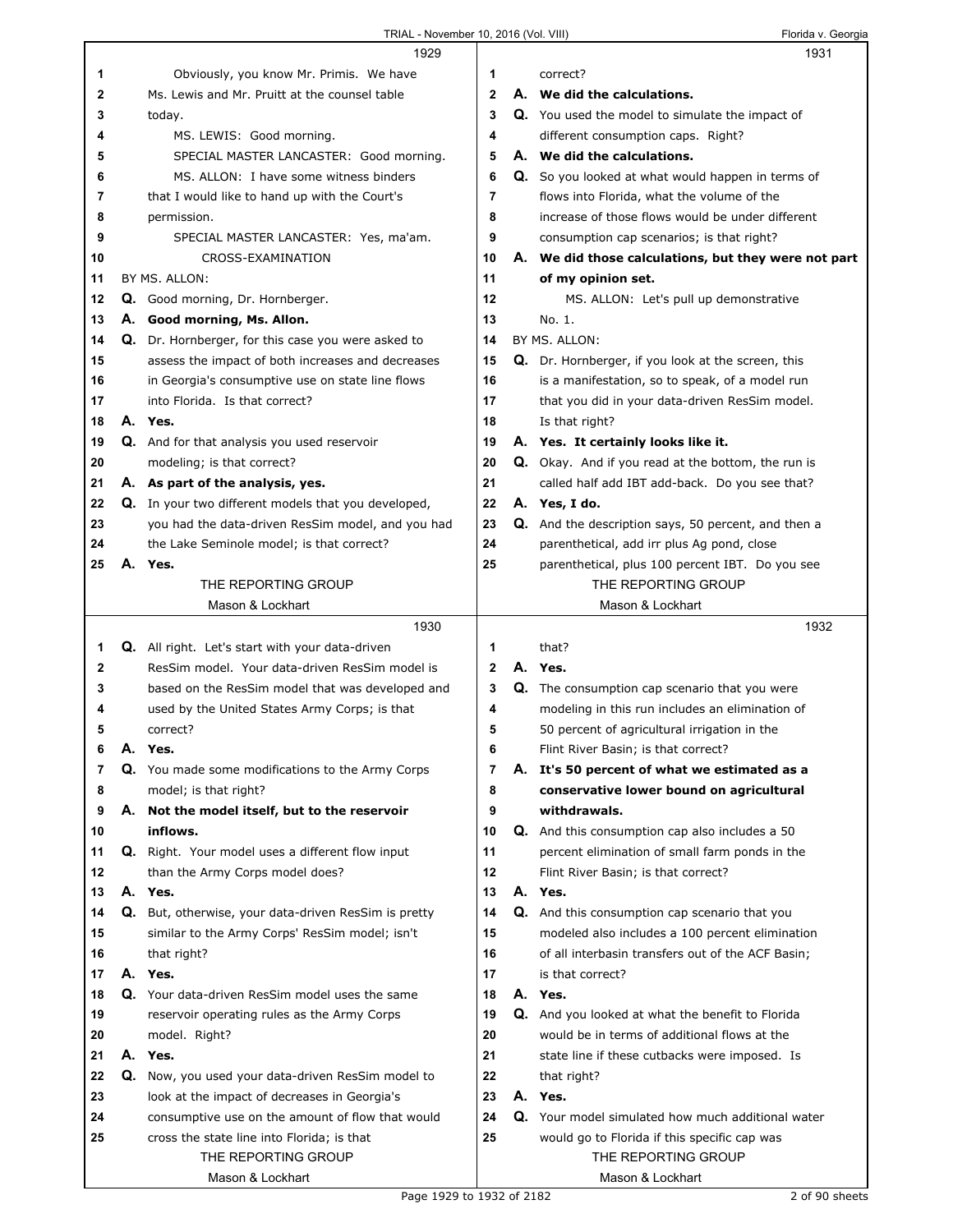**1929**

1 Obviously, you know Mr. Primis. We have
2 Ms. Lewis and Mr. Pruitt at the counsel table
3 today.
4 MS. LEWIS: Good morning.
5 SPECIAL MASTER LANCASTER: Good morning.
6 MS. ALLON: I have some witness binders
7 that I would like to hand up with the Court's
8 permission.
9 SPECIAL MASTER LANCASTER: Yes, ma'am.
10 CROSS-EXAMINATION
11 BY MS. ALLON:
12 Q. Good morning, Dr. Hornberger.
13 A. **Good morning, Ms. Allon.**
14 Q. Dr. Hornberger, for this case you were asked to
15 assess the impact of both increases and decreases
16 in Georgia's consumptive use on state line flows
17 into Florida. Is that correct?
18 A. **Yes.**
19 Q. And for that analysis you used reservoir
20 modeling; is that correct?
21 A. **As part of the analysis, yes.**
22 Q. In your two different models that you developed,
23 you had the data-driven ResSim model, and you had
24 the Lake Seminole model; is that correct?
25 A. **Yes.**

**1930**

1 Q. All right. Let's start with your data-driven
2 ResSim model. Your data-driven ResSim model is
3 based on the ResSim model that was developed and
4 used by the United States Army Corps; is that
5 correct?
6 A. **Yes.**
7 Q. You made some modifications to the Army Corps
8 model; is that right?
9 A. **Not the model itself, but to the reservoir**
10 **inflows.**
11 Q. Right. Your model uses a different flow input
12 than the Army Corps model does?
13 A. **Yes.**
14 Q. But, otherwise, your data-driven ResSim is pretty
15 similar to the Army Corps' ResSim model; isn't
16 that right?
17 A. **Yes.**
18 Q. Your data-driven ResSim model uses the same
19 reservoir operating rules as the Army Corps
20 model. Right?
21 A. **Yes.**
22 Q. Now, you used your data-driven ResSim model to
23 look at the impact of decreases in Georgia's
24 consumptive use on the amount of flow that would
25 cross the state line into Florida; is that

**1931**

1 correct?
2 A. **We did the calculations.**
3 Q. You used the model to simulate the impact of
4 different consumption caps. Right?
5 A. **We did the calculations.**
6 Q. So you looked at what would happen in terms of
7 flows into Florida, what the volume of the
8 increase of those flows would be under different
9 consumption cap scenarios; is that right?
10 A. **We did those calculations, but they were not part**
11 **of my opinion set.**
12 MS. ALLON: Let's pull up demonstrative
13 No. 1.
14 BY MS. ALLON:
15 Q. Dr. Hornberger, if you look at the screen, this
16 is a manifestation, so to speak, of a model run
17 that you did in your data-driven ResSim model.
18 Is that right?
19 A. **Yes. It certainly looks like it.**
20 Q. Okay. And if you read at the bottom, the run is
21 called half add IBT add-back. Do you see that?
22 A. **Yes, I do.**
23 Q. And the description says, 50 percent, and then a
24 parenthetical, add irr plus Ag pond, close
25 parenthetical, plus 100 percent IBT. Do you see

**1932**

1 that?
2 A. **Yes.**
3 Q. The consumption cap scenario that you were
4 modeling in this run includes an elimination of
5 50 percent of agricultural irrigation in the
6 Flint River Basin; is that correct?
7 A. **It's 50 percent of what we estimated as a**
8 **conservative lower bound on agricultural**
9 **withdrawals.**
10 Q. And this consumption cap also includes a 50
11 percent elimination of small farm ponds in the
12 Flint River Basin; is that correct?
13 A. **Yes.**
14 Q. And this consumption cap scenario that you
15 modeled also includes a 100 percent elimination
16 of all interbasin transfers out of the ACF Basin;
17 is that correct?
18 A. **Yes.**
19 Q. And you looked at what the benefit to Florida
20 would be in terms of additional flows at the
21 state line if these cutbacks were imposed. Is
22 that right?
23 A. **Yes.**
24 Q. Your model simulated how much additional water
25 would go to Florida if this specific cap was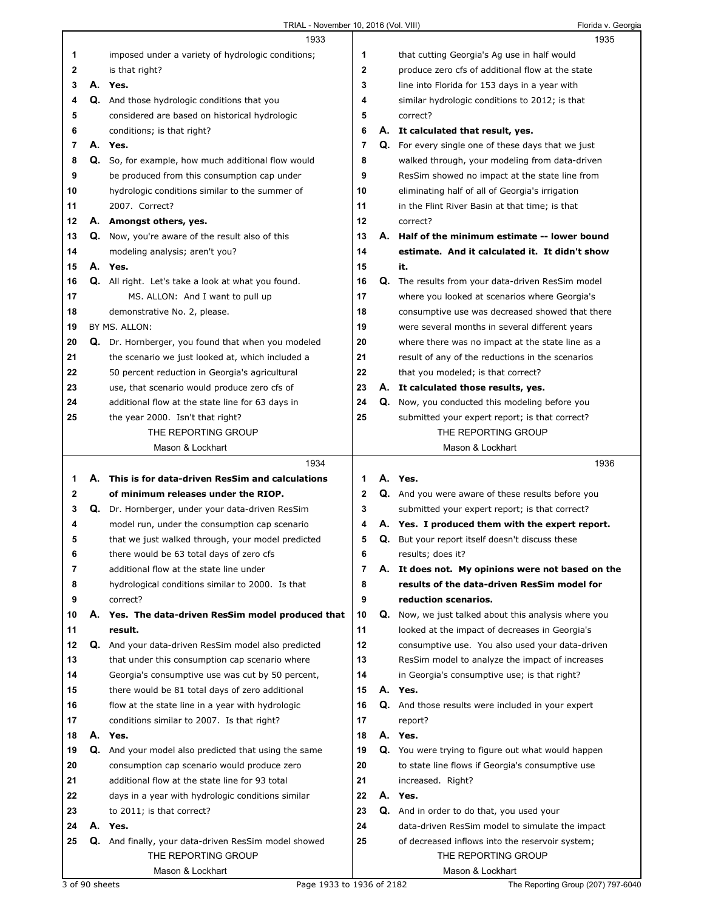1933

1 imposed under a variety of hydrologic conditions;
2 is that right?
3 **A. Yes.**
4 Q. And those hydrologic conditions that you
5 considered are based on historical hydrologic
6 conditions; is that right?
7 **A. Yes.**
8 Q. So, for example, how much additional flow would
9 be produced from this consumption cap under
10 hydrologic conditions similar to the summer of
11 2007. Correct?
12 **A. Amongst others, yes.**
13 Q. Now, you're aware of the result also of this
14 modeling analysis; aren't you?
15 **A. Yes.**
16 Q. All right. Let's take a look at what you found.
17 MS. ALLON: And I want to pull up
18 demonstrative No. 2, please.
19 BY MS. ALLON:
20 Q. Dr. Hornberger, you found that when you modeled
21 the scenario we just looked at, which included a
22 50 percent reduction in Georgia's agricultural
23 use, that scenario would produce zero cfs of
24 additional flow at the state line for 63 days in
25 the year 2000. Isn't that right?

1934

1 **A. This is for data-driven ResSim and calculations**
2 **of minimum releases under the RIOP.**
3 Q. Dr. Hornberger, under your data-driven ResSim
4 model run, under the consumption cap scenario
5 that we just walked through, your model predicted
6 there would be 63 total days of zero cfs
7 additional flow at the state line under
8 hydrological conditions similar to 2000. Is that
9 correct?
10 **A. Yes. The data-driven ResSim model produced that**
11 **result.**
12 Q. And your data-driven ResSim model also predicted
13 that under this consumption cap scenario where
14 Georgia's consumptive use was cut by 50 percent,
15 there would be 81 total days of zero additional
16 flow at the state line in a year with hydrologic
17 conditions similar to 2007. Is that right?
18 **A. Yes.**
19 Q. And your model also predicted that using the same
20 consumption cap scenario would produce zero
21 additional flow at the state line for 93 total
22 days in a year with hydrologic conditions similar
23 to 2011; is that correct?
24 **A. Yes.**
25 Q. And finally, your data-driven ResSim model showed

1935

1 that cutting Georgia's Ag use in half would
2 produce zero cfs of additional flow at the state
3 line into Florida for 153 days in a year with
4 similar hydrologic conditions to 2012; is that
5 correct?
6 **A. It calculated that result, yes.**
7 Q. For every single one of these days that we just
8 walked through, your modeling from data-driven
9 ResSim showed no impact at the state line from
10 eliminating half of all of Georgia's irrigation
11 in the Flint River Basin at that time; is that
12 correct?
13 **A. Half of the minimum estimate -- lower bound**
14 **estimate. And it calculated it. It didn't show**
15 **it.**
16 Q. The results from your data-driven ResSim model
17 where you looked at scenarios where Georgia's
18 consumptive use was decreased showed that there
19 were several months in several different years
20 where there was no impact at the state line as a
21 result of any of the reductions in the scenarios
22 that you modeled; is that correct?
23 **A. It calculated those results, yes.**
24 Q. Now, you conducted this modeling before you
25 submitted your expert report; is that correct?

1936

1 **A. Yes.**
2 Q. And you were aware of these results before you
3 submitted your expert report; is that correct?
4 **A. Yes. I produced them with the expert report.**
5 Q. But your report itself doesn't discuss these
6 results; does it?
7 **A. It does not. My opinions were not based on the**
8 **results of the data-driven ResSim model for**
9 **reduction scenarios.**
10 Q. Now, we just talked about this analysis where you
11 looked at the impact of decreases in Georgia's
12 consumptive use. You also used your data-driven
13 ResSim model to analyze the impact of increases
14 in Georgia's consumptive use; is that right?
15 **A. Yes.**
16 Q. And those results were included in your expert
17 report?
18 **A. Yes.**
19 Q. You were trying to figure out what would happen
20 to state line flows if Georgia's consumptive use
21 increased. Right?
22 **A. Yes.**
23 Q. And in order to do that, you used your
24 data-driven ResSim model to simulate the impact
25 of decreased inflows into the reservoir system;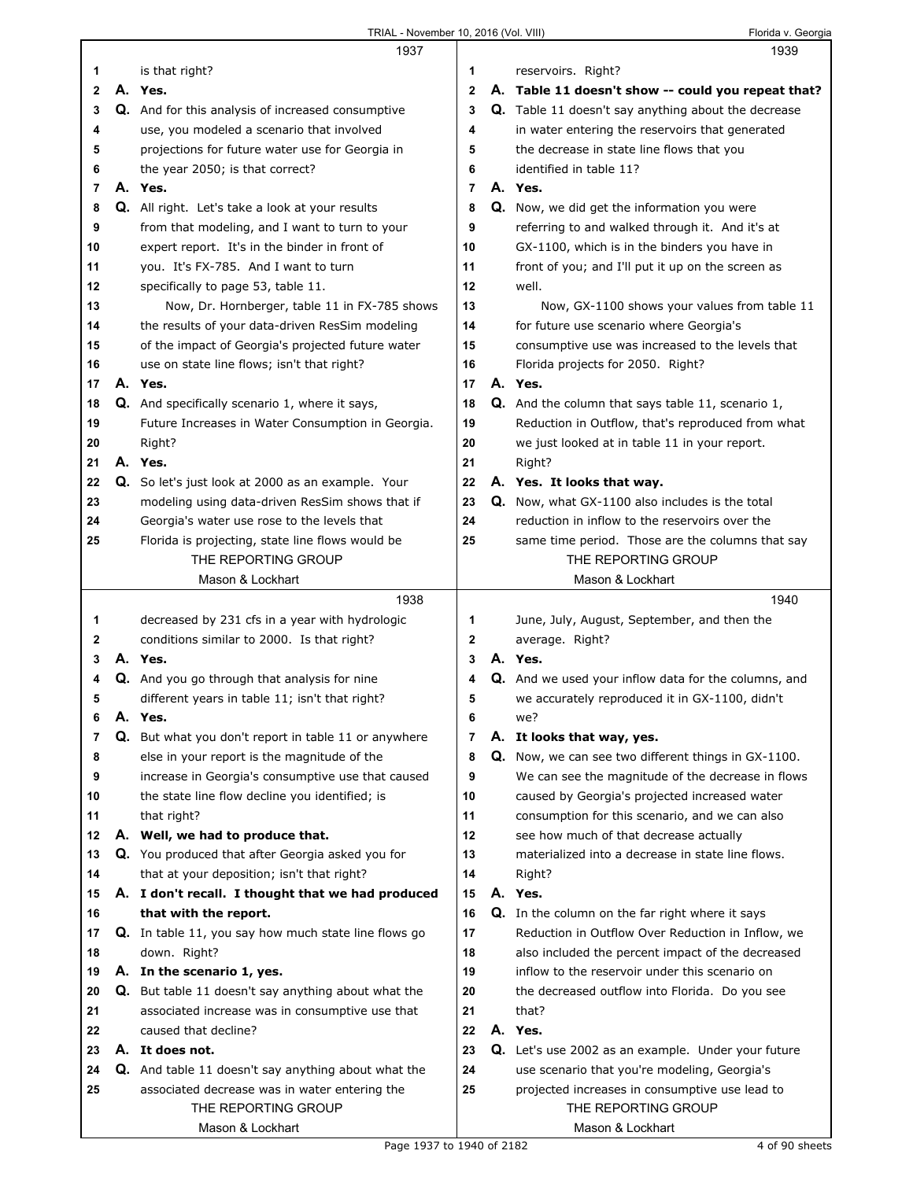1937

1 is that right?
2 **A. Yes.**
3 Q. And for this analysis of increased consumptive
4 use, you modeled a scenario that involved
5 projections for future water use for Georgia in
6 the year 2050; is that correct?
7 **A. Yes.**
8 Q. All right. Let's take a look at your results
9 from that modeling, and I want to turn to your
10 expert report. It's in the binder in front of
11 you. It's FX-785. And I want to turn
12 specifically to page 53, table 11.
13 Now, Dr. Hornberger, table 11 in FX-785 shows
14 the results of your data-driven ResSim modeling
15 of the impact of Georgia's projected future water
16 use on state line flows; isn't that right?
17 **A. Yes.**
18 Q. And specifically scenario 1, where it says,
19 Future Increases in Water Consumption in Georgia.
20 Right?
21 **A. Yes.**
22 Q. So let's just look at 2000 as an example. Your
23 modeling using data-driven ResSim shows that if
24 Georgia's water use rose to the levels that
25 Florida is projecting, state line flows would be

1938

1 decreased by 231 cfs in a year with hydrologic
2 conditions similar to 2000. Is that right?
3 **A. Yes.**
4 Q. And you go through that analysis for nine
5 different years in table 11; isn't that right?
6 **A. Yes.**
7 Q. But what you don't report in table 11 or anywhere
8 else in your report is the magnitude of the
9 increase in Georgia's consumptive use that caused
10 the state line flow decline you identified; is
11 that right?
12 **A. Well, we had to produce that.**
13 Q. You produced that after Georgia asked you for
14 that at your deposition; isn't that right?
15 **A. I don't recall. I thought that we had produced**
16 **that with the report.**
17 Q. In table 11, you say how much state line flows go
18 down. Right?
19 **A. In the scenario 1, yes.**
20 Q. But table 11 doesn't say anything about what the
21 associated increase was in consumptive use that
22 caused that decline?
23 **A. It does not.**
24 Q. And table 11 doesn't say anything about what the
25 associated decrease was in water entering the

1939

1 reservoirs. Right?
2 **A. Table 11 doesn't show -- could you repeat that?**
3 Q. Table 11 doesn't say anything about the decrease
4 in water entering the reservoirs that generated
5 the decrease in state line flows that you
6 identified in table 11?
7 **A. Yes.**
8 Q. Now, we did get the information you were
9 referring to and walked through it. And it's at
10 GX-1100, which is in the binders you have in
11 front of you; and I'll put it up on the screen as
12 well.
13 Now, GX-1100 shows your values from table 11
14 for future use scenario where Georgia's
15 consumptive use was increased to the levels that
16 Florida projects for 2050. Right?
17 **A. Yes.**
18 Q. And the column that says table 11, scenario 1,
19 Reduction in Outflow, that's reproduced from what
20 we just looked at in table 11 in your report.
21 Right?
22 **A. Yes. It looks that way.**
23 Q. Now, what GX-1100 also includes is the total
24 reduction in inflow to the reservoirs over the
25 same time period. Those are the columns that say

1940

1 June, July, August, September, and then the
2 average. Right?
3 **A. Yes.**
4 Q. And we used your inflow data for the columns, and
5 we accurately reproduced it in GX-1100, didn't
6 we?
7 **A. It looks that way, yes.**
8 Q. Now, we can see two different things in GX-1100.
9 We can see the magnitude of the decrease in flows
10 caused by Georgia's projected increased water
11 consumption for this scenario, and we can also
12 see how much of that decrease actually
13 materialized into a decrease in state line flows.
14 Right?
15 **A. Yes.**
16 Q. In the column on the far right where it says
17 Reduction in Outflow Over Reduction in Inflow, we
18 also included the percent impact of the decreased
19 inflow to the reservoir under this scenario on
20 the decreased outflow into Florida. Do you see
21 that?
22 **A. Yes.**
23 Q. Let's use 2002 as an example. Under your future
24 use scenario that you're modeling, Georgia's
25 projected increases in consumptive use lead to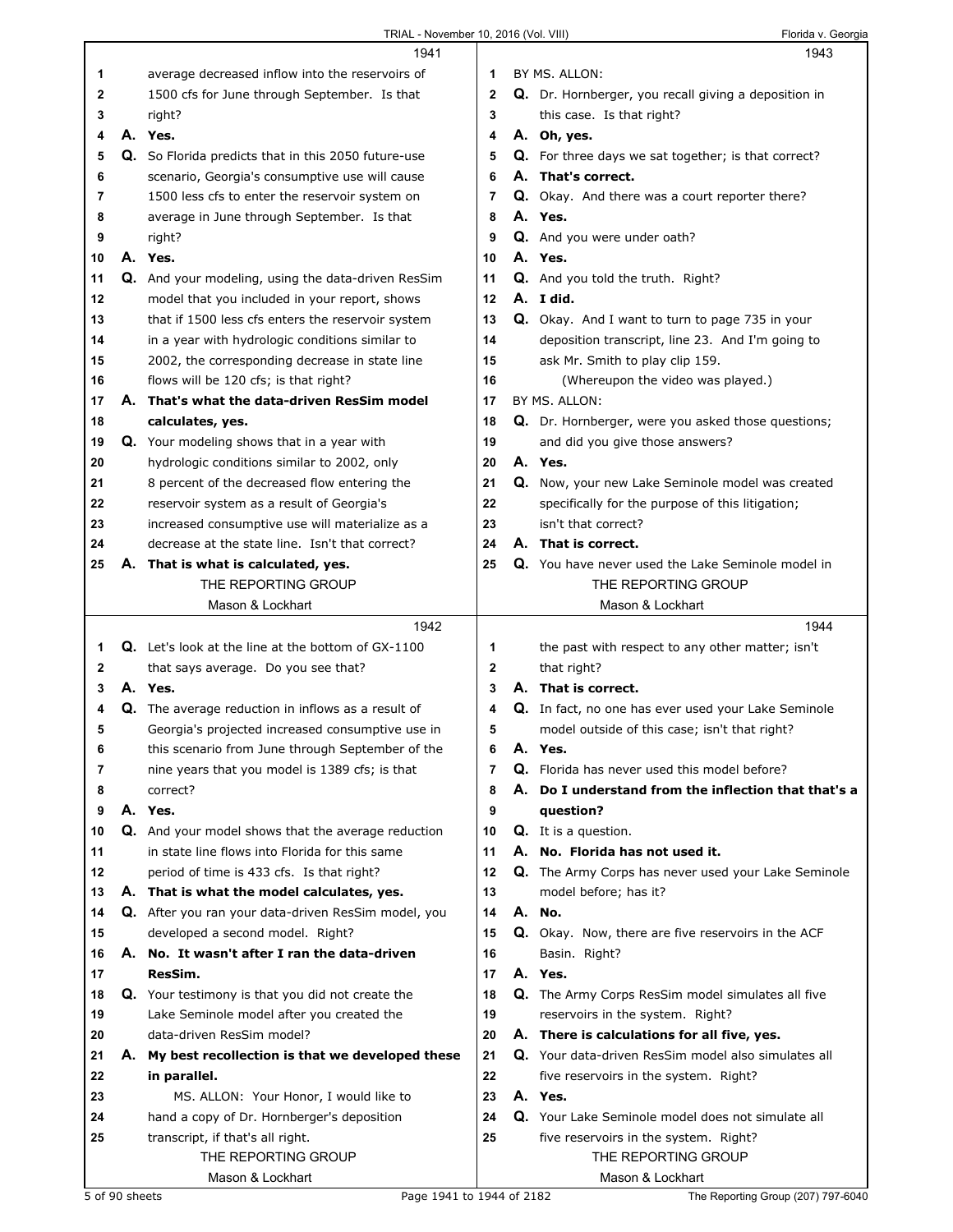1941

average decreased inflow into the reservoirs of 1500 cfs for June through September. Is that right?

**A. Yes.**

Q. So Florida predicts that in this 2050 future-use scenario, Georgia's consumptive use will cause 1500 less cfs to enter the reservoir system on average in June through September. Is that right?

**A. Yes.**

Q. And your modeling, using the data-driven ResSim model that you included in your report, shows that if 1500 less cfs enters the reservoir system in a year with hydrologic conditions similar to 2002, the corresponding decrease in state line flows will be 120 cfs; is that right?

**A. That's what the data-driven ResSim model calculates, yes.**

Q. Your modeling shows that in a year with hydrologic conditions similar to 2002, only 8 percent of the decreased flow entering the reservoir system as a result of Georgia's increased consumptive use will materialize as a decrease at the state line. Isn't that correct?

**A. That is what is calculated, yes.**

1942

Q. Let's look at the line at the bottom of GX-1100 that says average. Do you see that?

**A. Yes.**

Q. The average reduction in inflows as a result of Georgia's projected increased consumptive use in this scenario from June through September of the nine years that you model is 1389 cfs; is that correct?

**A. Yes.**

Q. And your model shows that the average reduction in state line flows into Florida for this same period of time is 433 cfs. Is that right?

**A. That is what the model calculates, yes.**

Q. After you ran your data-driven ResSim model, you developed a second model. Right?

**A. No. It wasn't after I ran the data-driven ResSim.**

Q. Your testimony is that you did not create the Lake Seminole model after you created the data-driven ResSim model?

**A. My best recollection is that we developed these in parallel.**

MS. ALLON: Your Honor, I would like to hand a copy of Dr. Hornberger's deposition transcript, if that's all right.

1943

BY MS. ALLON:

Q. Dr. Hornberger, you recall giving a deposition in this case. Is that right?

**A. Oh, yes.**

Q. For three days we sat together; is that correct?

**A. That's correct.**

Q. Okay. And there was a court reporter there?

**A. Yes.**

Q. And you were under oath?

**A. Yes.**

Q. And you told the truth. Right?

**A. I did.**

Q. Okay. And I want to turn to page 735 in your deposition transcript, line 23. And I'm going to ask Mr. Smith to play clip 159.

(Whereupon the video was played.)

BY MS. ALLON:

Q. Dr. Hornberger, were you asked those questions; and did you give those answers?

**A. Yes.**

Q. Now, your new Lake Seminole model was created specifically for the purpose of this litigation; isn't that correct?

**A. That is correct.**

Q. You have never used the Lake Seminole model in

1944

the past with respect to any other matter; isn't that right?

**A. That is correct.**

Q. In fact, no one has ever used your Lake Seminole model outside of this case; isn't that right?

**A. Yes.**

Q. Florida has never used this model before?

**A. Do I understand from the inflection that that's a question?**

Q. It is a question.

**A. No. Florida has not used it.**

Q. The Army Corps has never used your Lake Seminole model before; has it?

**A. No.**

Q. Okay. Now, there are five reservoirs in the ACF Basin. Right?

**A. Yes.**

Q. The Army Corps ResSim model simulates all five reservoirs in the system. Right?

**A. There is calculations for all five, yes.**

Q. Your data-driven ResSim model also simulates all five reservoirs in the system. Right?

**A. Yes.**

Q. Your Lake Seminole model does not simulate all five reservoirs in the system. Right?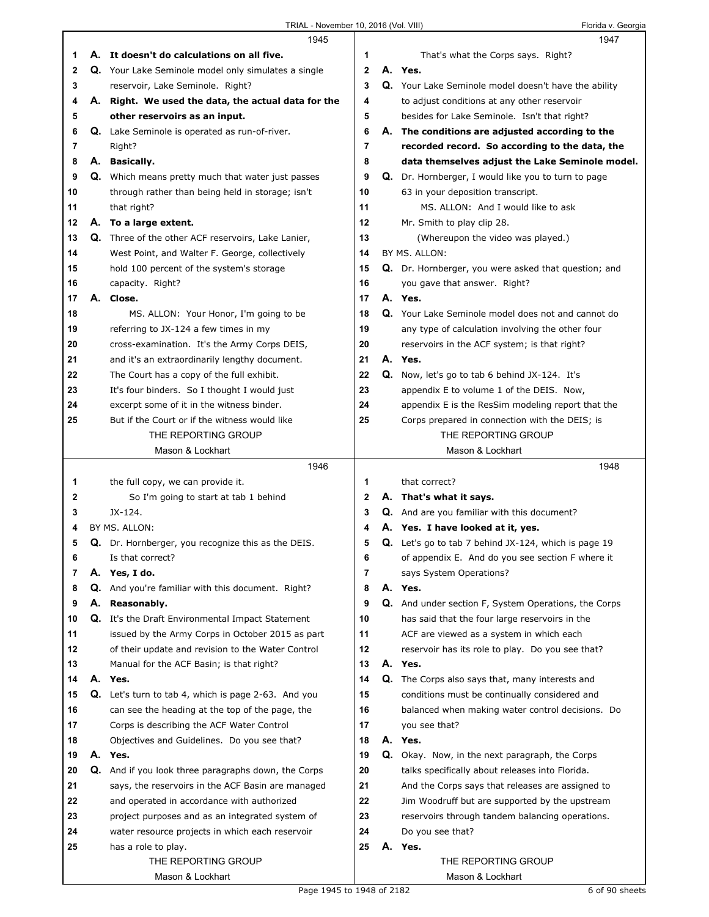**1945**

1 **A. It doesn't do calculations on all five.**
2 Q. Your Lake Seminole model only simulates a single
3 reservoir, Lake Seminole. Right?
4 **A. Right. We used the data, the actual data for the**
5 **other reservoirs as an input.**
6 Q. Lake Seminole is operated as run-of-river.
7 Right?
8 **A. Basically.**
9 Q. Which means pretty much that water just passes
10 through rather than being held in storage; isn't
11 that right?
12 **A. To a large extent.**
13 Q. Three of the other ACF reservoirs, Lake Lanier,
14 West Point, and Walter F. George, collectively
15 hold 100 percent of the system's storage
16 capacity. Right?
17 **A. Close.**
18 MS. ALLON: Your Honor, I'm going to be
19 referring to JX-124 a few times in my
20 cross-examination. It's the Army Corps DEIS,
21 and it's an extraordinarily lengthy document.
22 The Court has a copy of the full exhibit.
23 It's four binders. So I thought I would just
24 excerpt some of it in the witness binder.
25 But if the Court or if the witness would like

**1946**

1 the full copy, we can provide it.
2 So I'm going to start at tab 1 behind
3 JX-124.
4 BY MS. ALLON:
5 Q. Dr. Hornberger, you recognize this as the DEIS.
6 Is that correct?
7 **A. Yes, I do.**
8 Q. And you're familiar with this document. Right?
9 **A. Reasonably.**
10 Q. It's the Draft Environmental Impact Statement
11 issued by the Army Corps in October 2015 as part
12 of their update and revision to the Water Control
13 Manual for the ACF Basin; is that right?
14 **A. Yes.**
15 Q. Let's turn to tab 4, which is page 2-63. And you
16 can see the heading at the top of the page, the
17 Corps is describing the ACF Water Control
18 Objectives and Guidelines. Do you see that?
19 **A. Yes.**
20 Q. And if you look three paragraphs down, the Corps
21 says, the reservoirs in the ACF Basin are managed
22 and operated in accordance with authorized
23 project purposes and as an integrated system of
24 water resource projects in which each reservoir
25 has a role to play.

**1947**

1 That's what the Corps says. Right?
2 **A. Yes.**
3 Q. Your Lake Seminole model doesn't have the ability
4 to adjust conditions at any other reservoir
5 besides for Lake Seminole. Isn't that right?
6 **A. The conditions are adjusted according to the**
7 **recorded record. So according to the data, the**
8 **data themselves adjust the Lake Seminole model.**
9 Q. Dr. Hornberger, I would like you to turn to page
10 63 in your deposition transcript.
11 MS. ALLON: And I would like to ask
12 Mr. Smith to play clip 28.
13 (Whereupon the video was played.)
14 BY MS. ALLON:
15 Q. Dr. Hornberger, you were asked that question; and
16 you gave that answer. Right?
17 **A. Yes.**
18 Q. Your Lake Seminole model does not and cannot do
19 any type of calculation involving the other four
20 reservoirs in the ACF system; is that right?
21 **A. Yes.**
22 Q. Now, let's go to tab 6 behind JX-124. It's
23 appendix E to volume 1 of the DEIS. Now,
24 appendix E is the ResSim modeling report that the
25 Corps prepared in connection with the DEIS; is

**1948**

1 that correct?
2 **A. That's what it says.**
3 Q. And are you familiar with this document?
4 **A. Yes. I have looked at it, yes.**
5 Q. Let's go to tab 7 behind JX-124, which is page 19
6 of appendix E. And do you see section F where it
7 says System Operations?
8 **A. Yes.**
9 Q. And under section F, System Operations, the Corps
10 has said that the four large reservoirs in the
11 ACF are viewed as a system in which each
12 reservoir has its role to play. Do you see that?
13 **A. Yes.**
14 Q. The Corps also says that, many interests and
15 conditions must be continually considered and
16 balanced when making water control decisions. Do
17 you see that?
18 **A. Yes.**
19 Q. Okay. Now, in the next paragraph, the Corps
20 talks specifically about releases into Florida.
21 And the Corps says that releases are assigned to
22 Jim Woodruff but are supported by the upstream
23 reservoirs through tandem balancing operations.
24 Do you see that?
25 **A. Yes.**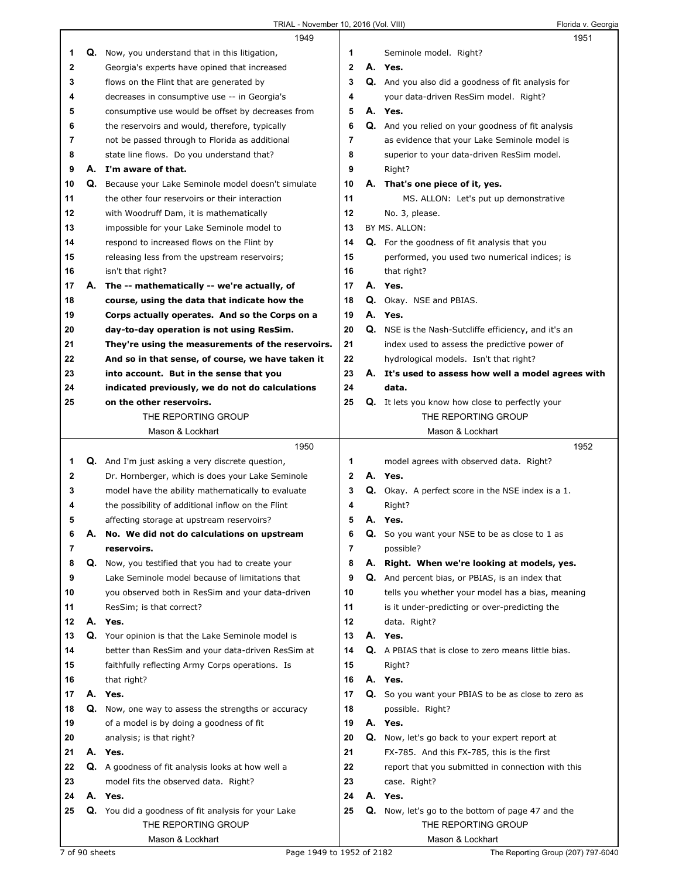**1949**

1 Q. Now, you understand that in this litigation,
2 Georgia's experts have opined that increased
3 flows on the Flint that are generated by
4 decreases in consumptive use -- in Georgia's
5 consumptive use would be offset by decreases from
6 the reservoirs and would, therefore, typically
7 not be passed through to Florida as additional
8 state line flows. Do you understand that?
9 A. **I'm aware of that.**
10 Q. Because your Lake Seminole model doesn't simulate
11 the other four reservoirs or their interaction
12 with Woodruff Dam, it is mathematically
13 impossible for your Lake Seminole model to
14 respond to increased flows on the Flint by
15 releasing less from the upstream reservoirs;
16 isn't that right?
17 A. **The -- mathematically -- we're actually, of**
18 **course, using the data that indicate how the**
19 **Corps actually operates. And so the Corps on a**
20 **day-to-day operation is not using ResSim.**
21 **They're using the measurements of the reservoirs.**
22 **And so in that sense, of course, we have taken it**
23 **into account. But in the sense that you**
24 **indicated previously, we do not do calculations**
25 **on the other reservoirs.**

**1950**

1 Q. And I'm just asking a very discrete question,
2 Dr. Hornberger, which is does your Lake Seminole
3 model have the ability mathematically to evaluate
4 the possibility of additional inflow on the Flint
5 affecting storage at upstream reservoirs?
6 A. **No. We did not do calculations on upstream**
7 **reservoirs.**
8 Q. Now, you testified that you had to create your
9 Lake Seminole model because of limitations that
10 you observed both in ResSim and your data-driven
11 ResSim; is that correct?
12 A. **Yes.**
13 Q. Your opinion is that the Lake Seminole model is
14 better than ResSim and your data-driven ResSim at
15 faithfully reflecting Army Corps operations. Is
16 that right?
17 A. **Yes.**
18 Q. Now, one way to assess the strengths or accuracy
19 of a model is by doing a goodness of fit
20 analysis; is that right?
21 A. **Yes.**
22 Q. A goodness of fit analysis looks at how well a
23 model fits the observed data. Right?
24 A. **Yes.**
25 Q. You did a goodness of fit analysis for your Lake

**1951**

1 Seminole model. Right?
2 A. **Yes.**
3 Q. And you also did a goodness of fit analysis for
4 your data-driven ResSim model. Right?
5 A. **Yes.**
6 Q. And you relied on your goodness of fit analysis
7 as evidence that your Lake Seminole model is
8 superior to your data-driven ResSim model.
9 Right?
10 A. **That's one piece of it, yes.**
11 MS. ALLON: Let's put up demonstrative
12 No. 3, please.
13 BY MS. ALLON:
14 Q. For the goodness of fit analysis that you
15 performed, you used two numerical indices; is
16 that right?
17 A. **Yes.**
18 Q. Okay. NSE and PBIAS.
19 A. **Yes.**
20 Q. NSE is the Nash-Sutcliffe efficiency, and it's an
21 index used to assess the predictive power of
22 hydrological models. Isn't that right?
23 A. **It's used to assess how well a model agrees with**
24 **data.**
25 Q. It lets you know how close to perfectly your

**1952**

1 model agrees with observed data. Right?
2 A. **Yes.**
3 Q. Okay. A perfect score in the NSE index is a 1.
4 Right?
5 A. **Yes.**
6 Q. So you want your NSE to be as close to 1 as
7 possible?
8 A. **Right. When we're looking at models, yes.**
9 Q. And percent bias, or PBIAS, is an index that
10 tells you whether your model has a bias, meaning
11 is it under-predicting or over-predicting the
12 data. Right?
13 A. **Yes.**
14 Q. A PBIAS that is close to zero means little bias.
15 Right?
16 A. **Yes.**
17 Q. So you want your PBIAS to be as close to zero as
18 possible. Right?
19 A. **Yes.**
20 Q. Now, let's go back to your expert report at
21 FX-785. And this FX-785, this is the first
22 report that you submitted in connection with this
23 case. Right?
24 A. **Yes.**
25 Q. Now, let's go to the bottom of page 47 and the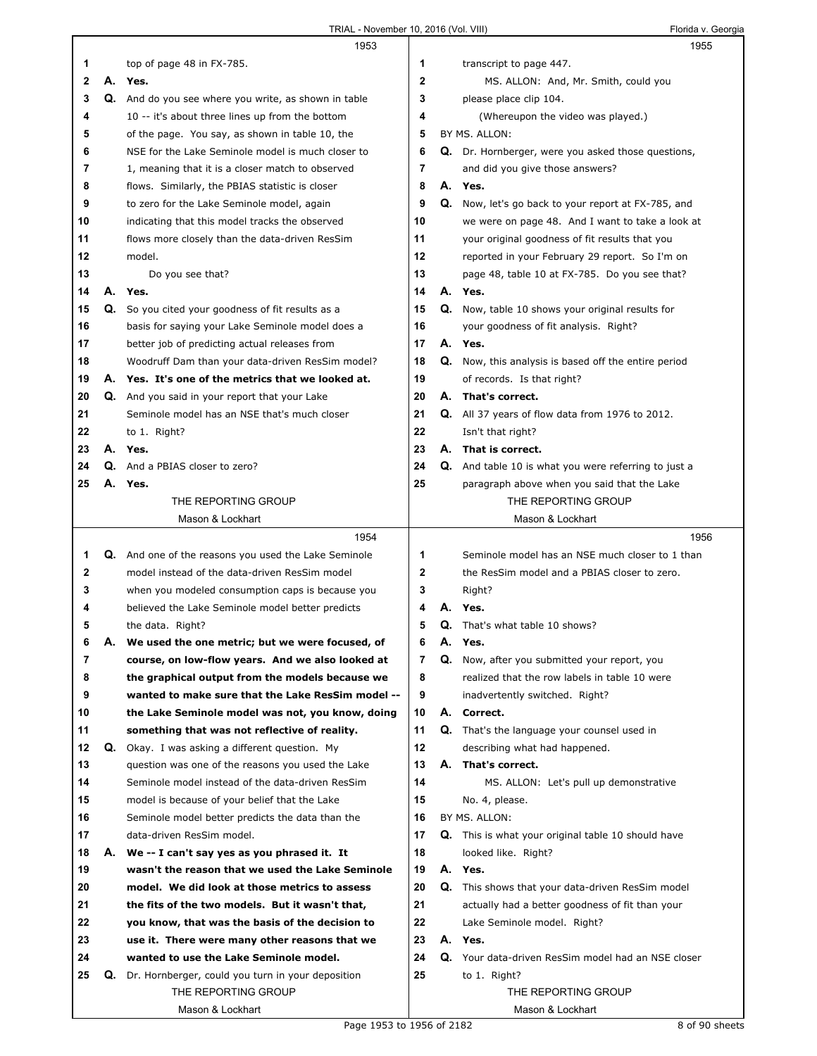**1953**

1 top of page 48 in FX-785.
2 **A. Yes.**
3 Q. And do you see where you write, as shown in table
4 10 -- it's about three lines up from the bottom
5 of the page. You say, as shown in table 10, the
6 NSE for the Lake Seminole model is much closer to
7 1, meaning that it is a closer match to observed
8 flows. Similarly, the PBIAS statistic is closer
9 to zero for the Lake Seminole model, again
10 indicating that this model tracks the observed
11 flows more closely than the data-driven ResSim
12 model.
13 Do you see that?
14 **A. Yes.**
15 Q. So you cited your goodness of fit results as a
16 basis for saying your Lake Seminole model does a
17 better job of predicting actual releases from
18 Woodruff Dam than your data-driven ResSim model?
19 **A. Yes. It's one of the metrics that we looked at.**
20 Q. And you said in your report that your Lake
21 Seminole model has an NSE that's much closer
22 to 1. Right?
23 **A. Yes.**
24 Q. And a PBIAS closer to zero?
25 **A. Yes.**

**1954**

1 Q. And one of the reasons you used the Lake Seminole
2 model instead of the data-driven ResSim model
3 when you modeled consumption caps is because you
4 believed the Lake Seminole model better predicts
5 the data. Right?
6 **A. We used the one metric; but we were focused, of**
7 **course, on low-flow years. And we also looked at**
8 **the graphical output from the models because we**
9 **wanted to make sure that the Lake ResSim model --**
10 **the Lake Seminole model was not, you know, doing**
11 **something that was not reflective of reality.**
12 Q. Okay. I was asking a different question. My
13 question was one of the reasons you used the Lake
14 Seminole model instead of the data-driven ResSim
15 model is because of your belief that the Lake
16 Seminole model better predicts the data than the
17 data-driven ResSim model.
18 **A. We -- I can't say yes as you phrased it. It**
19 **wasn't the reason that we used the Lake Seminole**
20 **model. We did look at those metrics to assess**
21 **the fits of the two models. But it wasn't that,**
22 **you know, that was the basis of the decision to**
23 **use it. There were many other reasons that we**
24 **wanted to use the Lake Seminole model.**
25 Q. Dr. Hornberger, could you turn in your deposition

**1955**

1 transcript to page 447.
2 MS. ALLON: And, Mr. Smith, could you
3 please place clip 104.
4 (Whereupon the video was played.)
5 BY MS. ALLON:
6 Q. Dr. Hornberger, were you asked those questions,
7 and did you give those answers?
8 **A. Yes.**
9 Q. Now, let's go back to your report at FX-785, and
10 we were on page 48. And I want to take a look at
11 your original goodness of fit results that you
12 reported in your February 29 report. So I'm on
13 page 48, table 10 at FX-785. Do you see that?
14 **A. Yes.**
15 Q. Now, table 10 shows your original results for
16 your goodness of fit analysis. Right?
17 **A. Yes.**
18 Q. Now, this analysis is based off the entire period
19 of records. Is that right?
20 **A. That's correct.**
21 Q. All 37 years of flow data from 1976 to 2012.
22 Isn't that right?
23 **A. That is correct.**
24 Q. And table 10 is what you were referring to just a
25 paragraph above when you said that the Lake

**1956**

1 Seminole model has an NSE much closer to 1 than
2 the ResSim model and a PBIAS closer to zero.
3 Right?
4 **A. Yes.**
5 Q. That's what table 10 shows?
6 **A. Yes.**
7 Q. Now, after you submitted your report, you
8 realized that the row labels in table 10 were
9 inadvertently switched. Right?
10 **A. Correct.**
11 Q. That's the language your counsel used in
12 describing what had happened.
13 **A. That's correct.**
14 MS. ALLON: Let's pull up demonstrative
15 No. 4, please.
16 BY MS. ALLON:
17 Q. This is what your original table 10 should have
18 looked like. Right?
19 **A. Yes.**
20 Q. This shows that your data-driven ResSim model
21 actually had a better goodness of fit than your
22 Lake Seminole model. Right?
23 **A. Yes.**
24 Q. Your data-driven ResSim model had an NSE closer
25 to 1. Right?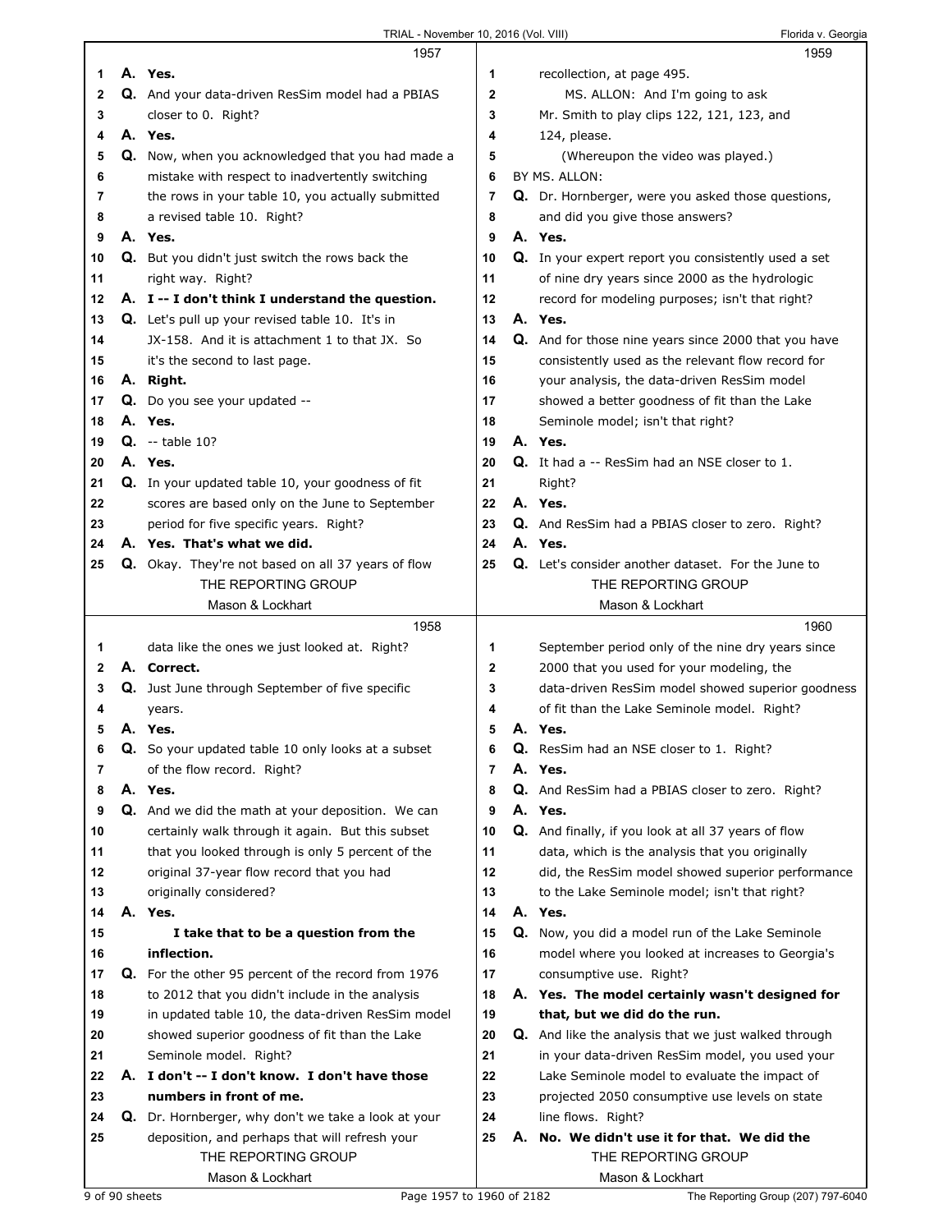**1957**

1 A. Yes.
2 Q. And your data-driven ResSim model had a PBIAS
3 closer to 0. Right?
4 A. Yes.
5 Q. Now, when you acknowledged that you had made a
6 mistake with respect to inadvertently switching
7 the rows in your table 10, you actually submitted
8 a revised table 10. Right?
9 A. Yes.
10 Q. But you didn't just switch the rows back the
11 right way. Right?
12 A. I -- I don't think I understand the question.
13 Q. Let's pull up your revised table 10. It's in
14 JX-158. And it is attachment 1 to that JX. So
15 it's the second to last page.
16 A. Right.
17 Q. Do you see your updated --
18 A. Yes.
19 Q. -- table 10?
20 A. Yes.
21 Q. In your updated table 10, your goodness of fit
22 scores are based only on the June to September
23 period for five specific years. Right?
24 A. Yes. That's what we did.
25 Q. Okay. They're not based on all 37 years of flow

**1958**

1 data like the ones we just looked at. Right?
2 A. Correct.
3 Q. Just June through September of five specific
4 years.
5 A. Yes.
6 Q. So your updated table 10 only looks at a subset
7 of the flow record. Right?
8 A. Yes.
9 Q. And we did the math at your deposition. We can
10 certainly walk through it again. But this subset
11 that you looked through is only 5 percent of the
12 original 37-year flow record that you had
13 originally considered?
14 A. Yes.
15 I take that to be a question from the
16 inflection.
17 Q. For the other 95 percent of the record from 1976
18 to 2012 that you didn't include in the analysis
19 in updated table 10, the data-driven ResSim model
20 showed superior goodness of fit than the Lake
21 Seminole model. Right?
22 A. I don't -- I don't know. I don't have those
23 numbers in front of me.
24 Q. Dr. Hornberger, why don't we take a look at your
25 deposition, and perhaps that will refresh your

**1959**

1 recollection, at page 495.
2 MS. ALLON: And I'm going to ask
3 Mr. Smith to play clips 122, 121, 123, and
4 124, please.
5 (Whereupon the video was played.)
6 BY MS. ALLON:
7 Q. Dr. Hornberger, were you asked those questions,
8 and did you give those answers?
9 A. Yes.
10 Q. In your expert report you consistently used a set
11 of nine dry years since 2000 as the hydrologic
12 record for modeling purposes; isn't that right?
13 A. Yes.
14 Q. And for those nine years since 2000 that you have
15 consistently used as the relevant flow record for
16 your analysis, the data-driven ResSim model
17 showed a better goodness of fit than the Lake
18 Seminole model; isn't that right?
19 A. Yes.
20 Q. It had a -- ResSim had an NSE closer to 1.
21 Right?
22 A. Yes.
23 Q. And ResSim had a PBIAS closer to zero. Right?
24 A. Yes.
25 Q. Let's consider another dataset. For the June to

**1960**

1 September period only of the nine dry years since
2 2000 that you used for your modeling, the
3 data-driven ResSim model showed superior goodness
4 of fit than the Lake Seminole model. Right?
5 A. Yes.
6 Q. ResSim had an NSE closer to 1. Right?
7 A. Yes.
8 Q. And ResSim had a PBIAS closer to zero. Right?
9 A. Yes.
10 Q. And finally, if you look at all 37 years of flow
11 data, which is the analysis that you originally
12 did, the ResSim model showed superior performance
13 to the Lake Seminole model; isn't that right?
14 A. Yes.
15 Q. Now, you did a model run of the Lake Seminole
16 model where you looked at increases to Georgia's
17 consumptive use. Right?
18 A. Yes. The model certainly wasn't designed for
19 that, but we did do the run.
20 Q. And like the analysis that we just walked through
21 in your data-driven ResSim model, you used your
22 Lake Seminole model to evaluate the impact of
23 projected 2050 consumptive use levels on state
24 line flows. Right?
25 A. No. We didn't use it for that. We did the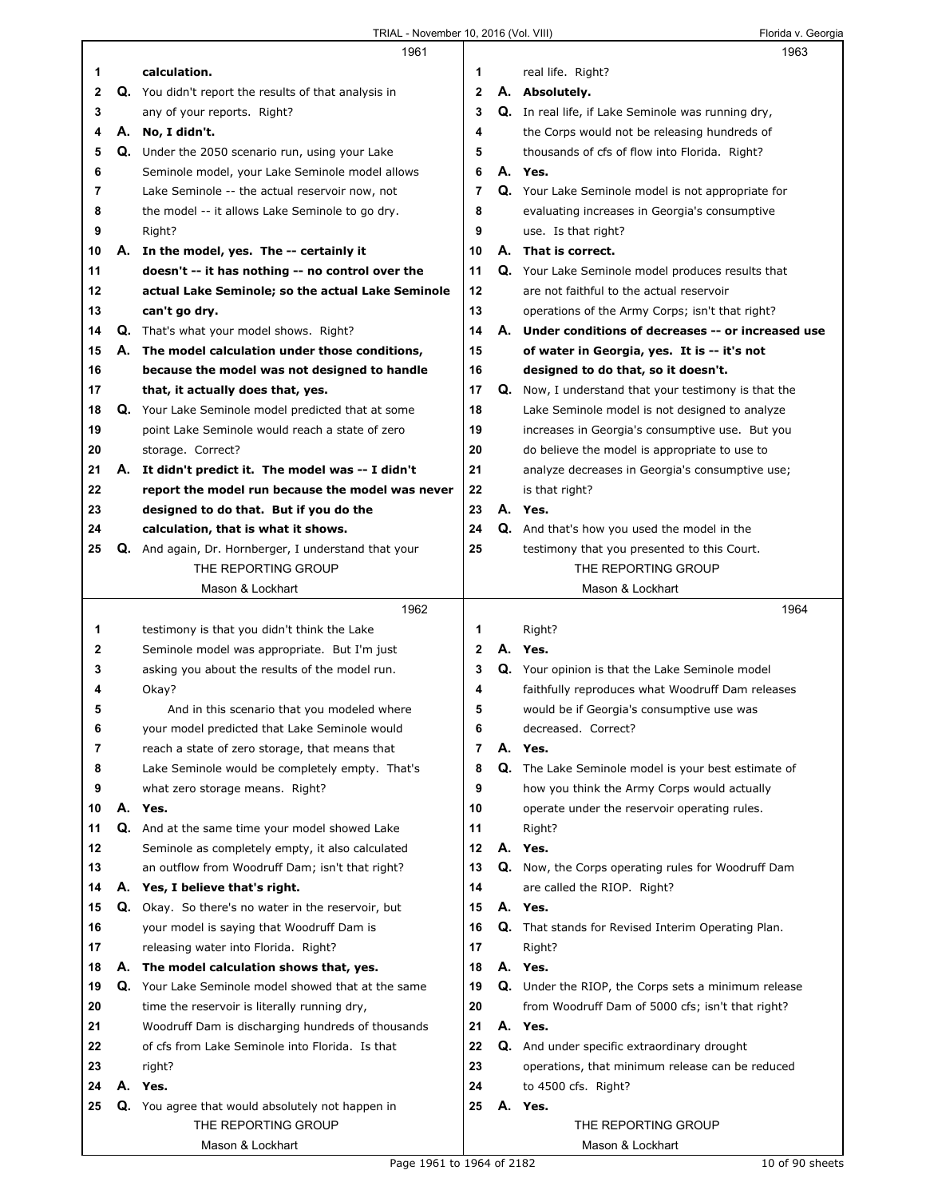**1961**

1 **calculation.**

2 Q. You didn't report the results of that analysis in

3 any of your reports. Right?

4 A. **No, I didn't.**

5 Q. Under the 2050 scenario run, using your Lake

6 Seminole model, your Lake Seminole model allows

7 Lake Seminole -- the actual reservoir now, not

8 the model -- it allows Lake Seminole to go dry.

9 Right?

10 A. **In the model, yes. The -- certainly it**

11 **doesn't -- it has nothing -- no control over the**

12 **actual Lake Seminole; so the actual Lake Seminole**

13 **can't go dry.**

14 Q. That's what your model shows. Right?

15 A. **The model calculation under those conditions,**

16 **because the model was not designed to handle**

17 **that, it actually does that, yes.**

18 Q. Your Lake Seminole model predicted that at some

19 point Lake Seminole would reach a state of zero

20 storage. Correct?

21 A. **It didn't predict it. The model was -- I didn't**

22 **report the model run because the model was never**

23 **designed to do that. But if you do the**

24 **calculation, that is what it shows.**

25 Q. And again, Dr. Hornberger, I understand that your

**1962**

1 testimony is that you didn't think the Lake

2 Seminole model was appropriate. But I'm just

3 asking you about the results of the model run.

4 Okay?

5 And in this scenario that you modeled where

6 your model predicted that Lake Seminole would

7 reach a state of zero storage, that means that

8 Lake Seminole would be completely empty. That's

9 what zero storage means. Right?

10 A. **Yes.**

11 Q. And at the same time your model showed Lake

12 Seminole as completely empty, it also calculated

13 an outflow from Woodruff Dam; isn't that right?

14 A. **Yes, I believe that's right.**

15 Q. Okay. So there's no water in the reservoir, but

16 your model is saying that Woodruff Dam is

17 releasing water into Florida. Right?

18 A. **The model calculation shows that, yes.**

19 Q. Your Lake Seminole model showed that at the same

20 time the reservoir is literally running dry,

21 Woodruff Dam is discharging hundreds of thousands

22 of cfs from Lake Seminole into Florida. Is that

23 right?

24 A. **Yes.**

25 Q. You agree that would absolutely not happen in

**1963**

1 real life. Right?

2 A. **Absolutely.**

3 Q. In real life, if Lake Seminole was running dry,

4 the Corps would not be releasing hundreds of

5 thousands of cfs of flow into Florida. Right?

6 A. **Yes.**

7 Q. Your Lake Seminole model is not appropriate for

8 evaluating increases in Georgia's consumptive

9 use. Is that right?

10 A. **That is correct.**

11 Q. Your Lake Seminole model produces results that

12 are not faithful to the actual reservoir

13 operations of the Army Corps; isn't that right?

14 A. **Under conditions of decreases -- or increased use**

15 **of water in Georgia, yes. It is -- it's not**

16 **designed to do that, so it doesn't.**

17 Q. Now, I understand that your testimony is that the

18 Lake Seminole model is not designed to analyze

19 increases in Georgia's consumptive use. But you

20 do believe the model is appropriate to use to

21 analyze decreases in Georgia's consumptive use;

22 is that right?

23 A. **Yes.**

24 Q. And that's how you used the model in the

25 testimony that you presented to this Court.

**1964**

1 Right?

2 A. **Yes.**

3 Q. Your opinion is that the Lake Seminole model

4 faithfully reproduces what Woodruff Dam releases

5 would be if Georgia's consumptive use was

6 decreased. Correct?

7 A. **Yes.**

8 Q. The Lake Seminole model is your best estimate of

9 how you think the Army Corps would actually

10 operate under the reservoir operating rules.

11 Right?

12 A. **Yes.**

13 Q. Now, the Corps operating rules for Woodruff Dam

14 are called the RIOP. Right?

15 A. **Yes.**

16 Q. That stands for Revised Interim Operating Plan.

17 Right?

18 A. **Yes.**

19 Q. Under the RIOP, the Corps sets a minimum release

20 from Woodruff Dam of 5000 cfs; isn't that right?

21 A. **Yes.**

22 Q. And under specific extraordinary drought

23 operations, that minimum release can be reduced

24 to 4500 cfs. Right?

25 A. **Yes.**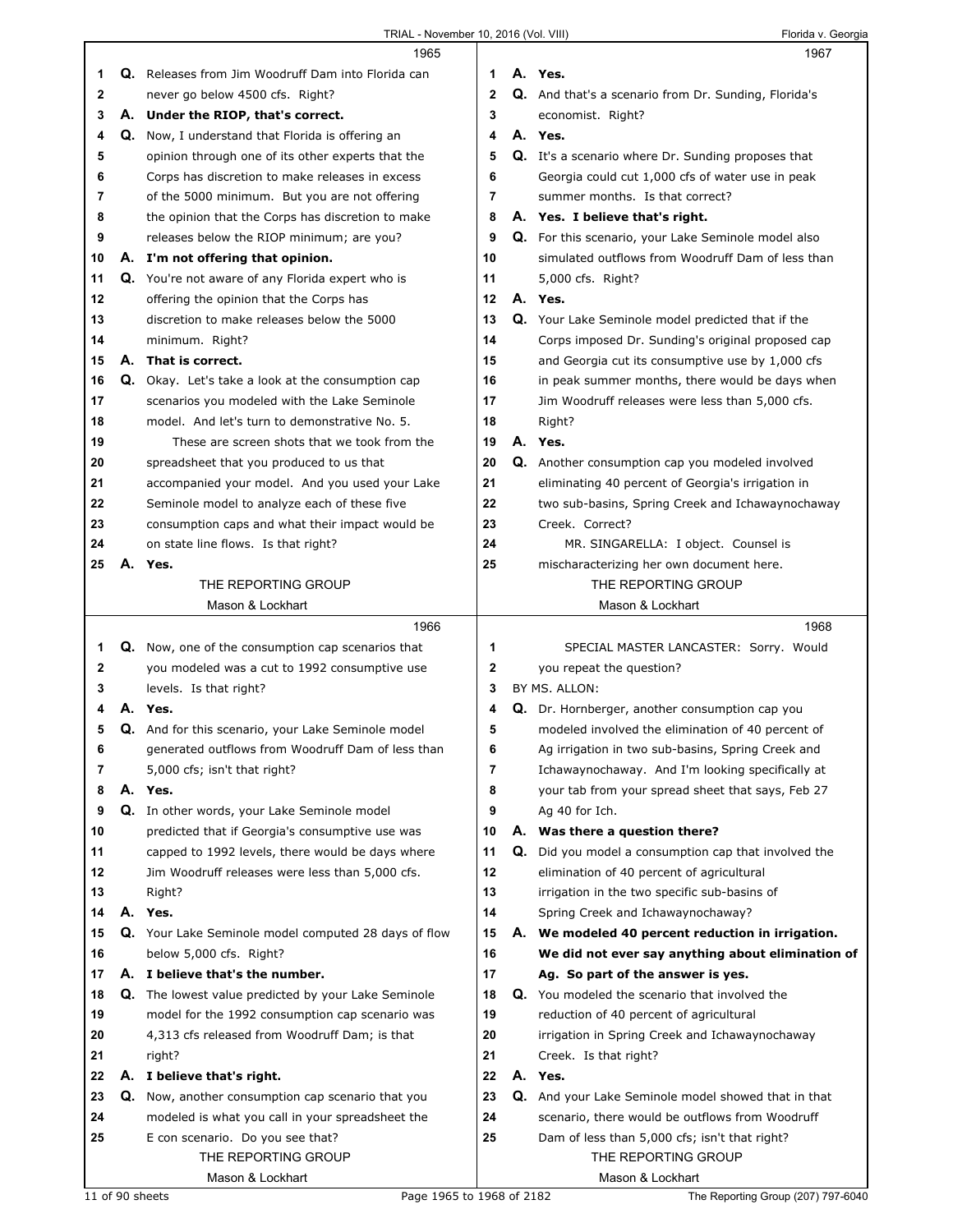**1965**

1 **Q.** Releases from Jim Woodruff Dam into Florida can
2 never go below 4500 cfs. Right?
3 **A. Under the RIOP, that's correct.**
4 **Q.** Now, I understand that Florida is offering an
5 opinion through one of its other experts that the
6 Corps has discretion to make releases in excess
7 of the 5000 minimum. But you are not offering
8 the opinion that the Corps has discretion to make
9 releases below the RIOP minimum; are you?
10 **A. I'm not offering that opinion.**
11 **Q.** You're not aware of any Florida expert who is
12 offering the opinion that the Corps has
13 discretion to make releases below the 5000
14 minimum. Right?
15 **A. That is correct.**
16 **Q.** Okay. Let's take a look at the consumption cap
17 scenarios you modeled with the Lake Seminole
18 model. And let's turn to demonstrative No. 5.
19 These are screen shots that we took from the
20 spreadsheet that you produced to us that
21 accompanied your model. And you used your Lake
22 Seminole model to analyze each of these five
23 consumption caps and what their impact would be
24 on state line flows. Is that right?
25 **A. Yes.**

**1966**

1 **Q.** Now, one of the consumption cap scenarios that
2 you modeled was a cut to 1992 consumptive use
3 levels. Is that right?
4 **A. Yes.**
5 **Q.** And for this scenario, your Lake Seminole model
6 generated outflows from Woodruff Dam of less than
7 5,000 cfs; isn't that right?
8 **A. Yes.**
9 **Q.** In other words, your Lake Seminole model
10 predicted that if Georgia's consumptive use was
11 capped to 1992 levels, there would be days where
12 Jim Woodruff releases were less than 5,000 cfs.
13 Right?
14 **A. Yes.**
15 **Q.** Your Lake Seminole model computed 28 days of flow
16 below 5,000 cfs. Right?
17 **A. I believe that's the number.**
18 **Q.** The lowest value predicted by your Lake Seminole
19 model for the 1992 consumption cap scenario was
20 4,313 cfs released from Woodruff Dam; is that
21 right?
22 **A. I believe that's right.**
23 **Q.** Now, another consumption cap scenario that you
24 modeled is what you call in your spreadsheet the
25 E con scenario. Do you see that?

**1967**

1 **A. Yes.**
2 **Q.** And that's a scenario from Dr. Sunding, Florida's
3 economist. Right?
4 **A. Yes.**
5 **Q.** It's a scenario where Dr. Sunding proposes that
6 Georgia could cut 1,000 cfs of water use in peak
7 summer months. Is that correct?
8 **A. Yes. I believe that's right.**
9 **Q.** For this scenario, your Lake Seminole model also
10 simulated outflows from Woodruff Dam of less than
11 5,000 cfs. Right?
12 **A. Yes.**
13 **Q.** Your Lake Seminole model predicted that if the
14 Corps imposed Dr. Sunding's original proposed cap
15 and Georgia cut its consumptive use by 1,000 cfs
16 in peak summer months, there would be days when
17 Jim Woodruff releases were less than 5,000 cfs.
18 Right?
19 **A. Yes.**
20 **Q.** Another consumption cap you modeled involved
21 eliminating 40 percent of Georgia's irrigation in
22 two sub-basins, Spring Creek and Ichawaynochaway
23 Creek. Correct?
24 MR. SINGARELLA: I object. Counsel is
25 mischaracterizing her own document here.

**1968**

1 SPECIAL MASTER LANCASTER: Sorry. Would
2 you repeat the question?
3 BY MS. ALLON:
4 **Q.** Dr. Hornberger, another consumption cap you
5 modeled involved the elimination of 40 percent of
6 Ag irrigation in two sub-basins, Spring Creek and
7 Ichawaynochaway. And I'm looking specifically at
8 your tab from your spread sheet that says, Feb 27
9 Ag 40 for Ich.
10 **A. Was there a question there?**
11 **Q.** Did you model a consumption cap that involved the
12 elimination of 40 percent of agricultural
13 irrigation in the two specific sub-basins of
14 Spring Creek and Ichawaynochaway?
15 **A. We modeled 40 percent reduction in irrigation.**
16 **We did not ever say anything about elimination of**
17 **Ag. So part of the answer is yes.**
18 **Q.** You modeled the scenario that involved the
19 reduction of 40 percent of agricultural
20 irrigation in Spring Creek and Ichawaynochaway
21 Creek. Is that right?
22 **A. Yes.**
23 **Q.** And your Lake Seminole model showed that in that
24 scenario, there would be outflows from Woodruff
25 Dam of less than 5,000 cfs; isn't that right?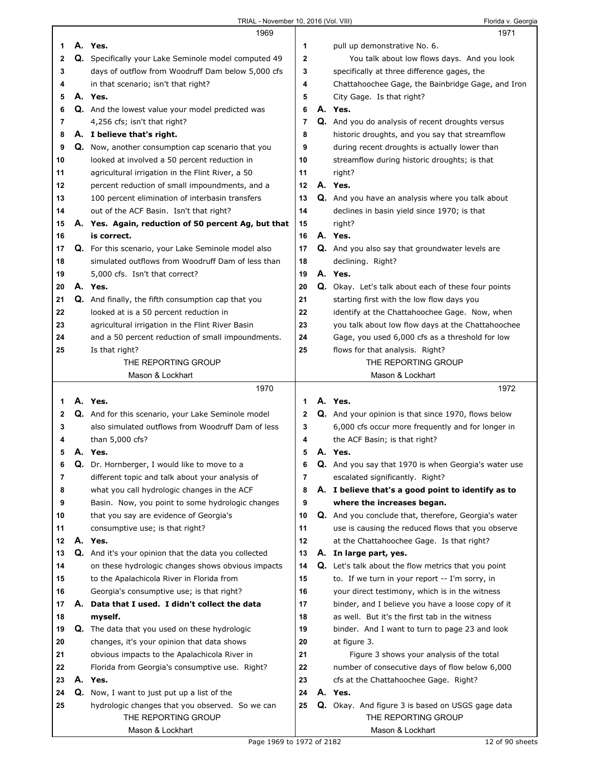**1969**

1 **A. Yes.**
2 Q. Specifically your Lake Seminole model computed 49
3 days of outflow from Woodruff Dam below 5,000 cfs
4 in that scenario; isn't that right?
5 **A. Yes.**
6 Q. And the lowest value your model predicted was
7 4,256 cfs; isn't that right?
8 **A. I believe that's right.**
9 Q. Now, another consumption cap scenario that you
10 looked at involved a 50 percent reduction in
11 agricultural irrigation in the Flint River, a 50
12 percent reduction of small impoundments, and a
13 100 percent elimination of interbasin transfers
14 out of the ACF Basin. Isn't that right?
15 **A. Yes. Again, reduction of 50 percent Ag, but that**
16 **is correct.**
17 Q. For this scenario, your Lake Seminole model also
18 simulated outflows from Woodruff Dam of less than
19 5,000 cfs. Isn't that correct?
20 **A. Yes.**
21 Q. And finally, the fifth consumption cap that you
22 looked at is a 50 percent reduction in
23 agricultural irrigation in the Flint River Basin
24 and a 50 percent reduction of small impoundments.
25 Is that right?

**1970**

1 **A. Yes.**
2 Q. And for this scenario, your Lake Seminole model
3 also simulated outflows from Woodruff Dam of less
4 than 5,000 cfs?
5 **A. Yes.**
6 Q. Dr. Hornberger, I would like to move to a
7 different topic and talk about your analysis of
8 what you call hydrologic changes in the ACF
9 Basin. Now, you point to some hydrologic changes
10 that you say are evidence of Georgia's
11 consumptive use; is that right?
12 **A. Yes.**
13 Q. And it's your opinion that the data you collected
14 on these hydrologic changes shows obvious impacts
15 to the Apalachicola River in Florida from
16 Georgia's consumptive use; is that right?
17 **A. Data that I used. I didn't collect the data**
18 **myself.**
19 Q. The data that you used on these hydrologic
20 changes, it's your opinion that data shows
21 obvious impacts to the Apalachicola River in
22 Florida from Georgia's consumptive use. Right?
23 **A. Yes.**
24 Q. Now, I want to just put up a list of the
25 hydrologic changes that you observed. So we can

**1971**

1 pull up demonstrative No. 6.
2 You talk about low flows days. And you look
3 specifically at three difference gages, the
4 Chattahoochee Gage, the Bainbridge Gage, and Iron
5 City Gage. Is that right?
6 **A. Yes.**
7 Q. And you do analysis of recent droughts versus
8 historic droughts, and you say that streamflow
9 during recent droughts is actually lower than
10 streamflow during historic droughts; is that
11 right?
12 **A. Yes.**
13 Q. And you have an analysis where you talk about
14 declines in basin yield since 1970; is that
15 right?
16 **A. Yes.**
17 Q. And you also say that groundwater levels are
18 declining. Right?
19 **A. Yes.**
20 Q. Okay. Let's talk about each of these four points
21 starting first with the low flow days you
22 identify at the Chattahoochee Gage. Now, when
23 you talk about low flow days at the Chattahoochee
24 Gage, you used 6,000 cfs as a threshold for low
25 flows for that analysis. Right?

**1972**

1 **A. Yes.**
2 Q. And your opinion is that since 1970, flows below
3 6,000 cfs occur more frequently and for longer in
4 the ACF Basin; is that right?
5 **A. Yes.**
6 Q. And you say that 1970 is when Georgia's water use
7 escalated significantly. Right?
8 **A. I believe that's a good point to identify as to**
9 **where the increases began.**
10 Q. And you conclude that, therefore, Georgia's water
11 use is causing the reduced flows that you observe
12 at the Chattahoochee Gage. Is that right?
13 **A. In large part, yes.**
14 Q. Let's talk about the flow metrics that you point
15 to. If we turn in your report -- I'm sorry, in
16 your direct testimony, which is in the witness
17 binder, and I believe you have a loose copy of it
18 as well. But it's the first tab in the witness
19 binder. And I want to turn to page 23 and look
20 at figure 3.
21 Figure 3 shows your analysis of the total
22 number of consecutive days of flow below 6,000
23 cfs at the Chattahoochee Gage. Right?
24 **A. Yes.**
25 Q. Okay. And figure 3 is based on USGS gage data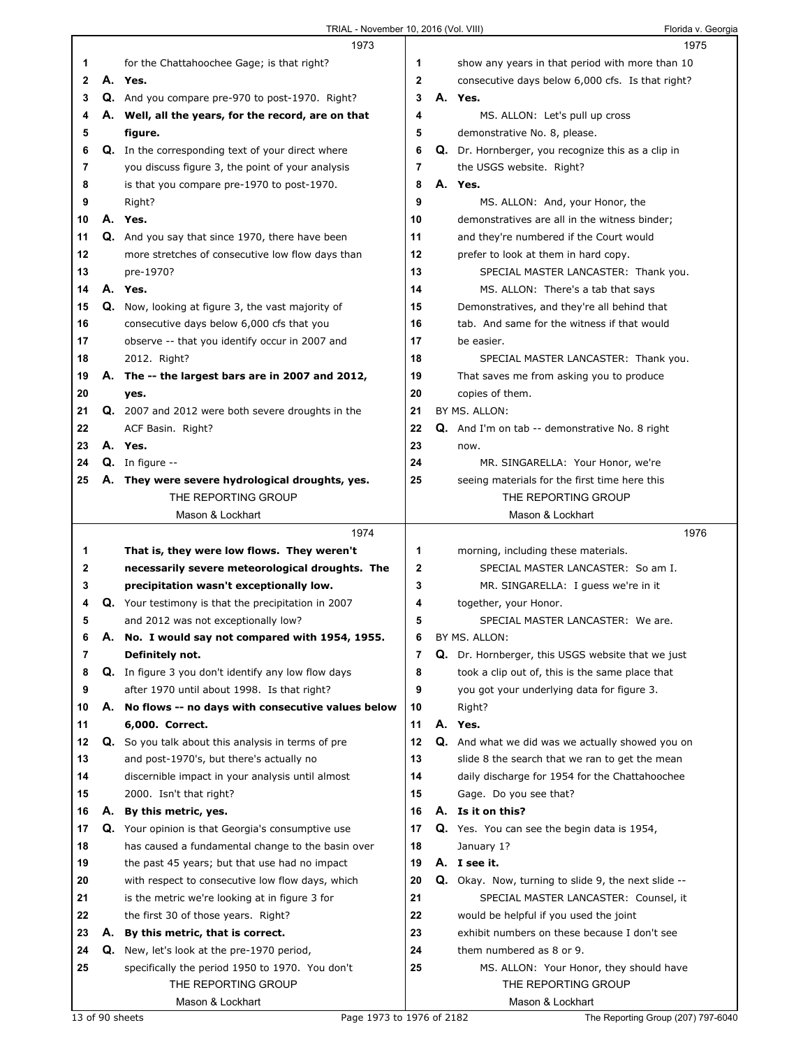1973

1 for the Chattahoochee Gage; is that right?
2 **A. Yes.**
3 Q. And you compare pre-970 to post-1970. Right?
4 **A. Well, all the years, for the record, are on that**
5 **figure.**
6 Q. In the corresponding text of your direct where
7 you discuss figure 3, the point of your analysis
8 is that you compare pre-1970 to post-1970.
9 Right?
10 **A. Yes.**
11 Q. And you say that since 1970, there have been
12 more stretches of consecutive low flow days than
13 pre-1970?
14 **A. Yes.**
15 Q. Now, looking at figure 3, the vast majority of
16 consecutive days below 6,000 cfs that you
17 observe -- that you identify occur in 2007 and
18 2012. Right?
19 **A. The -- the largest bars are in 2007 and 2012,**
20 **yes.**
21 Q. 2007 and 2012 were both severe droughts in the
22 ACF Basin. Right?
23 **A. Yes.**
24 Q. In figure --
25 **A. They were severe hydrological droughts, yes.**

1974

1 **That is, they were low flows. They weren't**
2 **necessarily severe meteorological droughts. The**
3 **precipitation wasn't exceptionally low.**
4 Q. Your testimony is that the precipitation in 2007
5 and 2012 was not exceptionally low?
6 **A. No. I would say not compared with 1954, 1955.**
7 **Definitely not.**
8 Q. In figure 3 you don't identify any low flow days
9 after 1970 until about 1998. Is that right?
10 **A. No flows -- no days with consecutive values below**
11 **6,000. Correct.**
12 Q. So you talk about this analysis in terms of pre
13 and post-1970's, but there's actually no
14 discernible impact in your analysis until almost
15 2000. Isn't that right?
16 **A. By this metric, yes.**
17 Q. Your opinion is that Georgia's consumptive use
18 has caused a fundamental change to the basin over
19 the past 45 years; but that use had no impact
20 with respect to consecutive low flow days, which
21 is the metric we're looking at in figure 3 for
22 the first 30 of those years. Right?
23 **A. By this metric, that is correct.**
24 Q. New, let's look at the pre-1970 period,
25 specifically the period 1950 to 1970. You don't

1975

1 show any years in that period with more than 10
2 consecutive days below 6,000 cfs. Is that right?
3 **A. Yes.**
4 MS. ALLON: Let's pull up cross
5 demonstrative No. 8, please.
6 Q. Dr. Hornberger, you recognize this as a clip in
7 the USGS website. Right?
8 **A. Yes.**
9 MS. ALLON: And, your Honor, the
10 demonstratives are all in the witness binder;
11 and they're numbered if the Court would
12 prefer to look at them in hard copy.
13 SPECIAL MASTER LANCASTER: Thank you.
14 MS. ALLON: There's a tab that says
15 Demonstratives, and they're all behind that
16 tab. And same for the witness if that would
17 be easier.
18 SPECIAL MASTER LANCASTER: Thank you.
19 That saves me from asking you to produce
20 copies of them.
21 BY MS. ALLON:
22 Q. And I'm on tab -- demonstrative No. 8 right
23 now.
24 MR. SINGARELLA: Your Honor, we're
25 seeing materials for the first time here this

1976

1 morning, including these materials.
2 SPECIAL MASTER LANCASTER: So am I.
3 MR. SINGARELLA: I guess we're in it
4 together, your Honor.
5 SPECIAL MASTER LANCASTER: We are.
6 BY MS. ALLON:
7 Q. Dr. Hornberger, this USGS website that we just
8 took a clip out of, this is the same place that
9 you got your underlying data for figure 3.
10 Right?
11 **A. Yes.**
12 Q. And what we did was we actually showed you on
13 slide 8 the search that we ran to get the mean
14 daily discharge for 1954 for the Chattahoochee
15 Gage. Do you see that?
16 **A. Is it on this?**
17 Q. Yes. You can see the begin data is 1954,
18 January 1?
19 **A. I see it.**
20 Q. Okay. Now, turning to slide 9, the next slide --
21 SPECIAL MASTER LANCASTER: Counsel, it
22 would be helpful if you used the joint
23 exhibit numbers on these because I don't see
24 them numbered as 8 or 9.
25 MS. ALLON: Your Honor, they should have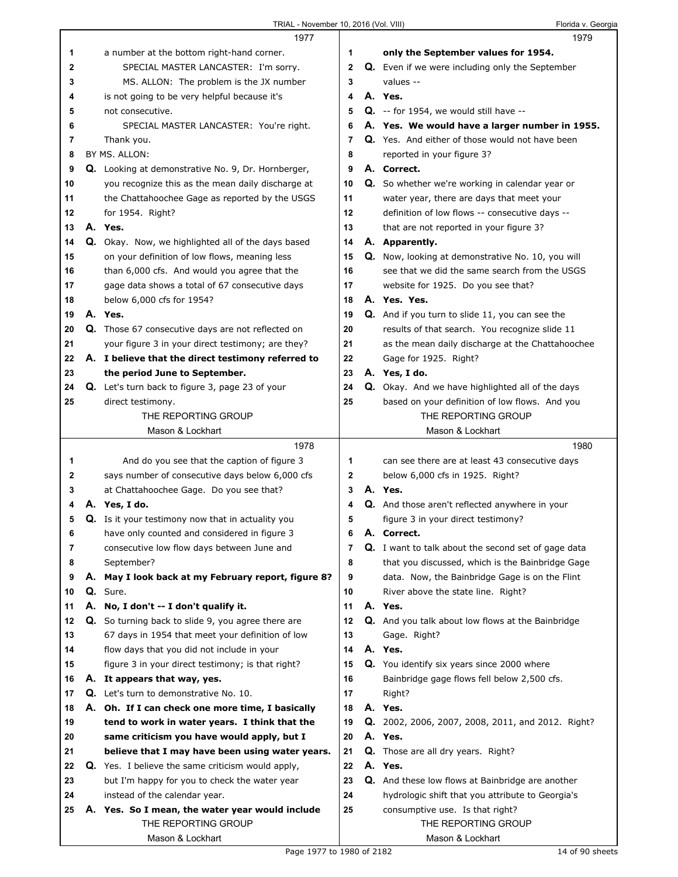**1977**

1 a number at the bottom right-hand corner.
2 SPECIAL MASTER LANCASTER: I'm sorry.
3 MS. ALLON: The problem is the JX number
4 is not going to be very helpful because it's
5 not consecutive.
6 SPECIAL MASTER LANCASTER: You're right.
7 Thank you.
8 BY MS. ALLON:
9 **Q.** Looking at demonstrative No. 9, Dr. Hornberger,
10 you recognize this as the mean daily discharge at
11 the Chattahoochee Gage as reported by the USGS
12 for 1954. Right?
13 **A. Yes.**
14 **Q.** Okay. Now, we highlighted all of the days based
15 on your definition of low flows, meaning less
16 than 6,000 cfs. And would you agree that the
17 gage data shows a total of 67 consecutive days
18 below 6,000 cfs for 1954?
19 **A. Yes.**
20 **Q.** Those 67 consecutive days are not reflected on
21 your figure 3 in your direct testimony; are they?
22 **A. I believe that the direct testimony referred to**
23 **the period June to September.**
24 **Q.** Let's turn back to figure 3, page 23 of your
25 direct testimony.

**1978**

1 And do you see that the caption of figure 3
2 says number of consecutive days below 6,000 cfs
3 at Chattahoochee Gage. Do you see that?
4 **A. Yes, I do.**
5 **Q.** Is it your testimony now that in actuality you
6 have only counted and considered in figure 3
7 consecutive low flow days between June and
8 September?
9 **A. May I look back at my February report, figure 8?**
10 **Q.** Sure.
11 **A. No, I don't -- I don't qualify it.**
12 **Q.** So turning back to slide 9, you agree there are
13 67 days in 1954 that meet your definition of low
14 flow days that you did not include in your
15 figure 3 in your direct testimony; is that right?
16 **A. It appears that way, yes.**
17 **Q.** Let's turn to demonstrative No. 10.
18 **A. Oh. If I can check one more time, I basically**
19 **tend to work in water years. I think that the**
20 **same criticism you have would apply, but I**
21 **believe that I may have been using water years.**
22 **Q.** Yes. I believe the same criticism would apply,
23 but I'm happy for you to check the water year
24 instead of the calendar year.
25 **A. Yes. So I mean, the water year would include**

**1979**

1 **only the September values for 1954.**
2 **Q.** Even if we were including only the September
3 values --
4 **A. Yes.**
5 **Q.** -- for 1954, we would still have --
6 **A. Yes. We would have a larger number in 1955.**
7 **Q.** Yes. And either of those would not have been
8 reported in your figure 3?
9 **A. Correct.**
10 **Q.** So whether we're working in calendar year or
11 water year, there are days that meet your
12 definition of low flows -- consecutive days --
13 that are not reported in your figure 3?
14 **A. Apparently.**
15 **Q.** Now, looking at demonstrative No. 10, you will
16 see that we did the same search from the USGS
17 website for 1925. Do you see that?
18 **A. Yes. Yes.**
19 **Q.** And if you turn to slide 11, you can see the
20 results of that search. You recognize slide 11
21 as the mean daily discharge at the Chattahoochee
22 Gage for 1925. Right?
23 **A. Yes, I do.**
24 **Q.** Okay. And we have highlighted all of the days
25 based on your definition of low flows. And you

**1980**

1 can see there are at least 43 consecutive days
2 below 6,000 cfs in 1925. Right?
3 **A. Yes.**
4 **Q.** And those aren't reflected anywhere in your
5 figure 3 in your direct testimony?
6 **A. Correct.**
7 **Q.** I want to talk about the second set of gage data
8 that you discussed, which is the Bainbridge Gage
9 data. Now, the Bainbridge Gage is on the Flint
10 River above the state line. Right?
11 **A. Yes.**
12 **Q.** And you talk about low flows at the Bainbridge
13 Gage. Right?
14 **A. Yes.**
15 **Q.** You identify six years since 2000 where
16 Bainbridge gage flows fell below 2,500 cfs.
17 Right?
18 **A. Yes.**
19 **Q.** 2002, 2006, 2007, 2008, 2011, and 2012. Right?
20 **A. Yes.**
21 **Q.** Those are all dry years. Right?
22 **A. Yes.**
23 **Q.** And these low flows at Bainbridge are another
24 hydrologic shift that you attribute to Georgia's
25 consumptive use. Is that right?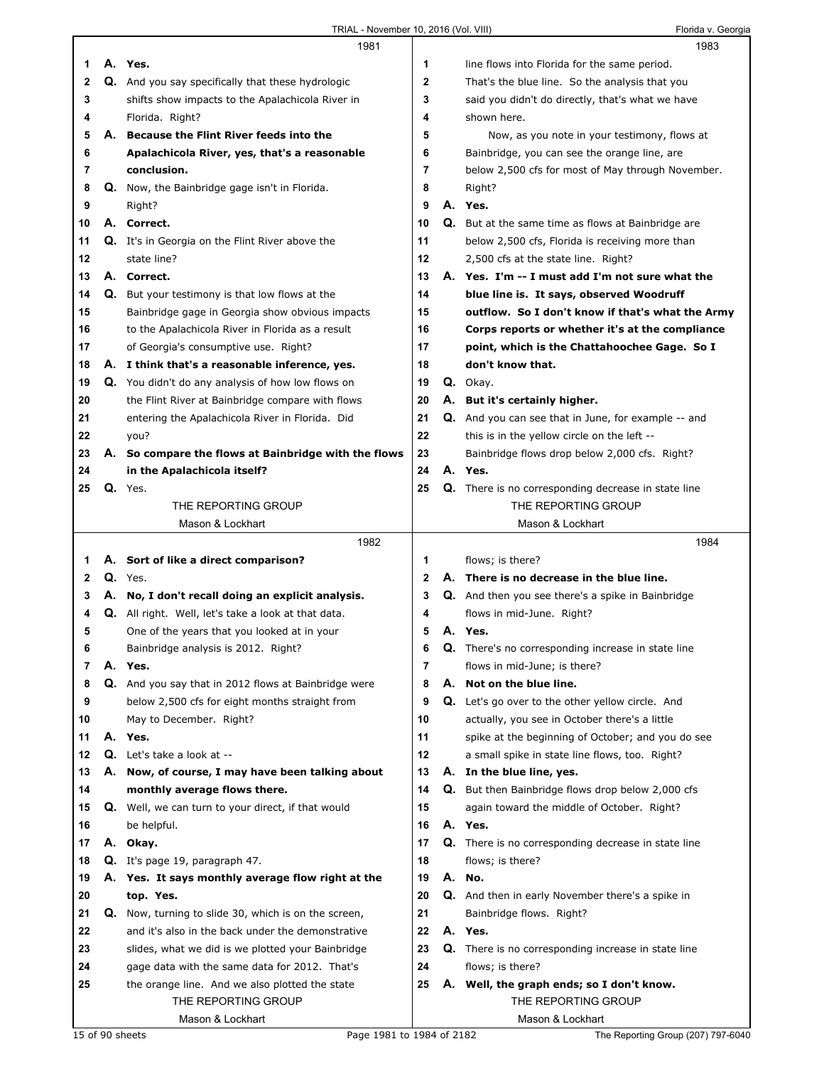**1981**

1 **A. Yes.**
2 Q. And you say specifically that these hydrologic
3 shifts show impacts to the Apalachicola River in
4 Florida. Right?
5 **A. Because the Flint River feeds into the**
6 **Apalachicola River, yes, that's a reasonable**
7 **conclusion.**
8 Q. Now, the Bainbridge gage isn't in Florida.
9 Right?
10 **A. Correct.**
11 Q. It's in Georgia on the Flint River above the
12 state line?
13 **A. Correct.**
14 Q. But your testimony is that low flows at the
15 Bainbridge gage in Georgia show obvious impacts
16 to the Apalachicola River in Florida as a result
17 of Georgia's consumptive use. Right?
18 **A. I think that's a reasonable inference, yes.**
19 Q. You didn't do any analysis of how low flows on
20 the Flint River at Bainbridge compare with flows
21 entering the Apalachicola River in Florida. Did
22 you?
23 **A. So compare the flows at Bainbridge with the flows**
24 **in the Apalachicola itself?**
25 Q. Yes.

**1982**

1 **A. Sort of like a direct comparison?**
2 Q. Yes.
3 **A. No, I don't recall doing an explicit analysis.**
4 Q. All right. Well, let's take a look at that data.
5 One of the years that you looked at in your
6 Bainbridge analysis is 2012. Right?
7 **A. Yes.**
8 Q. And you say that in 2012 flows at Bainbridge were
9 below 2,500 cfs for eight months straight from
10 May to December. Right?
11 **A. Yes.**
12 Q. Let's take a look at --
13 **A. Now, of course, I may have been talking about**
14 **monthly average flows there.**
15 Q. Well, we can turn to your direct, if that would
16 be helpful.
17 **A. Okay.**
18 Q. It's page 19, paragraph 47.
19 **A. Yes. It says monthly average flow right at the**
20 **top. Yes.**
21 Q. Now, turning to slide 30, which is on the screen,
22 and it's also in the back under the demonstrative
23 slides, what we did is we plotted your Bainbridge
24 gage data with the same data for 2012. That's
25 the orange line. And we also plotted the state

**1983**

1 line flows into Florida for the same period.
2 That's the blue line. So the analysis that you
3 said you didn't do directly, that's what we have
4 shown here.
5 Now, as you note in your testimony, flows at
6 Bainbridge, you can see the orange line, are
7 below 2,500 cfs for most of May through November.
8 Right?
9 **A. Yes.**
10 Q. But at the same time as flows at Bainbridge are
11 below 2,500 cfs, Florida is receiving more than
12 2,500 cfs at the state line. Right?
13 **A. Yes. I'm -- I must add I'm not sure what the**
14 **blue line is. It says, observed Woodruff**
15 **outflow. So I don't know if that's what the Army**
16 **Corps reports or whether it's at the compliance**
17 **point, which is the Chattahoochee Gage. So I**
18 **don't know that.**
19 Q. Okay.
20 **A. But it's certainly higher.**
21 Q. And you can see that in June, for example -- and
22 this is in the yellow circle on the left --
23 Bainbridge flows drop below 2,000 cfs. Right?
24 **A. Yes.**
25 Q. There is no corresponding decrease in state line

**1984**

1 flows; is there?
2 **A. There is no decrease in the blue line.**
3 Q. And then you see there's a spike in Bainbridge
4 flows in mid-June. Right?
5 **A. Yes.**
6 Q. There's no corresponding increase in state line
7 flows in mid-June; is there?
8 **A. Not on the blue line.**
9 Q. Let's go over to the other yellow circle. And
10 actually, you see in October there's a little
11 spike at the beginning of October; and you do see
12 a small spike in state line flows, too. Right?
13 **A. In the blue line, yes.**
14 Q. But then Bainbridge flows drop below 2,000 cfs
15 again toward the middle of October. Right?
16 **A. Yes.**
17 Q. There is no corresponding decrease in state line
18 flows; is there?
19 **A. No.**
20 Q. And then in early November there's a spike in
21 Bainbridge flows. Right?
22 **A. Yes.**
23 Q. There is no corresponding increase in state line
24 flows; is there?
25 **A. Well, the graph ends; so I don't know.**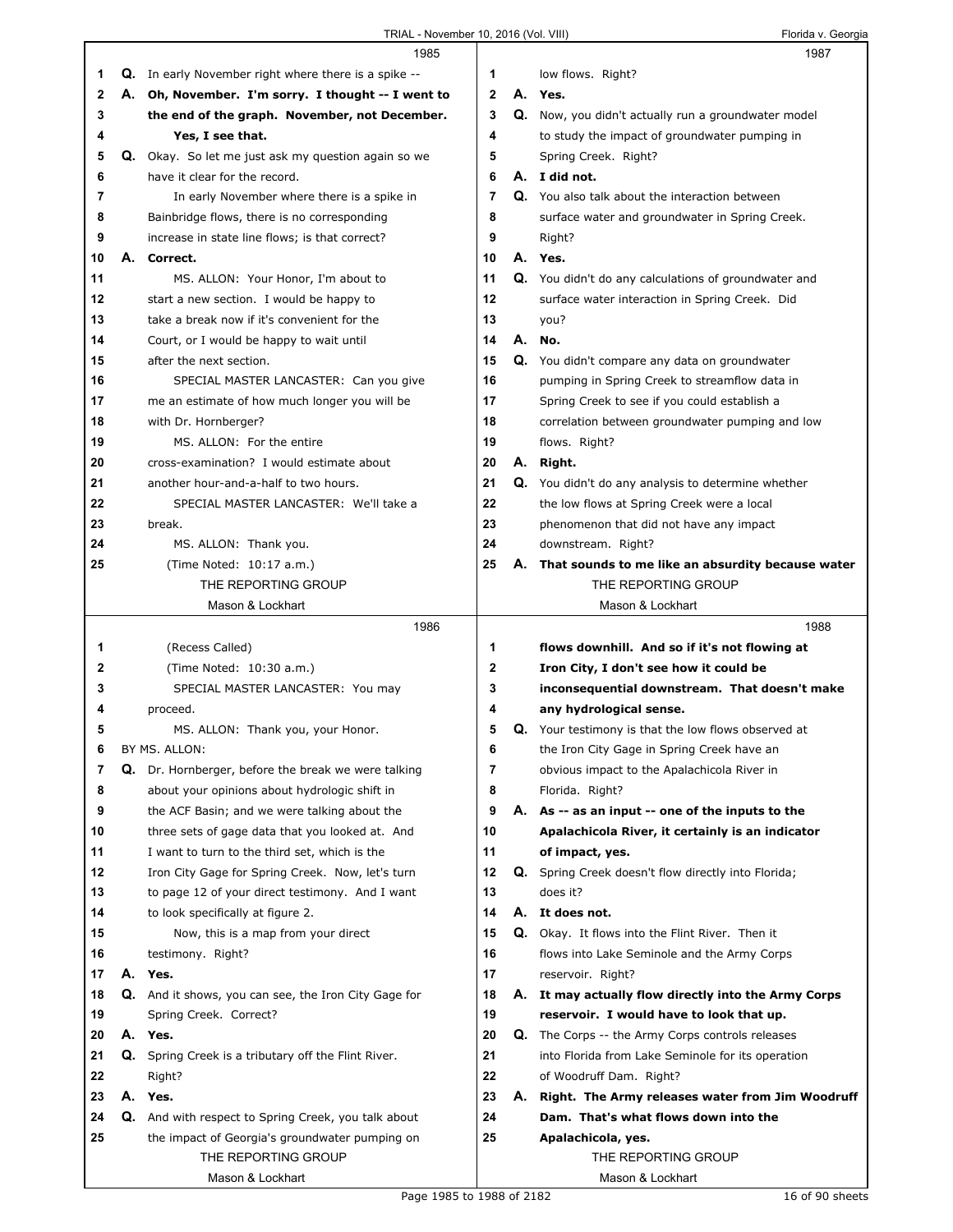1985

Q. In early November right where there is a spike --

A. **Oh, November. I'm sorry. I thought -- I went to the end of the graph. November, not December. Yes, I see that.**

Q. Okay. So let me just ask my question again so we have it clear for the record.

In early November where there is a spike in Bainbridge flows, there is no corresponding increase in state line flows; is that correct?

A. **Correct.**

MS. ALLON: Your Honor, I'm about to start a new section. I would be happy to take a break now if it's convenient for the Court, or I would be happy to wait until after the next section.

SPECIAL MASTER LANCASTER: Can you give me an estimate of how much longer you will be with Dr. Hornberger?

MS. ALLON: For the entire cross-examination? I would estimate about another hour-and-a-half to two hours.

SPECIAL MASTER LANCASTER: We'll take a break.

MS. ALLON: Thank you.

(Time Noted: 10:17 a.m.)

1986

(Recess Called)

(Time Noted: 10:30 a.m.)

SPECIAL MASTER LANCASTER: You may proceed.

MS. ALLON: Thank you, your Honor.

BY MS. ALLON:

Q. Dr. Hornberger, before the break we were talking about your opinions about hydrologic shift in the ACF Basin; and we were talking about the three sets of gage data that you looked at. And I want to turn to the third set, which is the Iron City Gage for Spring Creek. Now, let's turn to page 12 of your direct testimony. And I want to look specifically at figure 2.

Now, this is a map from your direct testimony. Right?

A. **Yes.**

Q. And it shows, you can see, the Iron City Gage for Spring Creek. Correct?

A. **Yes.**

Q. Spring Creek is a tributary off the Flint River. Right?

A. **Yes.**

Q. And with respect to Spring Creek, you talk about the impact of Georgia's groundwater pumping on low flows. Right?

1987

A. **Yes.**

Q. Now, you didn't actually run a groundwater model to study the impact of groundwater pumping in Spring Creek. Right?

A. **I did not.**

Q. You also talk about the interaction between surface water and groundwater in Spring Creek. Right?

A. **Yes.**

Q. You didn't do any calculations of groundwater and surface water interaction in Spring Creek. Did you?

A. **No.**

Q. You didn't compare any data on groundwater pumping in Spring Creek to streamflow data in Spring Creek to see if you could establish a correlation between groundwater pumping and low flows. Right?

A. **Right.**

Q. You didn't do any analysis to determine whether the low flows at Spring Creek were a local phenomenon that did not have any impact downstream. Right?

A. **That sounds to me like an absurdity because water flows downhill. And so if it's not flowing at Iron City, I don't see how it could be inconsequential downstream. That doesn't make any hydrological sense.**

1988

Q. Your testimony is that the low flows observed at the Iron City Gage in Spring Creek have an obvious impact to the Apalachicola River in Florida. Right?

A. **As -- as an input -- one of the inputs to the Apalachicola River, it certainly is an indicator of impact, yes.**

Q. Spring Creek doesn't flow directly into Florida; does it?

A. **It does not.**

Q. Okay. It flows into the Flint River. Then it flows into Lake Seminole and the Army Corps reservoir. Right?

A. **It may actually flow directly into the Army Corps reservoir. I would have to look that up.**

Q. The Corps -- the Army Corps controls releases into Florida from Lake Seminole for its operation of Woodruff Dam. Right?

A. **Right. The Army releases water from Jim Woodruff Dam. That's what flows down into the Apalachicola, yes.**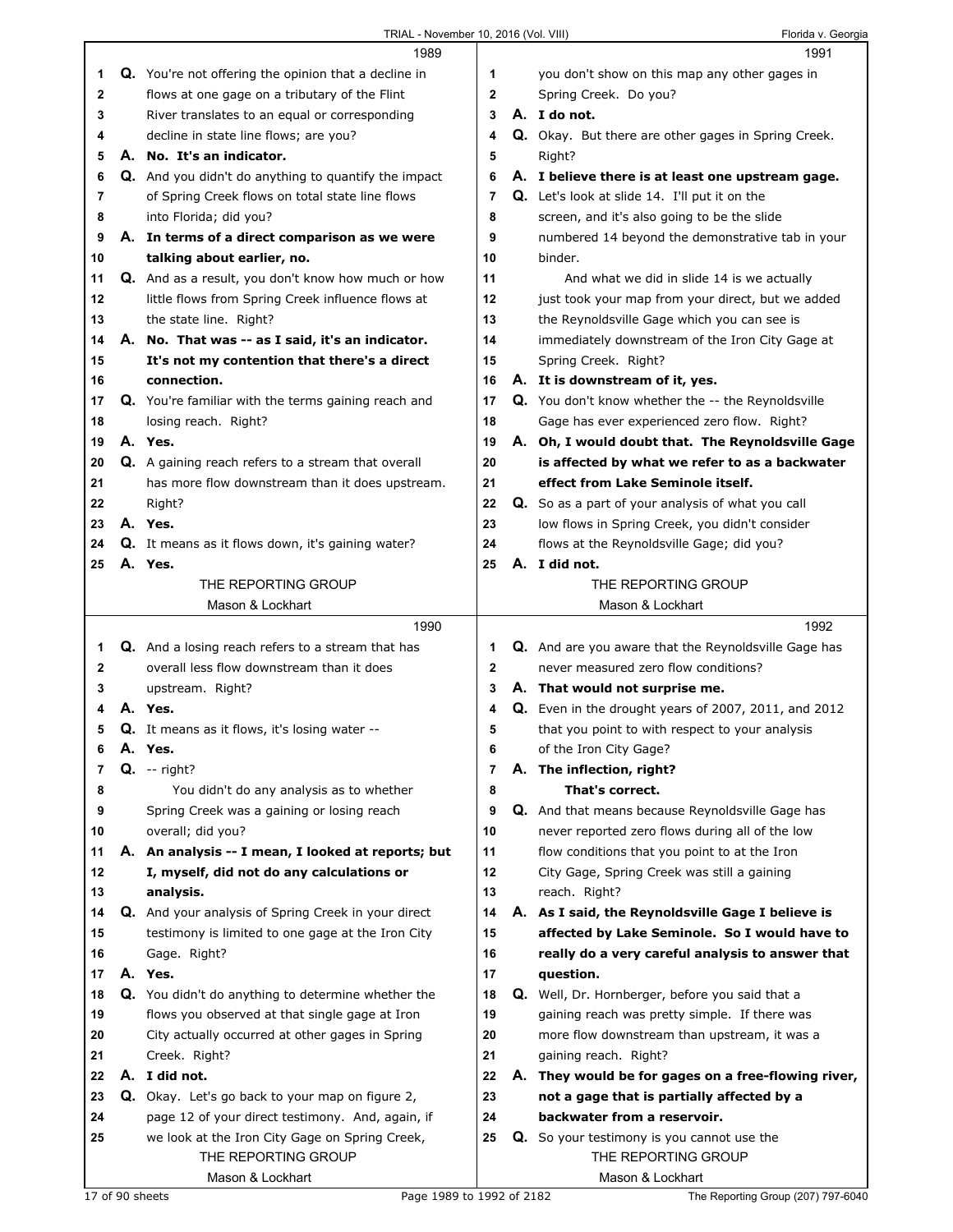**1989**

1 **Q.** You're not offering the opinion that a decline in
2 flows at one gage on a tributary of the Flint
3 River translates to an equal or corresponding
4 decline in state line flows; are you?
5 **A. No. It's an indicator.**
6 **Q.** And you didn't do anything to quantify the impact
7 of Spring Creek flows on total state line flows
8 into Florida; did you?
9 **A. In terms of a direct comparison as we were**
10 **talking about earlier, no.**
11 **Q.** And as a result, you don't know how much or how
12 little flows from Spring Creek influence flows at
13 the state line. Right?
14 **A. No. That was -- as I said, it's an indicator.**
15 **It's not my contention that there's a direct**
16 **connection.**
17 **Q.** You're familiar with the terms gaining reach and
18 losing reach. Right?
19 **A. Yes.**
20 **Q.** A gaining reach refers to a stream that overall
21 has more flow downstream than it does upstream.
22 Right?
23 **A. Yes.**
24 **Q.** It means as it flows down, it's gaining water?
25 **A. Yes.**

**1990**

1 **Q.** And a losing reach refers to a stream that has
2 overall less flow downstream than it does
3 upstream. Right?
4 **A. Yes.**
5 **Q.** It means as it flows, it's losing water --
6 **A. Yes.**
7 **Q.** -- right?
8 You didn't do any analysis as to whether
9 Spring Creek was a gaining or losing reach
10 overall; did you?
11 **A. An analysis -- I mean, I looked at reports; but**
12 **I, myself, did not do any calculations or**
13 **analysis.**
14 **Q.** And your analysis of Spring Creek in your direct
15 testimony is limited to one gage at the Iron City
16 Gage. Right?
17 **A. Yes.**
18 **Q.** You didn't do anything to determine whether the
19 flows you observed at that single gage at Iron
20 City actually occurred at other gages in Spring
21 Creek. Right?
22 **A. I did not.**
23 **Q.** Okay. Let's go back to your map on figure 2,
24 page 12 of your direct testimony. And, again, if
25 we look at the Iron City Gage on Spring Creek,

**1991**

1 you don't show on this map any other gages in
2 Spring Creek. Do you?
3 **A. I do not.**
4 **Q.** Okay. But there are other gages in Spring Creek.
5 Right?
6 **A. I believe there is at least one upstream gage.**
7 **Q.** Let's look at slide 14. I'll put it on the
8 screen, and it's also going to be the slide
9 numbered 14 beyond the demonstrative tab in your
10 binder.
11 And what we did in slide 14 is we actually
12 just took your map from your direct, but we added
13 the Reynoldsville Gage which you can see is
14 immediately downstream of the Iron City Gage at
15 Spring Creek. Right?
16 **A. It is downstream of it, yes.**
17 **Q.** You don't know whether the -- the Reynoldsville
18 Gage has ever experienced zero flow. Right?
19 **A. Oh, I would doubt that. The Reynoldsville Gage**
20 **is affected by what we refer to as a backwater**
21 **effect from Lake Seminole itself.**
22 **Q.** So as a part of your analysis of what you call
23 low flows in Spring Creek, you didn't consider
24 flows at the Reynoldsville Gage; did you?
25 **A. I did not.**

**1992**

1 **Q.** And are you aware that the Reynoldsville Gage has
2 never measured zero flow conditions?
3 **A. That would not surprise me.**
4 **Q.** Even in the drought years of 2007, 2011, and 2012
5 that you point to with respect to your analysis
6 of the Iron City Gage?
7 **A. The inflection, right?**
8 **That's correct.**
9 **Q.** And that means because Reynoldsville Gage has
10 never reported zero flows during all of the low
11 flow conditions that you point to at the Iron
12 City Gage, Spring Creek was still a gaining
13 reach. Right?
14 **A. As I said, the Reynoldsville Gage I believe is**
15 **affected by Lake Seminole. So I would have to**
16 **really do a very careful analysis to answer that**
17 **question.**
18 **Q.** Well, Dr. Hornberger, before you said that a
19 gaining reach was pretty simple. If there was
20 more flow downstream than upstream, it was a
21 gaining reach. Right?
22 **A. They would be for gages on a free-flowing river,**
23 **not a gage that is partially affected by a**
24 **backwater from a reservoir.**
25 **Q.** So your testimony is you cannot use the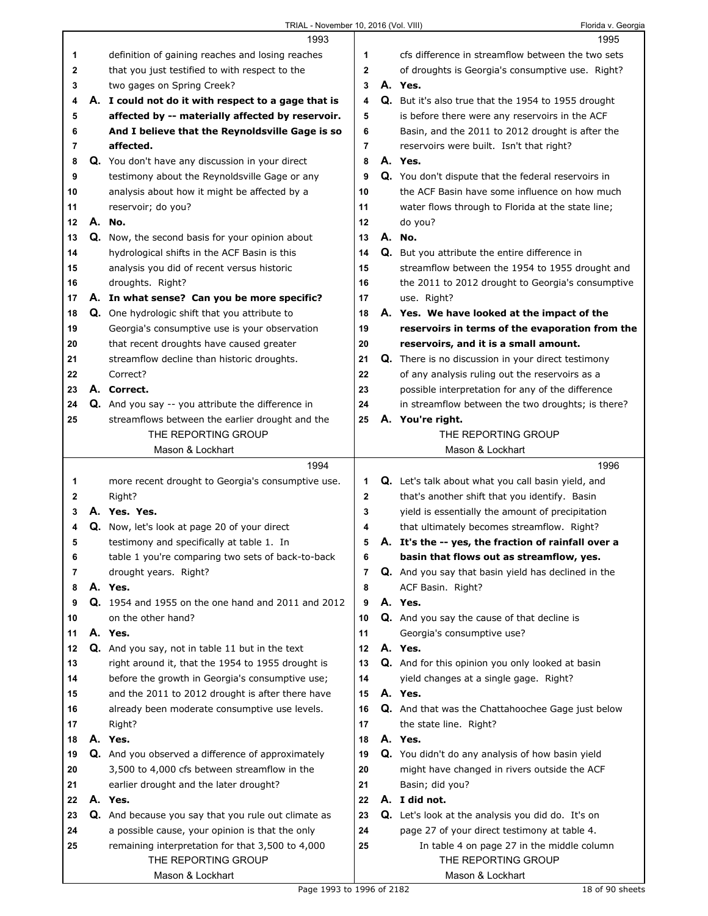1993

1 definition of gaining reaches and losing reaches
2 that you just testified to with respect to the
3 two gages on Spring Creek?
4 **A. I could not do it with respect to a gage that is**
5 **affected by -- materially affected by reservoir.**
6 **And I believe that the Reynoldsville Gage is so**
7 **affected.**
8 Q. You don't have any discussion in your direct
9 testimony about the Reynoldsville Gage or any
10 analysis about how it might be affected by a
11 reservoir; do you?
12 **A. No.**
13 Q. Now, the second basis for your opinion about
14 hydrological shifts in the ACF Basin is this
15 analysis you did of recent versus historic
16 droughts. Right?
17 **A. In what sense? Can you be more specific?**
18 Q. One hydrologic shift that you attribute to
19 Georgia's consumptive use is your observation
20 that recent droughts have caused greater
21 streamflow decline than historic droughts.
22 Correct?
23 **A. Correct.**
24 Q. And you say -- you attribute the difference in
25 streamflows between the earlier drought and the

1994

1 more recent drought to Georgia's consumptive use.
2 Right?
3 **A. Yes. Yes.**
4 Q. Now, let's look at page 20 of your direct
5 testimony and specifically at table 1. In
6 table 1 you're comparing two sets of back-to-back
7 drought years. Right?
8 **A. Yes.**
9 Q. 1954 and 1955 on the one hand and 2011 and 2012
10 on the other hand?
11 **A. Yes.**
12 Q. And you say, not in table 11 but in the text
13 right around it, that the 1954 to 1955 drought is
14 before the growth in Georgia's consumptive use;
15 and the 2011 to 2012 drought is after there have
16 already been moderate consumptive use levels.
17 Right?
18 **A. Yes.**
19 Q. And you observed a difference of approximately
20 3,500 to 4,000 cfs between streamflow in the
21 earlier drought and the later drought?
22 **A. Yes.**
23 Q. And because you say that you rule out climate as
24 a possible cause, your opinion is that the only
25 remaining interpretation for that 3,500 to 4,000

1995

1 cfs difference in streamflow between the two sets
2 of droughts is Georgia's consumptive use. Right?
3 **A. Yes.**
4 Q. But it's also true that the 1954 to 1955 drought
5 is before there were any reservoirs in the ACF
6 Basin, and the 2011 to 2012 drought is after the
7 reservoirs were built. Isn't that right?
8 **A. Yes.**
9 Q. You don't dispute that the federal reservoirs in
10 the ACF Basin have some influence on how much
11 water flows through to Florida at the state line;
12 do you?
13 **A. No.**
14 Q. But you attribute the entire difference in
15 streamflow between the 1954 to 1955 drought and
16 the 2011 to 2012 drought to Georgia's consumptive
17 use. Right?
18 **A. Yes. We have looked at the impact of the**
19 **reservoirs in terms of the evaporation from the**
20 **reservoirs, and it is a small amount.**
21 Q. There is no discussion in your direct testimony
22 of any analysis ruling out the reservoirs as a
23 possible interpretation for any of the difference
24 in streamflow between the two droughts; is there?
25 **A. You're right.**

1996

1 Q. Let's talk about what you call basin yield, and
2 that's another shift that you identify. Basin
3 yield is essentially the amount of precipitation
4 that ultimately becomes streamflow. Right?
5 **A. It's the -- yes, the fraction of rainfall over a**
6 **basin that flows out as streamflow, yes.**
7 Q. And you say that basin yield has declined in the
8 ACF Basin. Right?
9 **A. Yes.**
10 Q. And you say the cause of that decline is
11 Georgia's consumptive use?
12 **A. Yes.**
13 Q. And for this opinion you only looked at basin
14 yield changes at a single gage. Right?
15 **A. Yes.**
16 Q. And that was the Chattahoochee Gage just below
17 the state line. Right?
18 **A. Yes.**
19 Q. You didn't do any analysis of how basin yield
20 might have changed in rivers outside the ACF
21 Basin; did you?
22 **A. I did not.**
23 Q. Let's look at the analysis you did do. It's on
24 page 27 of your direct testimony at table 4.
25 In table 4 on page 27 in the middle column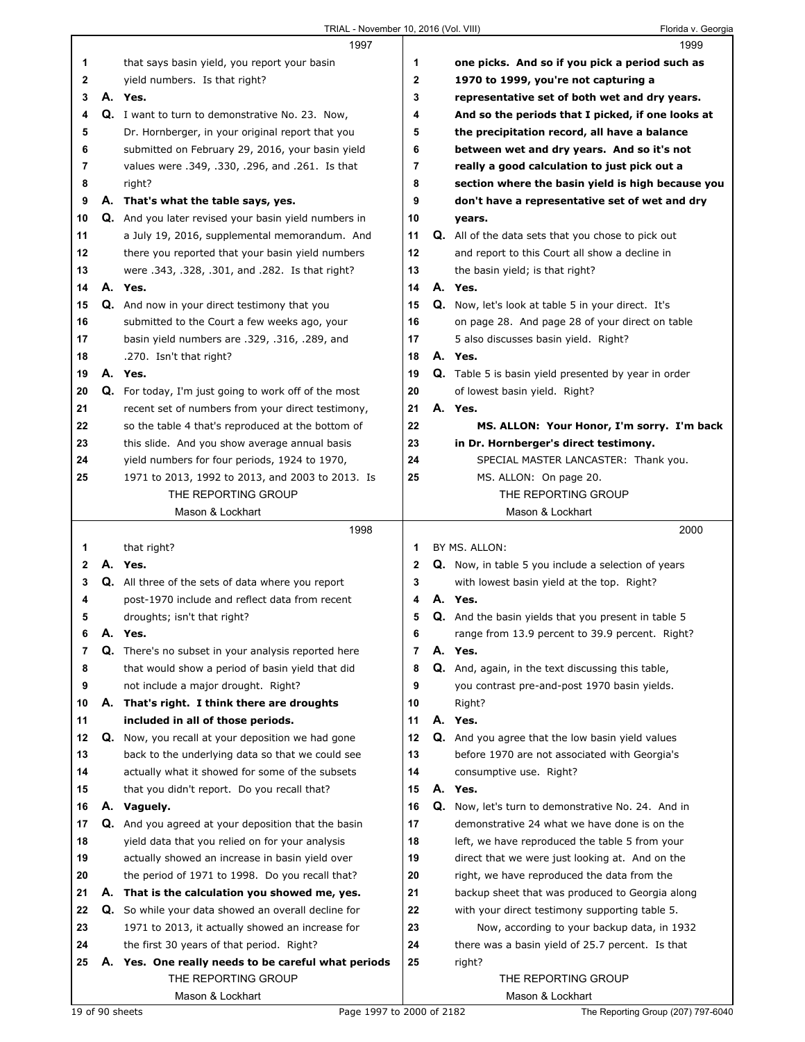**1997**

1 that says basin yield, you report your basin
2 yield numbers. Is that right?
3 **A. Yes.**
4 Q. I want to turn to demonstrative No. 23. Now,
5 Dr. Hornberger, in your original report that you
6 submitted on February 29, 2016, your basin yield
7 values were .349, .330, .296, and .261. Is that
8 right?
9 **A. That's what the table says, yes.**
10 Q. And you later revised your basin yield numbers in
11 a July 19, 2016, supplemental memorandum. And
12 there you reported that your basin yield numbers
13 were .343, .328, .301, and .282. Is that right?
14 **A. Yes.**
15 Q. And now in your direct testimony that you
16 submitted to the Court a few weeks ago, your
17 basin yield numbers are .329, .316, .289, and
18 .270. Isn't that right?
19 **A. Yes.**
20 Q. For today, I'm just going to work off of the most
21 recent set of numbers from your direct testimony,
22 so the table 4 that's reproduced at the bottom of
23 this slide. And you show average annual basis
24 yield numbers for four periods, 1924 to 1970,
25 1971 to 2013, 1992 to 2013, and 2003 to 2013. Is

**1998**

1 that right?
2 **A. Yes.**
3 Q. All three of the sets of data where you report
4 post-1970 include and reflect data from recent
5 droughts; isn't that right?
6 **A. Yes.**
7 Q. There's no subset in your analysis reported here
8 that would show a period of basin yield that did
9 not include a major drought. Right?
10 **A. That's right. I think there are droughts**
11 **included in all of those periods.**
12 Q. Now, you recall at your deposition we had gone
13 back to the underlying data so that we could see
14 actually what it showed for some of the subsets
15 that you didn't report. Do you recall that?
16 **A. Vaguely.**
17 Q. And you agreed at your deposition that the basin
18 yield data that you relied on for your analysis
19 actually showed an increase in basin yield over
20 the period of 1971 to 1998. Do you recall that?
21 **A. That is the calculation you showed me, yes.**
22 Q. So while your data showed an overall decline for
23 1971 to 2013, it actually showed an increase for
24 the first 30 years of that period. Right?
25 **A. Yes. One really needs to be careful what periods**

**1999**

1 **one picks. And so if you pick a period such as**
2 **1970 to 1999, you're not capturing a**
3 **representative set of both wet and dry years.**
4 **And so the periods that I picked, if one looks at**
5 **the precipitation record, all have a balance**
6 **between wet and dry years. And so it's not**
7 **really a good calculation to just pick out a**
8 **section where the basin yield is high because you**
9 **don't have a representative set of wet and dry**
10 **years.**
11 Q. All of the data sets that you chose to pick out
12 and report to this Court all show a decline in
13 the basin yield; is that right?
14 **A. Yes.**
15 Q. Now, let's look at table 5 in your direct. It's
16 on page 28. And page 28 of your direct on table
17 5 also discusses basin yield. Right?
18 **A. Yes.**
19 Q. Table 5 is basin yield presented by year in order
20 of lowest basin yield. Right?
21 **A. Yes.**
22 **MS. ALLON: Your Honor, I'm sorry. I'm back**
23 **in Dr. Hornberger's direct testimony.**
24 SPECIAL MASTER LANCASTER: Thank you.
25 MS. ALLON: On page 20.

**2000**

1 BY MS. ALLON:
2 Q. Now, in table 5 you include a selection of years
3 with lowest basin yield at the top. Right?
4 **A. Yes.**
5 Q. And the basin yields that you present in table 5
6 range from 13.9 percent to 39.9 percent. Right?
7 **A. Yes.**
8 Q. And, again, in the text discussing this table,
9 you contrast pre-and-post 1970 basin yields.
10 Right?
11 **A. Yes.**
12 Q. And you agree that the low basin yield values
13 before 1970 are not associated with Georgia's
14 consumptive use. Right?
15 **A. Yes.**
16 Q. Now, let's turn to demonstrative No. 24. And in
17 demonstrative 24 what we have done is on the
18 left, we have reproduced the table 5 from your
19 direct that we were just looking at. And on the
20 right, we have reproduced the data from the
21 backup sheet that was produced to Georgia along
22 with your direct testimony supporting table 5.
23 Now, according to your backup data, in 1932
24 there was a basin yield of 25.7 percent. Is that
25 right?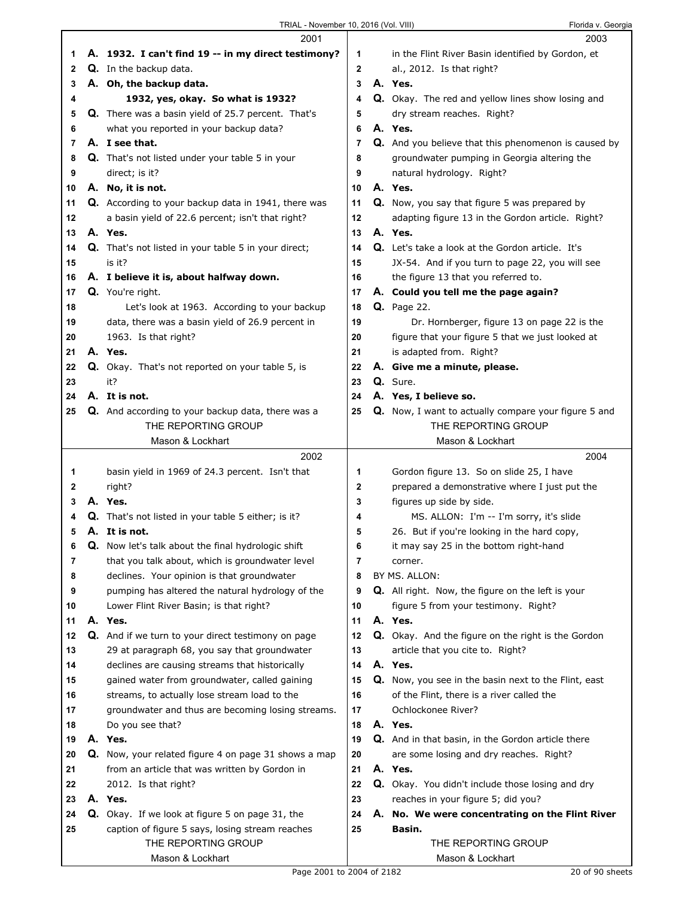2001

1 A. 1932. I can't find 19 -- in my direct testimony?
2 Q. In the backup data.
3 A. Oh, the backup data.
4 1932, yes, okay. So what is 1932?
5 Q. There was a basin yield of 25.7 percent. That's
6 what you reported in your backup data?
7 A. I see that.
8 Q. That's not listed under your table 5 in your
9 direct; is it?
10 A. No, it is not.
11 Q. According to your backup data in 1941, there was
12 a basin yield of 22.6 percent; isn't that right?
13 A. Yes.
14 Q. That's not listed in your table 5 in your direct;
15 is it?
16 A. I believe it is, about halfway down.
17 Q. You're right.
18 Let's look at 1963. According to your backup
19 data, there was a basin yield of 26.9 percent in
20 1963. Is that right?
21 A. Yes.
22 Q. Okay. That's not reported on your table 5, is
23 it?
24 A. It is not.
25 Q. And according to your backup data, there was a

2002

1 basin yield in 1969 of 24.3 percent. Isn't that
2 right?
3 A. Yes.
4 Q. That's not listed in your table 5 either; is it?
5 A. It is not.
6 Q. Now let's talk about the final hydrologic shift
7 that you talk about, which is groundwater level
8 declines. Your opinion is that groundwater
9 pumping has altered the natural hydrology of the
10 Lower Flint River Basin; is that right?
11 A. Yes.
12 Q. And if we turn to your direct testimony on page
13 29 at paragraph 68, you say that groundwater
14 declines are causing streams that historically
15 gained water from groundwater, called gaining
16 streams, to actually lose stream load to the
17 groundwater and thus are becoming losing streams.
18 Do you see that?
19 A. Yes.
20 Q. Now, your related figure 4 on page 31 shows a map
21 from an article that was written by Gordon in
22 2012. Is that right?
23 A. Yes.
24 Q. Okay. If we look at figure 5 on page 31, the
25 caption of figure 5 says, losing stream reaches

2003

1 in the Flint River Basin identified by Gordon, et
2 al., 2012. Is that right?
3 A. Yes.
4 Q. Okay. The red and yellow lines show losing and
5 dry stream reaches. Right?
6 A. Yes.
7 Q. And you believe that this phenomenon is caused by
8 groundwater pumping in Georgia altering the
9 natural hydrology. Right?
10 A. Yes.
11 Q. Now, you say that figure 5 was prepared by
12 adapting figure 13 in the Gordon article. Right?
13 A. Yes.
14 Q. Let's take a look at the Gordon article. It's
15 JX-54. And if you turn to page 22, you will see
16 the figure 13 that you referred to.
17 A. Could you tell me the page again?
18 Q. Page 22.
19 Dr. Hornberger, figure 13 on page 22 is the
20 figure that your figure 5 that we just looked at
21 is adapted from. Right?
22 A. Give me a minute, please.
23 Q. Sure.
24 A. Yes, I believe so.
25 Q. Now, I want to actually compare your figure 5 and

2004

1 Gordon figure 13. So on slide 25, I have
2 prepared a demonstrative where I just put the
3 figures up side by side.
4 MS. ALLON: I'm -- I'm sorry, it's slide
5 26. But if you're looking in the hard copy,
6 it may say 25 in the bottom right-hand
7 corner.
8 BY MS. ALLON:
9 Q. All right. Now, the figure on the left is your
10 figure 5 from your testimony. Right?
11 A. Yes.
12 Q. Okay. And the figure on the right is the Gordon
13 article that you cite to. Right?
14 A. Yes.
15 Q. Now, you see in the basin next to the Flint, east
16 of the Flint, there is a river called the
17 Ochlockonee River?
18 A. Yes.
19 Q. And in that basin, in the Gordon article there
20 are some losing and dry reaches. Right?
21 A. Yes.
22 Q. Okay. You didn't include those losing and dry
23 reaches in your figure 5; did you?
24 A. No. We were concentrating on the Flint River
25 Basin.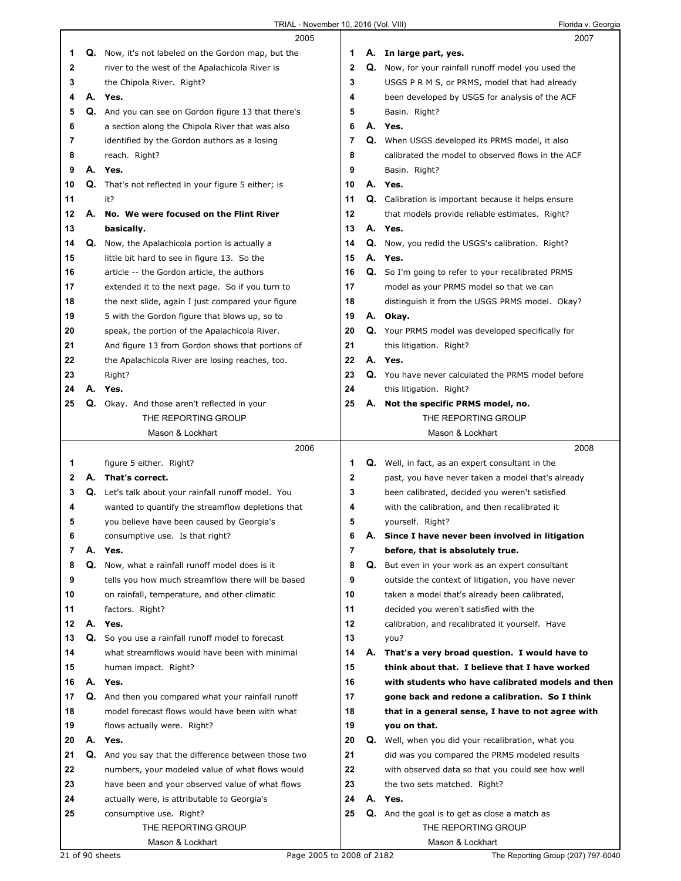2005

1 Q. Now, it's not labeled on the Gordon map, but the
2 river to the west of the Apalachicola River is
3 the Chipola River. Right?
4 A. **Yes.**
5 Q. And you can see on Gordon figure 13 that there's
6 a section along the Chipola River that was also
7 identified by the Gordon authors as a losing
8 reach. Right?
9 A. **Yes.**
10 Q. That's not reflected in your figure 5 either; is
11 it?
12 A. **No. We were focused on the Flint River**
13 **basically.**
14 Q. Now, the Apalachicola portion is actually a
15 little bit hard to see in figure 13. So the
16 article -- the Gordon article, the authors
17 extended it to the next page. So if you turn to
18 the next slide, again I just compared your figure
19 5 with the Gordon figure that blows up, so to
20 speak, the portion of the Apalachicola River.
21 And figure 13 from Gordon shows that portions of
22 the Apalachicola River are losing reaches, too.
23 Right?
24 A. **Yes.**
25 Q. Okay. And those aren't reflected in your

2006

1 figure 5 either. Right?
2 A. **That's correct.**
3 Q. Let's talk about your rainfall runoff model. You
4 wanted to quantify the streamflow depletions that
5 you believe have been caused by Georgia's
6 consumptive use. Is that right?
7 A. **Yes.**
8 Q. Now, what a rainfall runoff model does is it
9 tells you how much streamflow there will be based
10 on rainfall, temperature, and other climatic
11 factors. Right?
12 A. **Yes.**
13 Q. So you use a rainfall runoff model to forecast
14 what streamflows would have been with minimal
15 human impact. Right?
16 A. **Yes.**
17 Q. And then you compared what your rainfall runoff
18 model forecast flows would have been with what
19 flows actually were. Right?
20 A. **Yes.**
21 Q. And you say that the difference between those two
22 numbers, your modeled value of what flows would
23 have been and your observed value of what flows
24 actually were, is attributable to Georgia's
25 consumptive use. Right?

2007

1 A. **In large part, yes.**
2 Q. Now, for your rainfall runoff model you used the
3 USGS P R M S, or PRMS, model that had already
4 been developed by USGS for analysis of the ACF
5 Basin. Right?
6 A. **Yes.**
7 Q. When USGS developed its PRMS model, it also
8 calibrated the model to observed flows in the ACF
9 Basin. Right?
10 A. **Yes.**
11 Q. Calibration is important because it helps ensure
12 that models provide reliable estimates. Right?
13 A. **Yes.**
14 Q. Now, you redid the USGS's calibration. Right?
15 A. **Yes.**
16 Q. So I'm going to refer to your recalibrated PRMS
17 model as your PRMS model so that we can
18 distinguish it from the USGS PRMS model. Okay?
19 A. **Okay.**
20 Q. Your PRMS model was developed specifically for
21 this litigation. Right?
22 A. **Yes.**
23 Q. You have never calculated the PRMS model before
24 this litigation. Right?
25 A. **Not the specific PRMS model, no.**

2008

1 Q. Well, in fact, as an expert consultant in the
2 past, you have never taken a model that's already
3 been calibrated, decided you weren't satisfied
4 with the calibration, and then recalibrated it
5 yourself. Right?
6 A. **Since I have never been involved in litigation**
7 **before, that is absolutely true.**
8 Q. But even in your work as an expert consultant
9 outside the context of litigation, you have never
10 taken a model that's already been calibrated,
11 decided you weren't satisfied with the
12 calibration, and recalibrated it yourself. Have
13 you?
14 A. **That's a very broad question. I would have to**
15 **think about that. I believe that I have worked**
16 **with students who have calibrated models and then**
17 **gone back and redone a calibration. So I think**
18 **that in a general sense, I have to not agree with**
19 **you on that.**
20 Q. Well, when you did your recalibration, what you
21 did was you compared the PRMS modeled results
22 with observed data so that you could see how well
23 the two sets matched. Right?
24 A. **Yes.**
25 Q. And the goal is to get as close a match as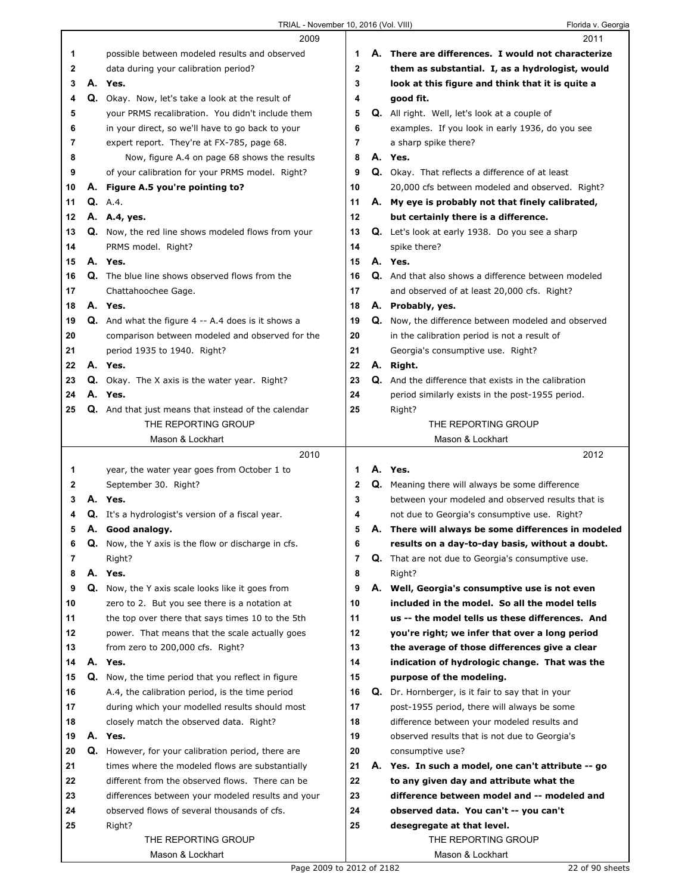**2009**

1 possible between modeled results and observed
2 data during your calibration period?
3 **A. Yes.**
4 Q. Okay. Now, let's take a look at the result of
5 your PRMS recalibration. You didn't include them
6 in your direct, so we'll have to go back to your
7 expert report. They're at FX-785, page 68.
8 Now, figure A.4 on page 68 shows the results
9 of your calibration for your PRMS model. Right?
10 **A. Figure A.5 you're pointing to?**
11 Q. A.4.
12 **A. A.4, yes.**
13 Q. Now, the red line shows modeled flows from your
14 PRMS model. Right?
15 **A. Yes.**
16 Q. The blue line shows observed flows from the
17 Chattahoochee Gage.
18 **A. Yes.**
19 Q. And what the figure 4 -- A.4 does is it shows a
20 comparison between modeled and observed for the
21 period 1935 to 1940. Right?
22 **A. Yes.**
23 Q. Okay. The X axis is the water year. Right?
24 **A. Yes.**
25 Q. And that just means that instead of the calendar

**2010**

1 year, the water year goes from October 1 to
2 September 30. Right?
3 **A. Yes.**
4 Q. It's a hydrologist's version of a fiscal year.
5 **A. Good analogy.**
6 Q. Now, the Y axis is the flow or discharge in cfs.
7 Right?
8 **A. Yes.**
9 Q. Now, the Y axis scale looks like it goes from
10 zero to 2. But you see there is a notation at
11 the top over there that says times 10 to the 5th
12 power. That means that the scale actually goes
13 from zero to 200,000 cfs. Right?
14 **A. Yes.**
15 Q. Now, the time period that you reflect in figure
16 A.4, the calibration period, is the time period
17 during which your modelled results should most
18 closely match the observed data. Right?
19 **A. Yes.**
20 Q. However, for your calibration period, there are
21 times where the modeled flows are substantially
22 different from the observed flows. There can be
23 differences between your modeled results and your
24 observed flows of several thousands of cfs.
25 Right?

**2011**

1 **A. There are differences. I would not characterize**
2 **them as substantial. I, as a hydrologist, would**
3 **look at this figure and think that it is quite a**
4 **good fit.**
5 Q. All right. Well, let's look at a couple of
6 examples. If you look in early 1936, do you see
7 a sharp spike there?
8 **A. Yes.**
9 Q. Okay. That reflects a difference of at least
10 20,000 cfs between modeled and observed. Right?
11 **A. My eye is probably not that finely calibrated,**
12 **but certainly there is a difference.**
13 Q. Let's look at early 1938. Do you see a sharp
14 spike there?
15 **A. Yes.**
16 Q. And that also shows a difference between modeled
17 and observed of at least 20,000 cfs. Right?
18 **A. Probably, yes.**
19 Q. Now, the difference between modeled and observed
20 in the calibration period is not a result of
21 Georgia's consumptive use. Right?
22 **A. Right.**
23 Q. And the difference that exists in the calibration
24 period similarly exists in the post-1955 period.
25 Right?

**2012**

1 **A. Yes.**
2 Q. Meaning there will always be some difference
3 between your modeled and observed results that is
4 not due to Georgia's consumptive use. Right?
5 **A. There will always be some differences in modeled**
6 **results on a day-to-day basis, without a doubt.**
7 Q. That are not due to Georgia's consumptive use.
8 Right?
9 **A. Well, Georgia's consumptive use is not even**
10 **included in the model. So all the model tells**
11 **us -- the model tells us these differences. And**
12 **you're right; we infer that over a long period**
13 **the average of those differences give a clear**
14 **indication of hydrologic change. That was the**
15 **purpose of the modeling.**
16 Q. Dr. Hornberger, is it fair to say that in your
17 post-1955 period, there will always be some
18 difference between your modeled results and
19 observed results that is not due to Georgia's
20 consumptive use?
21 **A. Yes. In such a model, one can't attribute -- go**
22 **to any given day and attribute what the**
23 **difference between model and -- modeled and**
24 **observed data. You can't -- you can't**
25 **desegregate at that level.**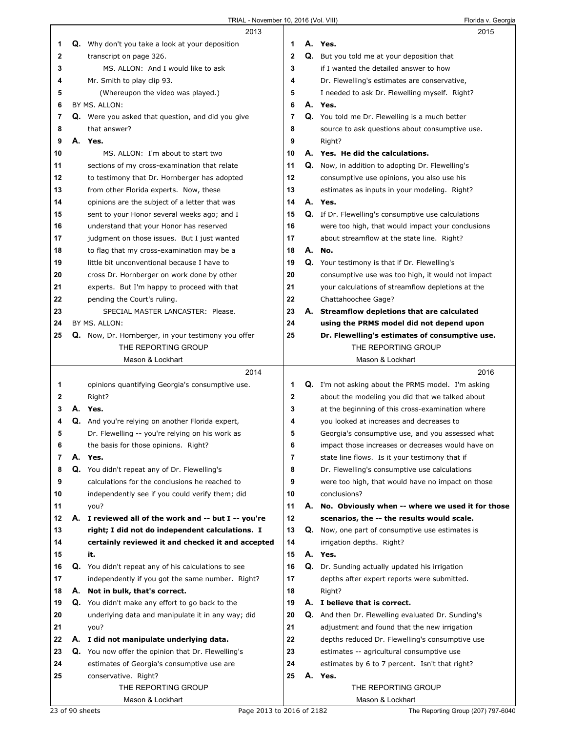2013

1 Q. Why don't you take a look at your deposition
2 transcript on page 326.
3 MS. ALLON: And I would like to ask
4 Mr. Smith to play clip 93.
5 (Whereupon the video was played.)
6 BY MS. ALLON:
7 Q. Were you asked that question, and did you give
8 that answer?
9 A. **Yes.**
10 MS. ALLON: I'm about to start two
11 sections of my cross-examination that relate
12 to testimony that Dr. Hornberger has adopted
13 from other Florida experts. Now, these
14 opinions are the subject of a letter that was
15 sent to your Honor several weeks ago; and I
16 understand that your Honor has reserved
17 judgment on those issues. But I just wanted
18 to flag that my cross-examination may be a
19 little bit unconventional because I have to
20 cross Dr. Hornberger on work done by other
21 experts. But I'm happy to proceed with that
22 pending the Court's ruling.
23 SPECIAL MASTER LANCASTER: Please.
24 BY MS. ALLON:
25 Q. Now, Dr. Hornberger, in your testimony you offer

2014

1 opinions quantifying Georgia's consumptive use.
2 Right?
3 A. **Yes.**
4 Q. And you're relying on another Florida expert,
5 Dr. Flewelling -- you're relying on his work as
6 the basis for those opinions. Right?
7 A. **Yes.**
8 Q. You didn't repeat any of Dr. Flewelling's
9 calculations for the conclusions he reached to
10 independently see if you could verify them; did
11 you?
12 A. **I reviewed all of the work and -- but I -- you're**
13 **right; I did not do independent calculations. I**
14 **certainly reviewed it and checked it and accepted**
15 **it.**
16 Q. You didn't repeat any of his calculations to see
17 independently if you got the same number. Right?
18 A. **Not in bulk, that's correct.**
19 Q. You didn't make any effort to go back to the
20 underlying data and manipulate it in any way; did
21 you?
22 A. **I did not manipulate underlying data.**
23 Q. You now offer the opinion that Dr. Flewelling's
24 estimates of Georgia's consumptive use are
25 conservative. Right?

2015

1 A. **Yes.**
2 Q. But you told me at your deposition that
3 if I wanted the detailed answer to how
4 Dr. Flewelling's estimates are conservative,
5 I needed to ask Dr. Flewelling myself. Right?
6 A. **Yes.**
7 Q. You told me Dr. Flewelling is a much better
8 source to ask questions about consumptive use.
9 Right?
10 A. **Yes. He did the calculations.**
11 Q. Now, in addition to adopting Dr. Flewelling's
12 consumptive use opinions, you also use his
13 estimates as inputs in your modeling. Right?
14 A. **Yes.**
15 Q. If Dr. Flewelling's consumptive use calculations
16 were too high, that would impact your conclusions
17 about streamflow at the state line. Right?
18 A. **No.**
19 Q. Your testimony is that if Dr. Flewelling's
20 consumptive use was too high, it would not impact
21 your calculations of streamflow depletions at the
22 Chattahoochee Gage?
23 A. **Streamflow depletions that are calculated**
24 **using the PRMS model did not depend upon**
25 **Dr. Flewelling's estimates of consumptive use.**

2016

1 Q. I'm not asking about the PRMS model. I'm asking
2 about the modeling you did that we talked about
3 at the beginning of this cross-examination where
4 you looked at increases and decreases to
5 Georgia's consumptive use, and you assessed what
6 impact those increases or decreases would have on
7 state line flows. Is it your testimony that if
8 Dr. Flewelling's consumptive use calculations
9 were too high, that would have no impact on those
10 conclusions?
11 A. **No. Obviously when -- where we used it for those**
12 **scenarios, the -- the results would scale.**
13 Q. Now, one part of consumptive use estimates is
14 irrigation depths. Right?
15 A. **Yes.**
16 Q. Dr. Sunding actually updated his irrigation
17 depths after expert reports were submitted.
18 Right?
19 A. **I believe that is correct.**
20 Q. And then Dr. Flewelling evaluated Dr. Sunding's
21 adjustment and found that the new irrigation
22 depths reduced Dr. Flewelling's consumptive use
23 estimates -- agricultural consumptive use
24 estimates by 6 to 7 percent. Isn't that right?
25 A. **Yes.**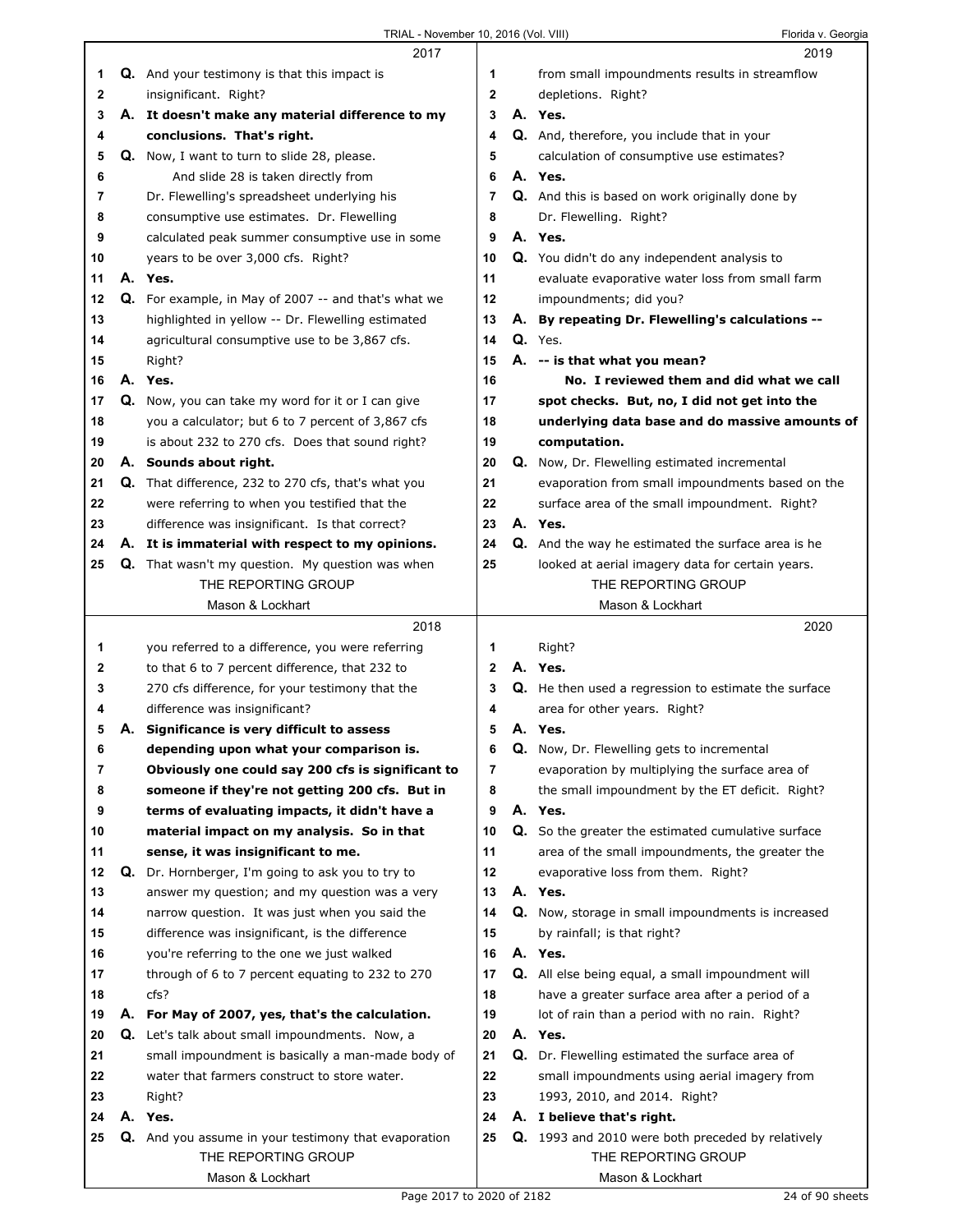2017

1 **Q.** And your testimony is that this impact is
2 insignificant. Right?
3 **A. It doesn't make any material difference to my**
4 **conclusions. That's right.**
5 **Q.** Now, I want to turn to slide 28, please.
6 And slide 28 is taken directly from
7 Dr. Flewelling's spreadsheet underlying his
8 consumptive use estimates. Dr. Flewelling
9 calculated peak summer consumptive use in some
10 years to be over 3,000 cfs. Right?
11 **A. Yes.**
12 **Q.** For example, in May of 2007 -- and that's what we
13 highlighted in yellow -- Dr. Flewelling estimated
14 agricultural consumptive use to be 3,867 cfs.
15 Right?
16 **A. Yes.**
17 **Q.** Now, you can take my word for it or I can give
18 you a calculator; but 6 to 7 percent of 3,867 cfs
19 is about 232 to 270 cfs. Does that sound right?
20 **A. Sounds about right.**
21 **Q.** That difference, 232 to 270 cfs, that's what you
22 were referring to when you testified that the
23 difference was insignificant. Is that correct?
24 **A. It is immaterial with respect to my opinions.**
25 **Q.** That wasn't my question. My question was when

2018

1 you referred to a difference, you were referring
2 to that 6 to 7 percent difference, that 232 to
3 270 cfs difference, for your testimony that the
4 difference was insignificant?
5 **A. Significance is very difficult to assess**
6 **depending upon what your comparison is.**
7 **Obviously one could say 200 cfs is significant to**
8 **someone if they're not getting 200 cfs. But in**
9 **terms of evaluating impacts, it didn't have a**
10 **material impact on my analysis. So in that**
11 **sense, it was insignificant to me.**
12 **Q.** Dr. Hornberger, I'm going to ask you to try to
13 answer my question; and my question was a very
14 narrow question. It was just when you said the
15 difference was insignificant, is the difference
16 you're referring to the one we just walked
17 through of 6 to 7 percent equating to 232 to 270
18 cfs?
19 **A. For May of 2007, yes, that's the calculation.**
20 **Q.** Let's talk about small impoundments. Now, a
21 small impoundment is basically a man-made body of
22 water that farmers construct to store water.
23 Right?
24 **A. Yes.**
25 **Q.** And you assume in your testimony that evaporation

2019

1 from small impoundments results in streamflow
2 depletions. Right?
3 **A. Yes.**
4 **Q.** And, therefore, you include that in your
5 calculation of consumptive use estimates?
6 **A. Yes.**
7 **Q.** And this is based on work originally done by
8 Dr. Flewelling. Right?
9 **A. Yes.**
10 **Q.** You didn't do any independent analysis to
11 evaluate evaporative water loss from small farm
12 impoundments; did you?
13 **A. By repeating Dr. Flewelling's calculations --**
14 **Q.** Yes.
15 **A. -- is that what you mean?**
16 **No. I reviewed them and did what we call**
17 **spot checks. But, no, I did not get into the**
18 **underlying data base and do massive amounts of**
19 **computation.**
20 **Q.** Now, Dr. Flewelling estimated incremental
21 evaporation from small impoundments based on the
22 surface area of the small impoundment. Right?
23 **A. Yes.**
24 **Q.** And the way he estimated the surface area is he
25 looked at aerial imagery data for certain years.

2020

1 Right?
2 **A. Yes.**
3 **Q.** He then used a regression to estimate the surface
4 area for other years. Right?
5 **A. Yes.**
6 **Q.** Now, Dr. Flewelling gets to incremental
7 evaporation by multiplying the surface area of
8 the small impoundment by the ET deficit. Right?
9 **A. Yes.**
10 **Q.** So the greater the estimated cumulative surface
11 area of the small impoundments, the greater the
12 evaporative loss from them. Right?
13 **A. Yes.**
14 **Q.** Now, storage in small impoundments is increased
15 by rainfall; is that right?
16 **A. Yes.**
17 **Q.** All else being equal, a small impoundment will
18 have a greater surface area after a period of a
19 lot of rain than a period with no rain. Right?
20 **A. Yes.**
21 **Q.** Dr. Flewelling estimated the surface area of
22 small impoundments using aerial imagery from
23 1993, 2010, and 2014. Right?
24 **A. I believe that's right.**
25 **Q.** 1993 and 2010 were both preceded by relatively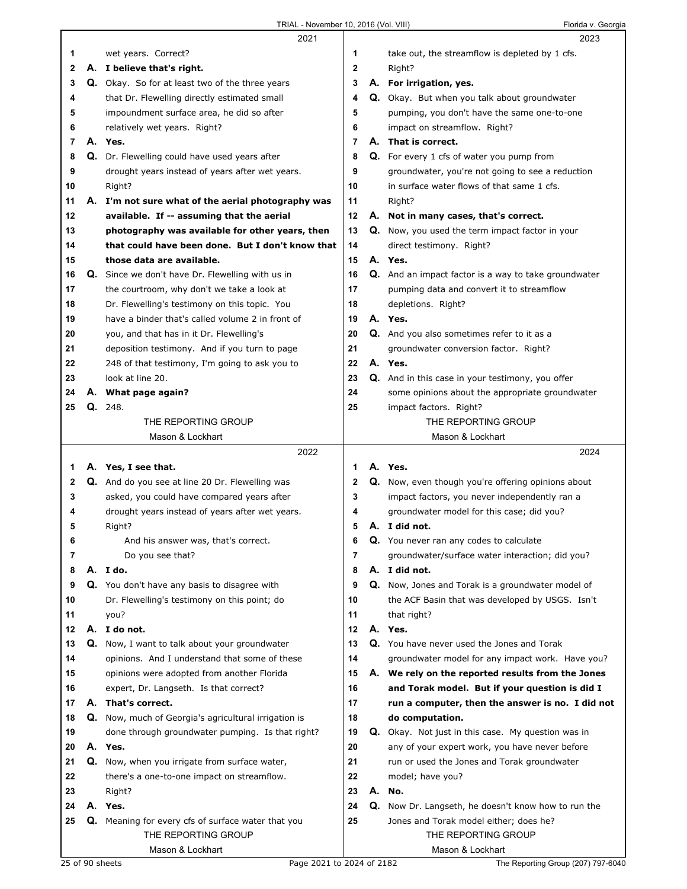**2021**

1 wet years. Correct?

2 **A. I believe that's right.**

3 **Q.** Okay. So for at least two of the three years

4 that Dr. Flewelling directly estimated small

5 impoundment surface area, he did so after

6 relatively wet years. Right?

7 **A. Yes.**

8 **Q.** Dr. Flewelling could have used years after

9 drought years instead of years after wet years.

10 Right?

11 **A. I'm not sure what of the aerial photography was**

12 **available. If -- assuming that the aerial**

13 **photography was available for other years, then**

14 **that could have been done. But I don't know that**

15 **those data are available.**

16 **Q.** Since we don't have Dr. Flewelling with us in

17 the courtroom, why don't we take a look at

18 Dr. Flewelling's testimony on this topic. You

19 have a binder that's called volume 2 in front of

20 you, and that has in it Dr. Flewelling's

21 deposition testimony. And if you turn to page

22 248 of that testimony, I'm going to ask you to

23 look at line 20.

24 **A. What page again?**

25 **Q.** 248.

**2022**

1 **A. Yes, I see that.**

2 **Q.** And do you see at line 20 Dr. Flewelling was

3 asked, you could have compared years after

4 drought years instead of years after wet years.

5 Right?

6 And his answer was, that's correct.

7 Do you see that?

8 **A. I do.**

9 **Q.** You don't have any basis to disagree with

10 Dr. Flewelling's testimony on this point; do

11 you?

12 **A. I do not.**

13 **Q.** Now, I want to talk about your groundwater

14 opinions. And I understand that some of these

15 opinions were adopted from another Florida

16 expert, Dr. Langseth. Is that correct?

17 **A. That's correct.**

18 **Q.** Now, much of Georgia's agricultural irrigation is

19 done through groundwater pumping. Is that right?

20 **A. Yes.**

21 **Q.** Now, when you irrigate from surface water,

22 there's a one-to-one impact on streamflow.

23 Right?

24 **A. Yes.**

25 **Q.** Meaning for every cfs of surface water that you

**2023**

1 take out, the streamflow is depleted by 1 cfs.

2 Right?

3 **A. For irrigation, yes.**

4 **Q.** Okay. But when you talk about groundwater

5 pumping, you don't have the same one-to-one

6 impact on streamflow. Right?

7 **A. That is correct.**

8 **Q.** For every 1 cfs of water you pump from

9 groundwater, you're not going to see a reduction

10 in surface water flows of that same 1 cfs.

11 Right?

12 **A. Not in many cases, that's correct.**

13 **Q.** Now, you used the term impact factor in your

14 direct testimony. Right?

15 **A. Yes.**

16 **Q.** And an impact factor is a way to take groundwater

17 pumping data and convert it to streamflow

18 depletions. Right?

19 **A. Yes.**

20 **Q.** And you also sometimes refer to it as a

21 groundwater conversion factor. Right?

22 **A. Yes.**

23 **Q.** And in this case in your testimony, you offer

24 some opinions about the appropriate groundwater

25 impact factors. Right?

**2024**

1 **A. Yes.**

2 **Q.** Now, even though you're offering opinions about

3 impact factors, you never independently ran a

4 groundwater model for this case; did you?

5 **A. I did not.**

6 **Q.** You never ran any codes to calculate

7 groundwater/surface water interaction; did you?

8 **A. I did not.**

9 **Q.** Now, Jones and Torak is a groundwater model of

10 the ACF Basin that was developed by USGS. Isn't

11 that right?

12 **A. Yes.**

13 **Q.** You have never used the Jones and Torak

14 groundwater model for any impact work. Have you?

15 **A. We rely on the reported results from the Jones**

16 **and Torak model. But if your question is did I**

17 **run a computer, then the answer is no. I did not**

18 **do computation.**

19 **Q.** Okay. Not just in this case. My question was in

20 any of your expert work, you have never before

21 run or used the Jones and Torak groundwater

22 model; have you?

23 **A. No.**

24 **Q.** Now Dr. Langseth, he doesn't know how to run the

25 Jones and Torak model either; does he?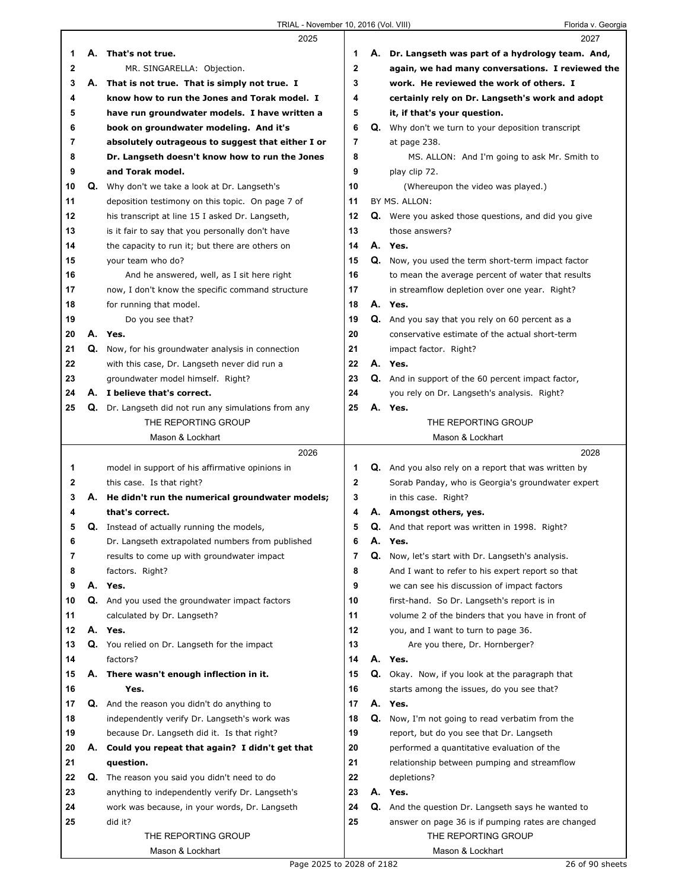**2025**

1 A. **That's not true.**
2 MR. SINGARELLA: Objection.
3 A. **That is not true. That is simply not true. I**
4 **know how to run the Jones and Torak model. I**
5 **have run groundwater models. I have written a**
6 **book on groundwater modeling. And it's**
7 **absolutely outrageous to suggest that either I or**
8 **Dr. Langseth doesn't know how to run the Jones**
9 **and Torak model.**
10 Q. Why don't we take a look at Dr. Langseth's
11 deposition testimony on this topic. On page 7 of
12 his transcript at line 15 I asked Dr. Langseth,
13 is it fair to say that you personally don't have
14 the capacity to run it; but there are others on
15 your team who do?
16 And he answered, well, as I sit here right
17 now, I don't know the specific command structure
18 for running that model.
19 Do you see that?
20 A. **Yes.**
21 Q. Now, for his groundwater analysis in connection
22 with this case, Dr. Langseth never did run a
23 groundwater model himself. Right?
24 A. **I believe that's correct.**
25 Q. Dr. Langseth did not run any simulations from any

**2026**

1 model in support of his affirmative opinions in
2 this case. Is that right?
3 A. **He didn't run the numerical groundwater models;**
4 **that's correct.**
5 Q. Instead of actually running the models,
6 Dr. Langseth extrapolated numbers from published
7 results to come up with groundwater impact
8 factors. Right?
9 A. **Yes.**
10 Q. And you used the groundwater impact factors
11 calculated by Dr. Langseth?
12 A. **Yes.**
13 Q. You relied on Dr. Langseth for the impact
14 factors?
15 A. **There wasn't enough inflection in it.**
16 **Yes.**
17 Q. And the reason you didn't do anything to
18 independently verify Dr. Langseth's work was
19 because Dr. Langseth did it. Is that right?
20 A. **Could you repeat that again? I didn't get that**
21 **question.**
22 Q. The reason you said you didn't need to do
23 anything to independently verify Dr. Langseth's
24 work was because, in your words, Dr. Langseth
25 did it?

**2027**

1 A. **Dr. Langseth was part of a hydrology team. And,**
2 **again, we had many conversations. I reviewed the**
3 **work. He reviewed the work of others. I**
4 **certainly rely on Dr. Langseth's work and adopt**
5 **it, if that's your question.**
6 Q. Why don't we turn to your deposition transcript
7 at page 238.
8 MS. ALLON: And I'm going to ask Mr. Smith to
9 play clip 72.
10 (Whereupon the video was played.)
11 BY MS. ALLON:
12 Q. Were you asked those questions, and did you give
13 those answers?
14 A. **Yes.**
15 Q. Now, you used the term short-term impact factor
16 to mean the average percent of water that results
17 in streamflow depletion over one year. Right?
18 A. **Yes.**
19 Q. And you say that you rely on 60 percent as a
20 conservative estimate of the actual short-term
21 impact factor. Right?
22 A. **Yes.**
23 Q. And in support of the 60 percent impact factor,
24 you rely on Dr. Langseth's analysis. Right?
25 A. **Yes.**

**2028**

1 Q. And you also rely on a report that was written by
2 Sorab Panday, who is Georgia's groundwater expert
3 in this case. Right?
4 A. **Amongst others, yes.**
5 Q. And that report was written in 1998. Right?
6 A. **Yes.**
7 Q. Now, let's start with Dr. Langseth's analysis.
8 And I want to refer to his expert report so that
9 we can see his discussion of impact factors
10 first-hand. So Dr. Langseth's report is in
11 volume 2 of the binders that you have in front of
12 you, and I want to turn to page 36.
13 Are you there, Dr. Hornberger?
14 A. **Yes.**
15 Q. Okay. Now, if you look at the paragraph that
16 starts among the issues, do you see that?
17 A. **Yes.**
18 Q. Now, I'm not going to read verbatim from the
19 report, but do you see that Dr. Langseth
20 performed a quantitative evaluation of the
21 relationship between pumping and streamflow
22 depletions?
23 A. **Yes.**
24 Q. And the question Dr. Langseth says he wanted to
25 answer on page 36 is if pumping rates are changed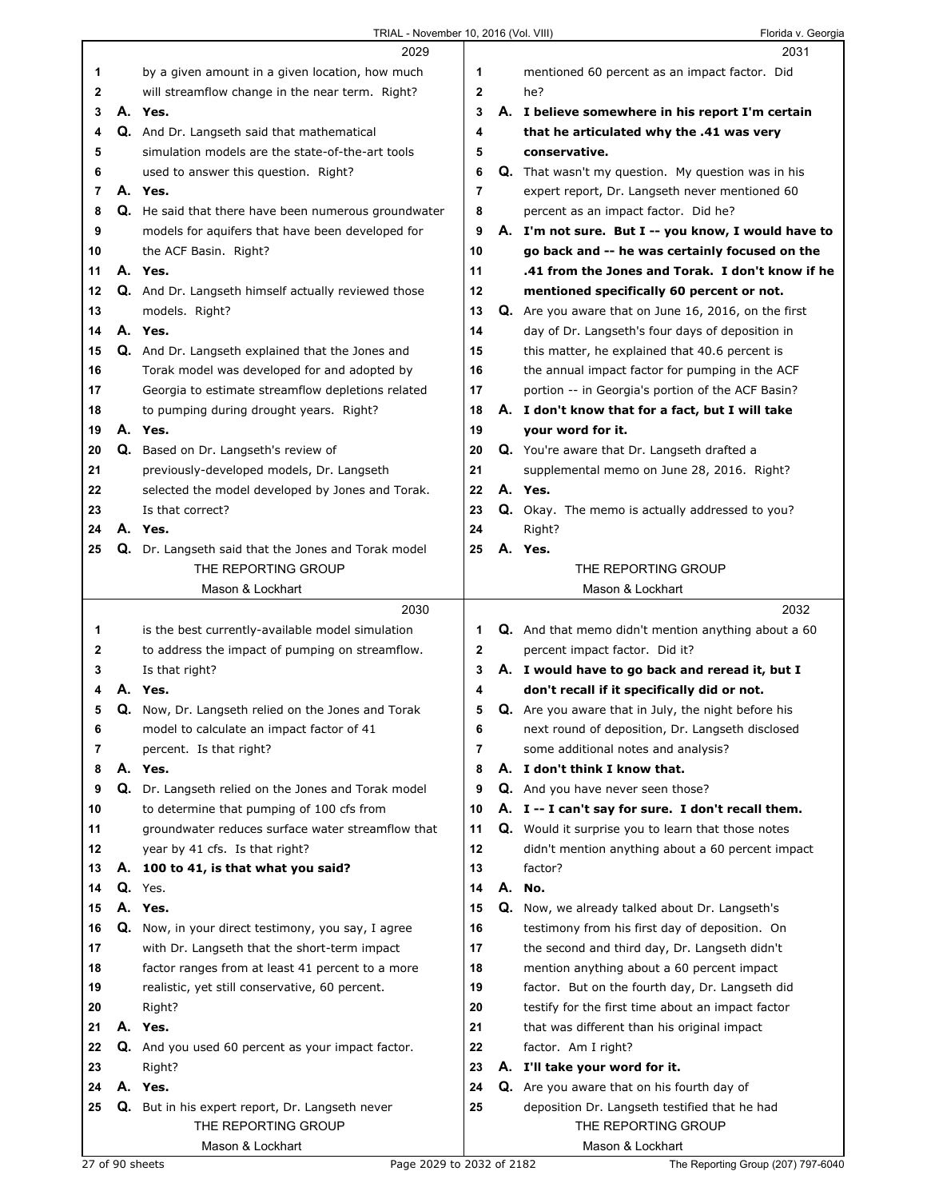by a given amount in a given location, how much will streamflow change in the near term. Right?

**A. Yes.**

Q. And Dr. Langseth said that mathematical simulation models are the state-of-the-art tools used to answer this question. Right?

**A. Yes.**

Q. He said that there have been numerous groundwater models for aquifers that have been developed for the ACF Basin. Right?

**A. Yes.**

Q. And Dr. Langseth himself actually reviewed those models. Right?

**A. Yes.**

Q. And Dr. Langseth explained that the Jones and Torak model was developed for and adopted by Georgia to estimate streamflow depletions related to pumping during drought years. Right?

**A. Yes.**

Q. Based on Dr. Langseth's review of previously-developed models, Dr. Langseth selected the model developed by Jones and Torak. Is that correct?

**A. Yes.**

Q. Dr. Langseth said that the Jones and Torak model is the best currently-available model simulation to address the impact of pumping on streamflow. Is that right?

**A. Yes.**

Q. Now, Dr. Langseth relied on the Jones and Torak model to calculate an impact factor of 41 percent. Is that right?

**A. Yes.**

Q. Dr. Langseth relied on the Jones and Torak model to determine that pumping of 100 cfs from groundwater reduces surface water streamflow that year by 41 cfs. Is that right?

**A. 100 to 41, is that what you said?**

Q. Yes.

**A. Yes.**

Q. Now, in your direct testimony, you say, I agree with Dr. Langseth that the short-term impact factor ranges from at least 41 percent to a more realistic, yet still conservative, 60 percent. Right?

**A. Yes.**

Q. And you used 60 percent as your impact factor. Right?

**A. Yes.**

Q. But in his expert report, Dr. Langseth never mentioned 60 percent as an impact factor. Did he?

**A. I believe somewhere in his report I'm certain that he articulated why the .41 was very conservative.**

Q. That wasn't my question. My question was in his expert report, Dr. Langseth never mentioned 60 percent as an impact factor. Did he?

**A. I'm not sure. But I -- you know, I would have to go back and -- he was certainly focused on the .41 from the Jones and Torak. I don't know if he mentioned specifically 60 percent or not.**

Q. Are you aware that on June 16, 2016, on the first day of Dr. Langseth's four days of deposition in this matter, he explained that 40.6 percent is the annual impact factor for pumping in the ACF portion -- in Georgia's portion of the ACF Basin?

**A. I don't know that for a fact, but I will take your word for it.**

Q. You're aware that Dr. Langseth drafted a supplemental memo on June 28, 2016. Right?

**A. Yes.**

Q. Okay. The memo is actually addressed to you? Right?

**A. Yes.**

Q. And that memo didn't mention anything about a 60 percent impact factor. Did it?

**A. I would have to go back and reread it, but I don't recall if it specifically did or not.**

Q. Are you aware that in July, the night before his next round of deposition, Dr. Langseth disclosed some additional notes and analysis?

**A. I don't think I know that.**

Q. And you have never seen those?

**A. I -- I can't say for sure. I don't recall them.**

Q. Would it surprise you to learn that those notes didn't mention anything about a 60 percent impact factor?

**A. No.**

Q. Now, we already talked about Dr. Langseth's testimony from his first day of deposition. On the second and third day, Dr. Langseth didn't mention anything about a 60 percent impact factor. But on the fourth day, Dr. Langseth did testify for the first time about an impact factor that was different than his original impact factor. Am I right?

**A. I'll take your word for it.**

Q. Are you aware that on his fourth day of deposition Dr. Langseth testified that he had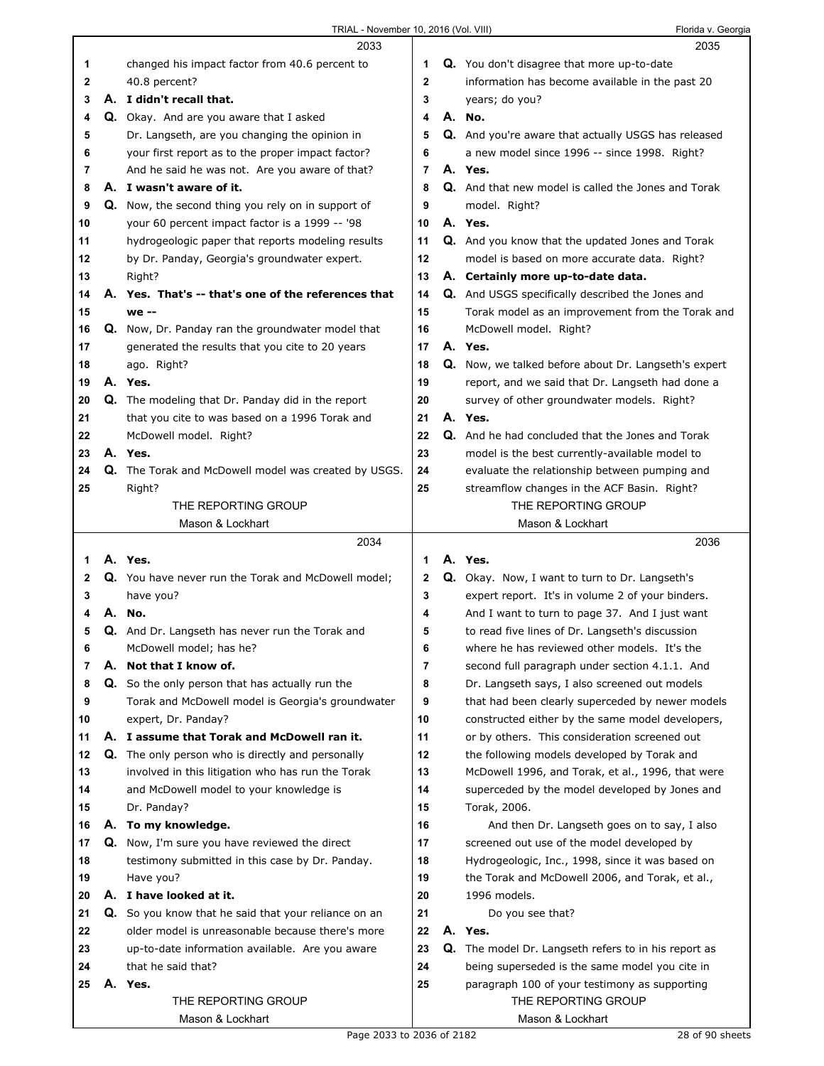2033

1 changed his impact factor from 40.6 percent to
2 40.8 percent?
3 **A. I didn't recall that.**
4 Q. Okay. And are you aware that I asked
5 Dr. Langseth, are you changing the opinion in
6 your first report as to the proper impact factor?
7 And he said he was not. Are you aware of that?
8 **A. I wasn't aware of it.**
9 Q. Now, the second thing you rely on in support of
10 your 60 percent impact factor is a 1999 -- '98
11 hydrogeologic paper that reports modeling results
12 by Dr. Panday, Georgia's groundwater expert.
13 Right?
14 **A. Yes. That's -- that's one of the references that**
15 **we --**
16 Q. Now, Dr. Panday ran the groundwater model that
17 generated the results that you cite to 20 years
18 ago. Right?
19 **A. Yes.**
20 Q. The modeling that Dr. Panday did in the report
21 that you cite to was based on a 1996 Torak and
22 McDowell model. Right?
23 **A. Yes.**
24 Q. The Torak and McDowell model was created by USGS.
25 Right?

2034

1 **A. Yes.**
2 Q. You have never run the Torak and McDowell model;
3 have you?
4 **A. No.**
5 Q. And Dr. Langseth has never run the Torak and
6 McDowell model; has he?
7 **A. Not that I know of.**
8 Q. So the only person that has actually run the
9 Torak and McDowell model is Georgia's groundwater
10 expert, Dr. Panday?
11 **A. I assume that Torak and McDowell ran it.**
12 Q. The only person who is directly and personally
13 involved in this litigation who has run the Torak
14 and McDowell model to your knowledge is
15 Dr. Panday?
16 **A. To my knowledge.**
17 Q. Now, I'm sure you have reviewed the direct
18 testimony submitted in this case by Dr. Panday.
19 Have you?
20 **A. I have looked at it.**
21 Q. So you know that he said that your reliance on an
22 older model is unreasonable because there's more
23 up-to-date information available. Are you aware
24 that he said that?
25 **A. Yes.**

2035

1 Q. You don't disagree that more up-to-date
2 information has become available in the past 20
3 years; do you?
4 **A. No.**
5 Q. And you're aware that actually USGS has released
6 a new model since 1996 -- since 1998. Right?
7 **A. Yes.**
8 Q. And that new model is called the Jones and Torak
9 model. Right?
10 **A. Yes.**
11 Q. And you know that the updated Jones and Torak
12 model is based on more accurate data. Right?
13 **A. Certainly more up-to-date data.**
14 Q. And USGS specifically described the Jones and
15 Torak model as an improvement from the Torak and
16 McDowell model. Right?
17 **A. Yes.**
18 Q. Now, we talked before about Dr. Langseth's expert
19 report, and we said that Dr. Langseth had done a
20 survey of other groundwater models. Right?
21 **A. Yes.**
22 Q. And he had concluded that the Jones and Torak
23 model is the best currently-available model to
24 evaluate the relationship between pumping and
25 streamflow changes in the ACF Basin. Right?

2036

1 **A. Yes.**
2 Q. Okay. Now, I want to turn to Dr. Langseth's
3 expert report. It's in volume 2 of your binders.
4 And I want to turn to page 37. And I just want
5 to read five lines of Dr. Langseth's discussion
6 where he has reviewed other models. It's the
7 second full paragraph under section 4.1.1. And
8 Dr. Langseth says, I also screened out models
9 that had been clearly superceded by newer models
10 constructed either by the same model developers,
11 or by others. This consideration screened out
12 the following models developed by Torak and
13 McDowell 1996, and Torak, et al., 1996, that were
14 superceded by the model developed by Jones and
15 Torak, 2006.
16 And then Dr. Langseth goes on to say, I also
17 screened out use of the model developed by
18 Hydrogeologic, Inc., 1998, since it was based on
19 the Torak and McDowell 2006, and Torak, et al.,
20 1996 models.
21 Do you see that?
22 **A. Yes.**
23 Q. The model Dr. Langseth refers to in his report as
24 being superseded is the same model you cite in
25 paragraph 100 of your testimony as supporting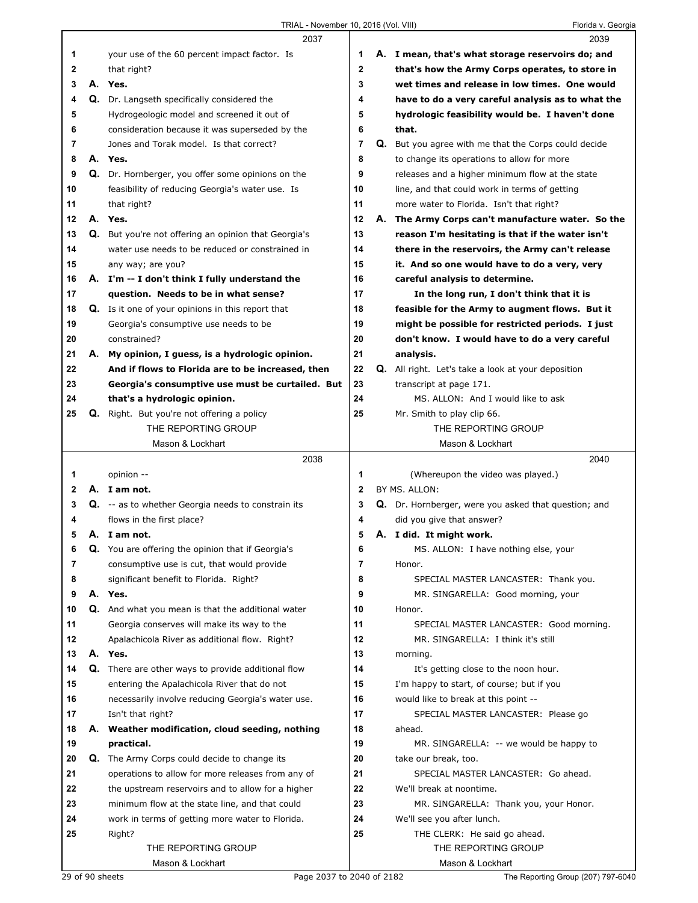**2037**

1 your use of the 60 percent impact factor. Is
2 that right?
3 **A. Yes.**
4 **Q.** Dr. Langseth specifically considered the
5 Hydrogeologic model and screened it out of
6 consideration because it was superseded by the
7 Jones and Torak model. Is that correct?
8 **A. Yes.**
9 **Q.** Dr. Hornberger, you offer some opinions on the
10 feasibility of reducing Georgia's water use. Is
11 that right?
12 **A. Yes.**
13 **Q.** But you're not offering an opinion that Georgia's
14 water use needs to be reduced or constrained in
15 any way; are you?
16 **A. I'm -- I don't think I fully understand the**
17 **question. Needs to be in what sense?**
18 **Q.** Is it one of your opinions in this report that
19 Georgia's consumptive use needs to be
20 constrained?
21 **A. My opinion, I guess, is a hydrologic opinion.**
22 **And if flows to Florida are to be increased, then**
23 **Georgia's consumptive use must be curtailed. But**
24 **that's a hydrologic opinion.**
25 **Q.** Right. But you're not offering a policy

**2038**

1 opinion --
2 **A. I am not.**
3 **Q.** -- as to whether Georgia needs to constrain its
4 flows in the first place?
5 **A. I am not.**
6 **Q.** You are offering the opinion that if Georgia's
7 consumptive use is cut, that would provide
8 significant benefit to Florida. Right?
9 **A. Yes.**
10 **Q.** And what you mean is that the additional water
11 Georgia conserves will make its way to the
12 Apalachicola River as additional flow. Right?
13 **A. Yes.**
14 **Q.** There are other ways to provide additional flow
15 entering the Apalachicola River that do not
16 necessarily involve reducing Georgia's water use.
17 Isn't that right?
18 **A. Weather modification, cloud seeding, nothing**
19 **practical.**
20 **Q.** The Army Corps could decide to change its
21 operations to allow for more releases from any of
22 the upstream reservoirs and to allow for a higher
23 minimum flow at the state line, and that could
24 work in terms of getting more water to Florida.
25 Right?

**2039**

1 **A. I mean, that's what storage reservoirs do; and**
2 **that's how the Army Corps operates, to store in**
3 **wet times and release in low times. One would**
4 **have to do a very careful analysis as to what the**
5 **hydrologic feasibility would be. I haven't done**
6 **that.**
7 **Q.** But you agree with me that the Corps could decide
8 to change its operations to allow for more
9 releases and a higher minimum flow at the state
10 line, and that could work in terms of getting
11 more water to Florida. Isn't that right?
12 **A. The Army Corps can't manufacture water. So the**
13 **reason I'm hesitating is that if the water isn't**
14 **there in the reservoirs, the Army can't release**
15 **it. And so one would have to do a very, very**
16 **careful analysis to determine.**
17 **In the long run, I don't think that it is**
18 **feasible for the Army to augment flows. But it**
19 **might be possible for restricted periods. I just**
20 **don't know. I would have to do a very careful**
21 **analysis.**
22 **Q.** All right. Let's take a look at your deposition
23 transcript at page 171.
24 MS. ALLON: And I would like to ask
25 Mr. Smith to play clip 66.

**2040**

1 (Whereupon the video was played.)
2 BY MS. ALLON:
3 **Q.** Dr. Hornberger, were you asked that question; and
4 did you give that answer?
5 **A. I did. It might work.**
6 MS. ALLON: I have nothing else, your
7 Honor.
8 SPECIAL MASTER LANCASTER: Thank you.
9 MR. SINGARELLA: Good morning, your
10 Honor.
11 SPECIAL MASTER LANCASTER: Good morning.
12 MR. SINGARELLA: I think it's still
13 morning.
14 It's getting close to the noon hour.
15 I'm happy to start, of course; but if you
16 would like to break at this point --
17 SPECIAL MASTER LANCASTER: Please go
18 ahead.
19 MR. SINGARELLA: -- we would be happy to
20 take our break, too.
21 SPECIAL MASTER LANCASTER: Go ahead.
22 We'll break at noontime.
23 MR. SINGARELLA: Thank you, your Honor.
24 We'll see you after lunch.
25 THE CLERK: He said go ahead.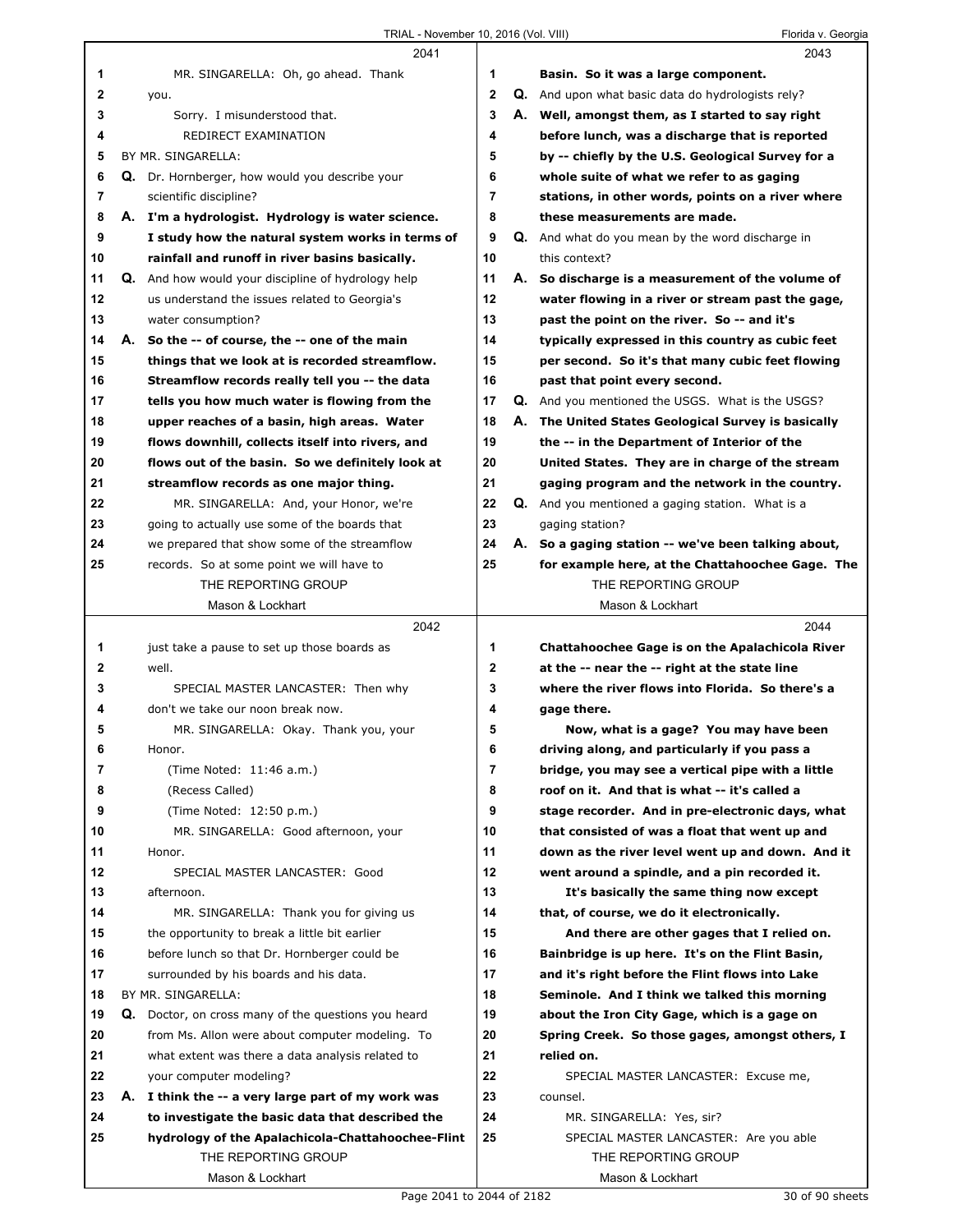MR. SINGARELLA: Oh, go ahead. Thank you.

Sorry. I misunderstood that.

REDIRECT EXAMINATION

BY MR. SINGARELLA:

**Q.** Dr. Hornberger, how would you describe your scientific discipline?

**A. I'm a hydrologist. Hydrology is water science. I study how the natural system works in terms of rainfall and runoff in river basins basically.**

**Q.** And how would your discipline of hydrology help us understand the issues related to Georgia's water consumption?

**A. So the -- of course, the -- one of the main things that we look at is recorded streamflow. Streamflow records really tell you -- the data tells you how much water is flowing from the upper reaches of a basin, high areas. Water flows downhill, collects itself into rivers, and flows out of the basin. So we definitely look at streamflow records as one major thing.**

MR. SINGARELLA: And, your Honor, we're going to actually use some of the boards that we prepared that show some of the streamflow records. So at some point we will have to just take a pause to set up those boards as well.

SPECIAL MASTER LANCASTER: Then why don't we take our noon break now.

MR. SINGARELLA: Okay. Thank you, your Honor.

(Time Noted: 11:46 a.m.)

(Recess Called)

(Time Noted: 12:50 p.m.)

MR. SINGARELLA: Good afternoon, your Honor.

SPECIAL MASTER LANCASTER: Good afternoon.

MR. SINGARELLA: Thank you for giving us the opportunity to break a little bit earlier before lunch so that Dr. Hornberger could be surrounded by his boards and his data.

BY MR. SINGARELLA:

**Q.** Doctor, on cross many of the questions you heard from Ms. Allon were about computer modeling. To what extent was there a data analysis related to your computer modeling?

**A. I think the -- a very large part of my work was to investigate the basic data that described the hydrology of the Apalachicola-Chattahoochee-Flint Basin. So it was a large component.**

**Q.** And upon what basic data do hydrologists rely?

**A. Well, amongst them, as I started to say right before lunch, was a discharge that is reported by -- chiefly by the U.S. Geological Survey for a whole suite of what we refer to as gaging stations, in other words, points on a river where these measurements are made.**

**Q.** And what do you mean by the word discharge in this context?

**A. So discharge is a measurement of the volume of water flowing in a river or stream past the gage, past the point on the river. So -- and it's typically expressed in this country as cubic feet per second. So it's that many cubic feet flowing past that point every second.**

**Q.** And you mentioned the USGS. What is the USGS?

**A. The United States Geological Survey is basically the -- in the Department of Interior of the United States. They are in charge of the stream gaging program and the network in the country.**

**Q.** And you mentioned a gaging station. What is a gaging station?

**A. So a gaging station -- we've been talking about, for example here, at the Chattahoochee Gage. The Chattahoochee Gage is on the Apalachicola River at the -- near the -- right at the state line where the river flows into Florida. So there's a gage there.**

**Now, what is a gage? You may have been driving along, and particularly if you pass a bridge, you may see a vertical pipe with a little roof on it. And that is what -- it's called a stage recorder. And in pre-electronic days, what that consisted of was a float that went up and down as the river level went up and down. And it went around a spindle, and a pin recorded it.**

**It's basically the same thing now except that, of course, we do it electronically.**

**And there are other gages that I relied on. Bainbridge is up here. It's on the Flint Basin, and it's right before the Flint flows into Lake Seminole. And I think we talked this morning about the Iron City Gage, which is a gage on Spring Creek. So those gages, amongst others, I relied on.**

SPECIAL MASTER LANCASTER: Excuse me, counsel.

MR. SINGARELLA: Yes, sir?

SPECIAL MASTER LANCASTER: Are you able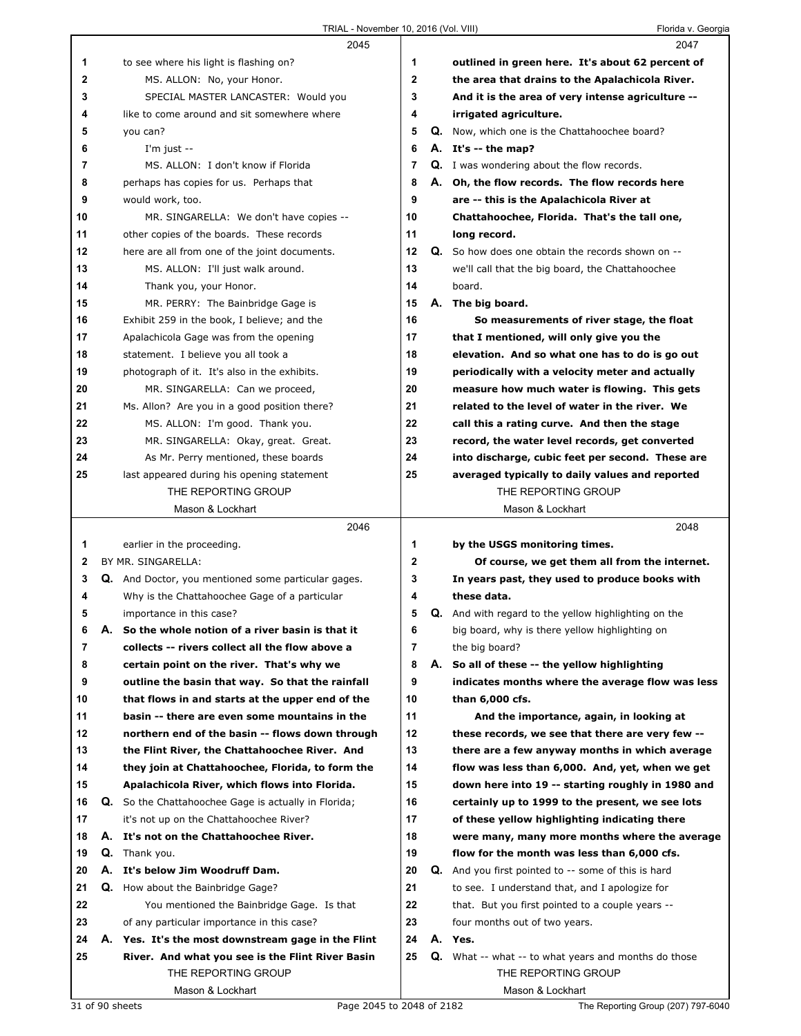**2045**

to see where his light is flashing on?

MS. ALLON: No, your Honor.

SPECIAL MASTER LANCASTER: Would you like to come around and sit somewhere where you can?

I'm just --

MS. ALLON: I don't know if Florida perhaps has copies for us. Perhaps that would work, too.

MR. SINGARELLA: We don't have copies -- other copies of the boards. These records here are all from one of the joint documents.

MS. ALLON: I'll just walk around.

Thank you, your Honor.

MR. PERRY: The Bainbridge Gage is Exhibit 259 in the book, I believe; and the Apalachicola Gage was from the opening statement. I believe you all took a photograph of it. It's also in the exhibits.

MR. SINGARELLA: Can we proceed, Ms. Allon? Are you in a good position there?

MS. ALLON: I'm good. Thank you.

MR. SINGARELLA: Okay, great. Great.

As Mr. Perry mentioned, these boards last appeared during his opening statement

**2046**

earlier in the proceeding.

BY MR. SINGARELLA:

**Q.** And Doctor, you mentioned some particular gages. Why is the Chattahoochee Gage of a particular importance in this case?

**A.** **So the whole notion of a river basin is that it collects -- rivers collect all the flow above a certain point on the river. That's why we outline the basin that way. So that the rainfall that flows in and starts at the upper end of the basin -- there are even some mountains in the northern end of the basin -- flows down through the Flint River, the Chattahoochee River. And they join at Chattahoochee, Florida, to form the Apalachicola River, which flows into Florida.**

**Q.** So the Chattahoochee Gage is actually in Florida; it's not up on the Chattahoochee River?

**A.** **It's not on the Chattahoochee River.**

**Q.** Thank you.

**A.** **It's below Jim Woodruff Dam.**

**Q.** How about the Bainbridge Gage?

You mentioned the Bainbridge Gage. Is that of any particular importance in this case?

**A.** **Yes. It's the most downstream gage in the Flint River. And what you see is the Flint River Basin**

**2047**

**outlined in green here. It's about 62 percent of the area that drains to the Apalachicola River. And it is the area of very intense agriculture -- irrigated agriculture.**

**Q.** Now, which one is the Chattahoochee board?

**A.** **It's -- the map?**

**Q.** I was wondering about the flow records.

**A.** **Oh, the flow records. The flow records here are -- this is the Apalachicola River at Chattahoochee, Florida. That's the tall one, long record.**

**Q.** So how does one obtain the records shown on -- we'll call that the big board, the Chattahoochee board.

**A.** **The big board.**

**So measurements of river stage, the float that I mentioned, will only give you the elevation. And so what one has to do is go out periodically with a velocity meter and actually measure how much water is flowing. This gets related to the level of water in the river. We call this a rating curve. And then the stage record, the water level records, get converted into discharge, cubic feet per second. These are averaged typically to daily values and reported**

**2048**

**by the USGS monitoring times.**

**Of course, we get them all from the internet. In years past, they used to produce books with these data.**

**Q.** And with regard to the yellow highlighting on the big board, why is there yellow highlighting on the big board?

**A.** **So all of these -- the yellow highlighting indicates months where the average flow was less than 6,000 cfs.**

**And the importance, again, in looking at these records, we see that there are very few -- there are a few anyway months in which average flow was less than 6,000. And, yet, when we get down here into 19 -- starting roughly in 1980 and certainly up to 1999 to the present, we see lots of these yellow highlighting indicating there were many, many more months where the average flow for the month was less than 6,000 cfs.**

**Q.** And you first pointed to -- some of this is hard to see. I understand that, and I apologize for that. But you first pointed to a couple years -- four months out of two years.

**A.** **Yes.**

**Q.** What -- what -- to what years and months do those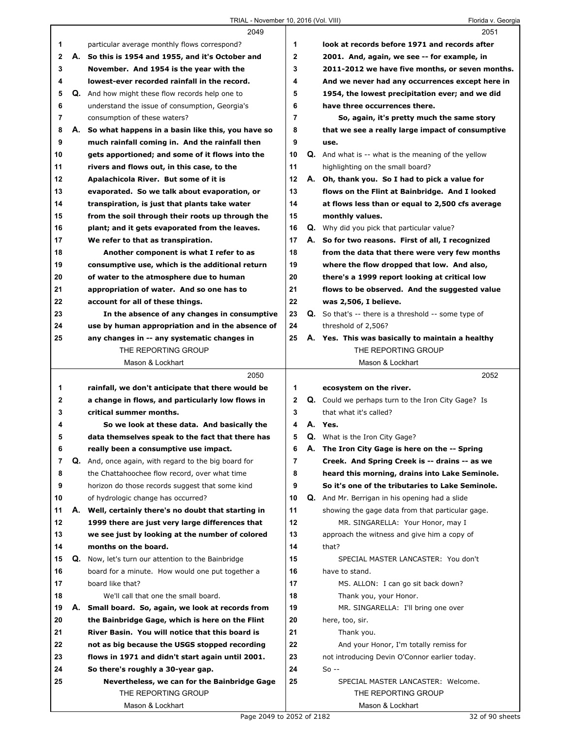**2049**

1 particular average monthly flows correspond?

2 A. **So this is 1954 and 1955, and it's October and**

3 **November. And 1954 is the year with the**

4 **lowest-ever recorded rainfall in the record.**

5 Q. And how might these flow records help one to

6 understand the issue of consumption, Georgia's

7 consumption of these waters?

8 A. **So what happens in a basin like this, you have so**

9 **much rainfall coming in. And the rainfall then**

10 **gets apportioned; and some of it flows into the**

11 **rivers and flows out, in this case, to the**

12 **Apalachicola River. But some of it is**

13 **evaporated. So we talk about evaporation, or**

14 **transpiration, is just that plants take water**

15 **from the soil through their roots up through the**

16 **plant; and it gets evaporated from the leaves.**

17 **We refer to that as transpiration.**

18 **Another component is what I refer to as**

19 **consumptive use, which is the additional return**

20 **of water to the atmosphere due to human**

21 **appropriation of water. And so one has to**

22 **account for all of these things.**

23 **In the absence of any changes in consumptive**

24 **use by human appropriation and in the absence of**

25 **any changes in -- any systematic changes in**

**2050**

1 **rainfall, we don't anticipate that there would be**

2 **a change in flows, and particularly low flows in**

3 **critical summer months.**

4 **So we look at these data. And basically the**

5 **data themselves speak to the fact that there has**

6 **really been a consumptive use impact.**

7 Q. And, once again, with regard to the big board for

8 the Chattahoochee flow record, over what time

9 horizon do those records suggest that some kind

10 of hydrologic change has occurred?

11 A. **Well, certainly there's no doubt that starting in**

12 **1999 there are just very large differences that**

13 **we see just by looking at the number of colored**

14 **months on the board.**

15 Q. Now, let's turn our attention to the Bainbridge

16 board for a minute. How would one put together a

17 board like that?

18 We'll call that one the small board.

19 A. **Small board. So, again, we look at records from**

20 **the Bainbridge Gage, which is here on the Flint**

21 **River Basin. You will notice that this board is**

22 **not as big because the USGS stopped recording**

23 **flows in 1971 and didn't start again until 2001.**

24 **So there's roughly a 30-year gap.**

25 **Nevertheless, we can for the Bainbridge Gage**

**2051**

1 **look at records before 1971 and records after**

2 **2001. And, again, we see -- for example, in**

3 **2011-2012 we have five months, or seven months.**

4 **And we never had any occurrences except here in**

5 **1954, the lowest precipitation ever; and we did**

6 **have three occurrences there.**

7 **So, again, it's pretty much the same story**

8 **that we see a really large impact of consumptive**

9 **use.**

10 Q. And what is -- what is the meaning of the yellow

11 highlighting on the small board?

12 A. **Oh, thank you. So I had to pick a value for**

13 **flows on the Flint at Bainbridge. And I looked**

14 **at flows less than or equal to 2,500 cfs average**

15 **monthly values.**

16 Q. Why did you pick that particular value?

17 A. **So for two reasons. First of all, I recognized**

18 **from the data that there were very few months**

19 **where the flow dropped that low. And also,**

20 **there's a 1999 report looking at critical low**

21 **flows to be observed. And the suggested value**

22 **was 2,506, I believe.**

23 Q. So that's -- there is a threshold -- some type of

24 threshold of 2,506?

25 A. **Yes. This was basically to maintain a healthy**

**2052**

1 **ecosystem on the river.**

2 Q. Could we perhaps turn to the Iron City Gage? Is

3 that what it's called?

4 A. **Yes.**

5 Q. What is the Iron City Gage?

6 A. **The Iron City Gage is here on the -- Spring**

7 **Creek. And Spring Creek is -- drains -- as we**

8 **heard this morning, drains into Lake Seminole.**

9 **So it's one of the tributaries to Lake Seminole.**

10 Q. And Mr. Berrigan in his opening had a slide

11 showing the gage data from that particular gage.

12 MR. SINGARELLA: Your Honor, may I

13 approach the witness and give him a copy of

14 that?

15 SPECIAL MASTER LANCASTER: You don't

16 have to stand.

17 MS. ALLON: I can go sit back down?

18 Thank you, your Honor.

19 MR. SINGARELLA: I'll bring one over

20 here, too, sir.

21 Thank you.

22 And your Honor, I'm totally remiss for

23 not introducing Devin O'Connor earlier today.

24 So --

25 SPECIAL MASTER LANCASTER: Welcome.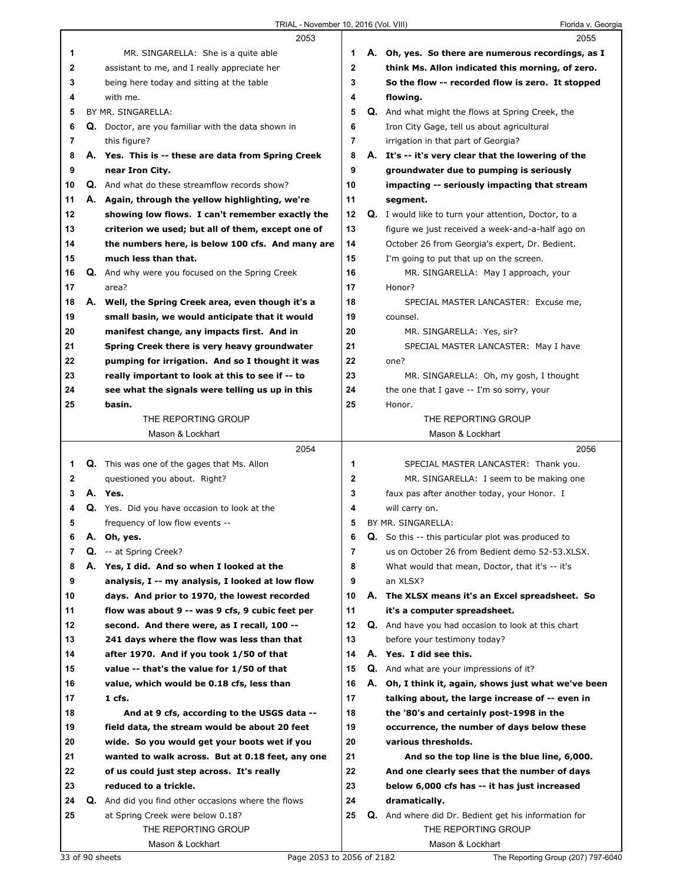2053

1 MR. SINGARELLA: She is a quite able
2 assistant to me, and I really appreciate her
3 being here today and sitting at the table
4 with me.
5 BY MR. SINGARELLA:
6 **Q.** Doctor, are you familiar with the data shown in
7 this figure?
8 **A. Yes. This is -- these are data from Spring Creek**
9 **near Iron City.**
10 **Q.** And what do these streamflow records show?
11 **A. Again, through the yellow highlighting, we're**
12 **showing low flows. I can't remember exactly the**
13 **criterion we used; but all of them, except one of**
14 **the numbers here, is below 100 cfs. And many are**
15 **much less than that.**
16 **Q.** And why were you focused on the Spring Creek
17 area?
18 **A. Well, the Spring Creek area, even though it's a**
19 **small basin, we would anticipate that it would**
20 **manifest change, any impacts first. And in**
21 **Spring Creek there is very heavy groundwater**
22 **pumping for irrigation. And so I thought it was**
23 **really important to look at this to see if -- to**
24 **see what the signals were telling us up in this**
25 **basin.**

2054

1 **Q.** This was one of the gages that Ms. Allon
2 questioned you about. Right?
3 **A. Yes.**
4 **Q.** Yes. Did you have occasion to look at the
5 frequency of low flow events --
6 **A. Oh, yes.**
7 **Q.** -- at Spring Creek?
8 **A. Yes, I did. And so when I looked at the**
9 **analysis, I -- my analysis, I looked at low flow**
10 **days. And prior to 1970, the lowest recorded**
11 **flow was about 9 -- was 9 cfs, 9 cubic feet per**
12 **second. And there were, as I recall, 100 --**
13 **241 days where the flow was less than that**
14 **after 1970. And if you took 1/50 of that**
15 **value -- that's the value for 1/50 of that**
16 **value, which would be 0.18 cfs, less than**
17 **1 cfs.**
18 **And at 9 cfs, according to the USGS data --**
19 **field data, the stream would be about 20 feet**
20 **wide. So you would get your boots wet if you**
21 **wanted to walk across. But at 0.18 feet, any one**
22 **of us could just step across. It's really**
23 **reduced to a trickle.**
24 **Q.** And did you find other occasions where the flows
25 at Spring Creek were below 0.18?

2055

1 **A. Oh, yes. So there are numerous recordings, as I**
2 **think Ms. Allon indicated this morning, of zero.**
3 **So the flow -- recorded flow is zero. It stopped**
4 **flowing.**
5 **Q.** And what might the flows at Spring Creek, the
6 Iron City Gage, tell us about agricultural
7 irrigation in that part of Georgia?
8 **A. It's -- it's very clear that the lowering of the**
9 **groundwater due to pumping is seriously**
10 **impacting -- seriously impacting that stream**
11 **segment.**
12 **Q.** I would like to turn your attention, Doctor, to a
13 figure we just received a week-and-a-half ago on
14 October 26 from Georgia's expert, Dr. Bedient.
15 I'm going to put that up on the screen.
16 MR. SINGARELLA: May I approach, your
17 Honor?
18 SPECIAL MASTER LANCASTER: Excuse me,
19 counsel.
20 MR. SINGARELLA: Yes, sir?
21 SPECIAL MASTER LANCASTER: May I have
22 one?
23 MR. SINGARELLA: Oh, my gosh, I thought
24 the one that I gave -- I'm so sorry, your
25 Honor.

2056

1 SPECIAL MASTER LANCASTER: Thank you.
2 MR. SINGARELLA: I seem to be making one
3 faux pas after another today, your Honor. I
4 will carry on.
5 BY MR. SINGARELLA:
6 **Q.** So this -- this particular plot was produced to
7 us on October 26 from Bedient demo 52-53.XLSX.
8 What would that mean, Doctor, that it's -- it's
9 an XLSX?
10 **A. The XLSX means it's an Excel spreadsheet. So**
11 **it's a computer spreadsheet.**
12 **Q.** And have you had occasion to look at this chart
13 before your testimony today?
14 **A. Yes. I did see this.**
15 **Q.** And what are your impressions of it?
16 **A. Oh, I think it, again, shows just what we've been**
17 **talking about, the large increase of -- even in**
18 **the '80's and certainly post-1998 in the**
19 **occurrence, the number of days below these**
20 **various thresholds.**
21 **And so the top line is the blue line, 6,000.**
22 **And one clearly sees that the number of days**
23 **below 6,000 cfs has -- it has just increased**
24 **dramatically.**
25 **Q.** And where did Dr. Bedient get his information for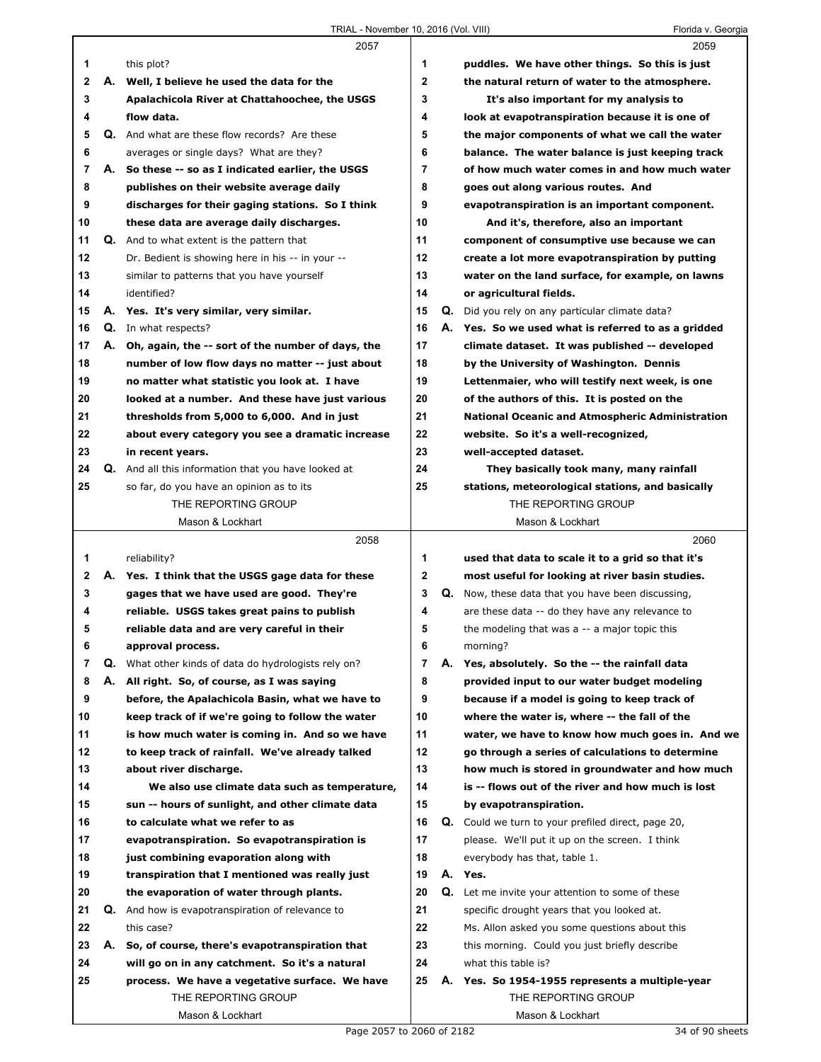2057

1 this plot?

2 A. **Well, I believe he used the data for the**

3 **Apalachicola River at Chattahoochee, the USGS**

4 **flow data.**

5 Q. And what are these flow records? Are these

6 averages or single days? What are they?

7 A. **So these -- so as I indicated earlier, the USGS**

8 **publishes on their website average daily**

9 **discharges for their gaging stations. So I think**

10 **these data are average daily discharges.**

11 Q. And to what extent is the pattern that

12 Dr. Bedient is showing here in his -- in your --

13 similar to patterns that you have yourself

14 identified?

15 A. **Yes. It's very similar, very similar.**

16 Q. In what respects?

17 A. **Oh, again, the -- sort of the number of days, the**

18 **number of low flow days no matter -- just about**

19 **no matter what statistic you look at. I have**

20 **looked at a number. And these have just various**

21 **thresholds from 5,000 to 6,000. And in just**

22 **about every category you see a dramatic increase**

23 **in recent years.**

24 Q. And all this information that you have looked at

25 so far, do you have an opinion as to its

2058

1 reliability?

2 A. **Yes. I think that the USGS gage data for these**

3 **gages that we have used are good. They're**

4 **reliable. USGS takes great pains to publish**

5 **reliable data and are very careful in their**

6 **approval process.**

7 Q. What other kinds of data do hydrologists rely on?

8 A. **All right. So, of course, as I was saying**

9 **before, the Apalachicola Basin, what we have to**

10 **keep track of if we're going to follow the water**

11 **is how much water is coming in. And so we have**

12 **to keep track of rainfall. We've already talked**

13 **about river discharge.**

14 **We also use climate data such as temperature,**

15 **sun -- hours of sunlight, and other climate data**

16 **to calculate what we refer to as**

17 **evapotranspiration. So evapotranspiration is**

18 **just combining evaporation along with**

19 **transpiration that I mentioned was really just**

20 **the evaporation of water through plants.**

21 Q. And how is evapotranspiration of relevance to

22 this case?

23 A. **So, of course, there's evapotranspiration that**

24 **will go on in any catchment. So it's a natural**

25 **process. We have a vegetative surface. We have**

2059

1 **puddles. We have other things. So this is just**

2 **the natural return of water to the atmosphere.**

3 **It's also important for my analysis to**

4 **look at evapotranspiration because it is one of**

5 **the major components of what we call the water**

6 **balance. The water balance is just keeping track**

7 **of how much water comes in and how much water**

8 **goes out along various routes. And**

9 **evapotranspiration is an important component.**

10 **And it's, therefore, also an important**

11 **component of consumptive use because we can**

12 **create a lot more evapotranspiration by putting**

13 **water on the land surface, for example, on lawns**

14 **or agricultural fields.**

15 Q. Did you rely on any particular climate data?

16 A. **Yes. So we used what is referred to as a gridded**

17 **climate dataset. It was published -- developed**

18 **by the University of Washington. Dennis**

19 **Lettenmaier, who will testify next week, is one**

20 **of the authors of this. It is posted on the**

21 **National Oceanic and Atmospheric Administration**

22 **website. So it's a well-recognized,**

23 **well-accepted dataset.**

24 **They basically took many, many rainfall**

25 **stations, meteorological stations, and basically**

2060

1 **used that data to scale it to a grid so that it's**

2 **most useful for looking at river basin studies.**

3 Q. Now, these data that you have been discussing,

4 are these data -- do they have any relevance to

5 the modeling that was a -- a major topic this

6 morning?

7 A. **Yes, absolutely. So the -- the rainfall data**

8 **provided input to our water budget modeling**

9 **because if a model is going to keep track of**

10 **where the water is, where -- the fall of the**

11 **water, we have to know how much goes in. And we**

12 **go through a series of calculations to determine**

13 **how much is stored in groundwater and how much**

14 **is -- flows out of the river and how much is lost**

15 **by evapotranspiration.**

16 Q. Could we turn to your prefiled direct, page 20,

17 please. We'll put it up on the screen. I think

18 everybody has that, table 1.

19 A. **Yes.**

20 Q. Let me invite your attention to some of these

21 specific drought years that you looked at.

22 Ms. Allon asked you some questions about this

23 this morning. Could you just briefly describe

24 what this table is?

25 A. **Yes. So 1954-1955 represents a multiple-year**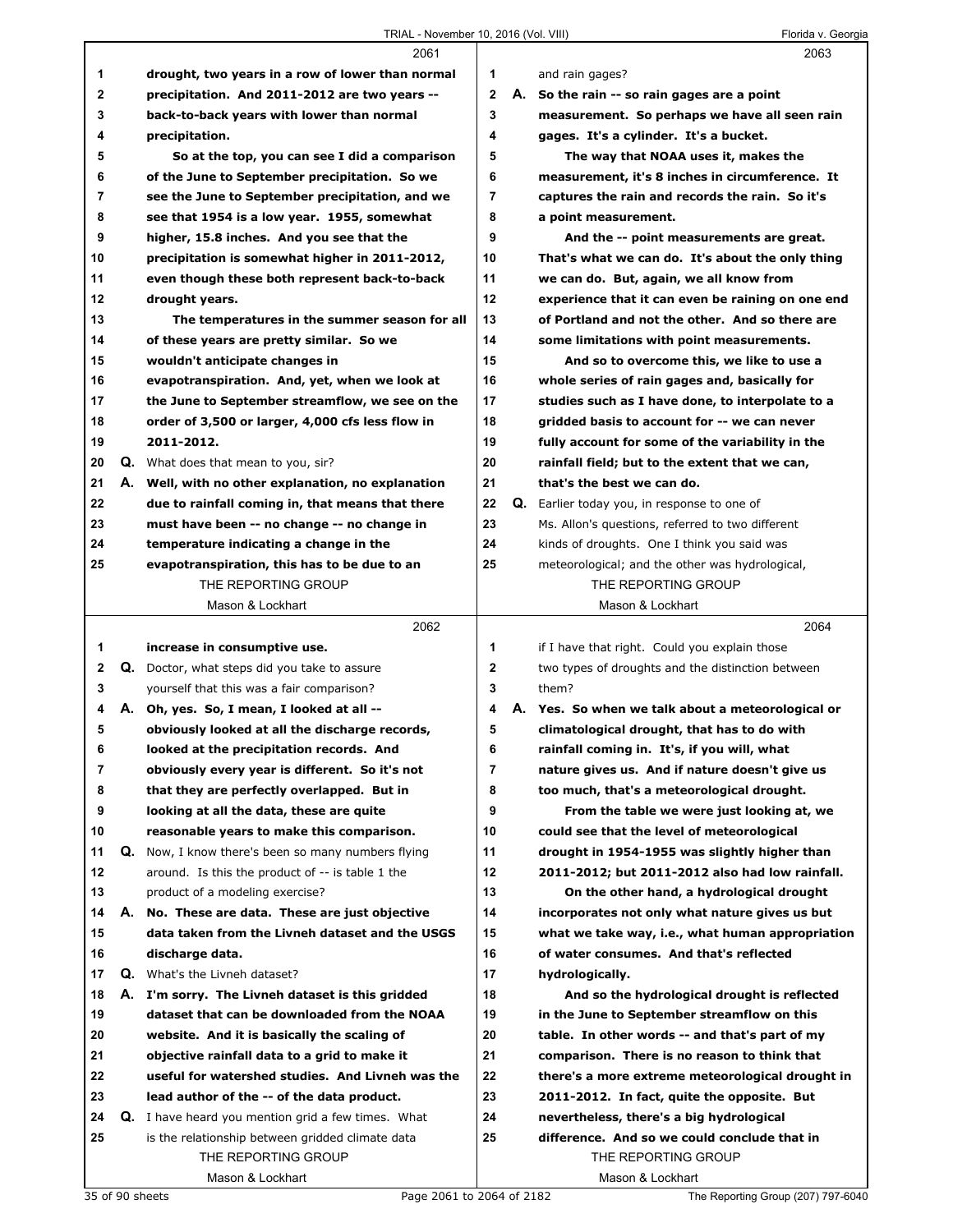2061

1 drought, two years in a row of lower than normal
2 precipitation. And 2011-2012 are two years --
3 back-to-back years with lower than normal
4 precipitation.
5 So at the top, you can see I did a comparison
6 of the June to September precipitation. So we
7 see the June to September precipitation, and we
8 see that 1954 is a low year. 1955, somewhat
9 higher, 15.8 inches. And you see that the
10 precipitation is somewhat higher in 2011-2012,
11 even though these both represent back-to-back
12 drought years.
13 The temperatures in the summer season for all
14 of these years are pretty similar. So we
15 wouldn't anticipate changes in
16 evapotranspiration. And, yet, when we look at
17 the June to September streamflow, we see on the
18 order of 3,500 or larger, 4,000 cfs less flow in
19 2011-2012.
20 Q. What does that mean to you, sir?
21 A. Well, with no other explanation, no explanation
22 due to rainfall coming in, that means that there
23 must have been -- no change -- no change in
24 temperature indicating a change in the
25 evapotranspiration, this has to be due to an

2062

1 increase in consumptive use.
2 Q. Doctor, what steps did you take to assure
3 yourself that this was a fair comparison?
4 A. Oh, yes. So, I mean, I looked at all --
5 obviously looked at all the discharge records,
6 looked at the precipitation records. And
7 obviously every year is different. So it's not
8 that they are perfectly overlapped. But in
9 looking at all the data, these are quite
10 reasonable years to make this comparison.
11 Q. Now, I know there's been so many numbers flying
12 around. Is this the product of -- is table 1 the
13 product of a modeling exercise?
14 A. No. These are data. These are just objective
15 data taken from the Livneh dataset and the USGS
16 discharge data.
17 Q. What's the Livneh dataset?
18 A. I'm sorry. The Livneh dataset is this gridded
19 dataset that can be downloaded from the NOAA
20 website. And it is basically the scaling of
21 objective rainfall data to a grid to make it
22 useful for watershed studies. And Livneh was the
23 lead author of the -- of the data product.
24 Q. I have heard you mention grid a few times. What
25 is the relationship between gridded climate data

2063

1 and rain gages?
2 A. So the rain -- so rain gages are a point
3 measurement. So perhaps we have all seen rain
4 gages. It's a cylinder. It's a bucket.
5 The way that NOAA uses it, makes the
6 measurement, it's 8 inches in circumference. It
7 captures the rain and records the rain. So it's
8 a point measurement.
9 And the -- point measurements are great.
10 That's what we can do. It's about the only thing
11 we can do. But, again, we all know from
12 experience that it can even be raining on one end
13 of Portland and not the other. And so there are
14 some limitations with point measurements.
15 And so to overcome this, we like to use a
16 whole series of rain gages and, basically for
17 studies such as I have done, to interpolate to a
18 gridded basis to account for -- we can never
19 fully account for some of the variability in the
20 rainfall field; but to the extent that we can,
21 that's the best we can do.
22 Q. Earlier today you, in response to one of
23 Ms. Allon's questions, referred to two different
24 kinds of droughts. One I think you said was
25 meteorological; and the other was hydrological,

2064

1 if I have that right. Could you explain those
2 two types of droughts and the distinction between
3 them?
4 A. Yes. So when we talk about a meteorological or
5 climatological drought, that has to do with
6 rainfall coming in. It's, if you will, what
7 nature gives us. And if nature doesn't give us
8 too much, that's a meteorological drought.
9 From the table we were just looking at, we
10 could see that the level of meteorological
11 drought in 1954-1955 was slightly higher than
12 2011-2012; but 2011-2012 also had low rainfall.
13 On the other hand, a hydrological drought
14 incorporates not only what nature gives us but
15 what we take way, i.e., what human appropriation
16 of water consumes. And that's reflected
17 hydrologically.
18 And so the hydrological drought is reflected
19 in the June to September streamflow on this
20 table. In other words -- and that's part of my
21 comparison. There is no reason to think that
22 there's a more extreme meteorological drought in
23 2011-2012. In fact, quite the opposite. But
24 nevertheless, there's a big hydrological
25 difference. And so we could conclude that in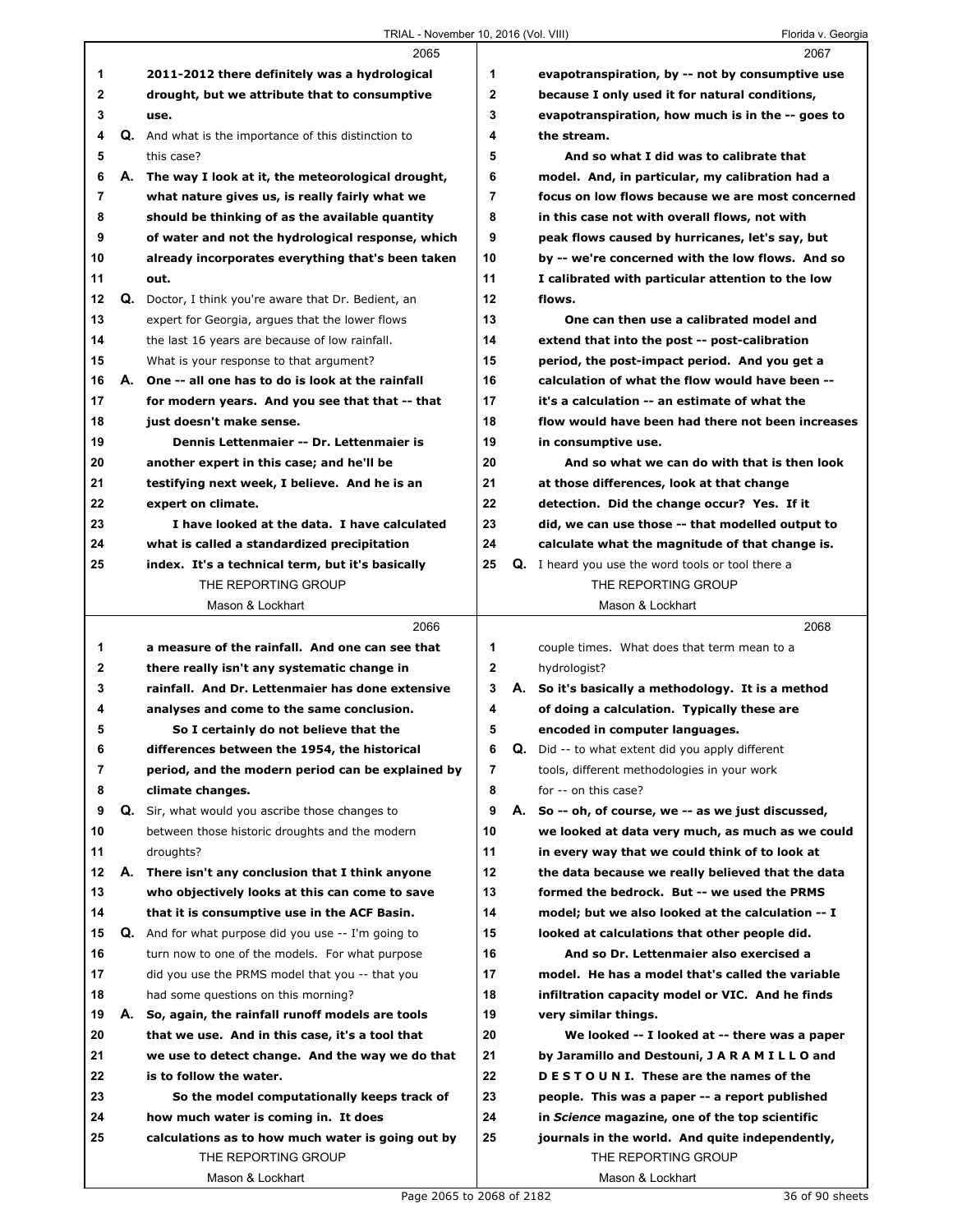**2065**

1 **2011-2012 there definitely was a hydrological**
2 **drought, but we attribute that to consumptive**
3 **use.**
4 **Q.** And what is the importance of this distinction to
5 this case?
6 **A. The way I look at it, the meteorological drought,**
7 **what nature gives us, is really fairly what we**
8 **should be thinking of as the available quantity**
9 **of water and not the hydrological response, which**
10 **already incorporates everything that's been taken**
11 **out.**
12 **Q.** Doctor, I think you're aware that Dr. Bedient, an
13 expert for Georgia, argues that the lower flows
14 the last 16 years are because of low rainfall.
15 What is your response to that argument?
16 **A. One -- all one has to do is look at the rainfall**
17 **for modern years. And you see that that -- that**
18 **just doesn't make sense.**
19 **Dennis Lettenmaier -- Dr. Lettenmaier is**
20 **another expert in this case; and he'll be**
21 **testifying next week, I believe. And he is an**
22 **expert on climate.**
23 **I have looked at the data. I have calculated**
24 **what is called a standardized precipitation**
25 **index. It's a technical term, but it's basically**

**2066**

1 **a measure of the rainfall. And one can see that**
2 **there really isn't any systematic change in**
3 **rainfall. And Dr. Lettenmaier has done extensive**
4 **analyses and come to the same conclusion.**
5 **So I certainly do not believe that the**
6 **differences between the 1954, the historical**
7 **period, and the modern period can be explained by**
8 **climate changes.**
9 **Q.** Sir, what would you ascribe those changes to
10 between those historic droughts and the modern
11 droughts?
12 **A. There isn't any conclusion that I think anyone**
13 **who objectively looks at this can come to save**
14 **that it is consumptive use in the ACF Basin.**
15 **Q.** And for what purpose did you use -- I'm going to
16 turn now to one of the models. For what purpose
17 did you use the PRMS model that you -- that you
18 had some questions on this morning?
19 **A. So, again, the rainfall runoff models are tools**
20 **that we use. And in this case, it's a tool that**
21 **we use to detect change. And the way we do that**
22 **is to follow the water.**
23 **So the model computationally keeps track of**
24 **how much water is coming in. It does**
25 **calculations as to how much water is going out by**

**2067**

1 **evapotranspiration, by -- not by consumptive use**
2 **because I only used it for natural conditions,**
3 **evapotranspiration, how much is in the -- goes to**
4 **the stream.**
5 **And so what I did was to calibrate that**
6 **model. And, in particular, my calibration had a**
7 **focus on low flows because we are most concerned**
8 **in this case not with overall flows, not with**
9 **peak flows caused by hurricanes, let's say, but**
10 **by -- we're concerned with the low flows. And so**
11 **I calibrated with particular attention to the low**
12 **flows.**
13 **One can then use a calibrated model and**
14 **extend that into the post -- post-calibration**
15 **period, the post-impact period. And you get a**
16 **calculation of what the flow would have been --**
17 **it's a calculation -- an estimate of what the**
18 **flow would have been had there not been increases**
19 **in consumptive use.**
20 **And so what we can do with that is then look**
21 **at those differences, look at that change**
22 **detection. Did the change occur? Yes. If it**
23 **did, we can use those -- that modelled output to**
24 **calculate what the magnitude of that change is.**
25 **Q.** I heard you use the word tools or tool there a

**2068**

1 couple times. What does that term mean to a
2 hydrologist?
3 **A. So it's basically a methodology. It is a method**
4 **of doing a calculation. Typically these are**
5 **encoded in computer languages.**
6 **Q.** Did -- to what extent did you apply different
7 tools, different methodologies in your work
8 for -- on this case?
9 **A. So -- oh, of course, we -- as we just discussed,**
10 **we looked at data very much, as much as we could**
11 **in every way that we could think of to look at**
12 **the data because we really believed that the data**
13 **formed the bedrock. But -- we used the PRMS**
14 **model; but we also looked at the calculation -- I**
15 **looked at calculations that other people did.**
16 **And so Dr. Lettenmaier also exercised a**
17 **model. He has a model that's called the variable**
18 **infiltration capacity model or VIC. And he finds**
19 **very similar things.**
20 **We looked -- I looked at -- there was a paper**
21 **by Jaramillo and Destouni, J A R A M I L L O and**
22 **D E S T O U N I. These are the names of the**
23 **people. This was a paper -- a report published**
24 **in *Science* magazine, one of the top scientific**
25 **journals in the world. And quite independently,**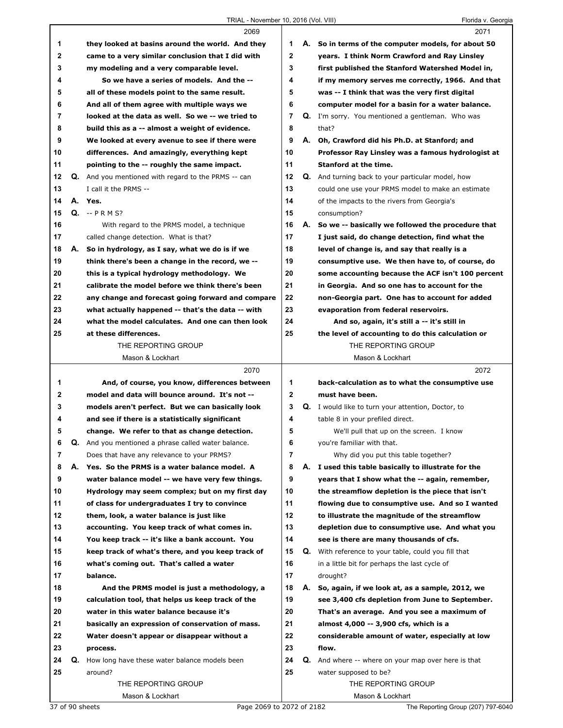**2069**

1 they looked at basins around the world. And they
2 came to a very similar conclusion that I did with
3 my modeling and a very comparable level.
4 So we have a series of models. And the --
5 all of these models point to the same result.
6 And all of them agree with multiple ways we
7 looked at the data as well. So we -- we tried to
8 build this as a -- almost a weight of evidence.
9 We looked at every avenue to see if there were
10 differences. And amazingly, everything kept
11 pointing to the -- roughly the same impact.
12 Q. And you mentioned with regard to the PRMS -- can
13 I call it the PRMS --
14 A. Yes.
15 Q. -- P R M S?
16 With regard to the PRMS model, a technique
17 called change detection. What is that?
18 A. So in hydrology, as I say, what we do is if we
19 think there's been a change in the record, we --
20 this is a typical hydrology methodology. We
21 calibrate the model before we think there's been
22 any change and forecast going forward and compare
23 what actually happened -- that's the data -- with
24 what the model calculates. And one can then look
25 at these differences.

**2070**

1 And, of course, you know, differences between
2 model and data will bounce around. It's not --
3 models aren't perfect. But we can basically look
4 and see if there is a statistically significant
5 change. We refer to that as change detection.
6 Q. And you mentioned a phrase called water balance.
7 Does that have any relevance to your PRMS?
8 A. Yes. So the PRMS is a water balance model. A
9 water balance model -- we have very few things.
10 Hydrology may seem complex; but on my first day
11 of class for undergraduates I try to convince
12 them, look, a water balance is just like
13 accounting. You keep track of what comes in.
14 You keep track -- it's like a bank account. You
15 keep track of what's there, and you keep track of
16 what's coming out. That's called a water
17 balance.
18 And the PRMS model is just a methodology, a
19 calculation tool, that helps us keep track of the
20 water in this water balance because it's
21 basically an expression of conservation of mass.
22 Water doesn't appear or disappear without a
23 process.
24 Q. How long have these water balance models been
25 around?

**2071**

1 A. So in terms of the computer models, for about 50
2 years. I think Norm Crawford and Ray Linsley
3 first published the Stanford Watershed Model in,
4 if my memory serves me correctly, 1966. And that
5 was -- I think that was the very first digital
6 computer model for a basin for a water balance.
7 Q. I'm sorry. You mentioned a gentleman. Who was
8 that?
9 A. Oh, Crawford did his Ph.D. at Stanford; and
10 Professor Ray Linsley was a famous hydrologist at
11 Stanford at the time.
12 Q. And turning back to your particular model, how
13 could one use your PRMS model to make an estimate
14 of the impacts to the rivers from Georgia's
15 consumption?
16 A. So we -- basically we followed the procedure that
17 I just said, do change detection, find what the
18 level of change is, and say that really is a
19 consumptive use. We then have to, of course, do
20 some accounting because the ACF isn't 100 percent
21 in Georgia. And so one has to account for the
22 non-Georgia part. One has to account for added
23 evaporation from federal reservoirs.
24 And so, again, it's still a -- it's still in
25 the level of accounting to do this calculation or

**2072**

1 back-calculation as to what the consumptive use
2 must have been.
3 Q. I would like to turn your attention, Doctor, to
4 table 8 in your prefiled direct.
5 We'll pull that up on the screen. I know
6 you're familiar with that.
7 Why did you put this table together?
8 A. I used this table basically to illustrate for the
9 years that I show what the -- again, remember,
10 the streamflow depletion is the piece that isn't
11 flowing due to consumptive use. And so I wanted
12 to illustrate the magnitude of the streamflow
13 depletion due to consumptive use. And what you
14 see is there are many thousands of cfs.
15 Q. With reference to your table, could you fill that
16 in a little bit for perhaps the last cycle of
17 drought?
18 A. So, again, if we look at, as a sample, 2012, we
19 see 3,400 cfs depletion from June to September.
20 That's an average. And you see a maximum of
21 almost 4,000 -- 3,900 cfs, which is a
22 considerable amount of water, especially at low
23 flow.
24 Q. And where -- where on your map over here is that
25 water supposed to be?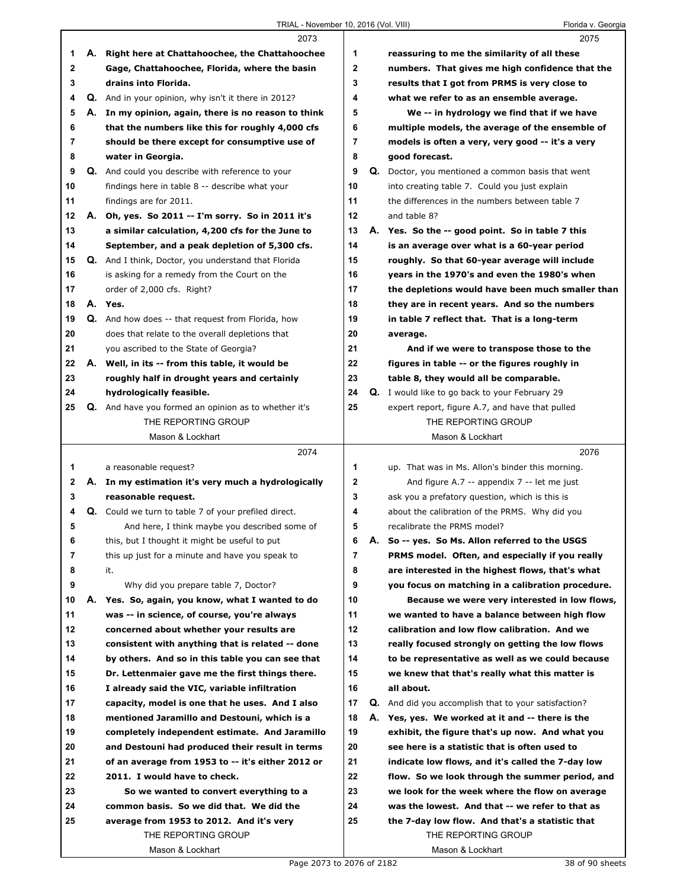**2073**

1 **A. Right here at Chattahoochee, the Chattahoochee**
2 **Gage, Chattahoochee, Florida, where the basin**
3 **drains into Florida.**
4 Q. And in your opinion, why isn't it there in 2012?
5 **A. In my opinion, again, there is no reason to think**
6 **that the numbers like this for roughly 4,000 cfs**
7 **should be there except for consumptive use of**
8 **water in Georgia.**
9 Q. And could you describe with reference to your
10 findings here in table 8 -- describe what your
11 findings are for 2011.
12 **A. Oh, yes. So 2011 -- I'm sorry. So in 2011 it's**
13 **a similar calculation, 4,200 cfs for the June to**
14 **September, and a peak depletion of 5,300 cfs.**
15 Q. And I think, Doctor, you understand that Florida
16 is asking for a remedy from the Court on the
17 order of 2,000 cfs. Right?
18 **A. Yes.**
19 Q. And how does -- that request from Florida, how
20 does that relate to the overall depletions that
21 you ascribed to the State of Georgia?
22 **A. Well, in its -- from this table, it would be**
23 **roughly half in drought years and certainly**
24 **hydrologically feasible.**
25 Q. And have you formed an opinion as to whether it's

**2074**

1 a reasonable request?
2 **A. In my estimation it's very much a hydrologically**
3 **reasonable request.**
4 Q. Could we turn to table 7 of your prefiled direct.
5 And here, I think maybe you described some of
6 this, but I thought it might be useful to put
7 this up just for a minute and have you speak to
8 it.
9 Why did you prepare table 7, Doctor?
10 **A. Yes. So, again, you know, what I wanted to do**
11 **was -- in science, of course, you're always**
12 **concerned about whether your results are**
13 **consistent with anything that is related -- done**
14 **by others. And so in this table you can see that**
15 **Dr. Lettenmaier gave me the first things there.**
16 **I already said the VIC, variable infiltration**
17 **capacity, model is one that he uses. And I also**
18 **mentioned Jaramillo and Destouni, which is a**
19 **completely independent estimate. And Jaramillo**
20 **and Destouni had produced their result in terms**
21 **of an average from 1953 to -- it's either 2012 or**
22 **2011. I would have to check.**
23 **So we wanted to convert everything to a**
24 **common basis. So we did that. We did the**
25 **average from 1953 to 2012. And it's very**

**2075**

1 **reassuring to me the similarity of all these**
2 **numbers. That gives me high confidence that the**
3 **results that I got from PRMS is very close to**
4 **what we refer to as an ensemble average.**
5 **We -- in hydrology we find that if we have**
6 **multiple models, the average of the ensemble of**
7 **models is often a very, very good -- it's a very**
8 **good forecast.**
9 Q. Doctor, you mentioned a common basis that went
10 into creating table 7. Could you just explain
11 the differences in the numbers between table 7
12 and table 8?
13 **A. Yes. So the -- good point. So in table 7 this**
14 **is an average over what is a 60-year period**
15 **roughly. So that 60-year average will include**
16 **years in the 1970's and even the 1980's when**
17 **the depletions would have been much smaller than**
18 **they are in recent years. And so the numbers**
19 **in table 7 reflect that. That is a long-term**
20 **average.**
21 **And if we were to transpose those to the**
22 **figures in table -- or the figures roughly in**
23 **table 8, they would all be comparable.**
24 Q. I would like to go back to your February 29
25 expert report, figure A.7, and have that pulled

**2076**

1 up. That was in Ms. Allon's binder this morning.
2 And figure A.7 -- appendix 7 -- let me just
3 ask you a prefatory question, which is this is
4 about the calibration of the PRMS. Why did you
5 recalibrate the PRMS model?
6 **A. So -- yes. So Ms. Allon referred to the USGS**
7 **PRMS model. Often, and especially if you really**
8 **are interested in the highest flows, that's what**
9 **you focus on matching in a calibration procedure.**
10 **Because we were very interested in low flows,**
11 **we wanted to have a balance between high flow**
12 **calibration and low flow calibration. And we**
13 **really focused strongly on getting the low flows**
14 **to be representative as well as we could because**
15 **we knew that that's really what this matter is**
16 **all about.**
17 Q. And did you accomplish that to your satisfaction?
18 **A. Yes, yes. We worked at it and -- there is the**
19 **exhibit, the figure that's up now. And what you**
20 **see here is a statistic that is often used to**
21 **indicate low flows, and it's called the 7-day low**
22 **flow. So we look through the summer period, and**
23 **we look for the week where the flow on average**
24 **was the lowest. And that -- we refer to that as**
25 **the 7-day low flow. And that's a statistic that**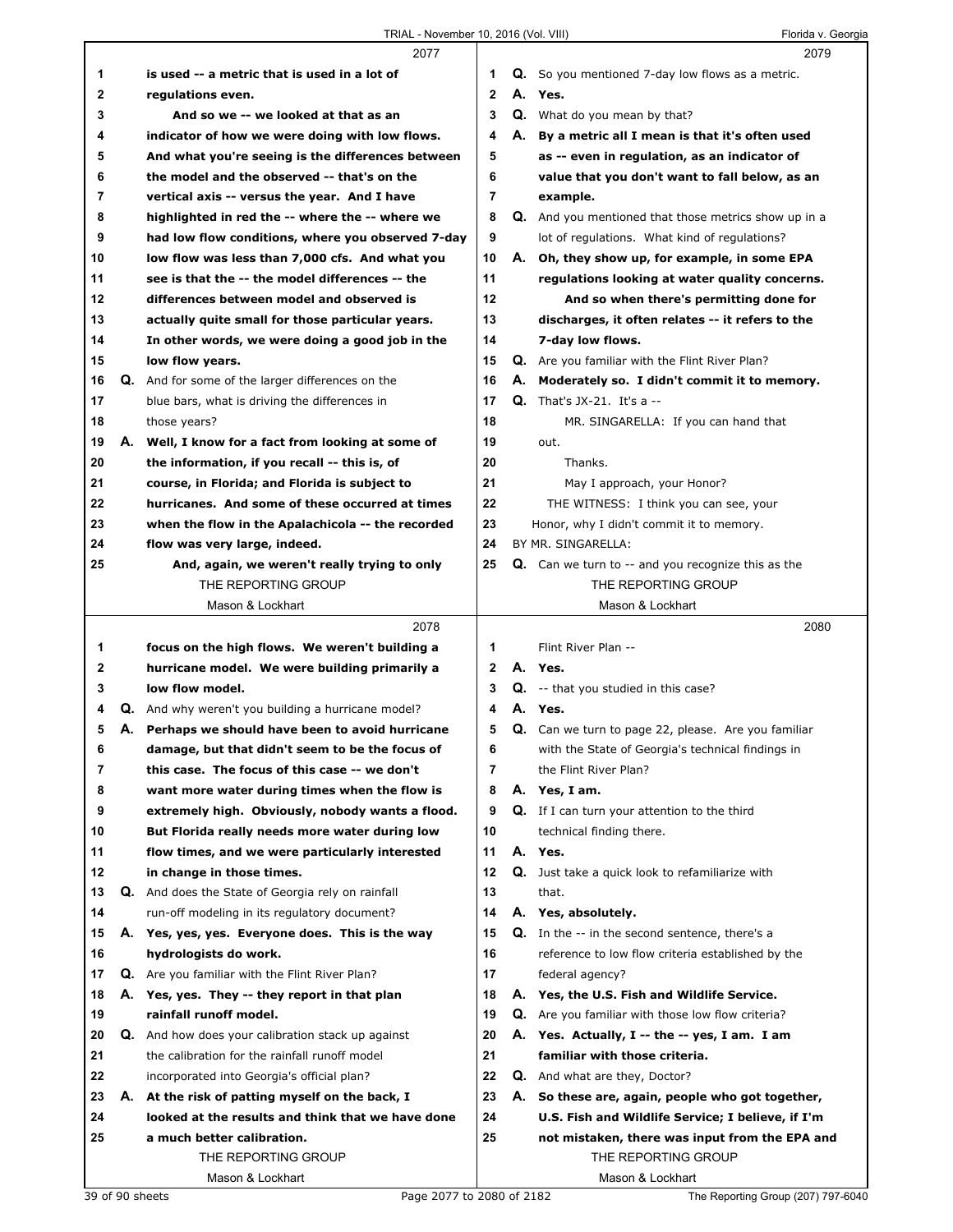**2077**

1 **is used -- a metric that is used in a lot of**
2 **regulations even.**
3 **And so we -- we looked at that as an**
4 **indicator of how we were doing with low flows.**
5 **And what you're seeing is the differences between**
6 **the model and the observed -- that's on the**
7 **vertical axis -- versus the year. And I have**
8 **highlighted in red the -- where the -- where we**
9 **had low flow conditions, where you observed 7-day**
10 **low flow was less than 7,000 cfs. And what you**
11 **see is that the -- the model differences -- the**
12 **differences between model and observed is**
13 **actually quite small for those particular years.**
14 **In other words, we were doing a good job in the**
15 **low flow years.**
16 Q. And for some of the larger differences on the
17 blue bars, what is driving the differences in
18 those years?
19 A. **Well, I know for a fact from looking at some of**
20 **the information, if you recall -- this is, of**
21 **course, in Florida; and Florida is subject to**
22 **hurricanes. And some of these occurred at times**
23 **when the flow in the Apalachicola -- the recorded**
24 **flow was very large, indeed.**
25 **And, again, we weren't really trying to only**

**2078**

1 **focus on the high flows. We weren't building a**
2 **hurricane model. We were building primarily a**
3 **low flow model.**
4 Q. And why weren't you building a hurricane model?
5 A. **Perhaps we should have been to avoid hurricane**
6 **damage, but that didn't seem to be the focus of**
7 **this case. The focus of this case -- we don't**
8 **want more water during times when the flow is**
9 **extremely high. Obviously, nobody wants a flood.**
10 **But Florida really needs more water during low**
11 **flow times, and we were particularly interested**
12 **in change in those times.**
13 Q. And does the State of Georgia rely on rainfall
14 run-off modeling in its regulatory document?
15 A. **Yes, yes, yes. Everyone does. This is the way**
16 **hydrologists do work.**
17 Q. Are you familiar with the Flint River Plan?
18 A. **Yes, yes. They -- they report in that plan**
19 **rainfall runoff model.**
20 Q. And how does your calibration stack up against
21 the calibration for the rainfall runoff model
22 incorporated into Georgia's official plan?
23 A. **At the risk of patting myself on the back, I**
24 **looked at the results and think that we have done**
25 **a much better calibration.**

**2079**

1 Q. So you mentioned 7-day low flows as a metric.
2 A. **Yes.**
3 Q. What do you mean by that?
4 A. **By a metric all I mean is that it's often used**
5 **as -- even in regulation, as an indicator of**
6 **value that you don't want to fall below, as an**
7 **example.**
8 Q. And you mentioned that those metrics show up in a
9 lot of regulations. What kind of regulations?
10 A. **Oh, they show up, for example, in some EPA**
11 **regulations looking at water quality concerns.**
12 **And so when there's permitting done for**
13 **discharges, it often relates -- it refers to the**
14 **7-day low flows.**
15 Q. Are you familiar with the Flint River Plan?
16 A. **Moderately so. I didn't commit it to memory.**
17 Q. That's JX-21. It's a --
18 MR. SINGARELLA: If you can hand that
19 out.
20 Thanks.
21 May I approach, your Honor?
22 THE WITNESS: I think you can see, your
23 Honor, why I didn't commit it to memory.
24 BY MR. SINGARELLA:
25 Q. Can we turn to -- and you recognize this as the

**2080**

1 Flint River Plan --
2 A. **Yes.**
3 Q. -- that you studied in this case?
4 A. **Yes.**
5 Q. Can we turn to page 22, please. Are you familiar
6 with the State of Georgia's technical findings in
7 the Flint River Plan?
8 A. **Yes, I am.**
9 Q. If I can turn your attention to the third
10 technical finding there.
11 A. **Yes.**
12 Q. Just take a quick look to refamiliarize with
13 that.
14 A. **Yes, absolutely.**
15 Q. In the -- in the second sentence, there's a
16 reference to low flow criteria established by the
17 federal agency?
18 A. **Yes, the U.S. Fish and Wildlife Service.**
19 Q. Are you familiar with those low flow criteria?
20 A. **Yes. Actually, I -- the -- yes, I am. I am**
21 **familiar with those criteria.**
22 Q. And what are they, Doctor?
23 A. **So these are, again, people who got together,**
24 **U.S. Fish and Wildlife Service; I believe, if I'm**
25 **not mistaken, there was input from the EPA and**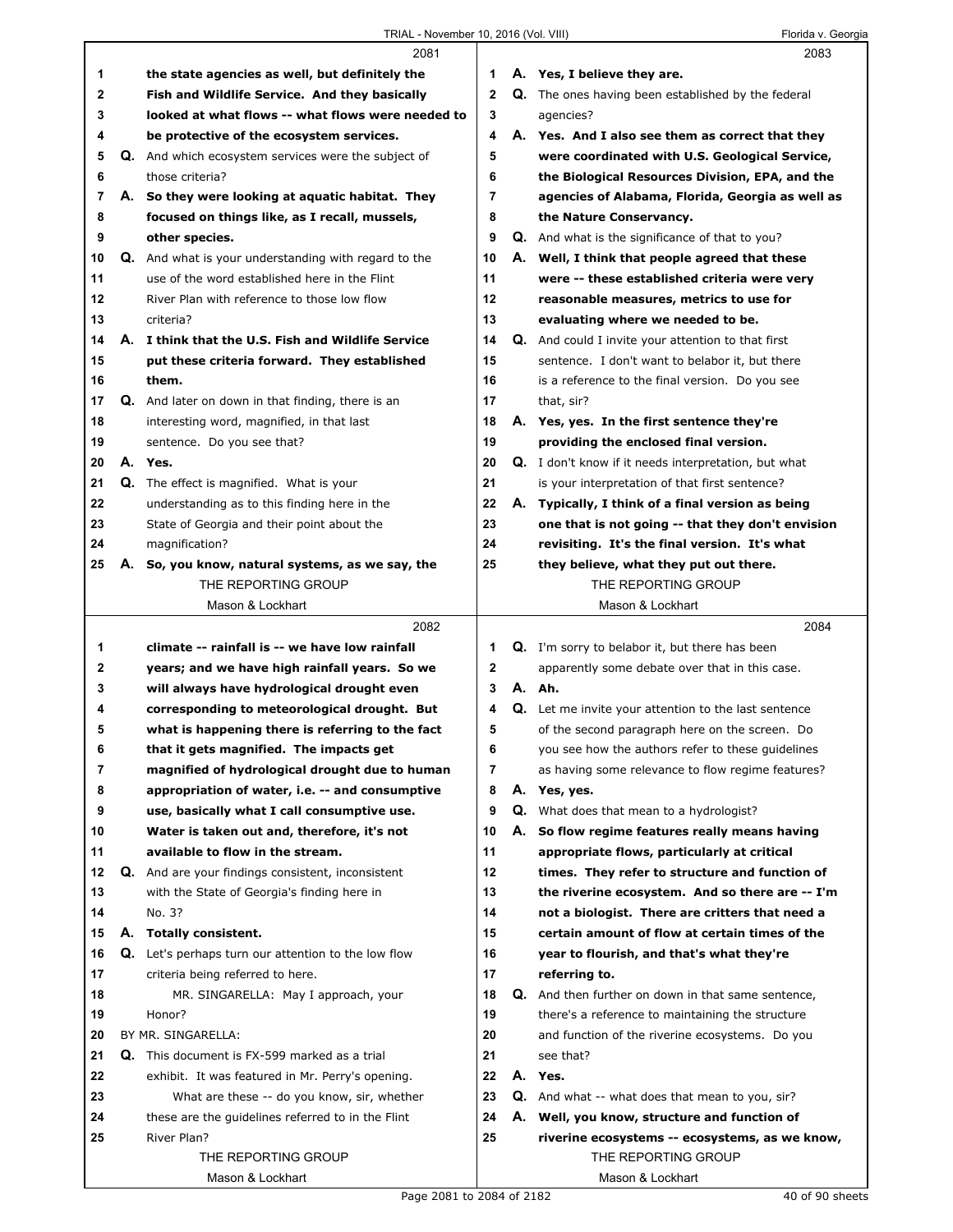2081

1 the state agencies as well, but definitely the
2 Fish and Wildlife Service. And they basically
3 looked at what flows -- what flows were needed to
4 be protective of the ecosystem services.
5 Q. And which ecosystem services were the subject of
6 those criteria?
7 A. So they were looking at aquatic habitat. They
8 focused on things like, as I recall, mussels,
9 other species.
10 Q. And what is your understanding with regard to the
11 use of the word established here in the Flint
12 River Plan with reference to those low flow
13 criteria?
14 A. I think that the U.S. Fish and Wildlife Service
15 put these criteria forward. They established
16 them.
17 Q. And later on down in that finding, there is an
18 interesting word, magnified, in that last
19 sentence. Do you see that?
20 A. Yes.
21 Q. The effect is magnified. What is your
22 understanding as to this finding here in the
23 State of Georgia and their point about the
24 magnification?
25 A. So, you know, natural systems, as we say, the

2082

1 climate -- rainfall is -- we have low rainfall
2 years; and we have high rainfall years. So we
3 will always have hydrological drought even
4 corresponding to meteorological drought. But
5 what is happening there is referring to the fact
6 that it gets magnified. The impacts get
7 magnified of hydrological drought due to human
8 appropriation of water, i.e. -- and consumptive
9 use, basically what I call consumptive use.
10 Water is taken out and, therefore, it's not
11 available to flow in the stream.
12 Q. And are your findings consistent, inconsistent
13 with the State of Georgia's finding here in
14 No. 3?
15 A. Totally consistent.
16 Q. Let's perhaps turn our attention to the low flow
17 criteria being referred to here.
18 MR. SINGERELLA: May I approach, your
19 Honor?
20 BY MR. SINGERELLA:
21 Q. This document is FX-599 marked as a trial
22 exhibit. It was featured in Mr. Perry's opening.
23 What are these -- do you know, sir, whether
24 these are the guidelines referred to in the Flint
25 River Plan?

2083

1 A. Yes, I believe they are.
2 Q. The ones having been established by the federal
3 agencies?
4 A. Yes. And I also see them as correct that they
5 were coordinated with U.S. Geological Service,
6 the Biological Resources Division, EPA, and the
7 agencies of Alabama, Florida, Georgia as well as
8 the Nature Conservancy.
9 Q. And what is the significance of that to you?
10 A. Well, I think that people agreed that these
11 were -- these established criteria were very
12 reasonable measures, metrics to use for
13 evaluating where we needed to be.
14 Q. And could I invite your attention to that first
15 sentence. I don't want to belabor it, but there
16 is a reference to the final version. Do you see
17 that, sir?
18 A. Yes, yes. In the first sentence they're
19 providing the enclosed final version.
20 Q. I don't know if it needs interpretation, but what
21 is your interpretation of that first sentence?
22 A. Typically, I think of a final version as being
23 one that is not going -- that they don't envision
24 revisiting. It's the final version. It's what
25 they believe, what they put out there.

2084

1 Q. I'm sorry to belabor it, but there has been
2 apparently some debate over that in this case.
3 A. Ah.
4 Q. Let me invite your attention to the last sentence
5 of the second paragraph here on the screen. Do
6 you see how the authors refer to these guidelines
7 as having some relevance to flow regime features?
8 A. Yes, yes.
9 Q. What does that mean to a hydrologist?
10 A. So flow regime features really means having
11 appropriate flows, particularly at critical
12 times. They refer to structure and function of
13 the riverine ecosystem. And so there are -- I'm
14 not a biologist. There are critters that need a
15 certain amount of flow at certain times of the
16 year to flourish, and that's what they're
17 referring to.
18 Q. And then further on down in that same sentence,
19 there's a reference to maintaining the structure
20 and function of the riverine ecosystems. Do you
21 see that?
22 A. Yes.
23 Q. And what -- what does that mean to you, sir?
24 A. Well, you know, structure and function of
25 riverine ecosystems -- ecosystems, as we know,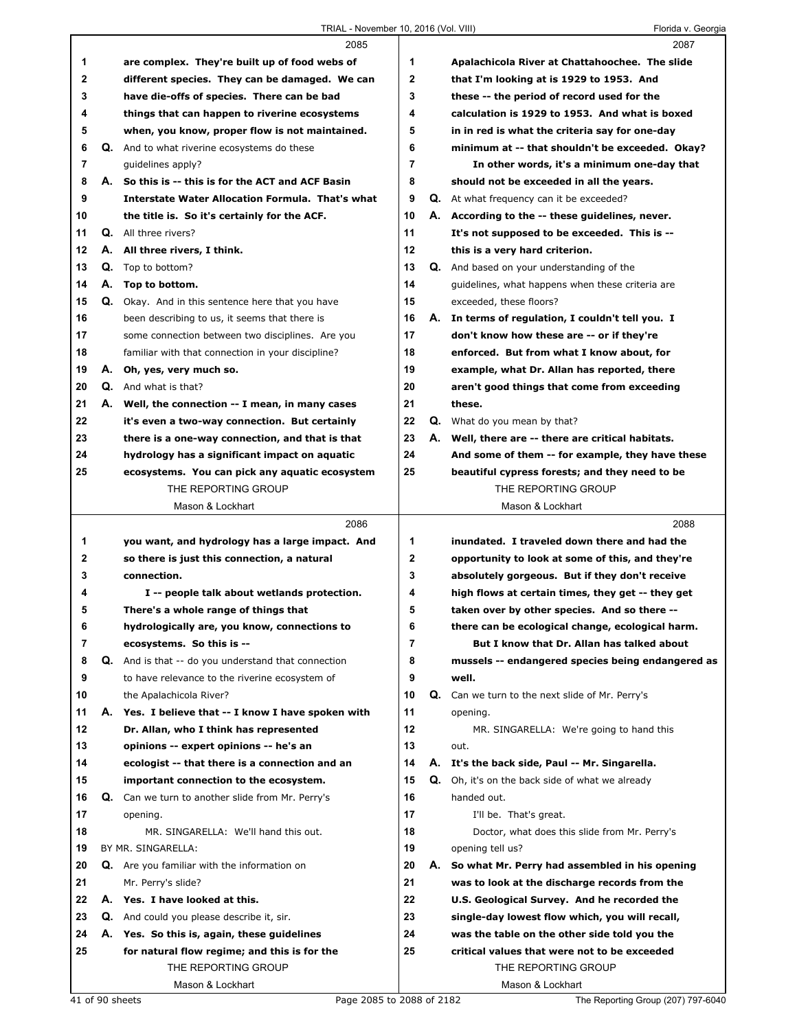**2085**

are complex. They're built up of food webs of different species. They can be damaged. We can have die-offs of species. There can be bad things that can happen to riverine ecosystems when, you know, proper flow is not maintained.

**Q.** And to what riverine ecosystems do these guidelines apply?

**A.** So this is -- this is for the ACT and ACF Basin Interstate Water Allocation Formula. That's what the title is. So it's certainly for the ACF.

**Q.** All three rivers?

**A.** All three rivers, I think.

**Q.** Top to bottom?

**A.** Top to bottom.

**Q.** Okay. And in this sentence here that you have been describing to us, it seems that there is some connection between two disciplines. Are you familiar with that connection in your discipline?

**A.** Oh, yes, very much so.

**Q.** And what is that?

**A.** Well, the connection -- I mean, in many cases it's even a two-way connection. But certainly there is a one-way connection, and that is that hydrology has a significant impact on aquatic ecosystems. You can pick any aquatic ecosystem

**2086**

you want, and hydrology has a large impact. And so there is just this connection, a natural connection.

I -- people talk about wetlands protection. There's a whole range of things that hydrologically are, you know, connections to ecosystems. So this is --

**Q.** And is that -- do you understand that connection to have relevance to the riverine ecosystem of the Apalachicola River?

**A.** Yes. I believe that -- I know I have spoken with Dr. Allan, who I think has represented opinions -- expert opinions -- he's an ecologist -- that there is a connection and an important connection to the ecosystem.

**Q.** Can we turn to another slide from Mr. Perry's opening.

MR. SINGARELLA: We'll hand this out.

BY MR. SINGARELLA:

**Q.** Are you familiar with the information on Mr. Perry's slide?

**A.** Yes. I have looked at this.

**Q.** And could you please describe it, sir.

**A.** Yes. So this is, again, these guidelines for natural flow regime; and this is for the

**2087**

Apalachicola River at Chattahoochee. The slide that I'm looking at is 1929 to 1953. And these -- the period of record used for the calculation is 1929 to 1953. And what is boxed in in red is what the criteria say for one-day minimum at -- that shouldn't be exceeded. Okay?

In other words, it's a minimum one-day that should not be exceeded in all the years.

**Q.** At what frequency can it be exceeded?

**A.** According to the -- these guidelines, never. It's not supposed to be exceeded. This is -- this is a very hard criterion.

**Q.** And based on your understanding of the guidelines, what happens when these criteria are exceeded, these floors?

**A.** In terms of regulation, I couldn't tell you. I don't know how these are -- or if they're enforced. But from what I know about, for example, what Dr. Allan has reported, there aren't good things that come from exceeding these.

**Q.** What do you mean by that?

**A.** Well, there are -- there are critical habitats. And some of them -- for example, they have these beautiful cypress forests; and they need to be

**2088**

inundated. I traveled down there and had the opportunity to look at some of this, and they're absolutely gorgeous. But if they don't receive high flows at certain times, they get -- they get taken over by other species. And so there -- there can be ecological change, ecological harm.

But I know that Dr. Allan has talked about mussels -- endangered species being endangered as well.

**Q.** Can we turn to the next slide of Mr. Perry's opening.

MR. SINGARELLA: We're going to hand this out.

**A.** It's the back side, Paul -- Mr. Singarella.

**Q.** Oh, it's on the back side of what we already handed out.

I'll be. That's great.

Doctor, what does this slide from Mr. Perry's opening tell us?

**A.** So what Mr. Perry had assembled in his opening was to look at the discharge records from the U.S. Geological Survey. And he recorded the single-day lowest flow which, you will recall, was the table on the other side told you the critical values that were not to be exceeded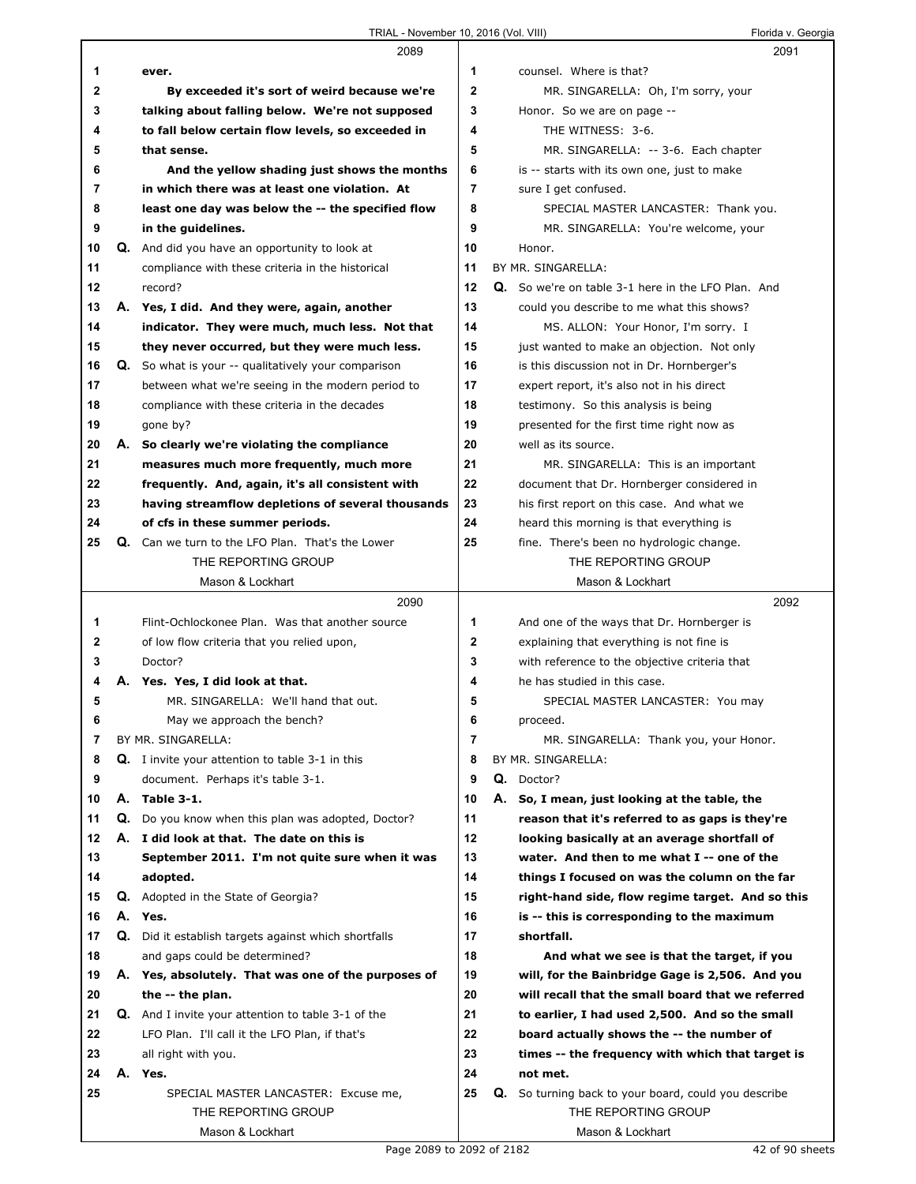**2089**

1 ever.
2 By exceeded it's sort of weird because we're
3 talking about falling below. We're not supposed
4 to fall below certain flow levels, so exceeded in
5 that sense.
6 And the yellow shading just shows the months
7 in which there was at least one violation. At
8 least one day was below the -- the specified flow
9 in the guidelines.
10 Q. And did you have an opportunity to look at
11 compliance with these criteria in the historical
12 record?
13 A. Yes, I did. And they were, again, another
14 indicator. They were much, much less. Not that
15 they never occurred, but they were much less.
16 Q. So what is your -- qualitatively your comparison
17 between what we're seeing in the modern period to
18 compliance with these criteria in the decades
19 gone by?
20 A. So clearly we're violating the compliance
21 measures much more frequently, much more
22 frequently. And, again, it's all consistent with
23 having streamflow depletions of several thousands
24 of cfs in these summer periods.
25 Q. Can we turn to the LFO Plan. That's the Lower

**2090**

1 Flint-Ochlockonee Plan. Was that another source
2 of low flow criteria that you relied upon,
3 Doctor?
4 A. Yes. Yes, I did look at that.
5 MR. SINGARELLA: We'll hand that out.
6 May we approach the bench?
7 BY MR. SINGARELLA:
8 Q. I invite your attention to table 3-1 in this
9 document. Perhaps it's table 3-1.
10 A. Table 3-1.
11 Q. Do you know when this plan was adopted, Doctor?
12 A. I did look at that. The date on this is
13 September 2011. I'm not quite sure when it was
14 adopted.
15 Q. Adopted in the State of Georgia?
16 A. Yes.
17 Q. Did it establish targets against which shortfalls
18 and gaps could be determined?
19 A. Yes, absolutely. That was one of the purposes of
20 the -- the plan.
21 Q. And I invite your attention to table 3-1 of the
22 LFO Plan. I'll call it the LFO Plan, if that's
23 all right with you.
24 A. Yes.
25 SPECIAL MASTER LANCASTER: Excuse me,

**2091**

1 counsel. Where is that?
2 MR. SINGARELLA: Oh, I'm sorry, your
3 Honor. So we are on page --
4 THE WITNESS: 3-6.
5 MR. SINGARELLA: -- 3-6. Each chapter
6 is -- starts with its own one, just to make
7 sure I get confused.
8 SPECIAL MASTER LANCASTER: Thank you.
9 MR. SINGARELLA: You're welcome, your
10 Honor.
11 BY MR. SINGARELLA:
12 Q. So we're on table 3-1 here in the LFO Plan. And
13 could you describe to me what this shows?
14 MS. ALLON: Your Honor, I'm sorry. I
15 just wanted to make an objection. Not only
16 is this discussion not in Dr. Hornberger's
17 expert report, it's also not in his direct
18 testimony. So this analysis is being
19 presented for the first time right now as
20 well as its source.
21 MR. SINGARELLA: This is an important
22 document that Dr. Hornberger considered in
23 his first report on this case. And what we
24 heard this morning is that everything is
25 fine. There's been no hydrologic change.

**2092**

1 And one of the ways that Dr. Hornberger is
2 explaining that everything is not fine is
3 with reference to the objective criteria that
4 he has studied in this case.
5 SPECIAL MASTER LANCASTER: You may
6 proceed.
7 MR. SINGARELLA: Thank you, your Honor.
8 BY MR. SINGARELLA:
9 Q. Doctor?
10 A. So, I mean, just looking at the table, the
11 reason that it's referred to as gaps is they're
12 looking basically at an average shortfall of
13 water. And then to me what I -- one of the
14 things I focused on was the column on the far
15 right-hand side, flow regime target. And so this
16 is -- this is corresponding to the maximum
17 shortfall.
18 And what we see is that the target, if you
19 will, for the Bainbridge Gage is 2,506. And you
20 will recall that the small board that we referred
21 to earlier, I had used 2,500. And so the small
22 board actually shows the -- the number of
23 times -- the frequency with which that target is
24 not met.
25 Q. So turning back to your board, could you describe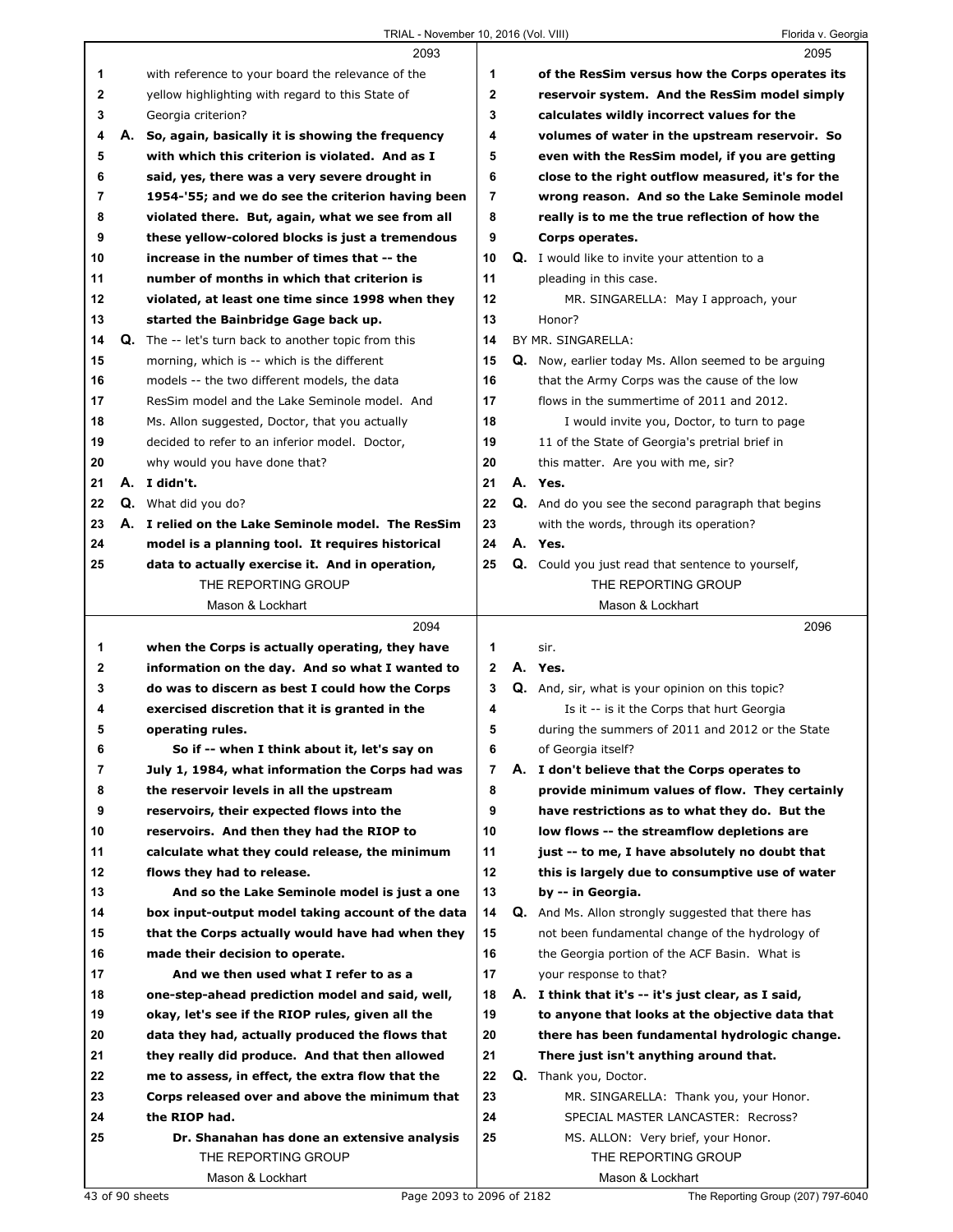**2093**

1 with reference to your board the relevance of the
2 yellow highlighting with regard to this State of
3 Georgia criterion?
4 **A. So, again, basically it is showing the frequency**
5 **with which this criterion is violated. And as I**
6 **said, yes, there was a very severe drought in**
7 **1954-'55; and we do see the criterion having been**
8 **violated there. But, again, what we see from all**
9 **these yellow-colored blocks is just a tremendous**
10 **increase in the number of times that -- the**
11 **number of months in which that criterion is**
12 **violated, at least one time since 1998 when they**
13 **started the Bainbridge Gage back up.**
14 **Q.** The -- let's turn back to another topic from this
15 morning, which is -- which is the different
16 models -- the two different models, the data
17 ResSim model and the Lake Seminole model. And
18 Ms. Allon suggested, Doctor, that you actually
19 decided to refer to an inferior model. Doctor,
20 why would you have done that?
21 **A. I didn't.**
22 **Q.** What did you do?
23 **A. I relied on the Lake Seminole model. The ResSim**
24 **model is a planning tool. It requires historical**
25 **data to actually exercise it. And in operation,**

**2094**

1 **when the Corps is actually operating, they have**
2 **information on the day. And so what I wanted to**
3 **do was to discern as best I could how the Corps**
4 **exercised discretion that it is granted in the**
5 **operating rules.**
6 **So if -- when I think about it, let's say on**
7 **July 1, 1984, what information the Corps had was**
8 **the reservoir levels in all the upstream**
9 **reservoirs, their expected flows into the**
10 **reservoirs. And then they had the RIOP to**
11 **calculate what they could release, the minimum**
12 **flows they had to release.**
13 **And so the Lake Seminole model is just a one**
14 **box input-output model taking account of the data**
15 **that the Corps actually would have had when they**
16 **made their decision to operate.**
17 **And we then used what I refer to as a**
18 **one-step-ahead prediction model and said, well,**
19 **okay, let's see if the RIOP rules, given all the**
20 **data they had, actually produced the flows that**
21 **they really did produce. And that then allowed**
22 **me to assess, in effect, the extra flow that the**
23 **Corps released over and above the minimum that**
24 **the RIOP had.**
25 **Dr. Shanahan has done an extensive analysis**

**2095**

1 **of the ResSim versus how the Corps operates its**
2 **reservoir system. And the ResSim model simply**
3 **calculates wildly incorrect values for the**
4 **volumes of water in the upstream reservoir. So**
5 **even with the ResSim model, if you are getting**
6 **close to the right outflow measured, it's for the**
7 **wrong reason. And so the Lake Seminole model**
8 **really is to me the true reflection of how the**
9 **Corps operates.**
10 **Q.** I would like to invite your attention to a
11 pleading in this case.
12 MR. SINGARELLA: May I approach, your
13 Honor?
14 BY MR. SINGARELLA:
15 **Q.** Now, earlier today Ms. Allon seemed to be arguing
16 that the Army Corps was the cause of the low
17 flows in the summertime of 2011 and 2012.
18 I would invite you, Doctor, to turn to page
19 11 of the State of Georgia's pretrial brief in
20 this matter. Are you with me, sir?
21 **A. Yes.**
22 **Q.** And do you see the second paragraph that begins
23 with the words, through its operation?
24 **A. Yes.**
25 **Q.** Could you just read that sentence to yourself,

**2096**

1 sir.
2 **A. Yes.**
3 **Q.** And, sir, what is your opinion on this topic?
4 Is it -- is it the Corps that hurt Georgia
5 during the summers of 2011 and 2012 or the State
6 of Georgia itself?
7 **A. I don't believe that the Corps operates to**
8 **provide minimum values of flow. They certainly**
9 **have restrictions as to what they do. But the**
10 **low flows -- the streamflow depletions are**
11 **just -- to me, I have absolutely no doubt that**
12 **this is largely due to consumptive use of water**
13 **by -- in Georgia.**
14 **Q.** And Ms. Allon strongly suggested that there has
15 not been fundamental change of the hydrology of
16 the Georgia portion of the ACF Basin. What is
17 your response to that?
18 **A. I think that it's -- it's just clear, as I said,**
19 **to anyone that looks at the objective data that**
20 **there has been fundamental hydrologic change.**
21 **There just isn't anything around that.**
22 **Q.** Thank you, Doctor.
23 MR. SINGARELLA: Thank you, your Honor.
24 SPECIAL MASTER LANCASTER: Recross?
25 MS. ALLON: Very brief, your Honor.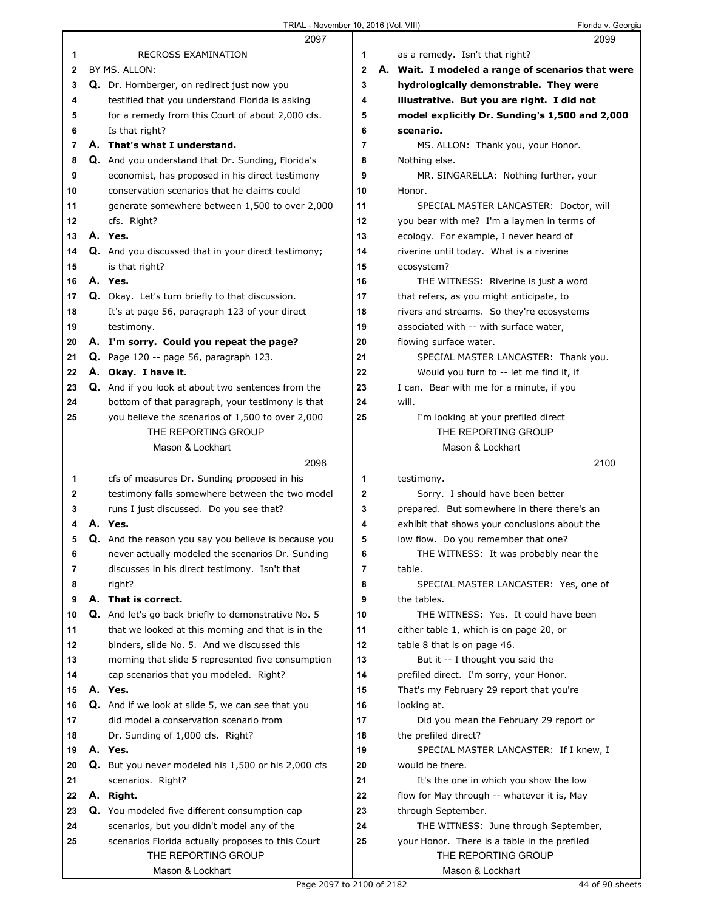RECROSS EXAMINATION

BY MS. ALLON:

Q. Dr. Hornberger, on redirect just now you testified that you understand Florida is asking for a remedy from this Court of about 2,000 cfs. Is that right?

**A. That's what I understand.**

Q. And you understand that Dr. Sunding, Florida's economist, has proposed in his direct testimony conservation scenarios that he claims could generate somewhere between 1,500 to over 2,000 cfs. Right?

**A. Yes.**

Q. And you discussed that in your direct testimony; is that right?

**A. Yes.**

Q. Okay. Let's turn briefly to that discussion. It's at page 56, paragraph 123 of your direct testimony.

**A. I'm sorry. Could you repeat the page?**

Q. Page 120 -- page 56, paragraph 123.

**A. Okay. I have it.**

Q. And if you look at about two sentences from the bottom of that paragraph, your testimony is that you believe the scenarios of 1,500 to over 2,000 cfs of measures Dr. Sunding proposed in his testimony falls somewhere between the two model runs I just discussed. Do you see that?

**A. Yes.**

Q. And the reason you say you believe is because you never actually modeled the scenarios Dr. Sunding discusses in his direct testimony. Isn't that right?

**A. That is correct.**

Q. And let's go back briefly to demonstrative No. 5 that we looked at this morning and that is in the binders, slide No. 5. And we discussed this morning that slide 5 represented five consumption cap scenarios that you modeled. Right?

**A. Yes.**

Q. And if we look at slide 5, we can see that you did model a conservation scenario from Dr. Sunding of 1,000 cfs. Right?

**A. Yes.**

Q. But you never modeled his 1,500 or his 2,000 cfs scenarios. Right?

**A. Right.**

Q. You modeled five different consumption cap scenarios, but you didn't model any of the scenarios Florida actually proposes to this Court as a remedy. Isn't that right?

**A. Wait. I modeled a range of scenarios that were hydrologically demonstrable. They were illustrative. But you are right. I did not model explicitly Dr. Sunding's 1,500 and 2,000 scenario.**

MS. ALLON: Thank you, your Honor. Nothing else.

MR. SINGARELLA: Nothing further, your Honor.

SPECIAL MASTER LANCASTER: Doctor, will you bear with me? I'm a laymen in terms of ecology. For example, I never heard of riverine until today. What is a riverine ecosystem?

THE WITNESS: Riverine is just a word that refers, as you might anticipate, to rivers and streams. So they're ecosystems associated with -- with surface water, flowing surface water.

SPECIAL MASTER LANCASTER: Thank you.

Would you turn to -- let me find it, if I can. Bear with me for a minute, if you will.

I'm looking at your prefiled direct testimony.

Sorry. I should have been better prepared. But somewhere in there there's an exhibit that shows your conclusions about the low flow. Do you remember that one?

THE WITNESS: It was probably near the table.

SPECIAL MASTER LANCASTER: Yes, one of the tables.

THE WITNESS: Yes. It could have been either table 1, which is on page 20, or table 8 that is on page 46.

But it -- I thought you said the prefiled direct. I'm sorry, your Honor. That's my February 29 report that you're looking at.

Did you mean the February 29 report or the prefiled direct?

SPECIAL MASTER LANCASTER: If I knew, I would be there.

It's the one in which you show the low flow for May through -- whatever it is, May through September.

THE WITNESS: June through September, your Honor. There is a table in the prefiled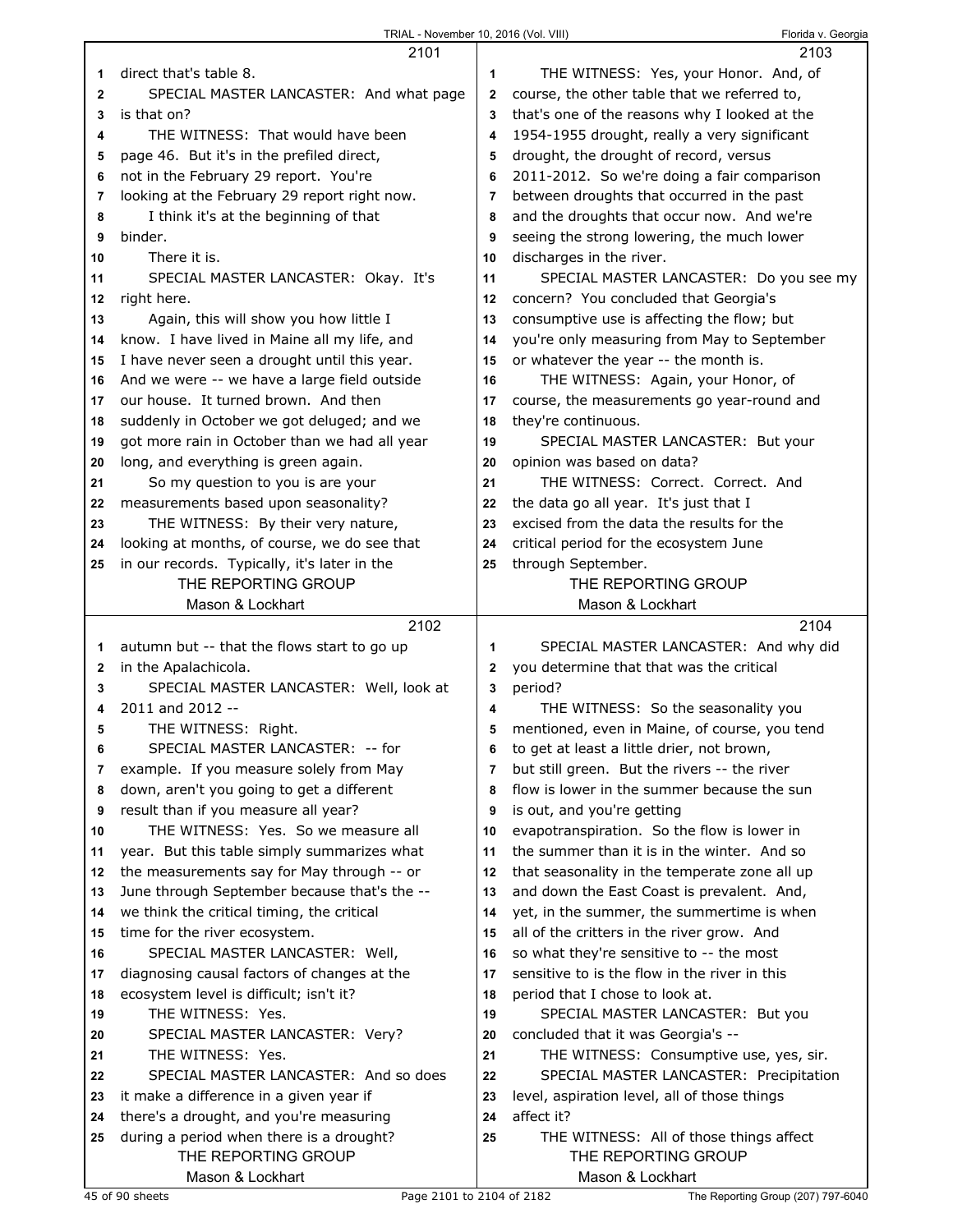direct that's table 8.

SPECIAL MASTER LANCASTER: And what page is that on?

THE WITNESS: That would have been page 46. But it's in the prefiled direct, not in the February 29 report. You're looking at the February 29 report right now.

I think it's at the beginning of that binder.

There it is.

SPECIAL MASTER LANCASTER: Okay. It's right here.

Again, this will show you how little I know. I have lived in Maine all my life, and I have never seen a drought until this year. And we were -- we have a large field outside our house. It turned brown. And then suddenly in October we got deluged; and we got more rain in October than we had all year long, and everything is green again.

So my question to you is are your measurements based upon seasonality?

THE WITNESS: By their very nature, looking at months, of course, we do see that in our records. Typically, it's later in the autumn but -- that the flows start to go up in the Apalachicola.

SPECIAL MASTER LANCASTER: Well, look at 2011 and 2012 --

THE WITNESS: Right.

SPECIAL MASTER LANCASTER: -- for example. If you measure solely from May down, aren't you going to get a different result than if you measure all year?

THE WITNESS: Yes. So we measure all year. But this table simply summarizes what the measurements say for May through -- or June through September because that's the -- we think the critical timing, the critical time for the river ecosystem.

SPECIAL MASTER LANCASTER: Well, diagnosing causal factors of changes at the ecosystem level is difficult; isn't it?

THE WITNESS: Yes.

SPECIAL MASTER LANCASTER: Very?

THE WITNESS: Yes.

SPECIAL MASTER LANCASTER: And so does it make a difference in a given year if there's a drought, and you're measuring during a period when there is a drought?

THE WITNESS: Yes, your Honor. And, of course, the other table that we referred to, that's one of the reasons why I looked at the 1954-1955 drought, really a very significant drought, the drought of record, versus 2011-2012. So we're doing a fair comparison between droughts that occurred in the past and the droughts that occur now. And we're seeing the strong lowering, the much lower discharges in the river.

SPECIAL MASTER LANCASTER: Do you see my concern? You concluded that Georgia's consumptive use is affecting the flow; but you're only measuring from May to September or whatever the year -- the month is.

THE WITNESS: Again, your Honor, of course, the measurements go year-round and they're continuous.

SPECIAL MASTER LANCASTER: But your opinion was based on data?

THE WITNESS: Correct. Correct. And the data go all year. It's just that I excised from the data the results for the critical period for the ecosystem June through September.

SPECIAL MASTER LANCASTER: And why did you determine that that was the critical period?

THE WITNESS: So the seasonality you mentioned, even in Maine, of course, you tend to get at least a little drier, not brown, but still green. But the rivers -- the river flow is lower in the summer because the sun is out, and you're getting evapotranspiration. So the flow is lower in the summer than it is in the winter. And so that seasonality in the temperate zone all up and down the East Coast is prevalent. And, yet, in the summer, the summertime is when all of the critters in the river grow. And so what they're sensitive to -- the most sensitive to is the flow in the river in this period that I chose to look at.

SPECIAL MASTER LANCASTER: But you concluded that it was Georgia's --

THE WITNESS: Consumptive use, yes, sir.

SPECIAL MASTER LANCASTER: Precipitation level, aspiration level, all of those things affect it?

THE WITNESS: All of those things affect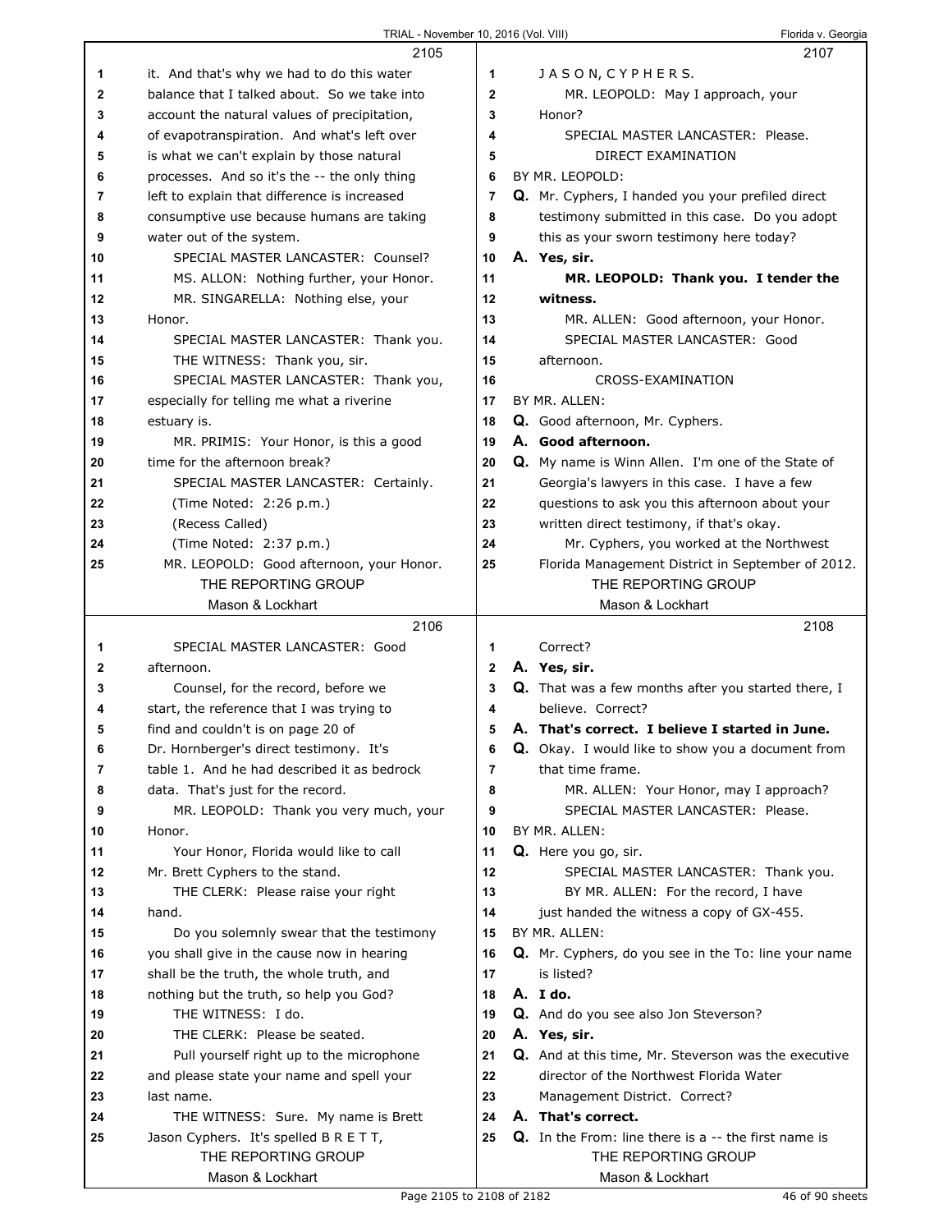**2105**

1 it. And that's why we had to do this water
2 balance that I talked about. So we take into
3 account the natural values of precipitation,
4 of evapotranspiration. And what's left over
5 is what we can't explain by those natural
6 processes. And so it's the -- the only thing
7 left to explain that difference is increased
8 consumptive use because humans are taking
9 water out of the system.
10 SPECIAL MASTER LANCASTER: Counsel?
11 MS. ALLON: Nothing further, your Honor.
12 MR. SINGARELLA: Nothing else, your
13 Honor.
14 SPECIAL MASTER LANCASTER: Thank you.
15 THE WITNESS: Thank you, sir.
16 SPECIAL MASTER LANCASTER: Thank you,
17 especially for telling me what a riverine
18 estuary is.
19 MR. PRIMIS: Your Honor, is this a good
20 time for the afternoon break?
21 SPECIAL MASTER LANCASTER: Certainly.
22 (Time Noted: 2:26 p.m.)
23 (Recess Called)
24 (Time Noted: 2:37 p.m.)
25 MR. LEOPOLD: Good afternoon, your Honor.

**2106**

1 SPECIAL MASTER LANCASTER: Good
2 afternoon.
3 Counsel, for the record, before we
4 start, the reference that I was trying to
5 find and couldn't is on page 20 of
6 Dr. Hornberger's direct testimony. It's
7 table 1. And he had described it as bedrock
8 data. That's just for the record.
9 MR. LEOPOLD: Thank you very much, your
10 Honor.
11 Your Honor, Florida would like to call
12 Mr. Brett Cyphers to the stand.
13 THE CLERK: Please raise your right
14 hand.
15 Do you solemnly swear that the testimony
16 you shall give in the cause now in hearing
17 shall be the truth, the whole truth, and
18 nothing but the truth, so help you God?
19 THE WITNESS: I do.
20 THE CLERK: Please be seated.
21 Pull yourself right up to the microphone
22 and please state your name and spell your
23 last name.
24 THE WITNESS: Sure. My name is Brett
25 Jason Cyphers. It's spelled B R E T T,

**2107**

1 J A S O N, C Y P H E R S.
2 MR. LEOPOLD: May I approach, your
3 Honor?
4 SPECIAL MASTER LANCASTER: Please.
5 DIRECT EXAMINATION
6 BY MR. LEOPOLD:
7 **Q.** Mr. Cyphers, I handed you your prefiled direct
8 testimony submitted in this case. Do you adopt
9 this as your sworn testimony here today?
10 **A. Yes, sir.**
11 **MR. LEOPOLD: Thank you. I tender the**
12 **witness.**
13 MR. ALLEN: Good afternoon, your Honor.
14 SPECIAL MASTER LANCASTER: Good
15 afternoon.
16 CROSS-EXAMINATION
17 BY MR. ALLEN:
18 **Q.** Good afternoon, Mr. Cyphers.
19 **A. Good afternoon.**
20 **Q.** My name is Winn Allen. I'm one of the State of
21 Georgia's lawyers in this case. I have a few
22 questions to ask you this afternoon about your
23 written direct testimony, if that's okay.
24 Mr. Cyphers, you worked at the Northwest
25 Florida Management District in September of 2012.

**2108**

1 Correct?
2 **A. Yes, sir.**
3 **Q.** That was a few months after you started there, I
4 believe. Correct?
5 **A. That's correct. I believe I started in June.**
6 **Q.** Okay. I would like to show you a document from
7 that time frame.
8 MR. ALLEN: Your Honor, may I approach?
9 SPECIAL MASTER LANCASTER: Please.
10 BY MR. ALLEN:
11 **Q.** Here you go, sir.
12 SPECIAL MASTER LANCASTER: Thank you.
13 BY MR. ALLEN: For the record, I have
14 just handed the witness a copy of GX-455.
15 BY MR. ALLEN:
16 **Q.** Mr. Cyphers, do you see in the To: line your name
17 is listed?
18 **A. I do.**
19 **Q.** And do you see also Jon Steverson?
20 **A. Yes, sir.**
21 **Q.** And at this time, Mr. Steverson was the executive
22 director of the Northwest Florida Water
23 Management District. Correct?
24 **A. That's correct.**
25 **Q.** In the From: line there is a -- the first name is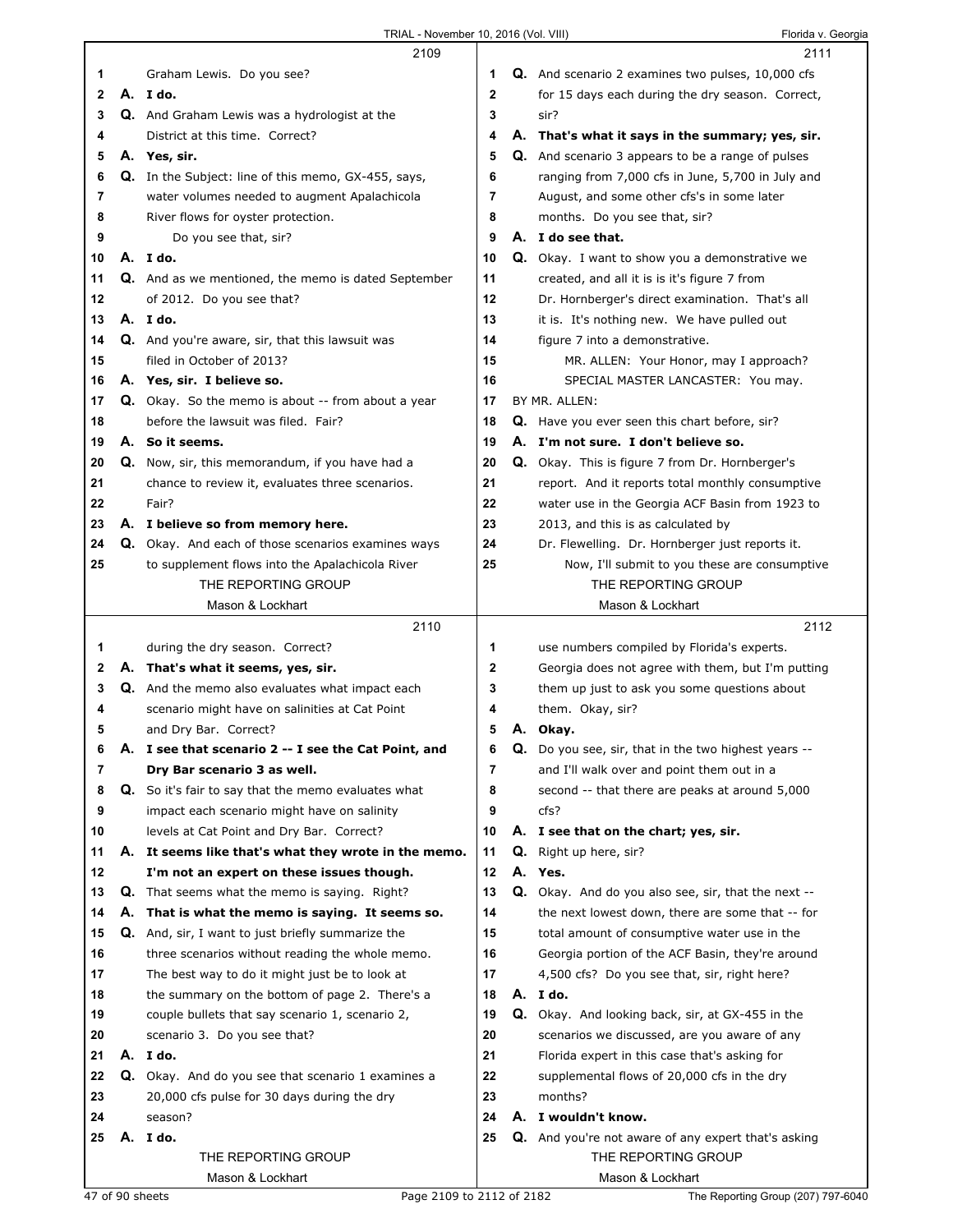**2109**

1 Graham Lewis. Do you see?

2 **A. I do.**

3 Q. And Graham Lewis was a hydrologist at the

4 District at this time. Correct?

5 **A. Yes, sir.**

6 Q. In the Subject: line of this memo, GX-455, says,

7 water volumes needed to augment Apalachicola

8 River flows for oyster protection.

9 Do you see that, sir?

10 **A. I do.**

11 Q. And as we mentioned, the memo is dated September

12 of 2012. Do you see that?

13 **A. I do.**

14 Q. And you're aware, sir, that this lawsuit was

15 filed in October of 2013?

16 **A. Yes, sir. I believe so.**

17 Q. Okay. So the memo is about -- from about a year

18 before the lawsuit was filed. Fair?

19 **A. So it seems.**

20 Q. Now, sir, this memorandum, if you have had a

21 chance to review it, evaluates three scenarios.

22 Fair?

23 **A. I believe so from memory here.**

24 Q. Okay. And each of those scenarios examines ways

25 to supplement flows into the Apalachicola River

**2110**

1 during the dry season. Correct?

2 **A. That's what it seems, yes, sir.**

3 Q. And the memo also evaluates what impact each

4 scenario might have on salinities at Cat Point

5 and Dry Bar. Correct?

6 **A. I see that scenario 2 -- I see the Cat Point, and**

7 **Dry Bar scenario 3 as well.**

8 Q. So it's fair to say that the memo evaluates what

9 impact each scenario might have on salinity

10 levels at Cat Point and Dry Bar. Correct?

11 **A. It seems like that's what they wrote in the memo.**

12 **I'm not an expert on these issues though.**

13 Q. That seems what the memo is saying. Right?

14 **A. That is what the memo is saying. It seems so.**

15 Q. And, sir, I want to just briefly summarize the

16 three scenarios without reading the whole memo.

17 The best way to do it might just be to look at

18 the summary on the bottom of page 2. There's a

19 couple bullets that say scenario 1, scenario 2,

20 scenario 3. Do you see that?

21 **A. I do.**

22 Q. Okay. And do you see that scenario 1 examines a

23 20,000 cfs pulse for 30 days during the dry

24 season?

25 **A. I do.**

**2111**

1 Q. And scenario 2 examines two pulses, 10,000 cfs

2 for 15 days each during the dry season. Correct,

3 sir?

4 **A. That's what it says in the summary; yes, sir.**

5 Q. And scenario 3 appears to be a range of pulses

6 ranging from 7,000 cfs in June, 5,700 in July and

7 August, and some other cfs's in some later

8 months. Do you see that, sir?

9 **A. I do see that.**

10 Q. Okay. I want to show you a demonstrative we

11 created, and all it is is it's figure 7 from

12 Dr. Hornberger's direct examination. That's all

13 it is. It's nothing new. We have pulled out

14 figure 7 into a demonstrative.

15 MR. ALLEN: Your Honor, may I approach?

16 SPECIAL MASTER LANCASTER: You may.

17 BY MR. ALLEN:

18 Q. Have you ever seen this chart before, sir?

19 **A. I'm not sure. I don't believe so.**

20 Q. Okay. This is figure 7 from Dr. Hornberger's

21 report. And it reports total monthly consumptive

22 water use in the Georgia ACF Basin from 1923 to

23 2013, and this is as calculated by

24 Dr. Flewelling. Dr. Hornberger just reports it.

25 Now, I'll submit to you these are consumptive

**2112**

1 use numbers compiled by Florida's experts.

2 Georgia does not agree with them, but I'm putting

3 them up just to ask you some questions about

4 them. Okay, sir?

5 **A. Okay.**

6 Q. Do you see, sir, that in the two highest years --

7 and I'll walk over and point them out in a

8 second -- that there are peaks at around 5,000

9 cfs?

10 **A. I see that on the chart; yes, sir.**

11 Q. Right up here, sir?

12 **A. Yes.**

13 Q. Okay. And do you also see, sir, that the next --

14 the next lowest down, there are some that -- for

15 total amount of consumptive water use in the

16 Georgia portion of the ACF Basin, they're around

17 4,500 cfs? Do you see that, sir, right here?

18 **A. I do.**

19 Q. Okay. And looking back, sir, at GX-455 in the

20 scenarios we discussed, are you aware of any

21 Florida expert in this case that's asking for

22 supplemental flows of 20,000 cfs in the dry

23 months?

24 **A. I wouldn't know.**

25 Q. And you're not aware of any expert that's asking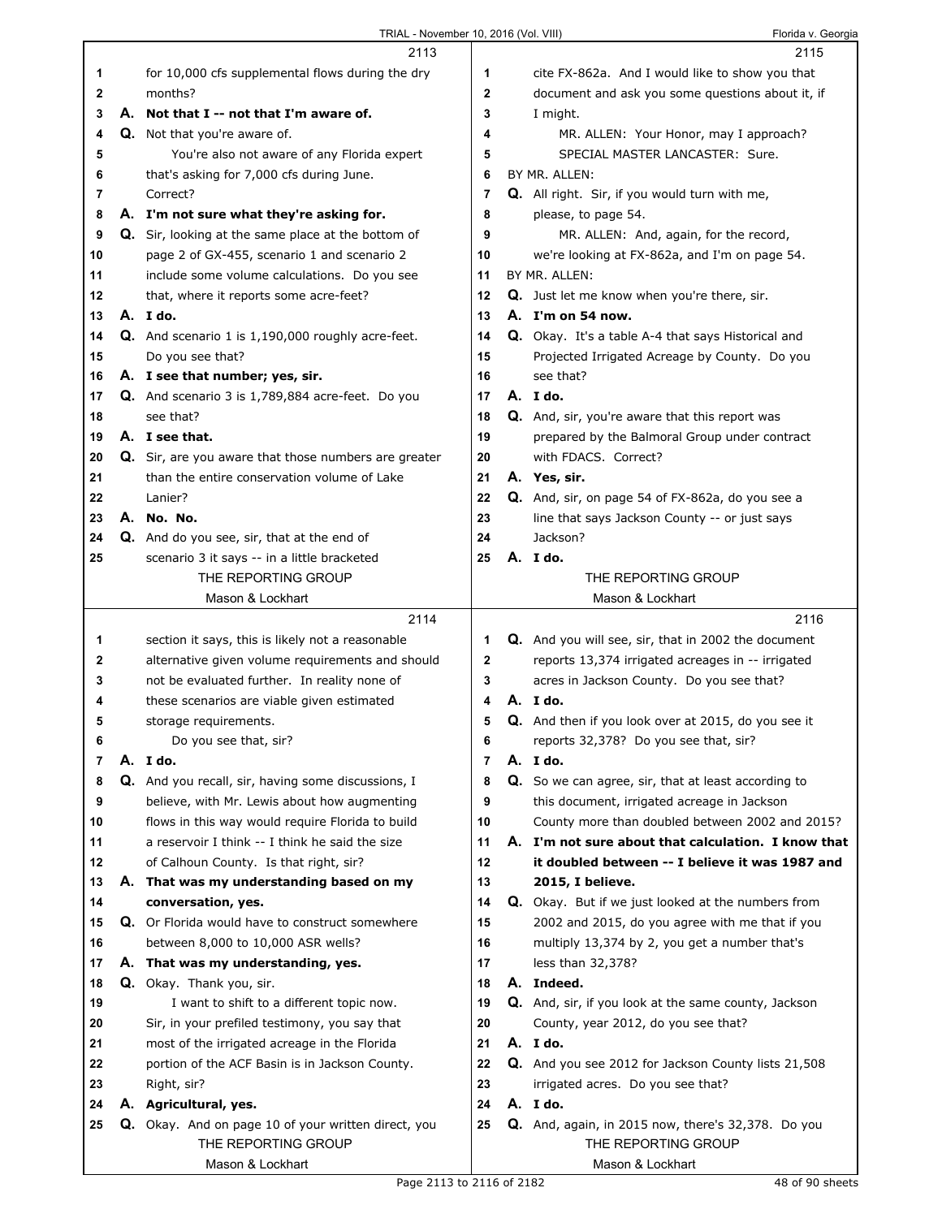**2113**

1 for 10,000 cfs supplemental flows during the dry
2 months?
3 **A. Not that I -- not that I'm aware of.**
4 **Q.** Not that you're aware of.
5 You're also not aware of any Florida expert
6 that's asking for 7,000 cfs during June.
7 Correct?
8 **A. I'm not sure what they're asking for.**
9 **Q.** Sir, looking at the same place at the bottom of
10 page 2 of GX-455, scenario 1 and scenario 2
11 include some volume calculations. Do you see
12 that, where it reports some acre-feet?
13 **A. I do.**
14 **Q.** And scenario 1 is 1,190,000 roughly acre-feet.
15 Do you see that?
16 **A. I see that number; yes, sir.**
17 **Q.** And scenario 3 is 1,789,884 acre-feet. Do you
18 see that?
19 **A. I see that.**
20 **Q.** Sir, are you aware that those numbers are greater
21 than the entire conservation volume of Lake
22 Lanier?
23 **A. No. No.**
24 **Q.** And do you see, sir, that at the end of
25 scenario 3 it says -- in a little bracketed

**2114**

1 section it says, this is likely not a reasonable
2 alternative given volume requirements and should
3 not be evaluated further. In reality none of
4 these scenarios are viable given estimated
5 storage requirements.
6 Do you see that, sir?
7 **A. I do.**
8 **Q.** And you recall, sir, having some discussions, I
9 believe, with Mr. Lewis about how augmenting
10 flows in this way would require Florida to build
11 a reservoir I think -- I think he said the size
12 of Calhoun County. Is that right, sir?
13 **A. That was my understanding based on my**
14 **conversation, yes.**
15 **Q.** Or Florida would have to construct somewhere
16 between 8,000 to 10,000 ASR wells?
17 **A. That was my understanding, yes.**
18 **Q.** Okay. Thank you, sir.
19 I want to shift to a different topic now.
20 Sir, in your prefiled testimony, you say that
21 most of the irrigated acreage in the Florida
22 portion of the ACF Basin is in Jackson County.
23 Right, sir?
24 **A. Agricultural, yes.**
25 **Q.** Okay. And on page 10 of your written direct, you

**2115**

1 cite FX-862a. And I would like to show you that
2 document and ask you some questions about it, if
3 I might.
4 MR. ALLEN: Your Honor, may I approach?
5 SPECIAL MASTER LANCASTER: Sure.
6 BY MR. ALLEN:
7 **Q.** All right. Sir, if you would turn with me,
8 please, to page 54.
9 MR. ALLEN: And, again, for the record,
10 we're looking at FX-862a, and I'm on page 54.
11 BY MR. ALLEN:
12 **Q.** Just let me know when you're there, sir.
13 **A. I'm on 54 now.**
14 **Q.** Okay. It's a table A-4 that says Historical and
15 Projected Irrigated Acreage by County. Do you
16 see that?
17 **A. I do.**
18 **Q.** And, sir, you're aware that this report was
19 prepared by the Balmoral Group under contract
20 with FDACS. Correct?
21 **A. Yes, sir.**
22 **Q.** And, sir, on page 54 of FX-862a, do you see a
23 line that says Jackson County -- or just says
24 Jackson?
25 **A. I do.**

**2116**

1 **Q.** And you will see, sir, that in 2002 the document
2 reports 13,374 irrigated acreages in -- irrigated
3 acres in Jackson County. Do you see that?
4 **A. I do.**
5 **Q.** And then if you look over at 2015, do you see it
6 reports 32,378? Do you see that, sir?
7 **A. I do.**
8 **Q.** So we can agree, sir, that at least according to
9 this document, irrigated acreage in Jackson
10 County more than doubled between 2002 and 2015?
11 **A. I'm not sure about that calculation. I know that**
12 **it doubled between -- I believe it was 1987 and**
13 **2015, I believe.**
14 **Q.** Okay. But if we just looked at the numbers from
15 2002 and 2015, do you agree with me that if you
16 multiply 13,374 by 2, you get a number that's
17 less than 32,378?
18 **A. Indeed.**
19 **Q.** And, sir, if you look at the same county, Jackson
20 County, year 2012, do you see that?
21 **A. I do.**
22 **Q.** And you see 2012 for Jackson County lists 21,508
23 irrigated acres. Do you see that?
24 **A. I do.**
25 **Q.** And, again, in 2015 now, there's 32,378. Do you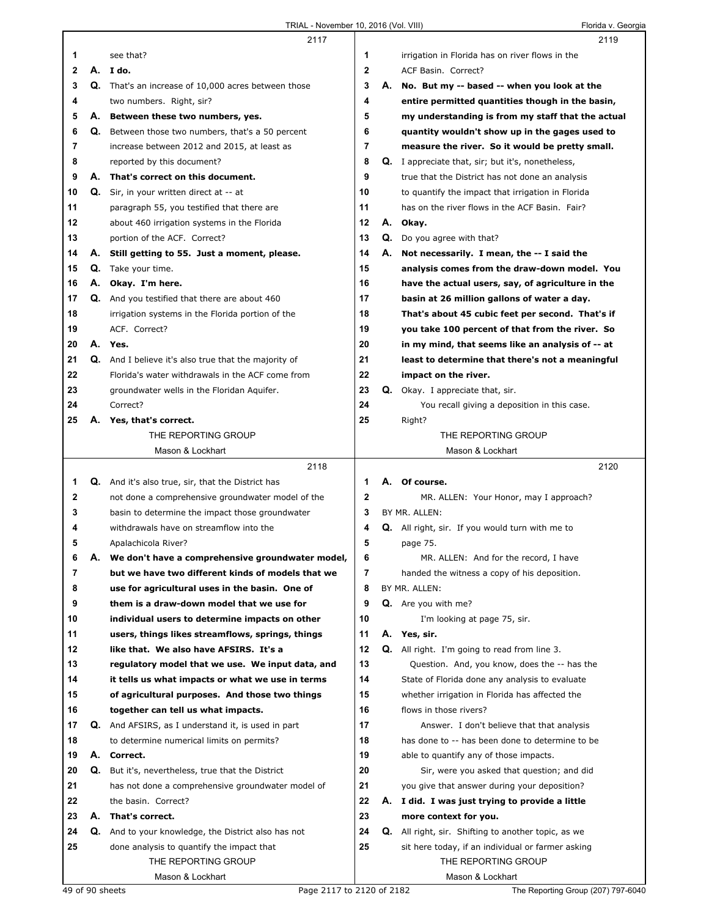see that?

**A. I do.**

Q. That's an increase of 10,000 acres between those two numbers. Right, sir?

**A. Between these two numbers, yes.**

Q. Between those two numbers, that's a 50 percent increase between 2012 and 2015, at least as reported by this document?

**A. That's correct on this document.**

Q. Sir, in your written direct at -- at paragraph 55, you testified that there are about 460 irrigation systems in the Florida portion of the ACF. Correct?

**A. Still getting to 55. Just a moment, please.**

Q. Take your time.

**A. Okay. I'm here.**

Q. And you testified that there are about 460 irrigation systems in the Florida portion of the ACF. Correct?

**A. Yes.**

Q. And I believe it's also true that the majority of Florida's water withdrawals in the ACF come from groundwater wells in the Floridan Aquifer. Correct?

**A. Yes, that's correct.**

Q. And it's also true, sir, that the District has not done a comprehensive groundwater model of the basin to determine the impact those groundwater withdrawals have on streamflow into the Apalachicola River?

**A. We don't have a comprehensive groundwater model, but we have two different kinds of models that we use for agricultural uses in the basin. One of them is a draw-down model that we use for individual users to determine impacts on other users, things likes streamflows, springs, things like that. We also have AFSIRS. It's a regulatory model that we use. We input data, and it tells us what impacts or what we use in terms of agricultural purposes. And those two things together can tell us what impacts.**

Q. And AFSIRS, as I understand it, is used in part to determine numerical limits on permits?

**A. Correct.**

Q. But it's, nevertheless, true that the District has not done a comprehensive groundwater model of the basin. Correct?

**A. That's correct.**

Q. And to your knowledge, the District also has not done analysis to quantify the impact that irrigation in Florida has on river flows in the ACF Basin. Correct?

**A. No. But my -- based -- when you look at the entire permitted quantities though in the basin, my understanding is from my staff that the actual quantity wouldn't show up in the gages used to measure the river. So it would be pretty small.**

Q. I appreciate that, sir; but it's, nonetheless, true that the District has not done an analysis to quantify the impact that irrigation in Florida has on the river flows in the ACF Basin. Fair?

**A. Okay.**

Q. Do you agree with that?

**A. Not necessarily. I mean, the -- I said the analysis comes from the draw-down model. You have the actual users, say, of agriculture in the basin at 26 million gallons of water a day. That's about 45 cubic feet per second. That's if you take 100 percent of that from the river. So in my mind, that seems like an analysis of -- at least to determine that there's not a meaningful impact on the river.**

Q. Okay. I appreciate that, sir.

You recall giving a deposition in this case. Right?

**A. Of course.**

MR. ALLEN: Your Honor, may I approach?

BY MR. ALLEN:

Q. All right, sir. If you would turn with me to page 75.

MR. ALLEN: And for the record, I have handed the witness a copy of his deposition.

BY MR. ALLEN:

Q. Are you with me?

I'm looking at page 75, sir.

**A. Yes, sir.**

Q. All right. I'm going to read from line 3.

Question. And, you know, does the -- has the State of Florida done any analysis to evaluate whether irrigation in Florida has affected the flows in those rivers?

Answer. I don't believe that that analysis has done to -- has been done to determine to be able to quantify any of those impacts.

Sir, were you asked that question; and did you give that answer during your deposition?

**A. I did. I was just trying to provide a little more context for you.**

Q. All right, sir. Shifting to another topic, as we sit here today, if an individual or farmer asking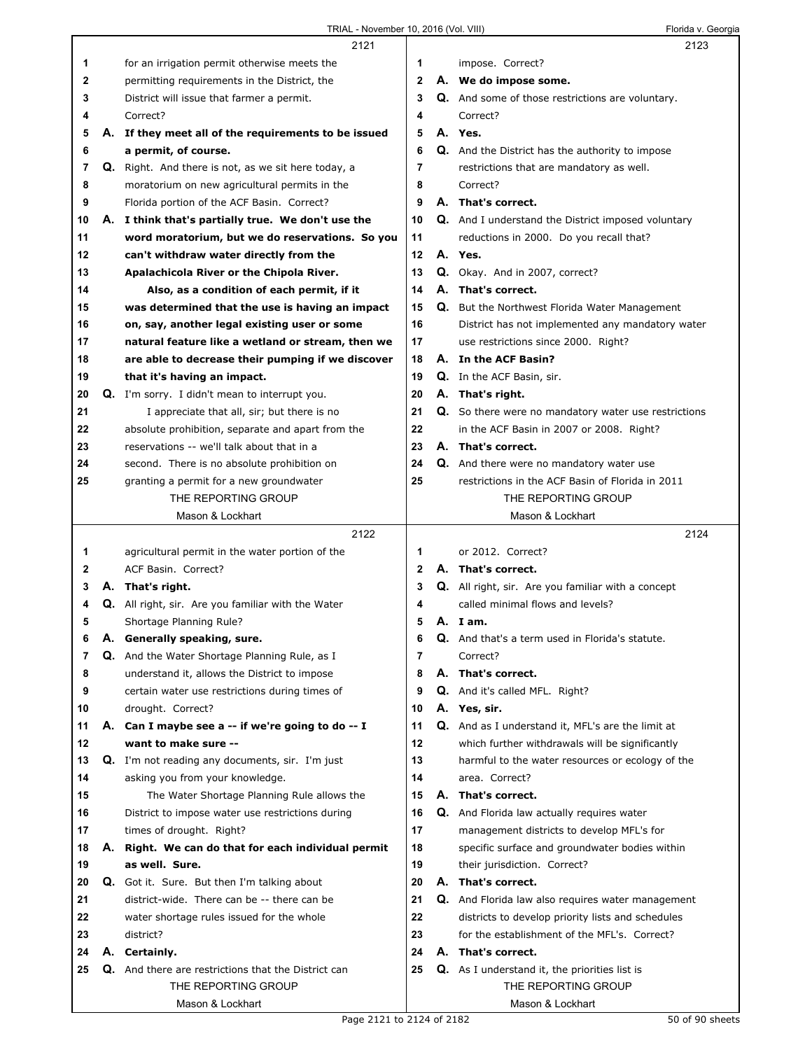**2121**

1 for an irrigation permit otherwise meets the
2 permitting requirements in the District, the
3 District will issue that farmer a permit.
4 Correct?
5 A. **If they meet all of the requirements to be issued**
6 **a permit, of course.**
7 Q. Right. And there is not, as we sit here today, a
8 moratorium on new agricultural permits in the
9 Florida portion of the ACF Basin. Correct?
10 A. **I think that's partially true. We don't use the**
11 **word moratorium, but we do reservations. So you**
12 **can't withdraw water directly from the**
13 **Apalachicola River or the Chipola River.**
14 **Also, as a condition of each permit, if it**
15 **was determined that the use is having an impact**
16 **on, say, another legal existing user or some**
17 **natural feature like a wetland or stream, then we**
18 **are able to decrease their pumping if we discover**
19 **that it's having an impact.**
20 Q. I'm sorry. I didn't mean to interrupt you.
21 I appreciate that all, sir; but there is no
22 absolute prohibition, separate and apart from the
23 reservations -- we'll talk about that in a
24 second. There is no absolute prohibition on
25 granting a permit for a new groundwater

**2122**

1 agricultural permit in the water portion of the
2 ACF Basin. Correct?
3 A. **That's right.**
4 Q. All right, sir. Are you familiar with the Water
5 Shortage Planning Rule?
6 A. **Generally speaking, sure.**
7 Q. And the Water Shortage Planning Rule, as I
8 understand it, allows the District to impose
9 certain water use restrictions during times of
10 drought. Correct?
11 A. **Can I maybe see a -- if we're going to do -- I**
12 **want to make sure --**
13 Q. I'm not reading any documents, sir. I'm just
14 asking you from your knowledge.
15 The Water Shortage Planning Rule allows the
16 District to impose water use restrictions during
17 times of drought. Right?
18 A. **Right. We can do that for each individual permit**
19 **as well. Sure.**
20 Q. Got it. Sure. But then I'm talking about
21 district-wide. There can be -- there can be
22 water shortage rules issued for the whole
23 district?
24 A. **Certainly.**
25 Q. And there are restrictions that the District can

**2123**

1 impose. Correct?
2 A. **We do impose some.**
3 Q. And some of those restrictions are voluntary.
4 Correct?
5 A. **Yes.**
6 Q. And the District has the authority to impose
7 restrictions that are mandatory as well.
8 Correct?
9 A. **That's correct.**
10 Q. And I understand the District imposed voluntary
11 reductions in 2000. Do you recall that?
12 A. **Yes.**
13 Q. Okay. And in 2007, correct?
14 A. **That's correct.**
15 Q. But the Northwest Florida Water Management
16 District has not implemented any mandatory water
17 use restrictions since 2000. Right?
18 A. **In the ACF Basin?**
19 Q. In the ACF Basin, sir.
20 A. **That's right.**
21 Q. So there were no mandatory water use restrictions
22 in the ACF Basin in 2007 or 2008. Right?
23 A. **That's correct.**
24 Q. And there were no mandatory water use
25 restrictions in the ACF Basin of Florida in 2011

**2124**

1 or 2012. Correct?
2 A. **That's correct.**
3 Q. All right, sir. Are you familiar with a concept
4 called minimal flows and levels?
5 A. **I am.**
6 Q. And that's a term used in Florida's statute.
7 Correct?
8 A. **That's correct.**
9 Q. And it's called MFL. Right?
10 A. **Yes, sir.**
11 Q. And as I understand it, MFL's are the limit at
12 which further withdrawals will be significantly
13 harmful to the water resources or ecology of the
14 area. Correct?
15 A. **That's correct.**
16 Q. And Florida law actually requires water
17 management districts to develop MFL's for
18 specific surface and groundwater bodies within
19 their jurisdiction. Correct?
20 A. **That's correct.**
21 Q. And Florida law also requires water management
22 districts to develop priority lists and schedules
23 for the establishment of the MFL's. Correct?
24 A. **That's correct.**
25 Q. As I understand it, the priorities list is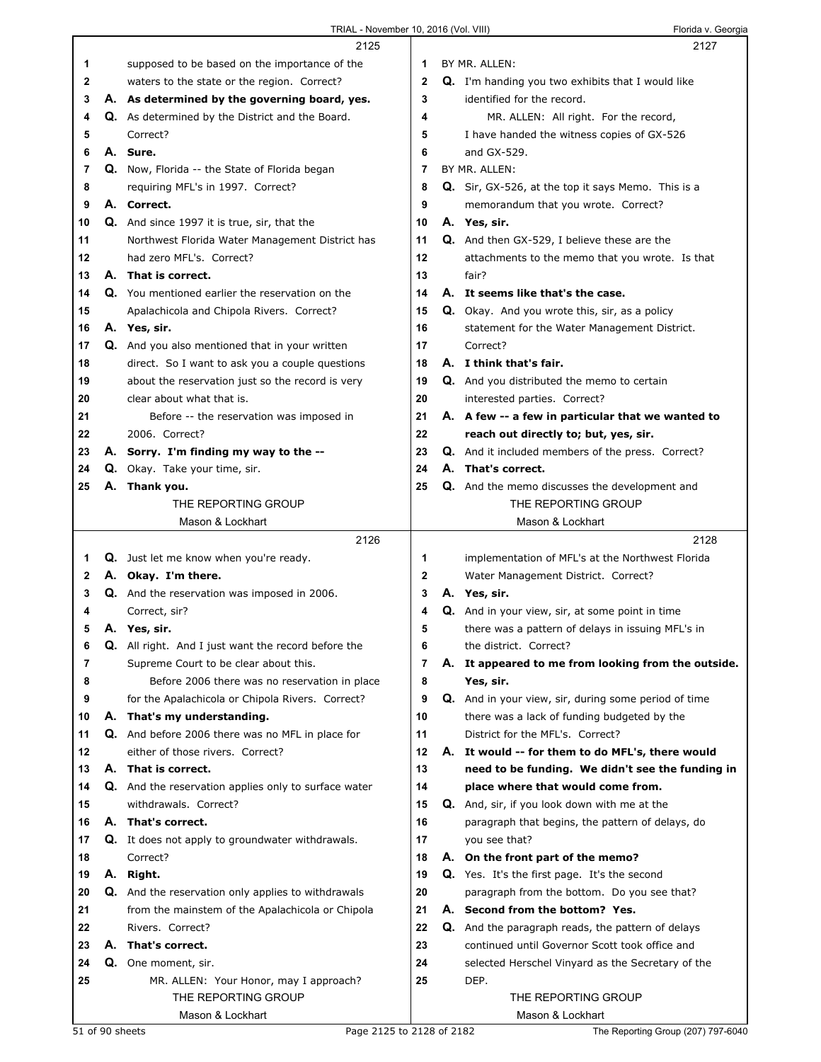2125

1 supposed to be based on the importance of the
2 waters to the state or the region. Correct?
3 A. **As determined by the governing board, yes.**
4 Q. As determined by the District and the Board.
5 Correct?
6 A. **Sure.**
7 Q. Now, Florida -- the State of Florida began
8 requiring MFL's in 1997. Correct?
9 A. **Correct.**
10 Q. And since 1997 it is true, sir, that the
11 Northwest Florida Water Management District has
12 had zero MFL's. Correct?
13 A. **That is correct.**
14 Q. You mentioned earlier the reservation on the
15 Apalachicola and Chipola Rivers. Correct?
16 A. **Yes, sir.**
17 Q. And you also mentioned that in your written
18 direct. So I want to ask you a couple questions
19 about the reservation just so the record is very
20 clear about what that is.
21 Before -- the reservation was imposed in
22 2006. Correct?
23 A. **Sorry. I'm finding my way to the --**
24 Q. Okay. Take your time, sir.
25 A. **Thank you.**

2126

1 Q. Just let me know when you're ready.
2 A. **Okay. I'm there.**
3 Q. And the reservation was imposed in 2006.
4 Correct, sir?
5 A. **Yes, sir.**
6 Q. All right. And I just want the record before the
7 Supreme Court to be clear about this.
8 Before 2006 there was no reservation in place
9 for the Apalachicola or Chipola Rivers. Correct?
10 A. **That's my understanding.**
11 Q. And before 2006 there was no MFL in place for
12 either of those rivers. Correct?
13 A. **That is correct.**
14 Q. And the reservation applies only to surface water
15 withdrawals. Correct?
16 A. **That's correct.**
17 Q. It does not apply to groundwater withdrawals.
18 Correct?
19 A. **Right.**
20 Q. And the reservation only applies to withdrawals
21 from the mainstem of the Apalachicola or Chipola
22 Rivers. Correct?
23 A. **That's correct.**
24 Q. One moment, sir.
25 MR. ALLEN: Your Honor, may I approach?

2127

1 BY MR. ALLEN:
2 Q. I'm handing you two exhibits that I would like
3 identified for the record.
4 MR. ALLEN: All right. For the record,
5 I have handed the witness copies of GX-526
6 and GX-529.
7 BY MR. ALLEN:
8 Q. Sir, GX-526, at the top it says Memo. This is a
9 memorandum that you wrote. Correct?
10 A. **Yes, sir.**
11 Q. And then GX-529, I believe these are the
12 attachments to the memo that you wrote. Is that
13 fair?
14 A. **It seems like that's the case.**
15 Q. Okay. And you wrote this, sir, as a policy
16 statement for the Water Management District.
17 Correct?
18 A. **I think that's fair.**
19 Q. And you distributed the memo to certain
20 interested parties. Correct?
21 A. **A few -- a few in particular that we wanted to**
22 **reach out directly to; but, yes, sir.**
23 Q. And it included members of the press. Correct?
24 A. **That's correct.**
25 Q. And the memo discusses the development and

2128

1 implementation of MFL's at the Northwest Florida
2 Water Management District. Correct?
3 A. **Yes, sir.**
4 Q. And in your view, sir, at some point in time
5 there was a pattern of delays in issuing MFL's in
6 the district. Correct?
7 A. **It appeared to me from looking from the outside.**
8 **Yes, sir.**
9 Q. And in your view, sir, during some period of time
10 there was a lack of funding budgeted by the
11 District for the MFL's. Correct?
12 A. **It would -- for them to do MFL's, there would**
13 **need to be funding. We didn't see the funding in**
14 **place where that would come from.**
15 Q. And, sir, if you look down with me at the
16 paragraph that begins, the pattern of delays, do
17 you see that?
18 A. **On the front part of the memo?**
19 Q. Yes. It's the first page. It's the second
20 paragraph from the bottom. Do you see that?
21 A. **Second from the bottom? Yes.**
22 Q. And the paragraph reads, the pattern of delays
23 continued until Governor Scott took office and
24 selected Herschel Vinyard as the Secretary of the
25 DEP.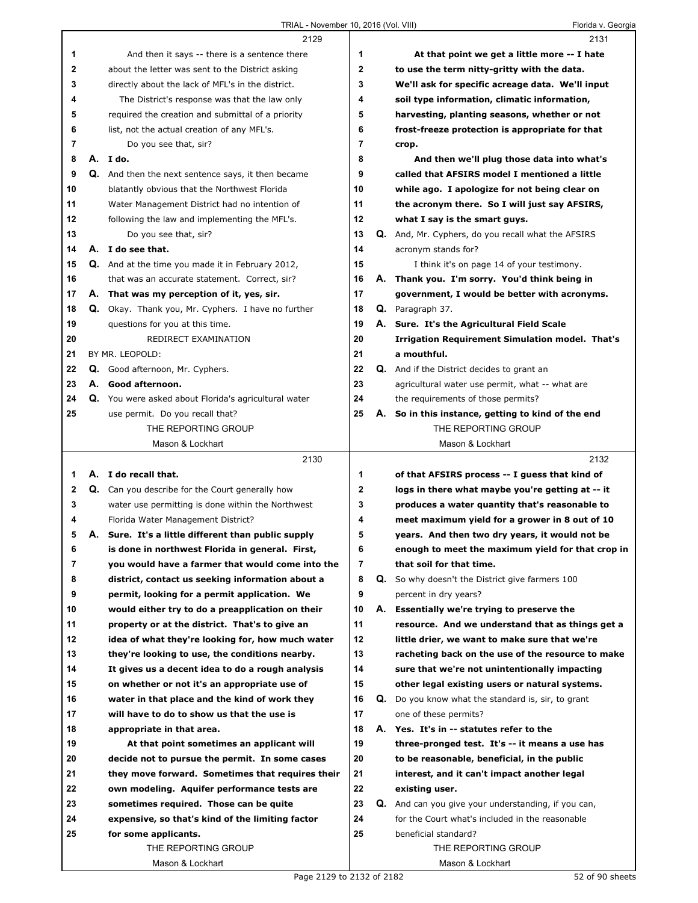**2129**

And then it says -- there is a sentence there about the letter was sent to the District asking directly about the lack of MFL's in the district.

The District's response was that the law only required the creation and submittal of a priority list, not the actual creation of any MFL's.

Do you see that, sir?

A. **I do.**

Q. And then the next sentence says, it then became blatantly obvious that the Northwest Florida Water Management District had no intention of following the law and implementing the MFL's.

Do you see that, sir?

A. **I do see that.**

Q. And at the time you made it in February 2012, that was an accurate statement. Correct, sir?

A. **That was my perception of it, yes, sir.**

Q. Okay. Thank you, Mr. Cyphers. I have no further questions for you at this time.

REDIRECT EXAMINATION

BY MR. LEOPOLD:

Q. Good afternoon, Mr. Cyphers.

A. **Good afternoon.**

Q. You were asked about Florida's agricultural water use permit. Do you recall that?

**2130**

A. **I do recall that.**

Q. Can you describe for the Court generally how water use permitting is done within the Northwest Florida Water Management District?

A. **Sure. It's a little different than public supply is done in northwest Florida in general. First, you would have a farmer that would come into the district, contact us seeking information about a permit, looking for a permit application. We would either try to do a preapplication on their property or at the district. That's to give an idea of what they're looking for, how much water they're looking to use, the conditions nearby. It gives us a decent idea to do a rough analysis on whether or not it's an appropriate use of water in that place and the kind of work they will have to do to show us that the use is appropriate in that area.**

**At that point sometimes an applicant will decide not to pursue the permit. In some cases they move forward. Sometimes that requires their own modeling. Aquifer performance tests are sometimes required. Those can be quite expensive, so that's kind of the limiting factor for some applicants.**

**2131**

**At that point we get a little more -- I hate to use the term nitty-gritty with the data. We'll ask for specific acreage data. We'll input soil type information, climatic information, harvesting, planting seasons, whether or not frost-freeze protection is appropriate for that crop.**

**And then we'll plug those data into what's called that AFSIRS model I mentioned a little while ago. I apologize for not being clear on the acronym there. So I will just say AFSIRS, what I say is the smart guys.**

Q. And, Mr. Cyphers, do you recall what the AFSIRS acronym stands for?

I think it's on page 14 of your testimony.

A. **Thank you. I'm sorry. You'd think being in government, I would be better with acronyms.**

Q. Paragraph 37.

A. **Sure. It's the Agricultural Field Scale Irrigation Requirement Simulation model. That's a mouthful.**

Q. And if the District decides to grant an agricultural water use permit, what -- what are the requirements of those permits?

A. **So in this instance, getting to kind of the end of that AFSIRS process -- I guess that kind of logs in there what maybe you're getting at -- it produces a water quantity that's reasonable to meet maximum yield for a grower in 8 out of 10 years. And then two dry years, it would not be enough to meet the maximum yield for that crop in that soil for that time.**

**2132**

Q. So why doesn't the District give farmers 100 percent in dry years?

A. **Essentially we're trying to preserve the resource. And we understand that as things get a little drier, we want to make sure that we're racheting back on the use of the resource to make sure that we're not unintentionally impacting other legal existing users or natural systems.**

Q. Do you know what the standard is, sir, to grant one of these permits?

A. **Yes. It's in -- statutes refer to the three-pronged test. It's -- it means a use has to be reasonable, beneficial, in the public interest, and it can't impact another legal existing user.**

Q. And can you give your understanding, if you can, for the Court what's included in the reasonable beneficial standard?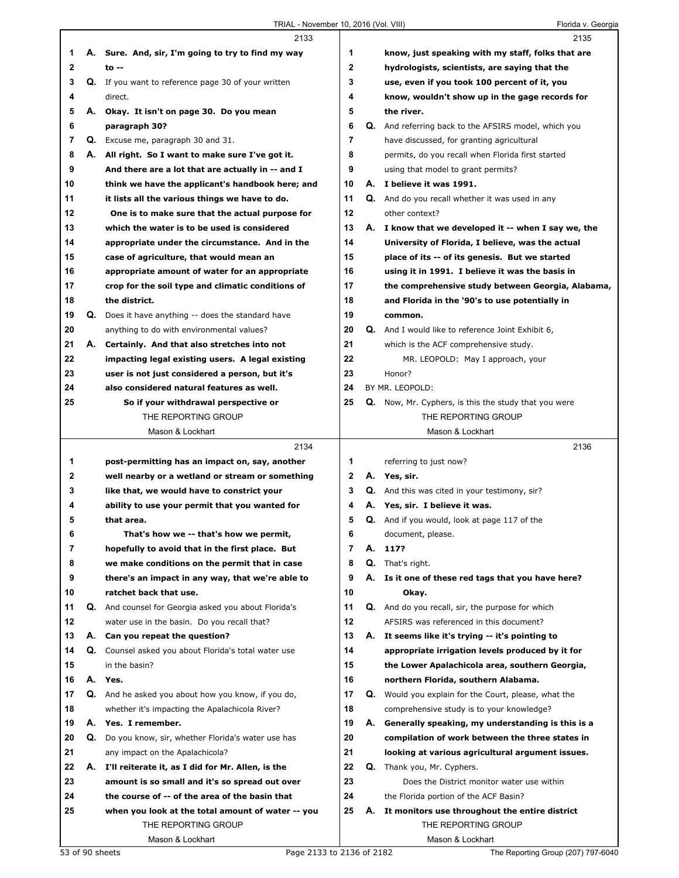2133

1 A. **Sure. And, sir, I'm going to try to find my way**
2 **to --**
3 Q. If you want to reference page 30 of your written
4 direct.
5 A. **Okay. It isn't on page 30. Do you mean**
6 **paragraph 30?**
7 Q. Excuse me, paragraph 30 and 31.
8 A. **All right. So I want to make sure I've got it.**
9 **And there are a lot that are actually in -- and I**
10 **think we have the applicant's handbook here; and**
11 **it lists all the various things we have to do.**
12 **One is to make sure that the actual purpose for**
13 **which the water is to be used is considered**
14 **appropriate under the circumstance. And in the**
15 **case of agriculture, that would mean an**
16 **appropriate amount of water for an appropriate**
17 **crop for the soil type and climatic conditions of**
18 **the district.**
19 Q. Does it have anything -- does the standard have
20 anything to do with environmental values?
21 A. **Certainly. And that also stretches into not**
22 **impacting legal existing users. A legal existing**
23 **user is not just considered a person, but it's**
24 **also considered natural features as well.**
25 **So if your withdrawal perspective or**

2134

1 **post-permitting has an impact on, say, another**
2 **well nearby or a wetland or stream or something**
3 **like that, we would have to constrict your**
4 **ability to use your permit that you wanted for**
5 **that area.**
6 **That's how we -- that's how we permit,**
7 **hopefully to avoid that in the first place. But**
8 **we make conditions on the permit that in case**
9 **there's an impact in any way, that we're able to**
10 **ratchet back that use.**
11 Q. And counsel for Georgia asked you about Florida's
12 water use in the basin. Do you recall that?
13 A. **Can you repeat the question?**
14 Q. Counsel asked you about Florida's total water use
15 in the basin?
16 A. **Yes.**
17 Q. And he asked you about how you know, if you do,
18 whether it's impacting the Apalachicola River?
19 A. **Yes. I remember.**
20 Q. Do you know, sir, whether Florida's water use has
21 any impact on the Apalachicola?
22 A. **I'll reiterate it, as I did for Mr. Allen, is the**
23 **amount is so small and it's so spread out over**
24 **the course of -- of the area of the basin that**
25 **when you look at the total amount of water -- you**

2135

1 **know, just speaking with my staff, folks that are**
2 **hydrologists, scientists, are saying that the**
3 **use, even if you took 100 percent of it, you**
4 **know, wouldn't show up in the gage records for**
5 **the river.**
6 Q. And referring back to the AFSIRS model, which you
7 have discussed, for granting agricultural
8 permits, do you recall when Florida first started
9 using that model to grant permits?
10 A. **I believe it was 1991.**
11 Q. And do you recall whether it was used in any
12 other context?
13 A. **I know that we developed it -- when I say we, the**
14 **University of Florida, I believe, was the actual**
15 **place of its -- of its genesis. But we started**
16 **using it in 1991. I believe it was the basis in**
17 **the comprehensive study between Georgia, Alabama,**
18 **and Florida in the '90's to use potentially in**
19 **common.**
20 Q. And I would like to reference Joint Exhibit 6,
21 which is the ACF comprehensive study.
22 MR. LEOPOLD: May I approach, your
23 Honor?
24 BY MR. LEOPOLD:
25 Q. Now, Mr. Cyphers, is this the study that you were

2136

1 referring to just now?
2 A. **Yes, sir.**
3 Q. And this was cited in your testimony, sir?
4 A. **Yes, sir. I believe it was.**
5 Q. And if you would, look at page 117 of the
6 document, please.
7 A. **117?**
8 Q. That's right.
9 A. **Is it one of these red tags that you have here?**
10 **Okay.**
11 Q. And do you recall, sir, the purpose for which
12 AFSIRS was referenced in this document?
13 A. **It seems like it's trying -- it's pointing to**
14 **appropriate irrigation levels produced by it for**
15 **the Lower Apalachicola area, southern Georgia,**
16 **northern Florida, southern Alabama.**
17 Q. Would you explain for the Court, please, what the
18 comprehensive study is to your knowledge?
19 A. **Generally speaking, my understanding is this is a**
20 **compilation of work between the three states in**
21 **looking at various agricultural argument issues.**
22 Q. Thank you, Mr. Cyphers.
23 Does the District monitor water use within
24 the Florida portion of the ACF Basin?
25 A. **It monitors use throughout the entire district**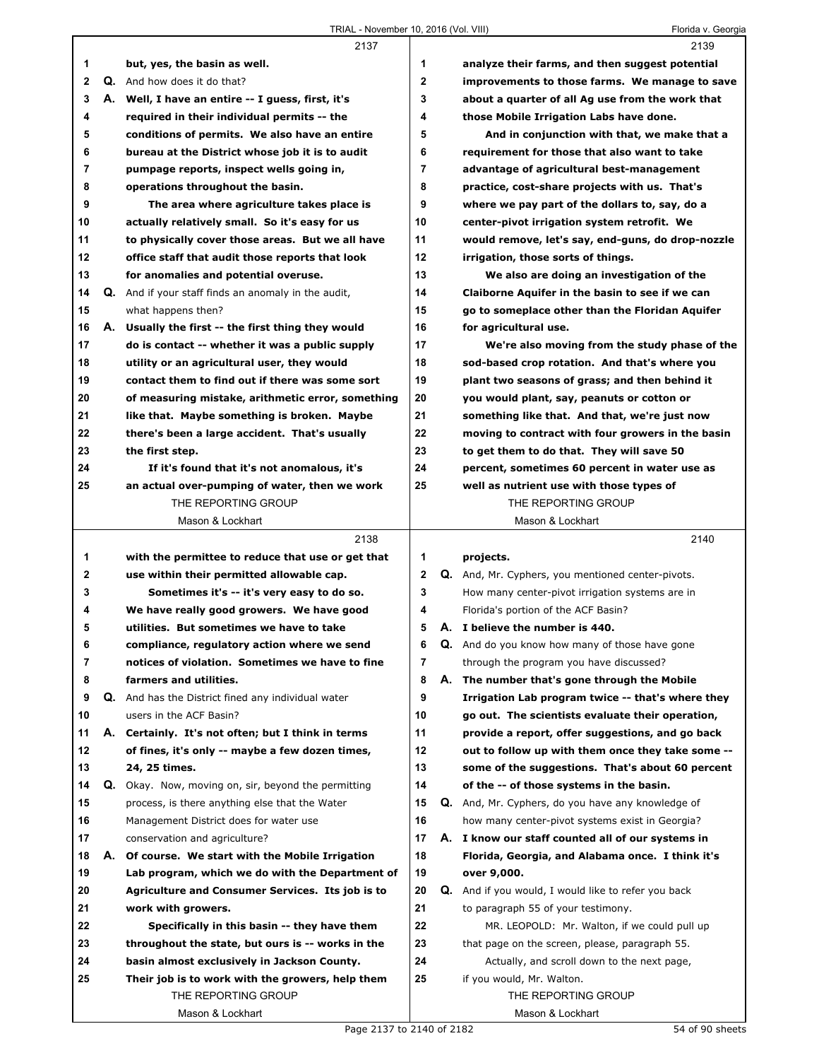**2137**

1 but, yes, the basin as well.

2 Q. And how does it do that?

3 A. Well, I have an entire -- I guess, first, it's

4 required in their individual permits -- the

5 conditions of permits. We also have an entire

6 bureau at the District whose job it is to audit

7 pumpage reports, inspect wells going in,

8 operations throughout the basin.

9 The area where agriculture takes place is

10 actually relatively small. So it's easy for us

11 to physically cover those areas. But we all have

12 office staff that audit those reports that look

13 for anomalies and potential overuse.

14 Q. And if your staff finds an anomaly in the audit,

15 what happens then?

16 A. Usually the first -- the first thing they would

17 do is contact -- whether it was a public supply

18 utility or an agricultural user, they would

19 contact them to find out if there was some sort

20 of measuring mistake, arithmetic error, something

21 like that. Maybe something is broken. Maybe

22 there's been a large accident. That's usually

23 the first step.

24 If it's found that it's not anomalous, it's

25 an actual over-pumping of water, then we work

**2138**

1 with the permittee to reduce that use or get that

2 use within their permitted allowable cap.

3 Sometimes it's -- it's very easy to do so.

4 We have really good growers. We have good

5 utilities. But sometimes we have to take

6 compliance, regulatory action where we send

7 notices of violation. Sometimes we have to fine

8 farmers and utilities.

9 Q. And has the District fined any individual water

10 users in the ACF Basin?

11 A. Certainly. It's not often; but I think in terms

12 of fines, it's only -- maybe a few dozen times,

13 24, 25 times.

14 Q. Okay. Now, moving on, sir, beyond the permitting

15 process, is there anything else that the Water

16 Management District does for water use

17 conservation and agriculture?

18 A. Of course. We start with the Mobile Irrigation

19 Lab program, which we do with the Department of

20 Agriculture and Consumer Services. Its job is to

21 work with growers.

22 Specifically in this basin -- they have them

23 throughout the state, but ours is -- works in the

24 basin almost exclusively in Jackson County.

25 Their job is to work with the growers, help them

**2139**

1 analyze their farms, and then suggest potential

2 improvements to those farms. We manage to save

3 about a quarter of all Ag use from the work that

4 those Mobile Irrigation Labs have done.

5 And in conjunction with that, we make that a

6 requirement for those that also want to take

7 advantage of agricultural best-management

8 practice, cost-share projects with us. That's

9 where we pay part of the dollars to, say, do a

10 center-pivot irrigation system retrofit. We

11 would remove, let's say, end-guns, do drop-nozzle

12 irrigation, those sorts of things.

13 We also are doing an investigation of the

14 Claiborne Aquifer in the basin to see if we can

15 go to someplace other than the Floridan Aquifer

16 for agricultural use.

17 We're also moving from the study phase of the

18 sod-based crop rotation. And that's where you

19 plant two seasons of grass; and then behind it

20 you would plant, say, peanuts or cotton or

21 something like that. And that, we're just now

22 moving to contract with four growers in the basin

23 to get them to do that. They will save 50

24 percent, sometimes 60 percent in water use as

25 well as nutrient use with those types of

**2140**

1 projects.

2 Q. And, Mr. Cyphers, you mentioned center-pivots.

3 How many center-pivot irrigation systems are in

4 Florida's portion of the ACF Basin?

5 A. I believe the number is 440.

6 Q. And do you know how many of those have gone

7 through the program you have discussed?

8 A. The number that's gone through the Mobile

9 Irrigation Lab program twice -- that's where they

10 go out. The scientists evaluate their operation,

11 provide a report, offer suggestions, and go back

12 out to follow up with them once they take some --

13 some of the suggestions. That's about 60 percent

14 of the -- of those systems in the basin.

15 Q. And, Mr. Cyphers, do you have any knowledge of

16 how many center-pivot systems exist in Georgia?

17 A. I know our staff counted all of our systems in

18 Florida, Georgia, and Alabama once. I think it's

19 over 9,000.

20 Q. And if you would, I would like to refer you back

21 to paragraph 55 of your testimony.

22 MR. LEOPOLD: Mr. Walton, if we could pull up

23 that page on the screen, please, paragraph 55.

24 Actually, and scroll down to the next page,

25 if you would, Mr. Walton.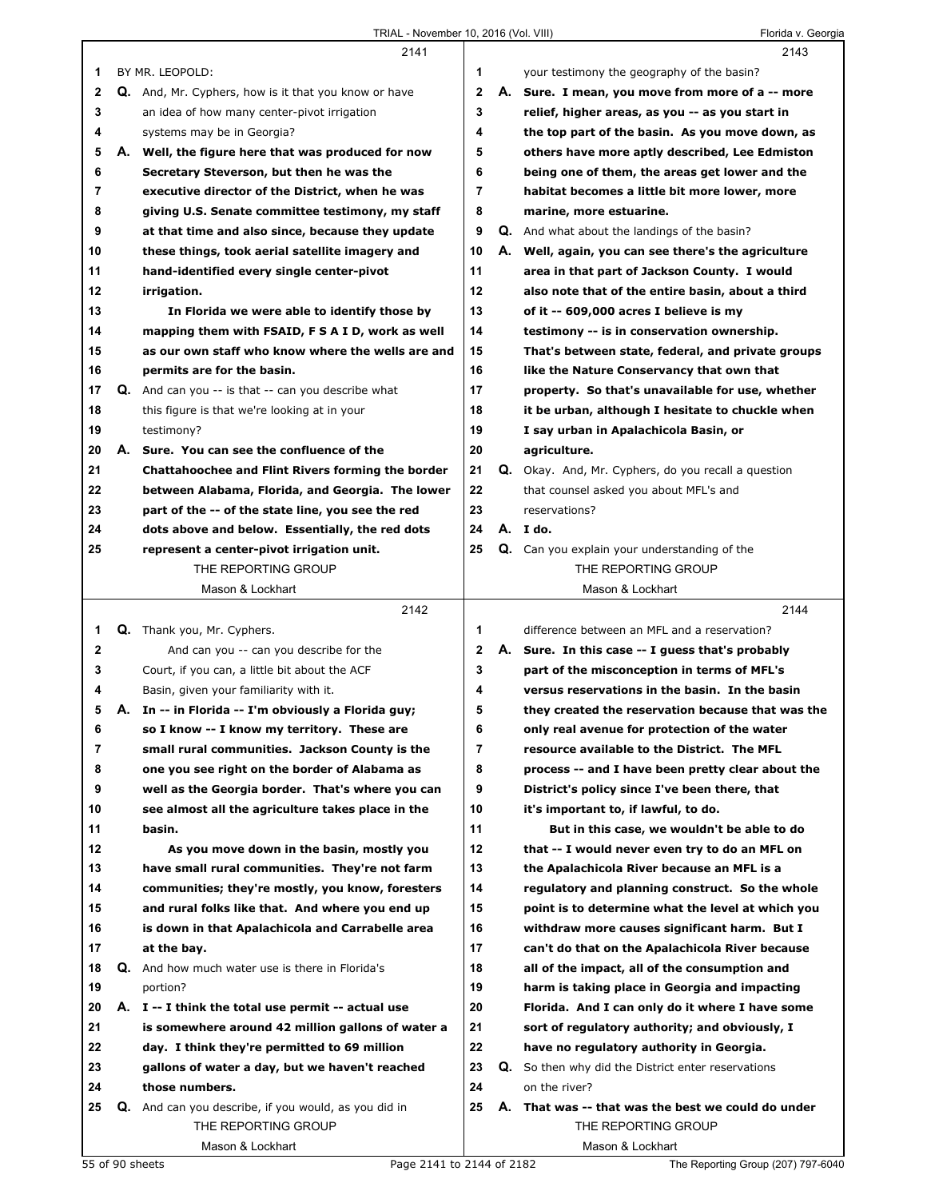BY MR. LEOPOLD:

**Q.** And, Mr. Cyphers, how is it that you know or have an idea of how many center-pivot irrigation systems may be in Georgia?

**A. Well, the figure here that was produced for now Secretary Steverson, but then he was the executive director of the District, when he was giving U.S. Senate committee testimony, my staff at that time and also since, because they update these things, took aerial satellite imagery and hand-identified every single center-pivot irrigation.**

**In Florida we were able to identify those by mapping them with FSAID, F S A I D, work as well as our own staff who know where the wells are and permits are for the basin.**

**Q.** And can you -- is that -- can you describe what this figure is that we're looking at in your testimony?

**A. Sure. You can see the confluence of the Chattahoochee and Flint Rivers forming the border between Alabama, Florida, and Georgia. The lower part of the -- of the state line, you see the red dots above and below. Essentially, the red dots represent a center-pivot irrigation unit.**

**Q.** Thank you, Mr. Cyphers.

And can you -- can you describe for the Court, if you can, a little bit about the ACF Basin, given your familiarity with it.

**A. In -- in Florida -- I'm obviously a Florida guy; so I know -- I know my territory. These are small rural communities. Jackson County is the one you see right on the border of Alabama as well as the Georgia border. That's where you can see almost all the agriculture takes place in the basin.**

**As you move down in the basin, mostly you have small rural communities. They're not farm communities; they're mostly, you know, foresters and rural folks like that. And where you end up is down in that Apalachicola and Carrabelle area at the bay.**

**Q.** And how much water use is there in Florida's portion?

**A. I -- I think the total use permit -- actual use is somewhere around 42 million gallons of water a day. I think they're permitted to 69 million gallons of water a day, but we haven't reached those numbers.**

**Q.** And can you describe, if you would, as you did in your testimony the geography of the basin?

**A. Sure. I mean, you move from more of a -- more relief, higher areas, as you -- as you start in the top part of the basin. As you move down, as others have more aptly described, Lee Edmiston being one of them, the areas get lower and the habitat becomes a little bit more lower, more marine, more estuarine.**

**Q.** And what about the landings of the basin?

**A. Well, again, you can see there's the agriculture area in that part of Jackson County. I would also note that of the entire basin, about a third of it -- 609,000 acres I believe is my testimony -- is in conservation ownership. That's between state, federal, and private groups like the Nature Conservancy that own that property. So that's unavailable for use, whether it be urban, although I hesitate to chuckle when I say urban in Apalachicola Basin, or agriculture.**

**Q.** Okay. And, Mr. Cyphers, do you recall a question that counsel asked you about MFL's and reservations?

**A. I do.**

**Q.** Can you explain your understanding of the difference between an MFL and a reservation?

**A. Sure. In this case -- I guess that's probably part of the misconception in terms of MFL's versus reservations in the basin. In the basin they created the reservation because that was the only real avenue for protection of the water resource available to the District. The MFL process -- and I have been pretty clear about the District's policy since I've been there, that it's important to, if lawful, to do.**

**But in this case, we wouldn't be able to do that -- I would never even try to do an MFL on the Apalachicola River because an MFL is a regulatory and planning construct. So the whole point is to determine what the level at which you withdraw more causes significant harm. But I can't do that on the Apalachicola River because all of the impact, all of the consumption and harm is taking place in Georgia and impacting Florida. And I can only do it where I have some sort of regulatory authority; and obviously, I have no regulatory authority in Georgia.**

**Q.** So then why did the District enter reservations on the river?

**A. That was -- that was the best we could do under**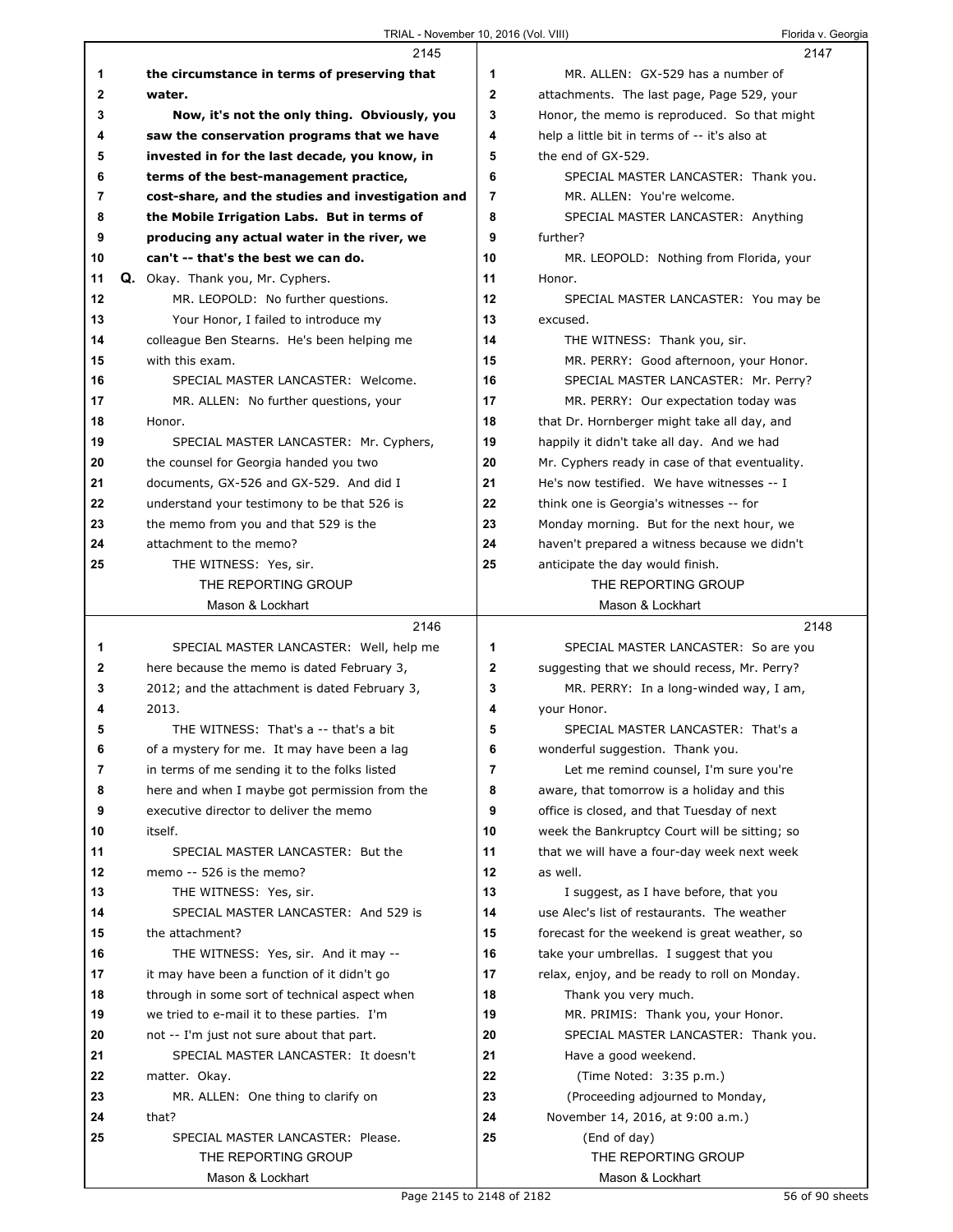**2145**

1 **the circumstance in terms of preserving that**
2 **water.**
3 **Now, it's not the only thing. Obviously, you**
4 **saw the conservation programs that we have**
5 **invested in for the last decade, you know, in**
6 **terms of the best-management practice,**
7 **cost-share, and the studies and investigation and**
8 **the Mobile Irrigation Labs. But in terms of**
9 **producing any actual water in the river, we**
10 **can't -- that's the best we can do.**
11 **Q.** Okay. Thank you, Mr. Cyphers.
12 MR. LEOPOLD: No further questions.
13 Your Honor, I failed to introduce my
14 colleague Ben Stearns. He's been helping me
15 with this exam.
16 SPECIAL MASTER LANCASTER: Welcome.
17 MR. ALLEN: No further questions, your
18 Honor.
19 SPECIAL MASTER LANCASTER: Mr. Cyphers,
20 the counsel for Georgia handed you two
21 documents, GX-526 and GX-529. And did I
22 understand your testimony to be that 526 is
23 the memo from you and that 529 is the
24 attachment to the memo?
25 THE WITNESS: Yes, sir.

**2146**

1 SPECIAL MASTER LANCASTER: Well, help me
2 here because the memo is dated February 3,
3 2012; and the attachment is dated February 3,
4 2013.
5 THE WITNESS: That's a -- that's a bit
6 of a mystery for me. It may have been a lag
7 in terms of me sending it to the folks listed
8 here and when I maybe got permission from the
9 executive director to deliver the memo
10 itself.
11 SPECIAL MASTER LANCASTER: But the
12 memo -- 526 is the memo?
13 THE WITNESS: Yes, sir.
14 SPECIAL MASTER LANCASTER: And 529 is
15 the attachment?
16 THE WITNESS: Yes, sir. And it may --
17 it may have been a function of it didn't go
18 through in some sort of technical aspect when
19 we tried to e-mail it to these parties. I'm
20 not -- I'm just not sure about that part.
21 SPECIAL MASTER LANCASTER: It doesn't
22 matter. Okay.
23 MR. ALLEN: One thing to clarify on
24 that?
25 SPECIAL MASTER LANCASTER: Please.

**2147**

1 MR. ALLEN: GX-529 has a number of
2 attachments. The last page, Page 529, your
3 Honor, the memo is reproduced. So that might
4 help a little bit in terms of -- it's also at
5 the end of GX-529.
6 SPECIAL MASTER LANCASTER: Thank you.
7 MR. ALLEN: You're welcome.
8 SPECIAL MASTER LANCASTER: Anything
9 further?
10 MR. LEOPOLD: Nothing from Florida, your
11 Honor.
12 SPECIAL MASTER LANCASTER: You may be
13 excused.
14 THE WITNESS: Thank you, sir.
15 MR. PERRY: Good afternoon, your Honor.
16 SPECIAL MASTER LANCASTER: Mr. Perry?
17 MR. PERRY: Our expectation today was
18 that Dr. Hornberger might take all day, and
19 happily it didn't take all day. And we had
20 Mr. Cyphers ready in case of that eventuality.
21 He's now testified. We have witnesses -- I
22 think one is Georgia's witnesses -- for
23 Monday morning. But for the next hour, we
24 haven't prepared a witness because we didn't
25 anticipate the day would finish.

**2148**

1 SPECIAL MASTER LANCASTER: So are you
2 suggesting that we should recess, Mr. Perry?
3 MR. PERRY: In a long-winded way, I am,
4 your Honor.
5 SPECIAL MASTER LANCASTER: That's a
6 wonderful suggestion. Thank you.
7 Let me remind counsel, I'm sure you're
8 aware, that tomorrow is a holiday and this
9 office is closed, and that Tuesday of next
10 week the Bankruptcy Court will be sitting; so
11 that we will have a four-day week next week
12 as well.
13 I suggest, as I have before, that you
14 use Alec's list of restaurants. The weather
15 forecast for the weekend is great weather, so
16 take your umbrellas. I suggest that you
17 relax, enjoy, and be ready to roll on Monday.
18 Thank you very much.
19 MR. PRIMIS: Thank you, your Honor.
20 SPECIAL MASTER LANCASTER: Thank you.
21 Have a good weekend.
22 (Time Noted: 3:35 p.m.)
23 (Proceeding adjourned to Monday,
24 November 14, 2016, at 9:00 a.m.)
25 (End of day)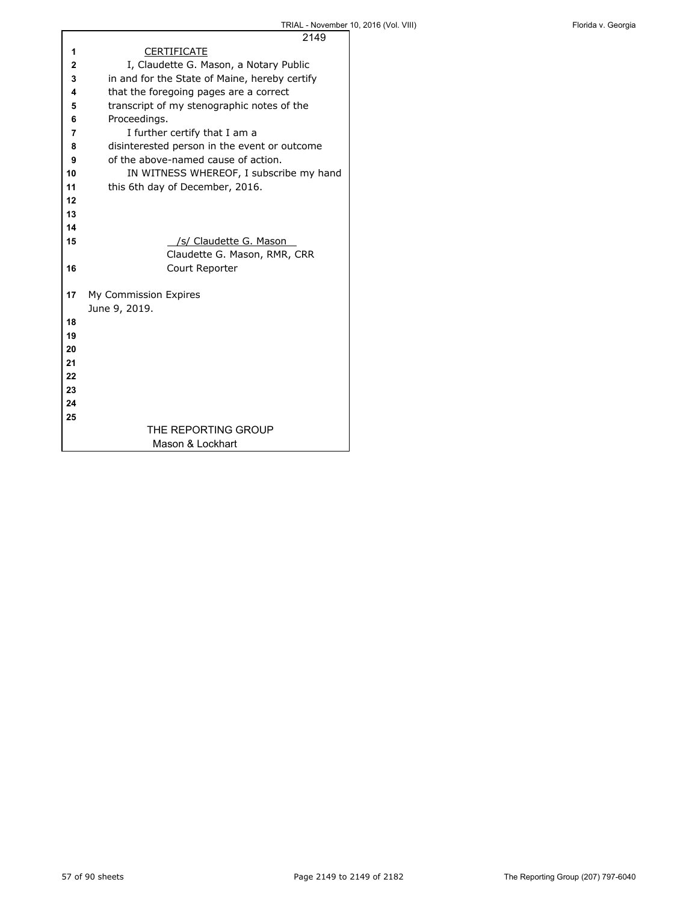## CERTIFICATE

I, Claudette G. Mason, a Notary Public in and for the State of Maine, hereby certify that the foregoing pages are a correct transcript of my stenographic notes of the Proceedings.

I further certify that I am a disinterested person in the event or outcome of the above-named cause of action.

IN WITNESS WHEREOF, I subscribe my hand this 6th day of December, 2016.

/s/ Claudette G. Mason
Claudette G. Mason, RMR, CRR
Court Reporter

My Commission Expires
June 9, 2019.

THE REPORTING GROUP
Mason & Lockhart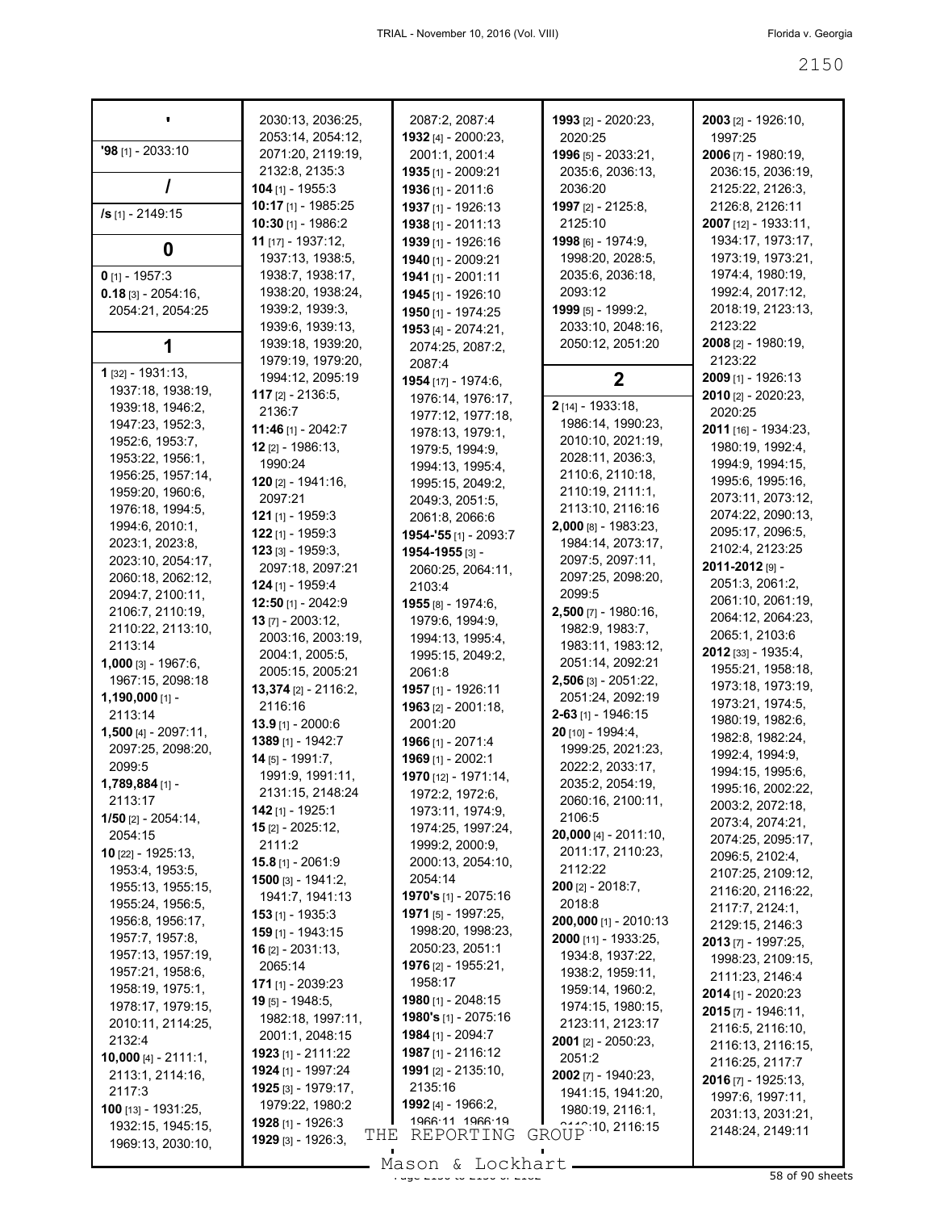## '

**'98** [1] - 2033:10

## /

**/s** [1] - 2149:15

## 0

**0** [1] - 1957:3
**0.18** [3] - 2054:16, 2054:21, 2054:25

## 1

**1** [32] - 1931:13, 1937:18, 1938:19, 1939:18, 1946:2, 1947:23, 1952:3, 1952:6, 1953:7, 1953:22, 1956:1, 1956:25, 1957:14, 1959:20, 1960:6, 1976:18, 1994:5, 1994:6, 2010:1, 2023:1, 2023:8, 2023:10, 2054:17, 2060:18, 2062:12, 2094:7, 2100:11, 2106:7, 2110:19, 2110:22, 2113:10, 2113:14
**1,000** [3] - 1967:6, 1967:15, 2098:18
**1,190,000** [1] - 2113:14
**1,500** [4] - 2097:11, 2097:25, 2098:20, 2099:5
**1,789,884** [1] - 2113:17
**1/50** [2] - 2054:14, 2054:15
**10** [22] - 1925:13, 1953:4, 1953:5, 1955:13, 1955:15, 1955:24, 1956:5, 1956:8, 1956:17, 1957:7, 1957:8, 1957:13, 1957:19, 1957:21, 1958:6, 1958:19, 1975:1, 1978:17, 1979:15, 2010:11, 2114:25, 2132:4
**10,000** [4] - 2111:1, 2113:1, 2114:16, 2117:3
**100** [13] - 1931:25, 1932:15, 1945:15, 1969:13, 2030:10, 2030:13, 2036:25, 2053:14, 2054:12, 2071:20, 2119:19, 2132:8, 2135:3
**104** [1] - 1955:3
**10:17** [1] - 1985:25
**10:30** [1] - 1986:2
**11** [17] - 1937:12, 1937:13, 1938:5, 1938:7, 1938:17, 1938:20, 1938:24, 1939:2, 1939:3, 1939:6, 1939:13, 1939:18, 1939:20, 1979:19, 1979:20, 1994:12, 2095:19
**117** [2] - 2136:5, 2136:7
**11:46** [1] - 2042:7
**12** [2] - 1986:13, 1990:24
**120** [2] - 1941:16, 2097:21
**121** [1] - 1959:3
**122** [1] - 1959:3
**123** [3] - 1959:3, 2097:18, 2097:21
**124** [1] - 1959:4
**12:50** [1] - 2042:9
**13** [7] - 2003:12, 2003:16, 2003:19, 2004:1, 2005:5, 2005:15, 2005:21
**13,374** [2] - 2116:2, 2116:16
**13.9** [1] - 2000:6
**1389** [1] - 1942:7
**14** [5] - 1991:7, 1991:9, 1991:11, 2131:15, 2148:24
**142** [1] - 1925:1
**15** [2] - 2025:12, 2111:2
**15.8** [1] - 2061:9
**1500** [3] - 1941:2, 1941:7, 1941:13
**153** [1] - 1935:3
**159** [1] - 1943:15
**16** [2] - 2031:13, 2065:14
**171** [1] - 2039:23
**19** [5] - 1948:5, 1982:18, 1997:11, 2001:1, 2048:15
**1923** [1] - 2111:22
**1924** [1] - 1997:24
**1925** [3] - 1979:17, 1979:22, 1980:2
**1928** [1] - 1926:3
**1929** [3] - 1926:3, 2087:2, 2087:4
**1932** [4] - 2000:23, 2001:1, 2001:4
**1935** [1] - 2009:21
**1936** [1] - 2011:6
**1937** [1] - 1926:13
**1938** [1] - 2011:13
**1939** [1] - 1926:16
**1940** [1] - 2009:21
**1941** [1] - 2001:11
**1945** [1] - 1926:10
**1950** [1] - 1974:25
**1953** [4] - 2074:21, 2074:25, 2087:2, 2087:4
**1954** [17] - 1974:6, 1976:14, 1976:17, 1977:12, 1977:18, 1978:13, 1979:1, 1979:5, 1994:9, 1994:13, 1995:4, 1995:15, 2049:2, 2049:3, 2051:5, 2061:8, 2066:6
**1954-'55** [1] - 2093:7
**1954-1955** [3] - 2060:25, 2064:11, 2103:4
**1955** [8] - 1974:6, 1979:6, 1994:9, 1994:13, 1995:4, 1995:15, 2049:2, 2061:8
**1957** [1] - 1926:11
**1963** [2] - 2001:18, 2001:20
**1966** [1] - 2071:4
**1969** [1] - 2002:1
**1970** [12] - 1971:14, 1972:2, 1972:6, 1973:11, 1974:9, 1974:25, 1997:24, 1999:2, 2000:9, 2000:13, 2054:10, 2054:14
**1970's** [1] - 2075:16
**1971** [5] - 1997:25, 1998:20, 1998:23, 2050:23, 2051:1
**1976** [2] - 1955:21, 1958:17
**1980** [1] - 2048:15
**1980's** [1] - 2075:16
**1984** [1] - 2094:7
**1987** [1] - 2116:12
**1991** [2] - 2135:10, 2135:16
**1992** [4] - 1966:2, 1966:11, 1966:19
**1993** [2] - 2020:23, 2020:25
**1996** [5] - 2033:21, 2035:6, 2036:13, 2036:20
**1997** [2] - 2125:8, 2125:10
**1998** [6] - 1974:9, 1998:20, 2028:5, 2035:6, 2036:18, 2093:12
**1999** [5] - 1999:2, 2033:10, 2048:16, 2050:12, 2051:20

## 2

**2** [14] - 1933:18, 1986:14, 1990:23, 2010:10, 2021:19, 2028:11, 2036:3, 2110:6, 2110:18, 2110:19, 2111:1, 2113:10, 2116:16
**2,000** [8] - 1983:23, 1984:14, 2073:17, 2097:5, 2097:11, 2097:25, 2098:20, 2099:5
**2,500** [7] - 1980:16, 1982:9, 1983:7, 1983:11, 1983:12, 2051:14, 2092:21
**2,506** [3] - 2051:22, 2051:24, 2092:19
**2-63** [1] - 1946:15
**20** [10] - 1994:4, 1999:25, 2021:23, 2022:2, 2033:17, 2035:2, 2054:19, 2060:16, 2100:11, 2106:5
**20,000** [4] - 2011:10, 2011:17, 2110:23, 2112:22
**200** [2] - 2018:7, 2018:8
**200,000** [1] - 2010:13
**2000** [11] - 1933:25, 1934:8, 1937:22, 1938:2, 1959:11, 1959:14, 1960:2, 1974:15, 1980:15, 2123:11, 2123:17
**2001** [2] - 2050:23, 2051:2
**2002** [7] - 1940:23, 1941:15, 1941:20, 1980:19, 2116:1, 2116:10, 2116:15
**2003** [2] - 1926:10, 1997:25
**2006** [7] - 1980:19, 2036:15, 2036:19, 2125:22, 2126:3, 2126:8, 2126:11
**2007** [12] - 1933:11, 1934:17, 1973:17, 1973:19, 1973:21, 1974:4, 1980:19, 1992:4, 2017:12, 2018:19, 2123:13, 2123:22
**2008** [2] - 1980:19, 2123:22
**2009** [1] - 1926:13
**2010** [2] - 2020:23, 2020:25
**2011** [16] - 1934:23, 1980:19, 1992:4, 1994:9, 1994:15, 1995:6, 1995:16, 2073:11, 2073:12, 2074:22, 2090:13, 2095:17, 2096:5, 2102:4, 2123:25
**2011-2012** [9] - 2051:3, 2061:2, 2061:10, 2061:19, 2064:12, 2064:23, 2065:1, 2103:6
**2012** [33] - 1935:4, 1955:21, 1958:18, 1973:18, 1973:19, 1973:21, 1974:5, 1980:19, 1982:6, 1982:8, 1982:24, 1992:4, 1994:9, 1994:15, 1995:6, 1995:16, 2002:22, 2003:2, 2072:18, 2073:4, 2074:21, 2074:25, 2095:17, 2096:5, 2102:4, 2107:25, 2109:12, 2116:20, 2116:22, 2117:7, 2124:1, 2129:15, 2146:3
**2013** [7] - 1997:25, 1998:23, 2109:15, 2111:23, 2146:4
**2014** [1] - 2020:23
**2015** [7] - 1946:11, 2116:5, 2116:10, 2116:13, 2116:15, 2116:25, 2117:7
**2016** [7] - 1925:13, 1997:6, 1997:11, 2031:13, 2031:21, 2148:24, 2149:11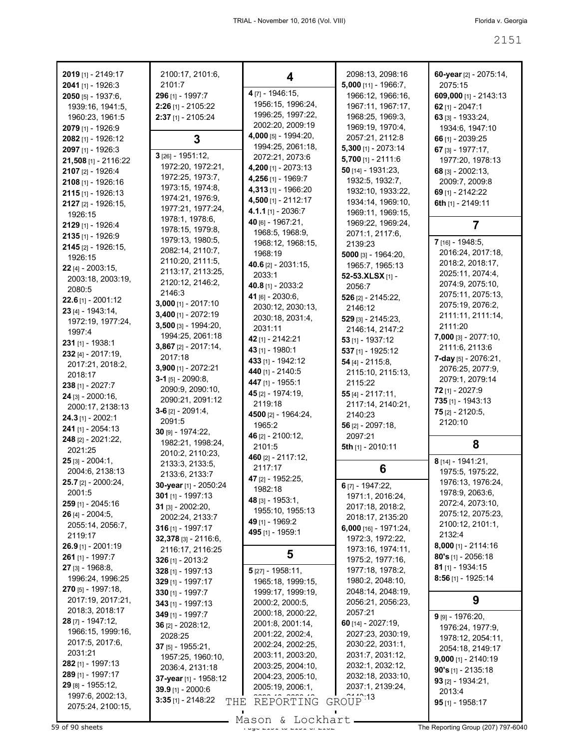**2019** [1] - 2149:17
**2041** [1] - 1926:3
**2050** [5] - 1937:6, 1939:16, 1941:5, 1960:23, 1961:5
**2079** [1] - 1926:9
**2082** [1] - 1926:12
**2097** [1] - 1926:3
**21,508** [1] - 2116:22
**2107** [2] - 1926:4
**2108** [1] - 1926:16
**2115** [1] - 1926:13
**2127** [2] - 1926:15, 1926:15
**2129** [1] - 1926:4
**2135** [1] - 1926:9
**2145** [2] - 1926:15, 1926:15
**22** [4] - 2003:15, 2003:18, 2003:19, 2080:5
**22.6** [1] - 2001:12
**23** [4] - 1943:14, 1972:19, 1977:24, 1997:4
**231** [1] - 1938:1
**232** [4] - 2017:19, 2017:21, 2018:2, 2018:17
**238** [1] - 2027:7
**24** [3] - 2000:16, 2000:17, 2138:13
**24.3** [1] - 2002:1
**241** [1] - 2054:13
**248** [2] - 2021:22, 2021:25
**25** [3] - 2004:1, 2004:6, 2138:13
**25.7** [2] - 2000:24, 2001:5
**259** [1] - 2045:16
**26** [4] - 2004:5, 2055:14, 2056:7, 2119:17
**26.9** [1] - 2001:19
**261** [1] - 1997:7
**27** [3] - 1968:8, 1996:24, 1996:25
**270** [5] - 1997:18, 2017:19, 2017:21, 2018:3, 2018:17
**28** [7] - 1947:12, 1966:15, 1999:16, 2017:5, 2017:6, 2031:21
**282** [1] - 1997:13
**289** [1] - 1997:17
**29** [8] - 1955:12, 1997:6, 2002:13, 2075:24, 2100:15, 2100:17, 2101:6, 2101:7
**296** [1] - 1997:7
**2:26** [1] - 2105:22
**2:37** [1] - 2105:24

## 3

**3** [26] - 1951:12, 1972:20, 1972:21, 1972:25, 1973:7, 1973:15, 1974:8, 1974:21, 1976:9, 1977:21, 1977:24, 1978:1, 1978:6, 1978:15, 1979:8, 1979:13, 1980:5, 2082:14, 2110:7, 2110:20, 2111:5, 2113:17, 2113:25, 2120:12, 2146:2, 2146:3
**3,000** [1] - 2017:10
**3,400** [1] - 2072:19
**3,500** [3] - 1994:20, 1994:25, 2061:18
**3,867** [2] - 2017:14, 2017:18
**3,900** [1] - 2072:21
**3-1** [5] - 2090:8, 2090:9, 2090:10, 2090:21, 2091:12
**3-6** [2] - 2091:4, 2091:5
**30** [9] - 1974:22, 1982:21, 1998:24, 2010:2, 2110:23, 2133:3, 2133:5, 2133:6, 2133:7
**30-year** [1] - 2050:24
**301** [1] - 1997:13
**31** [3] - 2002:20, 2002:24, 2133:7
**316** [1] - 1997:17
**32,378** [3] - 2116:6, 2116:17, 2116:25
**326** [1] - 2013:2
**328** [1] - 1997:13
**329** [1] - 1997:17
**330** [1] - 1997:7
**343** [1] - 1997:13
**349** [1] - 1997:7
**36** [2] - 2028:12, 2028:25
**37** [5] - 1955:21, 1957:25, 1960:10, 2036:4, 2131:18
**37-year** [1] - 1958:12
**39.9** [1] - 2000:6
**3:35** [1] - 2148:22

## 4

**4** [7] - 1946:15, 1956:15, 1996:24, 1996:25, 1997:22, 2002:20, 2009:19
**4,000** [5] - 1994:20, 1994:25, 2061:18, 2072:21, 2073:6
**4,200** [1] - 2073:13
**4,256** [1] - 1969:7
**4,313** [1] - 1966:20
**4,500** [1] - 2112:17
**4.1.1** [1] - 2036:7
**40** [6] - 1967:21, 1968:5, 1968:9, 1968:12, 1968:15, 1968:19
**40.6** [2] - 2031:15, 2033:1
**40.8** [1] - 2033:2
**41** [6] - 2030:6, 2030:12, 2030:13, 2030:18, 2031:4, 2031:11
**42** [1] - 2142:21
**43** [1] - 1980:1
**433** [1] - 1942:12
**440** [1] - 2140:5
**447** [1] - 1955:1
**45** [2] - 1974:19, 2119:18
**4500** [2] - 1964:24, 1965:2
**46** [2] - 2100:12, 2101:5
**460** [2] - 2117:12, 2117:17
**47** [2] - 1952:25, 1982:18
**48** [3] - 1953:1, 1955:10, 1955:13
**49** [1] - 1969:2
**495** [1] - 1959:1

## 5

**5** [27] - 1958:11, 1965:18, 1999:15, 1999:17, 1999:19, 2000:2, 2000:5, 2000:18, 2000:22, 2001:8, 2001:14, 2001:22, 2002:4, 2002:24, 2002:25, 2003:11, 2003:20, 2003:25, 2004:10, 2004:23, 2005:10, 2005:19, 2006:1, 2098:13, 2098:16
**5,000** [11] - 1966:7, 1966:12, 1966:16, 1967:11, 1967:17, 1968:25, 1969:3, 1969:19, 1970:4, 2057:21, 2112:8
**5,300** [1] - 2073:14
**5,700** [1] - 2111:6
**50** [14] - 1931:23, 1932:5, 1932:7, 1932:10, 1933:22, 1934:14, 1969:10, 1969:11, 1969:15, 1969:22, 1969:24, 2071:1, 2117:6, 2139:23
**5000** [3] - 1964:20, 1965:7, 1965:13
**52-53.XLSX** [1] - 2056:7
**526** [2] - 2145:22, 2146:12
**529** [3] - 2145:23, 2146:14, 2147:2
**53** [1] - 1937:12
**537** [1] - 1925:12
**54** [4] - 2115:8, 2115:10, 2115:13, 2115:22
**55** [4] - 2117:11, 2117:14, 2140:21, 2140:23
**56** [2] - 2097:18, 2097:21
**5th** [1] - 2010:11

## 6

**6** [7] - 1947:22, 1971:1, 2016:24, 2017:18, 2018:2, 2018:17, 2135:20
**6,000** [16] - 1971:24, 1972:3, 1972:22, 1973:16, 1974:11, 1975:2, 1977:16, 1977:18, 1978:2, 1980:2, 2048:10, 2048:14, 2048:19, 2056:21, 2056:23, 2057:21
**60** [14] - 2027:19, 2027:23, 2030:19, 2030:22, 2031:1, 2031:7, 2031:12, 2032:1, 2032:12, 2032:18, 2033:10, 2037:1, 2139:24, 2140:13
**60-year** [2] - 2075:14, 2075:15
**609,000** [1] - 2143:13
**62** [1] - 2047:1
**63** [3] - 1933:24, 1934:6, 1947:10
**66** [1] - 2039:25
**67** [3] - 1977:17, 1977:20, 1978:13
**68** [3] - 2002:13, 2009:7, 2009:8
**69** [1] - 2142:22
**6th** [1] - 2149:11

## 7

**7** [16] - 1948:5, 2016:24, 2017:18, 2018:2, 2018:17, 2025:11, 2074:4, 2074:9, 2075:10, 2075:11, 2075:13, 2075:19, 2076:2, 2111:11, 2111:14, 2111:20
**7,000** [3] - 2077:10, 2111:6, 2113:6
**7-day** [5] - 2076:21, 2076:25, 2077:9, 2079:1, 2079:14
**72** [1] - 2027:9
**735** [1] - 1943:13
**75** [2] - 2120:5, 2120:10

## 8

**8** [14] - 1941:21, 1975:5, 1975:22, 1976:13, 1976:24, 1978:9, 2063:6, 2072:4, 2073:10, 2075:12, 2075:23, 2100:12, 2101:1, 2132:4
**8,000** [1] - 2114:16
**80's** [1] - 2056:18
**81** [1] - 1934:15
**8:56** [1] - 1925:14

## 9

**9** [9] - 1976:20, 1976:24, 1977:9, 1978:12, 2054:11, 2054:18, 2149:17
**9,000** [1] - 2140:19
**90's** [1] - 2135:18
**93** [2] - 1934:21, 2013:4
**95** [1] - 1958:17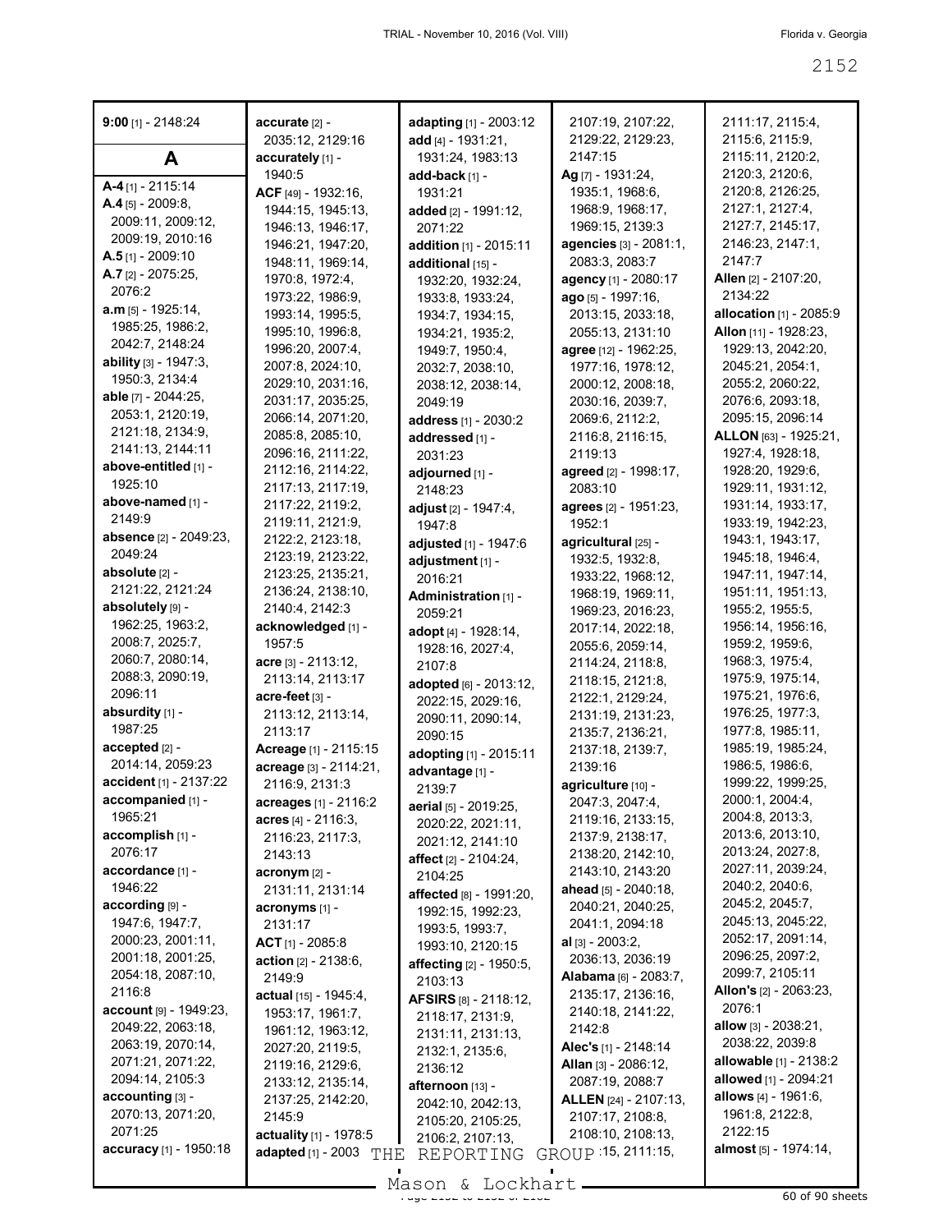**9:00** [1] - 2148:24

# A

**A-4** [1] - 2115:14
**A.4** [5] - 2009:8, 2009:11, 2009:12, 2009:19, 2010:16
**A.5** [1] - 2009:10
**A.7** [2] - 2075:25, 2076:2
**a.m** [5] - 1925:14, 1985:25, 1986:2, 2042:7, 2148:24
**ability** [3] - 1947:3, 1950:3, 2134:4
**able** [7] - 2044:25, 2053:1, 2120:19, 2121:18, 2134:9, 2141:13, 2144:11
**above-entitled** [1] - 1925:10
**above-named** [1] - 2149:9
**absence** [2] - 2049:23, 2049:24
**absolute** [2] - 2121:22, 2121:24
**absolutely** [9] - 1962:25, 1963:2, 2008:7, 2025:7, 2060:7, 2080:14, 2088:3, 2090:19, 2096:11
**absurdity** [1] - 1987:25
**accepted** [2] - 2014:14, 2059:23
**accident** [1] - 2137:22
**accompanied** [1] - 1965:21
**accomplish** [1] - 2076:17
**accordance** [1] - 1946:22
**according** [9] - 1947:6, 1947:7, 2000:23, 2001:11, 2001:18, 2001:25, 2054:18, 2087:10, 2116:8
**account** [9] - 1949:23, 2049:22, 2063:18, 2063:19, 2070:14, 2071:21, 2071:22, 2094:14, 2105:3
**accounting** [3] - 2070:13, 2071:20, 2071:25
**accuracy** [1] - 1950:18
**accurate** [2] - 2035:12, 2129:16
**accurately** [1] - 1940:5
**ACF** [49] - 1932:16, 1944:15, 1945:13, 1946:13, 1946:17, 1946:21, 1947:20, 1948:11, 1969:14, 1970:8, 1972:4, 1973:22, 1986:9, 1993:14, 1995:5, 1995:10, 1996:8, 1996:20, 2007:4, 2007:8, 2024:10, 2029:10, 2031:16, 2031:17, 2035:25, 2066:14, 2071:20, 2085:8, 2085:10, 2096:16, 2111:22, 2112:16, 2114:22, 2117:13, 2117:19, 2117:22, 2119:2, 2119:11, 2121:9, 2122:2, 2123:18, 2123:19, 2123:22, 2123:25, 2135:21, 2136:24, 2138:10, 2140:4, 2142:3
**acknowledged** [1] - 1957:5
**acre** [3] - 2113:12, 2113:14, 2113:17
**acre-feet** [3] - 2113:12, 2113:14, 2113:17
**Acreage** [1] - 2115:15
**acreage** [3] - 2114:21, 2116:9, 2131:3
**acreages** [1] - 2116:2
**acres** [4] - 2116:3, 2116:23, 2117:3, 2143:13
**acronym** [2] - 2131:11, 2131:14
**acronyms** [1] - 2131:17
**ACT** [1] - 2085:8
**action** [2] - 2138:6, 2149:9
**actual** [15] - 1945:4, 1953:17, 1961:7, 1961:12, 1963:12, 2027:20, 2119:5, 2119:16, 2129:6, 2133:12, 2135:14, 2137:25, 2142:20, 2145:9
**actuality** [1] - 1978:5
**adapted** [1] - 2003
**adapting** [1] - 2003:12
**add** [4] - 1931:21, 1931:24, 1983:13
**add-back** [1] - 1931:21
**added** [2] - 1991:12, 2071:22
**addition** [1] - 2015:11
**additional** [15] - 1932:20, 1932:24, 1933:8, 1933:24, 1934:7, 1934:15, 1934:21, 1935:2, 1949:7, 1950:4, 2032:7, 2038:10, 2038:12, 2038:14, 2049:19
**address** [1] - 2030:2
**addressed** [1] - 2031:23
**adjourned** [1] - 2148:23
**adjust** [2] - 1947:4, 1947:8
**adjusted** [1] - 1947:6
**adjustment** [1] - 2016:21
**Administration** [1] - 2059:21
**adopt** [4] - 1928:14, 1928:16, 2027:4, 2107:8
**adopted** [6] - 2013:12, 2022:15, 2029:16, 2090:11, 2090:14, 2090:15
**adopting** [1] - 2015:11
**advantage** [1] - 2139:7
**aerial** [5] - 2019:25, 2020:22, 2021:11, 2021:12, 2141:10
**affect** [2] - 2104:24, 2104:25
**affected** [8] - 1991:20, 1992:15, 1992:23, 1993:5, 1993:7, 1993:10, 2120:15
**affecting** [2] - 1950:5, 2103:13
**AFSIRS** [8] - 2118:12, 2118:17, 2131:9, 2131:11, 2131:13, 2132:1, 2135:6, 2136:12
**afternoon** [13] - 2042:10, 2042:13, 2105:20, 2105:25, 2106:2, 2107:13, 2107:19, 2107:22, 2129:22, 2129:23, 2147:15
**Ag** [7] - 1931:24, 1935:1, 1968:6, 1968:9, 1968:17, 1969:15, 2139:3
**agencies** [3] - 2081:1, 2083:3, 2083:7
**agency** [1] - 2080:17
**ago** [5] - 1997:16, 2013:15, 2033:18, 2055:13, 2131:10
**agree** [12] - 1962:25, 1977:16, 1978:12, 2000:12, 2008:18, 2030:16, 2039:7, 2069:6, 2112:2, 2116:8, 2116:15, 2119:13
**agreed** [2] - 1998:17, 2083:10
**agrees** [2] - 1951:23, 1952:1
**agricultural** [25] - 1932:5, 1932:8, 1933:22, 1968:12, 1968:19, 1969:11, 1969:23, 2016:23, 2017:14, 2022:18, 2055:6, 2059:14, 2114:24, 2118:8, 2118:15, 2121:8, 2122:1, 2129:24, 2131:19, 2131:23, 2135:7, 2136:21, 2137:18, 2139:7, 2139:16
**agriculture** [10] - 2047:3, 2047:4, 2119:16, 2133:15, 2137:9, 2138:17, 2138:20, 2142:10, 2143:10, 2143:20
**ahead** [5] - 2040:18, 2040:21, 2040:25, 2041:1, 2094:18
**al** [3] - 2003:2, 2036:13, 2036:19
**Alabama** [6] - 2083:7, 2135:17, 2136:16, 2140:18, 2141:22, 2142:8
**Alec's** [1] - 2148:14
**Allan** [3] - 2086:12, 2087:19, 2088:7
**ALLEN** [24] - 2107:13, 2107:17, 2108:8, 2108:10, 2108:13, 2111:15, 2111:17, 2115:4, 2115:6, 2115:9, 2115:11, 2120:2, 2120:3, 2120:6, 2120:8, 2126:25, 2127:1, 2127:4, 2127:7, 2145:17, 2146:23, 2147:1, 2147:7
**Allen** [2] - 2107:20, 2134:22
**allocation** [1] - 2085:9
**Allon** [11] - 1928:23, 1929:13, 2042:20, 2045:21, 2054:1, 2055:2, 2060:22, 2076:6, 2093:18, 2095:15, 2096:14
**ALLON** [63] - 1925:21, 1927:4, 1928:18, 1928:20, 1929:6, 1929:11, 1931:12, 1931:14, 1933:17, 1933:19, 1942:23, 1943:1, 1943:17, 1945:18, 1946:4, 1947:11, 1947:14, 1951:11, 1951:13, 1955:2, 1955:5, 1956:14, 1956:16, 1959:2, 1959:6, 1968:3, 1975:4, 1975:9, 1975:14, 1975:21, 1976:6, 1976:25, 1977:3, 1977:8, 1985:11, 1985:19, 1985:24, 1986:5, 1986:6, 1999:22, 1999:25, 2000:1, 2004:4, 2004:8, 2013:3, 2013:6, 2013:10, 2013:24, 2027:8, 2027:11, 2039:24, 2040:2, 2040:6, 2045:2, 2045:7, 2045:13, 2045:22, 2052:17, 2091:14, 2096:25, 2097:2, 2099:7, 2105:11
**Allon's** [2] - 2063:23, 2076:1
**allow** [3] - 2038:21, 2038:22, 2039:8
**allowable** [1] - 2138:2
**allowed** [1] - 2094:21
**allows** [4] - 1961:6, 1961:8, 2122:8, 2122:15
**almost** [5] - 1974:14,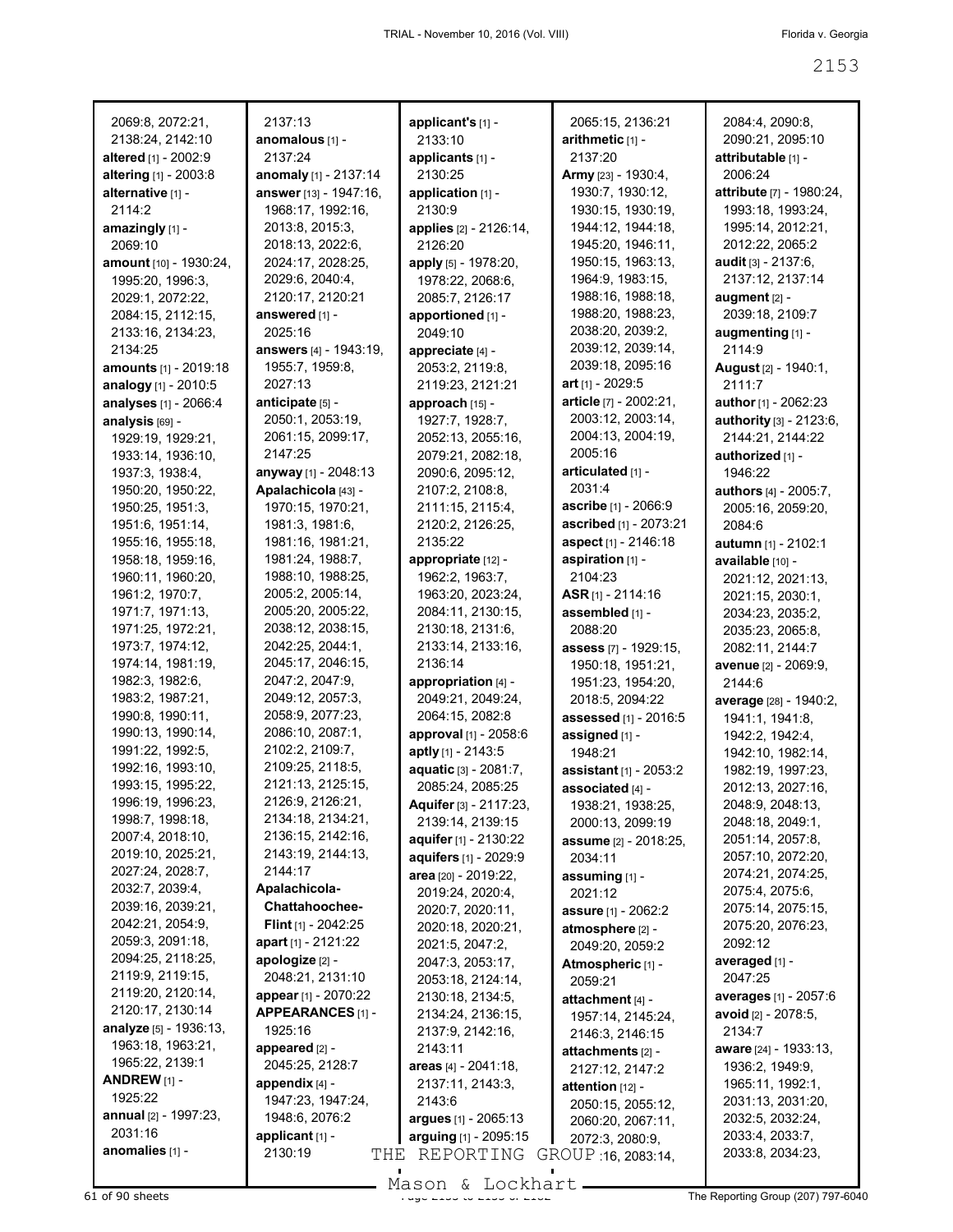2069:8, 2072:21, 2138:24, 2142:10
**altered** [1] - 2002:9
**altering** [1] - 2003:8
**alternative** [1] - 2114:2
**amazingly** [1] - 2069:10
**amount** [10] - 1930:24, 1995:20, 1996:3, 2029:1, 2072:22, 2084:15, 2112:15, 2133:16, 2134:23, 2134:25
**amounts** [1] - 2019:18
**analogy** [1] - 2010:5
**analyses** [1] - 2066:4
**analysis** [69] - 1929:19, 1929:21, 1933:14, 1936:10, 1937:3, 1938:4, 1950:20, 1950:22, 1950:25, 1951:3, 1951:6, 1951:14, 1955:16, 1955:18, 1958:18, 1959:16, 1960:11, 1960:20, 1961:2, 1970:7, 1971:7, 1971:13, 1971:25, 1972:21, 1973:7, 1974:12, 1974:14, 1981:19, 1982:3, 1982:6, 1983:2, 1987:21, 1990:8, 1990:11, 1990:13, 1990:14, 1991:22, 1992:5, 1992:16, 1993:10, 1993:15, 1995:22, 1996:19, 1996:23, 1998:7, 1998:18, 2007:4, 2018:10, 2019:10, 2025:21, 2027:24, 2028:7, 2032:7, 2039:4, 2039:16, 2039:21, 2042:21, 2054:9, 2059:3, 2091:18, 2094:25, 2118:25, 2119:9, 2119:15, 2119:20, 2120:14, 2120:17, 2130:14
**analyze** [5] - 1936:13, 1963:18, 1963:21, 1965:22, 2139:1
**ANDREW** [1] - 1925:22
**annual** [2] - 1997:23, 2031:16
**anomalies** [1] - 2137:13
**anomalous** [1] - 2137:24
**anomaly** [1] - 2137:14
**answer** [13] - 1947:16, 1968:17, 1992:16, 2013:8, 2015:3, 2018:13, 2022:6, 2024:17, 2028:25, 2029:6, 2040:4, 2120:17, 2120:21
**answered** [1] - 2025:16
**answers** [4] - 1943:19, 1955:7, 1959:8, 2027:13
**anticipate** [5] - 2050:1, 2053:19, 2061:15, 2099:17, 2147:25
**anyway** [1] - 2048:13
**Apalachicola** [43] - 1970:15, 1970:21, 1981:3, 1981:6, 1981:16, 1981:21, 1981:24, 1988:7, 1988:10, 1988:25, 2005:2, 2005:14, 2005:20, 2005:22, 2038:12, 2038:15, 2042:25, 2044:1, 2045:17, 2046:15, 2047:2, 2047:9, 2049:12, 2057:3, 2058:9, 2077:23, 2086:10, 2087:1, 2102:2, 2109:7, 2109:25, 2118:5, 2121:13, 2125:15, 2126:9, 2126:21, 2134:18, 2134:21, 2136:15, 2142:16, 2143:19, 2144:13, 2144:17
**Apalachicola-Chattahoochee-Flint** [1] - 2042:25
**apart** [1] - 2121:22
**apologize** [2] - 2048:21, 2131:10
**appear** [1] - 2070:22
**APPEARANCES** [1] - 1925:16
**appeared** [2] - 2045:25, 2128:7
**appendix** [4] - 1947:23, 1947:24, 1948:6, 2076:2
**applicant** [1] - 2130:19
**applicant's** [1] - 2133:10
**applicants** [1] - 2130:25
**application** [1] - 2130:9
**applies** [2] - 2126:14, 2126:20
**apply** [5] - 1978:20, 1978:22, 2068:6, 2085:7, 2126:17
**apportioned** [1] - 2049:10
**appreciate** [4] - 2053:2, 2119:8, 2119:23, 2121:21
**approach** [15] - 1927:7, 1928:7, 2052:13, 2055:16, 2079:21, 2082:18, 2090:6, 2095:12, 2107:2, 2108:8, 2111:15, 2115:4, 2120:2, 2126:25, 2135:22
**appropriate** [12] - 1962:2, 1963:7, 1963:20, 2023:24, 2084:11, 2130:15, 2130:18, 2131:6, 2133:14, 2133:16, 2136:14
**appropriation** [4] - 2049:21, 2049:24, 2064:15, 2082:8
**approval** [1] - 2058:6
**aptly** [1] - 2143:5
**aquatic** [3] - 2081:7, 2085:24, 2085:25
**Aquifer** [3] - 2117:23, 2139:14, 2139:15
**aquifer** [1] - 2130:22
**aquifers** [1] - 2029:9
**area** [20] - 2019:22, 2019:24, 2020:4, 2020:7, 2020:11, 2020:18, 2020:21, 2021:5, 2047:2, 2047:3, 2053:17, 2053:18, 2124:14, 2130:18, 2134:5, 2134:24, 2136:15, 2137:9, 2142:16, 2143:11
**areas** [4] - 2041:18, 2137:11, 2143:3, 2143:6
**argues** [1] - 2065:13
**arguing** [1] - 2095:15
2065:15, 2136:21
**arithmetic** [1] - 2137:20
**Army** [23] - 1930:4, 1930:7, 1930:12, 1930:15, 1930:19, 1944:12, 1944:18, 1945:20, 1946:11, 1950:15, 1963:13, 1964:9, 1983:15, 1988:16, 1988:18, 1988:20, 1988:23, 2038:20, 2039:2, 2039:12, 2039:14, 2039:18, 2095:16
**art** [1] - 2029:5
**article** [7] - 2002:21, 2003:12, 2003:14, 2004:13, 2004:19, 2005:16
**articulated** [1] - 2031:4
**ascribe** [1] - 2066:9
**ascribed** [1] - 2073:21
**aspect** [1] - 2146:18
**aspiration** [1] - 2104:23
**ASR** [1] - 2114:16
**assembled** [1] - 2088:20
**assess** [7] - 1929:15, 1950:18, 1951:21, 1951:23, 1954:20, 2018:5, 2094:22
**assessed** [1] - 2016:5
**assigned** [1] - 1948:21
**assistant** [1] - 2053:2
**associated** [4] - 1938:21, 1938:25, 2000:13, 2099:19
**assume** [2] - 2018:25, 2034:11
**assuming** [1] - 2021:12
**assure** [1] - 2062:2
**atmosphere** [2] - 2049:20, 2059:2
**Atmospheric** [1] - 2059:21
**attachment** [4] - 1957:14, 2145:24, 2146:3, 2146:15
**attachments** [2] - 2127:12, 2147:2
**attention** [12] - 2050:15, 2055:12, 2060:20, 2067:11, 2072:3, 2080:9, 2082:16, 2083:14, 2084:4, 2090:8, 2090:21, 2095:10
**attributable** [1] - 2006:24
**attribute** [7] - 1980:24, 1993:18, 1993:24, 1995:14, 2012:21, 2012:22, 2065:2
**audit** [3] - 2137:6, 2137:12, 2137:14
**augment** [2] - 2039:18, 2109:7
**augmenting** [1] - 2114:9
**August** [2] - 1940:1, 2111:7
**author** [1] - 2062:23
**authority** [3] - 2123:6, 2144:21, 2144:22
**authorized** [1] - 1946:22
**authors** [4] - 2005:7, 2005:16, 2059:20, 2084:6
**autumn** [1] - 2102:1
**available** [10] - 2021:12, 2021:13, 2021:15, 2030:1, 2034:23, 2035:2, 2035:23, 2065:8, 2082:11, 2144:7
**avenue** [2] - 2069:9, 2144:6
**average** [28] - 1940:2, 1941:1, 1941:8, 1942:2, 1942:4, 1942:10, 1982:14, 1982:19, 1997:23, 2012:13, 2027:16, 2048:9, 2048:13, 2048:18, 2049:1, 2051:14, 2057:8, 2057:10, 2072:20, 2074:21, 2074:25, 2075:4, 2075:6, 2075:14, 2075:15, 2075:20, 2076:23, 2092:12
**averaged** [1] - 2047:25
**averages** [1] - 2057:6
**avoid** [2] - 2078:5, 2134:7
**aware** [24] - 1933:13, 1936:2, 1949:9, 1965:11, 1992:1, 2031:13, 2031:20, 2032:5, 2032:24, 2033:4, 2033:7, 2033:8, 2034:23,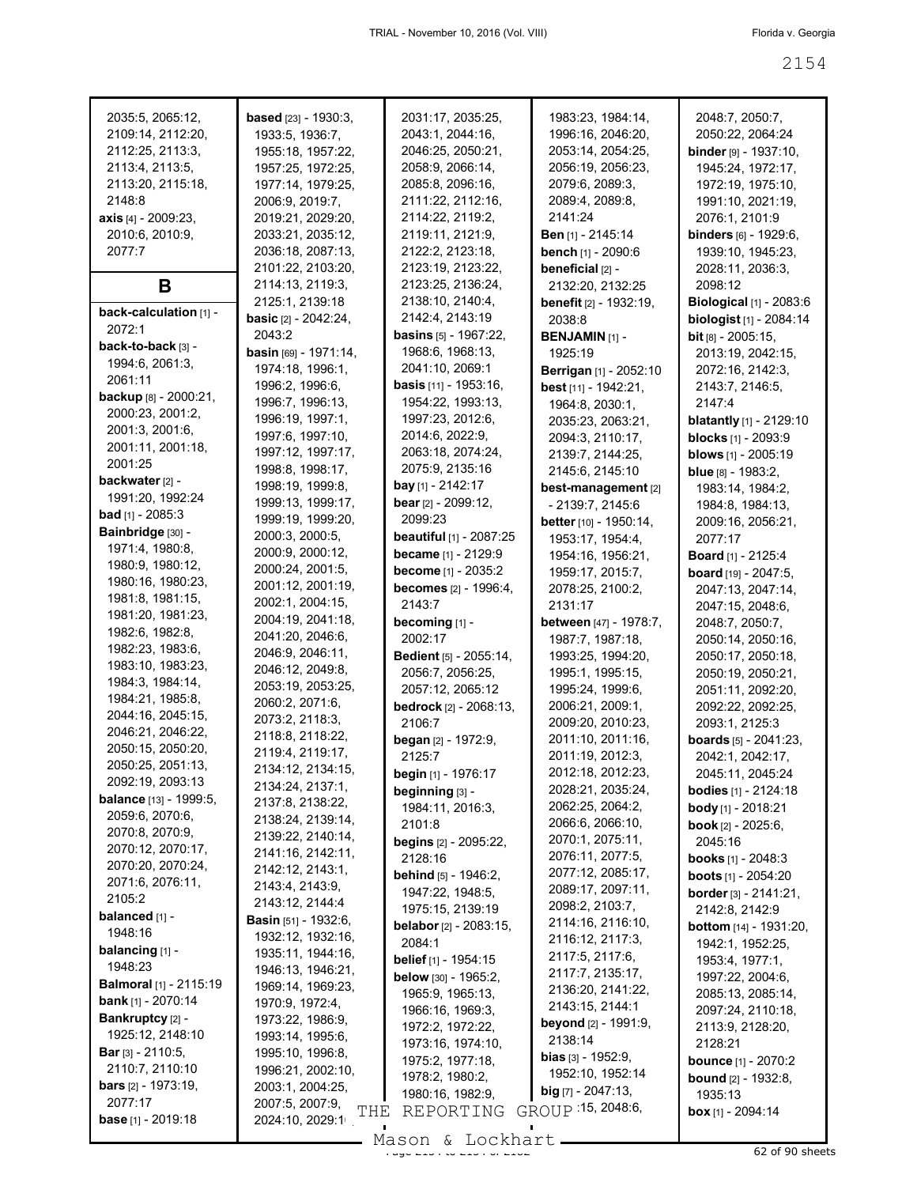2035:5, 2065:12, 2109:14, 2112:20, 2112:25, 2113:3, 2113:4, 2113:5, 2113:20, 2115:18, 2148:8

**axis** [4] - 2009:23, 2010:6, 2010:9, 2077:7

## B

**back-calculation** [1] - 2072:1

**back-to-back** [3] - 1994:6, 2061:3, 2061:11

**backup** [8] - 2000:21, 2000:23, 2001:2, 2001:3, 2001:6, 2001:11, 2001:18, 2001:25

**backwater** [2] - 1991:20, 1992:24

**bad** [1] - 2085:3

**Bainbridge** [30] - 1971:4, 1980:8, 1980:9, 1980:12, 1980:16, 1980:23, 1981:8, 1981:15, 1981:20, 1981:23, 1982:6, 1982:8, 1982:23, 1983:6, 1983:10, 1983:23, 1984:3, 1984:14, 1984:21, 1985:8, 2044:16, 2045:15, 2046:21, 2046:22, 2050:15, 2050:20, 2050:25, 2051:13, 2092:19, 2093:13

**balance** [13] - 1999:5, 2059:6, 2070:6, 2070:8, 2070:9, 2070:12, 2070:17, 2070:20, 2070:24, 2071:6, 2076:11, 2105:2

**balanced** [1] - 1948:16

**balancing** [1] - 1948:23

**Balmoral** [1] - 2115:19

**bank** [1] - 2070:14

**Bankruptcy** [2] - 1925:12, 2148:10

**Bar** [3] - 2110:5, 2110:7, 2110:10

**bars** [2] - 1973:19, 2077:17

**base** [1] - 2019:18

**based** [23] - 1930:3, 1933:5, 1936:7, 1955:18, 1957:22, 1957:25, 1972:25, 1977:14, 1979:25, 2006:9, 2019:7, 2019:21, 2029:20, 2033:21, 2035:12, 2036:18, 2087:13, 2101:22, 2103:20, 2114:13, 2119:3, 2125:1, 2139:18

**basic** [2] - 2042:24, 2043:2

**basin** [69] - 1971:14, 1974:18, 1996:1, 1996:2, 1996:6, 1996:7, 1996:13, 1996:19, 1997:1, 1997:6, 1997:10, 1997:12, 1997:17, 1998:8, 1998:17, 1998:19, 1999:8, 1999:13, 1999:17, 1999:19, 1999:20, 2000:3, 2000:5, 2000:9, 2000:12, 2000:24, 2001:5, 2001:12, 2001:19, 2002:1, 2004:15, 2004:19, 2041:18, 2041:20, 2046:6, 2046:9, 2046:11, 2046:12, 2049:8, 2053:19, 2053:25, 2060:2, 2071:6, 2073:2, 2118:3, 2118:8, 2118:22, 2119:4, 2119:17, 2134:12, 2134:15, 2134:24, 2137:1, 2137:8, 2138:22, 2138:24, 2139:14, 2139:22, 2140:14, 2141:16, 2142:11, 2142:12, 2143:1, 2143:4, 2143:9, 2143:12, 2144:4

**Basin** [51] - 1932:6, 1932:12, 1932:16, 1935:11, 1944:16, 1946:13, 1946:21, 1969:14, 1969:23, 1970:9, 1972:4, 1973:22, 1986:9, 1993:14, 1995:6, 1995:10, 1996:8, 1996:21, 2002:10, 2003:1, 2004:25, 2007:5, 2007:9, 2024:10, 2029:1, 2031:17, 2035:25, 2043:1, 2044:16, 2046:25, 2050:21, 2058:9, 2066:14, 2085:8, 2096:16, 2111:22, 2112:16, 2114:22, 2119:2, 2119:11, 2121:9, 2122:2, 2123:18, 2123:19, 2123:22, 2123:25, 2136:24, 2138:10, 2140:4, 2142:4, 2143:19

**basins** [5] - 1967:22, 1968:6, 1968:13, 2041:10, 2069:1

**basis** [11] - 1953:16, 1954:22, 1993:13, 1997:23, 2012:6, 2014:6, 2022:9, 2063:18, 2074:24, 2075:9, 2135:16

**bay** [1] - 2142:17

**bear** [2] - 2099:12, 2099:23

**beautiful** [1] - 2087:25

**became** [1] - 2129:9

**become** [1] - 2035:2

**becomes** [2] - 1996:4, 2143:7

**becoming** [1] - 2002:17

**Bedient** [5] - 2055:14, 2056:7, 2056:25, 2057:12, 2065:12

**bedrock** [2] - 2068:13, 2106:7

**began** [2] - 1972:9, 2125:7

**begin** [1] - 1976:17

**beginning** [3] - 1984:11, 2016:3, 2101:8

**begins** [2] - 2095:22, 2128:16

**behind** [5] - 1946:2, 1947:22, 1948:5, 1975:15, 2139:19

**belabor** [2] - 2083:15, 2084:1

**belief** [1] - 1954:15

**below** [30] - 1965:2, 1965:9, 1965:13, 1966:16, 1969:3, 1972:2, 1972:22, 1973:16, 1974:10, 1975:2, 1977:18, 1978:2, 1980:2, 1980:16, 1982:9, 1983:23, 1984:14, 1996:16, 2046:20, 2053:14, 2054:25, 2056:19, 2056:23, 2079:6, 2089:3, 2089:4, 2089:8, 2141:24

**Ben** [1] - 2145:14

**bench** [1] - 2090:6

**beneficial** [2] - 2132:20, 2132:25

**benefit** [2] - 1932:19, 2038:8

**BENJAMIN** [1] - 1925:19

**Berrigan** [1] - 2052:10

**best** [11] - 1942:21, 1964:8, 2030:1, 2035:23, 2063:21, 2094:3, 2110:17, 2139:7, 2144:25, 2145:6, 2145:10

**best-management** [2] - 2139:7, 2145:6

**better** [10] - 1950:14, 1953:17, 1954:4, 1954:16, 1956:21, 1959:17, 2015:7, 2078:25, 2100:2, 2131:17

**between** [47] - 1978:7, 1987:7, 1987:18, 1993:25, 1994:20, 1995:1, 1995:15, 1995:24, 1999:6, 2006:21, 2009:1, 2009:20, 2010:23, 2011:10, 2011:16, 2011:19, 2012:3, 2012:18, 2012:23, 2028:21, 2035:24, 2062:25, 2064:2, 2066:6, 2066:10, 2070:1, 2075:11, 2076:11, 2077:5, 2077:12, 2085:17, 2089:17, 2097:11, 2098:2, 2103:7, 2114:16, 2116:10, 2116:12, 2117:3, 2117:5, 2117:6, 2117:7, 2135:17, 2136:20, 2141:22, 2143:15, 2144:1

**beyond** [2] - 1991:9, 2138:14

**bias** [3] - 1952:9, 1952:10, 1952:14

**big** [7] - 2047:13, 2047:15, 2048:6, 2048:7, 2050:7, 2050:22, 2064:24

**binder** [9] - 1937:10, 1945:24, 1972:17, 1972:19, 1975:10, 1991:10, 2021:19, 2076:1, 2101:9

**binders** [6] - 1929:6, 1939:10, 1945:23, 2028:11, 2036:3, 2098:12

**Biological** [1] - 2083:6

**biologist** [1] - 2084:14

**bit** [8] - 2005:15, 2013:19, 2042:15, 2072:16, 2142:3, 2143:7, 2146:5, 2147:4

**blatantly** [1] - 2129:10

**blocks** [1] - 2093:9

**blows** [1] - 2005:19

**blue** [8] - 1983:2, 1983:14, 1984:2, 1984:8, 1984:13, 2009:16, 2056:21, 2077:17

**Board** [1] - 2125:4

**board** [19] - 2047:5, 2047:13, 2047:14, 2047:15, 2048:6, 2048:7, 2050:7, 2050:14, 2050:16, 2050:17, 2050:18, 2050:19, 2050:21, 2051:11, 2092:20, 2092:22, 2092:25, 2093:1, 2125:3

**boards** [5] - 2041:23, 2042:1, 2042:17, 2045:11, 2045:24

**bodies** [1] - 2124:18

**body** [1] - 2018:21

**book** [2] - 2025:6, 2045:16

**books** [1] - 2048:3

**boots** [1] - 2054:20

**border** [3] - 2141:21, 2142:8, 2142:9

**bottom** [14] - 1931:20, 1942:1, 1952:25, 1953:4, 1977:1, 1997:22, 2004:6, 2085:13, 2085:14, 2097:24, 2110:18, 2113:9, 2128:20, 2128:21

**bounce** [1] - 2070:2

**bound** [2] - 1932:8, 1935:13

**box** [1] - 2094:14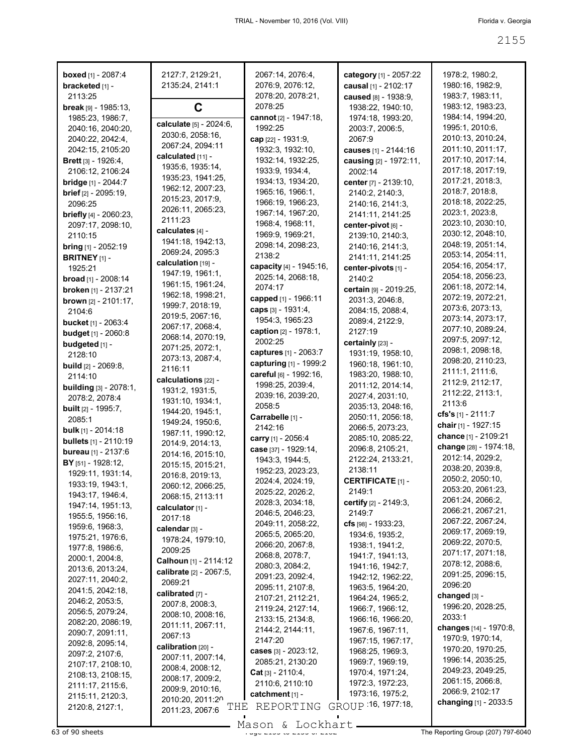**boxed** [1] - 2087:4
**bracketed** [1] - 2113:25
**break** [9] - 1985:13, 1985:23, 1986:7, 2040:16, 2040:20, 2040:22, 2042:4, 2042:15, 2105:20
**Brett** [3] - 1926:4, 2106:12, 2106:24
**bridge** [1] - 2044:7
**brief** [2] - 2095:19, 2096:25
**briefly** [4] - 2060:23, 2097:17, 2098:10, 2110:15
**bring** [1] - 2052:19
**BRITNEY** [1] - 1925:21
**broad** [1] - 2008:14
**broken** [1] - 2137:21
**brown** [2] - 2101:17, 2104:6
**bucket** [1] - 2063:4
**budget** [1] - 2060:8
**budgeted** [1] - 2128:10
**build** [2] - 2069:8, 2114:10
**building** [3] - 2078:1, 2078:2, 2078:4
**built** [2] - 1995:7, 2085:1
**bulk** [1] - 2014:18
**bullets** [1] - 2110:19
**bureau** [1] - 2137:6
**BY** [51] - 1928:12, 1929:11, 1931:14, 1933:19, 1943:1, 1943:17, 1946:4, 1947:14, 1951:13, 1955:5, 1956:16, 1959:6, 1968:3, 1975:21, 1976:6, 1977:8, 1986:6, 2000:1, 2004:8, 2013:6, 2013:24, 2027:11, 2040:2, 2041:5, 2042:18, 2046:2, 2053:5, 2056:5, 2079:24, 2082:20, 2086:19, 2090:7, 2091:11, 2092:8, 2095:14, 2097:2, 2107:6, 2107:17, 2108:10, 2108:13, 2108:15, 2111:17, 2115:6, 2115:11, 2120:3, 2120:8, 2127:1, 2127:7, 2129:21, 2135:24, 2141:1

## C

**calculate** [5] - 2024:6, 2030:6, 2058:16, 2067:24, 2094:11
**calculated** [11] - 1935:6, 1935:14, 1935:23, 1941:25, 1962:12, 2007:23, 2015:23, 2017:9, 2026:11, 2065:23, 2111:23
**calculates** [4] - 1941:18, 1942:13, 2069:24, 2095:3
**calculation** [19] - 1947:19, 1961:1, 1961:15, 1961:24, 1962:18, 1998:21, 1999:7, 2018:19, 2019:5, 2067:16, 2067:17, 2068:4, 2068:14, 2070:19, 2071:25, 2072:1, 2073:13, 2087:4, 2116:11
**calculations** [22] - 1931:2, 1931:5, 1931:10, 1934:1, 1944:20, 1945:1, 1949:24, 1950:6, 1987:11, 1990:12, 2014:9, 2014:13, 2014:16, 2015:10, 2015:15, 2015:21, 2016:8, 2019:13, 2060:12, 2066:25, 2068:15, 2113:11
**calculator** [1] - 2017:18
**calendar** [3] - 1978:24, 1979:10, 2009:25
**Calhoun** [1] - 2114:12
**calibrate** [2] - 2067:5, 2069:21
**calibrated** [7] - 2007:8, 2008:3, 2008:10, 2008:16, 2011:11, 2067:11, 2067:13
**calibration** [20] - 2007:11, 2007:14, 2008:4, 2008:12, 2008:17, 2009:2, 2009:9, 2010:16, 2010:20, 2011:20, 2011:23, 2067:6, 2067:14, 2076:4, 2076:9, 2076:12, 2078:20, 2078:21, 2078:25
**cannot** [2] - 1947:18, 1992:25
**cap** [22] - 1931:9, 1932:3, 1932:10, 1932:14, 1932:25, 1933:9, 1934:4, 1934:13, 1934:20, 1965:16, 1966:1, 1966:19, 1966:23, 1967:14, 1967:20, 1968:4, 1968:11, 1969:9, 1969:21, 2098:14, 2098:23, 2138:2
**capacity** [4] - 1945:16, 2025:14, 2068:18, 2074:17
**capped** [1] - 1966:11
**caps** [3] - 1931:4, 1954:3, 1965:23
**caption** [2] - 1978:1, 2002:25
**captures** [1] - 2063:7
**capturing** [1] - 1999:2
**careful** [6] - 1992:16, 1998:25, 2039:4, 2039:16, 2039:20, 2058:5
**Carrabelle** [1] - 2142:16
**carry** [1] - 2056:4
**case** [37] - 1929:14, 1943:3, 1944:5, 1952:23, 2023:23, 2024:4, 2024:19, 2025:22, 2026:2, 2028:3, 2034:18, 2046:5, 2046:23, 2049:11, 2058:22, 2065:5, 2065:20, 2066:20, 2067:8, 2068:8, 2078:7, 2080:3, 2084:2, 2091:23, 2092:4, 2095:11, 2107:8, 2107:21, 2112:21, 2119:24, 2127:14, 2133:15, 2134:8, 2144:2, 2144:11, 2147:20
**cases** [3] - 2023:12, 2085:21, 2130:20
**Cat** [3] - 2110:4, 2110:6, 2110:10
**catchment** [1] - 2042:16, 1977:18,
**category** [1] - 2057:22
**causal** [1] - 2102:17
**caused** [8] - 1938:9, 1938:22, 1940:10, 1974:18, 1993:20, 2003:7, 2006:5, 2067:9
**causes** [1] - 2144:16
**causing** [2] - 1972:11, 2002:14
**center** [7] - 2139:10, 2140:2, 2140:3, 2140:16, 2141:3, 2141:11, 2141:25
**center-pivot** [6] - 2139:10, 2140:3, 2140:16, 2141:3, 2141:11, 2141:25
**center-pivots** [1] - 2140:2
**certain** [9] - 2019:25, 2031:3, 2046:8, 2084:15, 2088:4, 2089:4, 2122:9, 2127:19
**certainly** [23] - 1931:19, 1958:10, 1960:18, 1961:10, 1983:20, 1988:10, 2011:12, 2014:14, 2027:4, 2031:10, 2035:13, 2048:16, 2050:11, 2056:18, 2066:5, 2073:23, 2085:10, 2085:22, 2096:8, 2105:21, 2122:24, 2133:21, 2138:11
**CERTIFICATE** [1] - 2149:1
**certify** [2] - 2149:3, 2149:7
**cfs** [98] - 1933:23, 1934:6, 1935:2, 1938:1, 1941:2, 1941:7, 1941:13, 1941:16, 1942:7, 1942:12, 1962:22, 1963:5, 1964:20, 1964:24, 1965:2, 1966:7, 1966:12, 1966:16, 1966:20, 1967:6, 1967:11, 1967:15, 1967:17, 1968:25, 1969:3, 1969:7, 1969:19, 1970:4, 1971:24, 1972:3, 1972:23, 1973:16, 1975:2, 1978:2, 1980:2, 1980:16, 1982:9, 1983:7, 1983:11, 1983:12, 1983:23, 1984:14, 1994:20, 1995:1, 2010:6, 2010:13, 2010:24, 2011:10, 2011:17, 2017:10, 2017:14, 2017:18, 2017:19, 2017:21, 2018:3, 2018:7, 2018:8, 2018:18, 2022:25, 2023:1, 2023:8, 2023:10, 2030:10, 2030:12, 2048:10, 2048:19, 2051:14, 2053:14, 2054:11, 2054:16, 2054:17, 2054:18, 2056:23, 2061:18, 2072:14, 2072:19, 2072:21, 2073:6, 2073:13, 2073:14, 2073:17, 2077:10, 2089:24, 2097:5, 2097:12, 2098:1, 2098:18, 2098:20, 2110:23, 2111:1, 2111:6, 2112:9, 2112:17, 2112:22, 2113:1, 2113:6
**cfs's** [1] - 2111:7
**chair** [1] - 1927:15
**chance** [1] - 2109:21
**change** [28] - 1974:18, 2012:14, 2029:2, 2038:20, 2039:8, 2050:2, 2050:10, 2053:20, 2061:23, 2061:24, 2066:2, 2066:21, 2067:21, 2067:22, 2067:24, 2069:17, 2069:19, 2069:22, 2070:5, 2071:17, 2071:18, 2078:12, 2088:6, 2091:25, 2096:15, 2096:20
**changed** [3] - 1996:20, 2028:25, 2033:1
**changes** [14] - 1970:8, 1970:9, 1970:14, 1970:20, 1970:25, 1996:14, 2035:25, 2049:23, 2049:25, 2061:15, 2066:8, 2066:9, 2102:17
**changing** [1] - 2033:5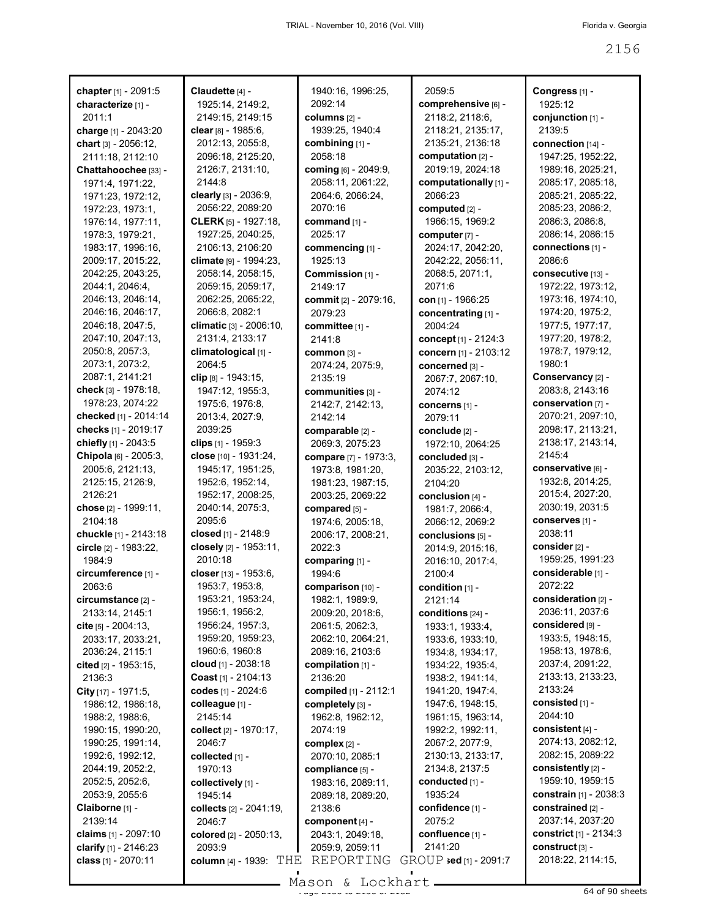**chapter** [1] - 2091:5
**characterize** [1] - 2011:1
**charge** [1] - 2043:20
**chart** [3] - 2056:12, 2111:18, 2112:10
**Chattahoochee** [33] - 1971:4, 1971:22, 1971:23, 1972:12, 1972:23, 1973:1, 1976:14, 1977:11, 1978:3, 1979:21, 1983:17, 1996:16, 2009:17, 2015:22, 2042:25, 2043:25, 2044:1, 2046:4, 2046:13, 2046:14, 2046:16, 2046:17, 2046:18, 2047:5, 2047:10, 2047:13, 2050:8, 2057:3, 2073:1, 2073:2, 2087:1, 2141:21
**check** [3] - 1978:18, 1978:23, 2074:22
**checked** [1] - 2014:14
**checks** [1] - 2019:17
**chiefly** [1] - 2043:5
**Chipola** [6] - 2005:3, 2005:6, 2121:13, 2125:15, 2126:9, 2126:21
**chose** [2] - 1999:11, 2104:18
**chuckle** [1] - 2143:18
**circle** [2] - 1983:22, 1984:9
**circumference** [1] - 2063:6
**circumstance** [2] - 2133:14, 2145:1
**cite** [5] - 2004:13, 2033:17, 2033:21, 2036:24, 2115:1
**cited** [2] - 1953:15, 2136:3
**City** [17] - 1971:5, 1986:12, 1986:18, 1988:2, 1988:6, 1990:15, 1990:20, 1990:25, 1991:14, 1992:6, 1992:12, 2044:19, 2052:2, 2052:5, 2052:6, 2053:9, 2055:6
**Claiborne** [1] - 2139:14
**claims** [1] - 2097:10
**clarify** [1] - 2146:23
**class** [1] - 2070:11
**Claudette** [4] - 1925:14, 2149:2, 2149:15, 2149:15
**clear** [8] - 1985:6, 2012:13, 2055:8, 2096:18, 2125:20, 2126:7, 2131:10, 2144:8
**clearly** [3] - 2036:9, 2056:22, 2089:20
**CLERK** [5] - 1927:18, 1927:25, 2040:25, 2106:13, 2106:20
**climate** [9] - 1994:23, 2058:14, 2058:15, 2059:15, 2059:17, 2062:25, 2065:22, 2066:8, 2082:1
**climatic** [3] - 2006:10, 2131:4, 2133:17
**climatological** [1] - 2064:5
**clip** [8] - 1943:15, 1947:12, 1955:3, 1975:6, 1976:8, 2013:4, 2027:9, 2039:25
**clips** [1] - 1959:3
**close** [10] - 1931:24, 1945:17, 1951:25, 1952:6, 1952:14, 1952:17, 2008:25, 2040:14, 2075:3, 2095:6
**closed** [1] - 2148:9
**closely** [2] - 1953:11, 2010:18
**closer** [13] - 1953:6, 1953:7, 1953:8, 1953:21, 1953:24, 1956:1, 1956:2, 1956:24, 1957:3, 1959:20, 1959:23, 1960:6, 1960:8
**cloud** [1] - 2038:18
**Coast** [1] - 2104:13
**codes** [1] - 2024:6
**colleague** [1] - 2145:14
**collect** [2] - 1970:17, 2046:7
**collected** [1] - 1970:13
**collectively** [1] - 1945:14
**collects** [2] - 2041:19, 2046:7
**colored** [2] - 2050:13, 2093:9
**column** [4] - 1939:16, 1940:16, 1996:25, 2092:14
**columns** [2] - 1939:25, 1940:4
**combining** [1] - 2058:18
**coming** [6] - 2049:9, 2058:11, 2061:22, 2064:6, 2066:24, 2070:16
**command** [1] - 2025:17
**commencing** [1] - 1925:13
**Commission** [1] - 2149:17
**commit** [2] - 2079:16, 2079:23
**committee** [1] - 2141:8
**common** [3] - 2074:24, 2075:9, 2135:19
**communities** [3] - 2142:7, 2142:13, 2142:14
**comparable** [2] - 2069:3, 2075:23
**compare** [7] - 1973:3, 1973:8, 1981:20, 1981:23, 1987:15, 2003:25, 2069:22
**compared** [5] - 1974:6, 2005:18, 2006:17, 2008:21, 2022:3
**comparing** [1] - 1994:6
**comparison** [10] - 1982:1, 1989:9, 2009:20, 2018:6, 2061:5, 2062:3, 2062:10, 2064:21, 2089:16, 2103:6
**compilation** [1] - 2136:20
**compiled** [1] - 2112:1
**completely** [3] - 1962:8, 1962:12, 2074:19
**complex** [2] - 2070:10, 2085:1
**compliance** [5] - 1983:16, 2089:11, 2089:18, 2089:20, 2138:6
**component** [4] - 2043:1, 2049:18, 2059:9, 2059:11, 2059:5
**comprehensive** [6] - 2118:2, 2118:6, 2118:21, 2135:17, 2135:21, 2136:18
**computation** [2] - 2019:19, 2024:18
**computationally** [1] - 2066:23
**computed** [2] - 1966:15, 1969:2
**computer** [7] - 2024:17, 2042:20, 2042:22, 2056:11, 2068:5, 2071:1, 2071:6
**con** [1] - 1966:25
**concentrating** [1] - 2004:24
**concept** [1] - 2124:3
**concern** [1] - 2103:12
**concerned** [3] - 2067:7, 2067:10, 2074:12
**concerns** [1] - 2079:11
**conclude** [2] - 1972:10, 2064:25
**concluded** [3] - 2035:22, 2103:12, 2104:20
**conclusion** [4] - 1981:7, 2066:4, 2066:12, 2069:2
**conclusions** [5] - 2014:9, 2015:16, 2016:10, 2017:4, 2100:4
**condition** [1] - 2121:14
**conditions** [24] - 1933:1, 1933:4, 1933:6, 1933:10, 1934:8, 1934:17, 1934:22, 1935:4, 1938:2, 1941:14, 1941:20, 1947:4, 1947:6, 1948:15, 1961:15, 1963:14, 1992:2, 1992:11, 2067:2, 2077:9, 2130:13, 2133:17, 2134:8, 2137:5
**conducted** [1] - 1935:24
**confidence** [1] - 2075:2
**confluence** [1] - 2141:20
**confused** [1] - 2091:7
**Congress** [1] - 1925:12
**conjunction** [1] - 2139:5
**connection** [14] - 1947:25, 1952:22, 1989:16, 2025:21, 2085:17, 2085:18, 2085:21, 2085:22, 2085:23, 2086:2, 2086:3, 2086:8, 2086:14, 2086:15
**connections** [1] - 2086:6
**consecutive** [13] - 1972:22, 1973:12, 1973:16, 1974:10, 1974:20, 1975:2, 1977:5, 1977:17, 1977:20, 1978:2, 1978:7, 1979:12, 1980:1
**Conservancy** [2] - 2083:8, 2143:16
**conservation** [7] - 2070:21, 2097:10, 2098:17, 2113:21, 2138:17, 2143:14, 2145:4
**conservative** [6] - 1932:8, 2014:25, 2015:4, 2027:20, 2030:19, 2031:5
**conserves** [1] - 2038:11
**consider** [2] - 1959:25, 1991:23
**considerable** [1] - 2072:22
**consideration** [2] - 2036:11, 2037:6
**considered** [9] - 1933:5, 1948:15, 1958:13, 1978:6, 2037:4, 2091:22, 2133:13, 2133:23, 2133:24
**consisted** [1] - 2044:10
**consistent** [4] - 2074:13, 2082:12, 2082:15, 2089:22
**consistently** [2] - 1959:10, 1959:15
**constrain** [1] - 2038:3
**constrained** [2] - 2037:14, 2037:20
**constrict** [1] - 2134:3
**construct** [3] - 2018:22, 2114:15,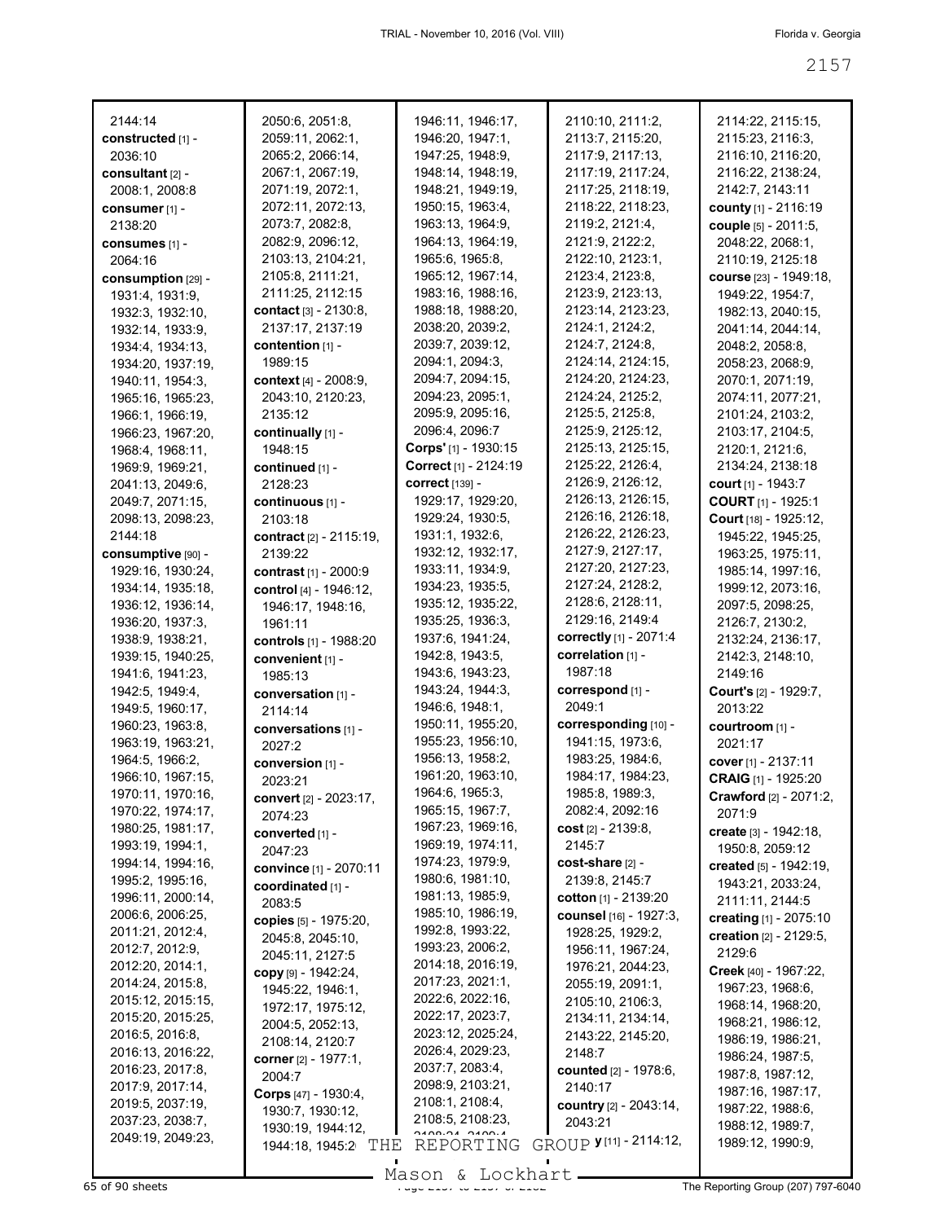2144:14
**constructed** [1] - 2036:10
**consultant** [2] - 2008:1, 2008:8
**consumer** [1] - 2138:20
**consumes** [1] - 2064:16
**consumption** [29] - 1931:4, 1931:9, 1932:3, 1932:10, 1932:14, 1933:9, 1934:4, 1934:13, 1934:20, 1937:19, 1940:11, 1954:3, 1965:16, 1965:23, 1966:1, 1966:19, 1966:23, 1967:20, 1968:4, 1968:11, 1969:9, 1969:21, 2041:13, 2049:6, 2049:7, 2071:15, 2098:13, 2098:23, 2144:18
**consumptive** [90] - 1929:16, 1930:24, 1934:14, 1935:18, 1936:12, 1936:14, 1936:20, 1937:3, 1938:9, 1938:21, 1939:15, 1940:25, 1941:6, 1941:23, 1942:5, 1949:4, 1949:5, 1960:17, 1960:23, 1963:8, 1963:19, 1963:21, 1964:5, 1966:2, 1966:10, 1967:15, 1970:11, 1970:16, 1970:22, 1974:17, 1980:25, 1981:17, 1993:19, 1994:1, 1994:14, 1994:16, 1995:2, 1995:16, 1996:11, 2000:14, 2006:6, 2006:25, 2011:21, 2012:4, 2012:7, 2012:9, 2012:20, 2014:1, 2014:24, 2015:8, 2015:12, 2015:15, 2015:20, 2015:25, 2016:5, 2016:8, 2016:13, 2016:22, 2016:23, 2017:8, 2017:9, 2017:14, 2019:5, 2037:19, 2037:23, 2038:7, 2049:19, 2049:23, 2050:6, 2051:8, 2059:11, 2062:1, 2065:2, 2066:14, 2067:1, 2067:19, 2071:19, 2072:1, 2072:11, 2072:13, 2073:7, 2082:8, 2082:9, 2096:12, 2103:13, 2104:21, 2105:8, 2111:21, 2111:25, 2112:15
**contact** [3] - 2130:8, 2137:17, 2137:19
**contention** [1] - 1989:15
**context** [4] - 2008:9, 2043:10, 2120:23, 2135:12
**continually** [1] - 1948:15
**continued** [1] - 2128:23
**continuous** [1] - 2103:18
**contract** [2] - 2115:19, 2139:22
**contrast** [1] - 2000:9
**control** [4] - 1946:12, 1946:17, 1948:16, 1961:11
**controls** [1] - 1988:20
**convenient** [1] - 1985:13
**conversation** [1] - 2114:14
**conversations** [1] - 2027:2
**conversion** [1] - 2023:21
**convert** [2] - 2023:17, 2074:23
**converted** [1] - 2047:23
**convince** [1] - 2070:11
**coordinated** [1] - 2083:5
**copies** [5] - 1975:20, 2045:8, 2045:10, 2045:11, 2127:5
**copy** [9] - 1942:24, 1945:22, 1946:1, 1972:17, 1975:12, 2004:5, 2052:13, 2108:14, 2120:7
**corner** [2] - 1977:1, 2004:7
**Corps** [47] - 1930:4, 1930:7, 1930:12, 1930:19, 1944:12, 1944:18, 1945:2, 1946:11, 1946:17, 1946:20, 1947:1, 1947:25, 1948:9, 1948:14, 1948:19, 1948:21, 1949:19, 1950:15, 1963:4, 1963:13, 1964:9, 1964:13, 1964:19, 1965:6, 1965:8, 1965:12, 1967:14, 1983:16, 1988:16, 1988:18, 1988:20, 2038:20, 2039:2, 2039:7, 2039:12, 2094:1, 2094:3, 2094:7, 2094:15, 2094:23, 2095:1, 2095:9, 2095:16, 2096:4, 2096:7
**Corps'** [1] - 1930:15
**Correct** [1] - 2124:19
**correct** [139] - 1929:17, 1929:20, 1929:24, 1930:5, 1931:1, 1932:6, 1932:12, 1932:17, 1933:11, 1934:9, 1934:23, 1935:5, 1935:12, 1935:22, 1935:25, 1936:3, 1937:6, 1941:24, 1942:8, 1943:5, 1943:6, 1943:23, 1943:24, 1944:3, 1946:6, 1948:1, 1950:11, 1955:20, 1955:23, 1956:10, 1956:13, 1958:2, 1961:20, 1963:10, 1964:6, 1965:3, 1965:15, 1967:7, 1967:23, 1969:16, 1969:19, 1974:11, 1974:23, 1979:9, 1980:6, 1981:10, 1981:13, 1985:9, 1985:10, 1986:19, 1992:8, 1993:22, 1993:23, 2006:2, 2014:18, 2016:19, 2017:23, 2021:1, 2022:6, 2022:16, 2022:17, 2023:7, 2023:12, 2025:24, 2026:4, 2029:23, 2037:7, 2083:4, 2098:9, 2103:21, 2108:1, 2108:4, 2108:5, 2108:23, 2108:24, 2109:4, 2110:10, 2111:2, 2113:7, 2115:20, 2117:9, 2117:13, 2117:19, 2117:24, 2117:25, 2118:19, 2118:22, 2118:23, 2119:2, 2121:4, 2121:9, 2122:2, 2122:10, 2123:1, 2123:4, 2123:8, 2123:9, 2123:13, 2123:14, 2123:23, 2124:1, 2124:2, 2124:7, 2124:8, 2124:14, 2124:15, 2124:20, 2124:23, 2124:24, 2125:2, 2125:5, 2125:8, 2125:9, 2125:12, 2125:13, 2125:15, 2125:22, 2126:4, 2126:9, 2126:12, 2126:13, 2126:15, 2126:16, 2126:18, 2126:22, 2126:23, 2127:9, 2127:17, 2127:20, 2127:23, 2127:24, 2128:2, 2128:6, 2128:11, 2129:16, 2149:4
**correctly** [1] - 2071:4
**correlation** [1] - 1987:18
**correspond** [1] - 2049:1
**corresponding** [10] - 1941:15, 1973:6, 1983:25, 1984:6, 1984:17, 1984:23, 1985:8, 1989:3, 2082:4, 2092:16
**cost** [2] - 2139:8, 2145:7
**cost-share** [2] - 2139:8, 2145:7
**cotton** [1] - 2139:20
**counsel** [16] - 1927:3, 1928:25, 1929:2, 1956:11, 1967:24, 1976:21, 2044:23, 2055:19, 2091:1, 2105:10, 2106:3, 2134:11, 2134:14, 2143:22, 2145:20, 2148:7
**counted** [2] - 1978:6, 2140:17
**country** [2] - 2043:14, 2043:21
**county** [11] - 2114:12, 2114:22, 2115:15, 2115:23, 2116:3, 2116:10, 2116:20, 2116:22, 2138:24, 2142:7, 2143:11
**county** [1] - 2116:19
**couple** [5] - 2011:5, 2048:22, 2068:1, 2110:19, 2125:18
**course** [23] - 1949:18, 1949:22, 1954:7, 1982:13, 2040:15, 2041:14, 2044:14, 2048:2, 2058:8, 2058:23, 2068:9, 2070:1, 2071:19, 2074:11, 2077:21, 2101:24, 2103:2, 2103:17, 2104:5, 2120:1, 2121:6, 2134:24, 2138:18
**court** [1] - 1943:7
**COURT** [1] - 1925:1
**Court** [18] - 1925:12, 1945:22, 1945:25, 1963:25, 1975:11, 1985:14, 1997:16, 1999:12, 2073:16, 2097:5, 2098:25, 2126:7, 2130:2, 2132:24, 2136:17, 2142:3, 2148:10, 2149:16
**Court's** [2] - 1929:7, 2013:22
**courtroom** [1] - 2021:17
**cover** [1] - 2137:11
**CRAIG** [1] - 1925:20
**Crawford** [2] - 2071:2, 2071:9
**create** [3] - 1942:18, 1950:8, 2059:12
**created** [5] - 1942:19, 1943:21, 2033:24, 2111:11, 2144:5
**creating** [1] - 2075:10
**creation** [2] - 2129:5, 2129:6
**Creek** [40] - 1967:22, 1967:23, 1968:6, 1968:14, 1968:20, 1968:21, 1986:12, 1986:19, 1986:21, 1986:24, 1987:5, 1987:8, 1987:12, 1987:16, 1987:17, 1987:22, 1988:6, 1988:12, 1989:7, 1989:12, 1990:9,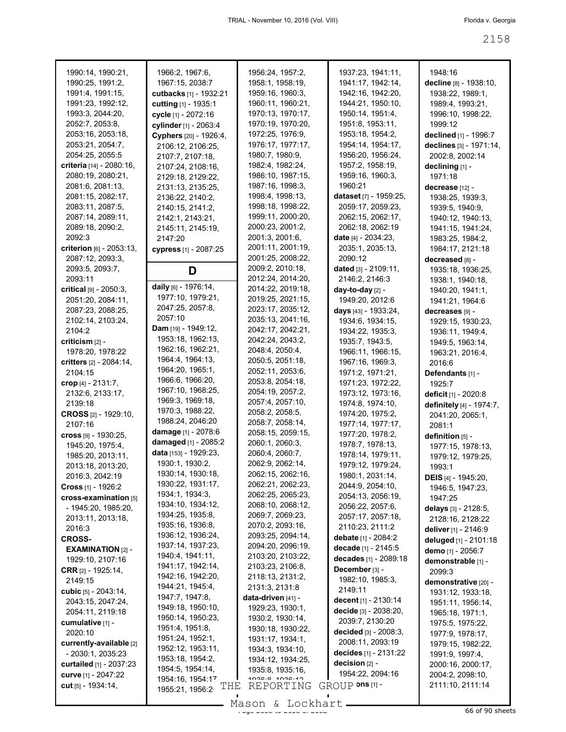1990:14, 1990:21, 1990:25, 1991:2, 1991:4, 1991:15, 1991:23, 1992:12, 1993:3, 2044:20, 2052:7, 2053:8, 2053:16, 2053:18, 2053:21, 2054:7, 2054:25, 2055:5

**criteria** [14] - 2080:16, 2080:19, 2080:21, 2081:6, 2081:13, 2081:15, 2082:17, 2083:11, 2087:5, 2087:14, 2089:11, 2089:18, 2090:2, 2092:3

**criterion** [6] - 2053:13, 2087:12, 2093:3, 2093:5, 2093:7, 2093:11

**critical** [9] - 2050:3, 2051:20, 2084:11, 2087:23, 2088:25, 2102:14, 2103:24, 2104:2

**criticism** [2] - 1978:20, 1978:22

**critters** [2] - 2084:14, 2104:15

**crop** [4] - 2131:7, 2132:6, 2133:17, 2139:18

**CROSS** [2] - 1929:10, 2107:16

**cross** [9] - 1930:25, 1945:20, 1975:4, 1985:20, 2013:11, 2013:18, 2013:20, 2016:3, 2042:19

**Cross** [1] - 1926:2

**cross-examination** [5] - 1945:20, 1985:20, 2013:11, 2013:18, 2016:3

**CROSS-EXAMINATION** [2] - 1929:10, 2107:16

**CRR** [2] - 1925:14, 2149:15

**cubic** [5] - 2043:14, 2043:15, 2047:24, 2054:11, 2119:18

**cumulative** [1] - 2020:10

**currently-available** [2] - 2030:1, 2035:23

**curtailed** [1] - 2037:23

**curve** [1] - 2047:22

**cut** [5] - 1934:14, 1966:2, 1967:6, 1967:15, 2038:7

**cutbacks** [1] - 1932:21

**cutting** [1] - 1935:1

**cycle** [1] - 2072:16

**cylinder** [1] - 2063:4

**Cyphers** [20] - 1926:4, 2106:12, 2106:25, 2107:7, 2107:18, 2107:24, 2108:16, 2129:18, 2129:22, 2131:13, 2135:25, 2136:22, 2140:2, 2140:15, 2141:2, 2142:1, 2143:21, 2145:11, 2145:19, 2147:20

**cypress** [1] - 2087:25

## D

**daily** [6] - 1976:14, 1977:10, 1979:21, 2047:25, 2057:8, 2057:10

**Dam** [19] - 1949:12, 1953:18, 1962:13, 1962:16, 1962:21, 1964:4, 1964:13, 1964:20, 1965:1, 1966:6, 1966:20, 1967:10, 1968:25, 1969:3, 1969:18, 1970:3, 1988:22, 1988:24, 2046:20

**damage** [1] - 2078:6

**damaged** [1] - 2085:2

**data** [153] - 1929:23, 1930:1, 1930:2, 1930:14, 1930:18, 1930:22, 1931:17, 1934:1, 1934:3, 1934:10, 1934:12, 1934:25, 1935:8, 1935:16, 1936:8, 1936:12, 1936:24, 1937:14, 1937:23, 1940:4, 1941:11, 1941:17, 1942:14, 1942:16, 1942:20, 1944:21, 1945:4, 1947:7, 1947:8, 1949:18, 1950:10, 1950:14, 1950:23, 1951:4, 1951:8, 1951:24, 1952:1, 1952:12, 1953:11, 1953:18, 1954:2, 1954:5, 1954:14, 1954:16, 1954:17, 1955:21, 1956:2, 1956:24, 1957:2, 1958:1, 1958:19, 1959:16, 1960:3, 1960:11, 1960:21, 1970:13, 1970:17, 1970:19, 1970:20, 1972:25, 1976:9, 1976:17, 1977:17, 1980:7, 1980:9, 1982:4, 1982:24, 1986:10, 1987:15, 1987:16, 1998:3, 1998:4, 1998:13, 1998:18, 1998:22, 1999:17, 2000:20, 2000:23, 2001:2, 2001:3, 2001:6, 2001:11, 2001:19, 2001:25, 2008:22, 2009:2, 2010:18, 2012:24, 2014:20, 2014:22, 2019:18, 2019:25, 2021:15, 2023:17, 2035:12, 2035:13, 2041:16, 2042:17, 2042:21, 2042:24, 2043:2, 2048:4, 2050:4, 2050:5, 2051:18, 2052:11, 2053:6, 2053:8, 2054:18, 2054:19, 2057:2, 2057:4, 2057:10, 2058:2, 2058:5, 2058:7, 2058:14, 2058:15, 2059:15, 2060:1, 2060:3, 2060:4, 2060:7, 2062:9, 2062:14, 2062:15, 2062:16, 2062:21, 2062:23, 2062:25, 2065:23, 2068:10, 2068:12, 2069:2, 2069:23, 2070:2, 2093:16, 2093:25, 2094:14, 2094:20, 2096:19, 2103:20, 2103:22, 2103:23, 2106:8, 2118:13, 2131:2, 2131:3, 2131:8

**data-driven** [41] - 1929:23, 1930:1, 1930:2, 1930:14, 1930:18, 1930:22, 1931:17, 1934:1, 1934:3, 1934:10, 1934:12, 1934:25, 1935:8, 1935:16, 1936:8, 1936:12, 1937:23, 1941:11, 1941:17, 1942:14, 1942:16, 1942:20, 1944:21, 1950:10, 1950:14, 1951:4, 1951:8, 1953:11, 1953:18, 1954:2, 1954:14, 1954:17, 1956:20, 1956:24, 1957:2, 1958:19, 1959:16, 1960:3, 1960:21

**dataset** [7] - 1959:25, 2059:17, 2059:23, 2062:15, 2062:17, 2062:18, 2062:19

**date** [4] - 2034:23, 2035:1, 2035:13, 2090:12

**dated** [3] - 2109:11, 2146:2, 2146:3

**day-to-day** [2] - 1949:20, 2012:6

**days** [43] - 1933:24, 1934:6, 1934:15, 1934:22, 1935:3, 1935:7, 1943:5, 1966:11, 1966:15, 1967:16, 1969:3, 1971:2, 1971:21, 1971:23, 1972:22, 1973:12, 1973:16, 1974:8, 1974:10, 1974:20, 1975:2, 1977:14, 1977:17, 1977:20, 1978:2, 1978:7, 1978:13, 1978:14, 1979:11, 1979:12, 1979:24, 1980:1, 2031:14, 2044:9, 2054:10, 2054:13, 2056:19, 2056:22, 2057:6, 2057:17, 2057:18, 2110:23, 2111:2

**debate** [1] - 2084:2

**decade** [1] - 2145:5

**decades** [1] - 2089:18

**December** [3] - 1982:10, 1985:3, 2149:11

**decent** [1] - 2130:14

**decide** [3] - 2038:20, 2039:7, 2130:20

**decided** [3] - 2008:3, 2008:11, 2093:19

**decides** [1] - 2131:22

**decision** [2] - 1954:22, 2094:16

**decisions** [1] - 1948:16

**decline** [8] - 1938:10, 1938:22, 1989:1, 1989:4, 1993:21, 1996:10, 1998:22, 1999:12

**declined** [1] - 1996:7

**declines** [3] - 1971:14, 2002:8, 2002:14

**declining** [1] - 1971:18

**decrease** [12] - 1938:25, 1939:3, 1939:5, 1940:9, 1940:12, 1940:13, 1941:15, 1941:24, 1983:25, 1984:2, 1984:17, 2121:18

**decreased** [8] - 1935:18, 1936:25, 1938:1, 1940:18, 1940:20, 1941:1, 1941:21, 1964:6

**decreases** [9] - 1929:15, 1930:23, 1936:11, 1949:4, 1949:5, 1963:14, 1963:21, 2016:4, 2016:6

**Defendants** [1] - 1925:7

**deficit** [1] - 2020:8

**definitely** [4] - 1974:7, 2041:20, 2065:1, 2081:1

**definition** [5] - 1977:15, 1978:13, 1979:12, 1979:25, 1993:1

**DEIS** [4] - 1945:20, 1946:5, 1947:23, 1947:25

**delays** [3] - 2128:5, 2128:16, 2128:22

**deliver** [1] - 2146:9

**deluged** [1] - 2101:18

**demo** [1] - 2056:7

**demonstrable** [1] - 2099:3

**demonstrative** [20] - 1931:12, 1933:18, 1951:11, 1956:14, 1965:18, 1971:1, 1975:5, 1975:22, 1977:9, 1978:17, 1979:15, 1982:22, 1991:9, 1997:4, 2000:16, 2000:17, 2004:2, 2098:10, 2111:10, 2111:14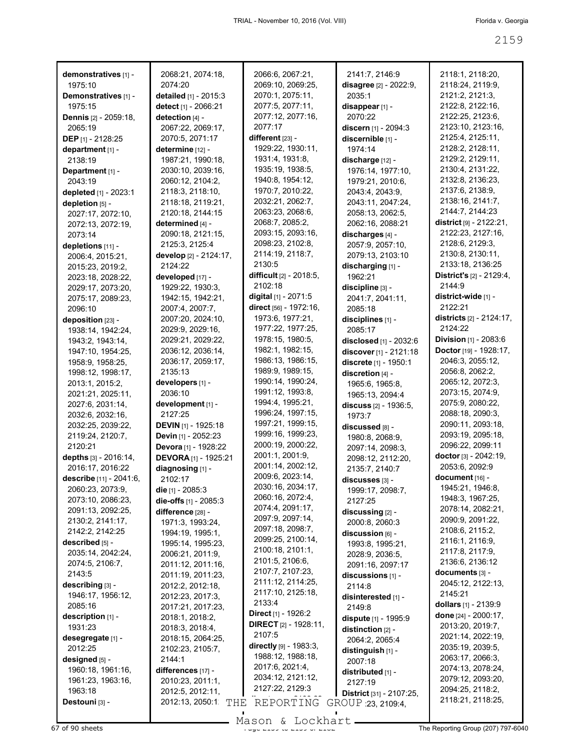**demonstratives** [1] - 1975:10
**Demonstratives** [1] - 1975:15
**Dennis** [2] - 2059:18, 2065:19
**DEP** [1] - 2128:25
**department** [1] - 2138:19
**Department** [1] - 2043:19
**depleted** [1] - 2023:1
**depletion** [5] - 2027:17, 2072:10, 2072:13, 2072:19, 2073:14
**depletions** [11] - 2006:4, 2015:21, 2015:23, 2019:2, 2023:18, 2028:22, 2029:17, 2073:20, 2075:17, 2089:23, 2096:10
**deposition** [23] - 1938:14, 1942:24, 1943:2, 1943:14, 1947:10, 1954:25, 1958:9, 1958:25, 1998:12, 1998:17, 2013:1, 2015:2, 2021:21, 2025:11, 2027:6, 2031:14, 2032:6, 2032:16, 2032:25, 2039:22, 2119:24, 2120:7, 2120:21
**depths** [3] - 2016:14, 2016:17, 2016:22
**describe** [11] - 2041:6, 2060:23, 2073:9, 2073:10, 2086:23, 2091:13, 2092:25, 2130:2, 2141:17, 2142:2, 2142:25
**described** [5] - 2035:14, 2042:24, 2074:5, 2106:7, 2143:5
**describing** [3] - 1946:17, 1956:12, 2085:16
**description** [1] - 1931:23
**desegregate** [1] - 2012:25
**designed** [5] - 1960:18, 1961:16, 1961:23, 1963:16, 1963:18
**Destouni** [3] - 2068:21, 2074:18, 2074:20
**detailed** [1] - 2015:3
**detect** [1] - 2066:21
**detection** [4] - 2067:22, 2069:17, 2070:5, 2071:17
**determine** [12] - 1987:21, 1990:18, 2030:10, 2039:16, 2060:12, 2104:2, 2118:3, 2118:10, 2118:18, 2119:21, 2120:18, 2144:15
**determined** [4] - 2090:18, 2121:15, 2125:3, 2125:4
**develop** [2] - 2124:17, 2124:22
**developed** [17] - 1929:22, 1930:3, 1942:15, 1942:21, 2007:4, 2007:7, 2007:20, 2024:10, 2029:9, 2029:16, 2029:21, 2029:22, 2036:12, 2036:14, 2036:17, 2059:17, 2135:13
**developers** [1] - 2036:10
**development** [1] - 2127:25
**DEVIN** [1] - 1925:18
**Devin** [1] - 2052:23
**Devora** [1] - 1928:22
**DEVORA** [1] - 1925:21
**diagnosing** [1] - 2102:17
**die** [1] - 2085:3
**die-offs** [1] - 2085:3
**difference** [28] - 1971:3, 1993:24, 1994:19, 1995:1, 1995:14, 1995:23, 2006:21, 2011:9, 2011:12, 2011:16, 2011:19, 2011:23, 2012:2, 2012:18, 2012:23, 2017:3, 2017:21, 2017:23, 2018:1, 2018:2, 2018:3, 2018:4, 2018:15, 2064:25, 2102:23, 2105:7, 2144:1
**differences** [17] - 2010:23, 2011:1, 2012:5, 2012:11, 2012:13, 2050:1... 2066:6, 2067:21, 2069:10, 2069:25, 2070:1, 2075:11, 2077:5, 2077:11, 2077:12, 2077:16, 2077:17
**different** [23] - 1929:22, 1930:11, 1931:4, 1931:8, 1935:19, 1938:5, 1940:8, 1954:12, 1970:7, 2010:22, 2032:21, 2062:7, 2063:23, 2068:6, 2068:7, 2085:2, 2093:15, 2093:16, 2098:23, 2102:8, 2114:19, 2118:7, 2130:5
**difficult** [2] - 2018:5, 2102:18
**digital** [1] - 2071:5
**direct** [56] - 1972:16, 1973:6, 1977:21, 1977:22, 1977:25, 1978:15, 1980:5, 1982:1, 1982:15, 1986:13, 1986:15, 1989:9, 1989:15, 1990:14, 1990:24, 1991:12, 1993:8, 1994:4, 1995:21, 1996:24, 1997:15, 1997:21, 1999:15, 1999:16, 1999:23, 2000:19, 2000:22, 2001:1, 2001:9, 2001:14, 2002:12, 2009:6, 2023:14, 2030:16, 2034:17, 2060:16, 2072:4, 2074:4, 2091:17, 2097:9, 2097:14, 2097:18, 2098:7, 2099:25, 2100:14, 2100:18, 2101:1, 2101:5, 2106:6, 2107:7, 2107:23, 2111:12, 2114:25, 2117:10, 2125:18, 2133:4
**Direct** [1] - 1926:2
**DIRECT** [2] - 1928:11, 2107:5
**directly** [9] - 1983:3, 1988:12, 1988:18, 2017:6, 2021:4, 2034:12, 2121:12, 2127:22, 2129:3
... 2141:7, 2146:9
**disagree** [2] - 2022:9, 2035:1
**disappear** [1] - 2070:22
**discern** [1] - 2094:3
**discernible** [1] - 1974:14
**discharge** [12] - 1976:14, 1977:10, 1979:21, 2010:6, 2043:4, 2043:9, 2043:11, 2047:24, 2058:13, 2062:5, 2062:16, 2088:21
**discharges** [4] - 2057:9, 2057:10, 2079:13, 2103:10
**discharging** [1] - 1962:21
**discipline** [3] - 2041:7, 2041:11, 2085:18
**disciplines** [1] - 2085:17
**disclosed** [1] - 2032:6
**discover** [1] - 2121:18
**discrete** [1] - 1950:1
**discretion** [4] - 1965:6, 1965:8, 1965:13, 2094:4
**discuss** [2] - 1936:5, 1973:7
**discussed** [8] - 1980:8, 2068:9, 2097:14, 2098:3, 2098:12, 2112:20, 2135:7, 2140:7
**discusses** [3] - 1999:17, 2098:7, 2127:25
**discussing** [2] - 2000:8, 2060:3
**discussion** [6] - 1993:8, 1995:21, 2028:9, 2036:5, 2091:16, 2097:17
**discussions** [1] - 2114:8
**disinterested** [1] - 2149:8
**dispute** [1] - 1995:9
**distinction** [2] - 2064:2, 2065:4
**distinguish** [1] - 2007:18
**distributed** [1] - 2127:19
**District** [31] - 2107:25, ...:23, 2109:4, 2118:1, 2118:20, 2118:24, 2119:9, 2121:2, 2121:3, 2122:8, 2122:16, 2122:25, 2123:6, 2123:10, 2123:16, 2125:4, 2125:11, 2128:2, 2128:11, 2129:2, 2129:11, 2130:4, 2131:22, 2132:8, 2136:23, 2137:6, 2138:9, 2138:16, 2141:7, 2144:7, 2144:23
**district** [9] - 2122:21, 2122:23, 2127:16, 2128:6, 2129:3, 2130:8, 2130:11, 2133:18, 2136:25
**District's** [2] - 2129:4, 2144:9
**district-wide** [1] - 2122:21
**districts** [2] - 2124:17, 2124:22
**Division** [1] - 2083:6
**Doctor** [19] - 1928:17, 2046:3, 2055:12, 2056:8, 2062:2, 2065:12, 2072:3, 2073:15, 2074:9, 2075:9, 2080:22, 2088:18, 2090:3, 2090:11, 2093:18, 2093:19, 2095:18, 2096:22, 2099:11
**doctor** [3] - 2042:19, 2053:6, 2092:9
**document** [16] - 1945:21, 1946:8, 1948:3, 1967:25, 2078:14, 2082:21, 2090:9, 2091:22, 2108:6, 2115:2, 2116:1, 2116:9, 2117:8, 2117:9, 2136:6, 2136:12
**documents** [3] - 2045:12, 2122:13, 2145:21
**dollars** [1] - 2139:9
**done** [24] - 2000:17, 2013:20, 2019:7, 2021:14, 2022:19, 2035:19, 2039:5, 2063:17, 2066:3, 2074:13, 2078:24, 2079:12, 2093:20, 2094:25, 2118:2, 2118:21, 2118:25,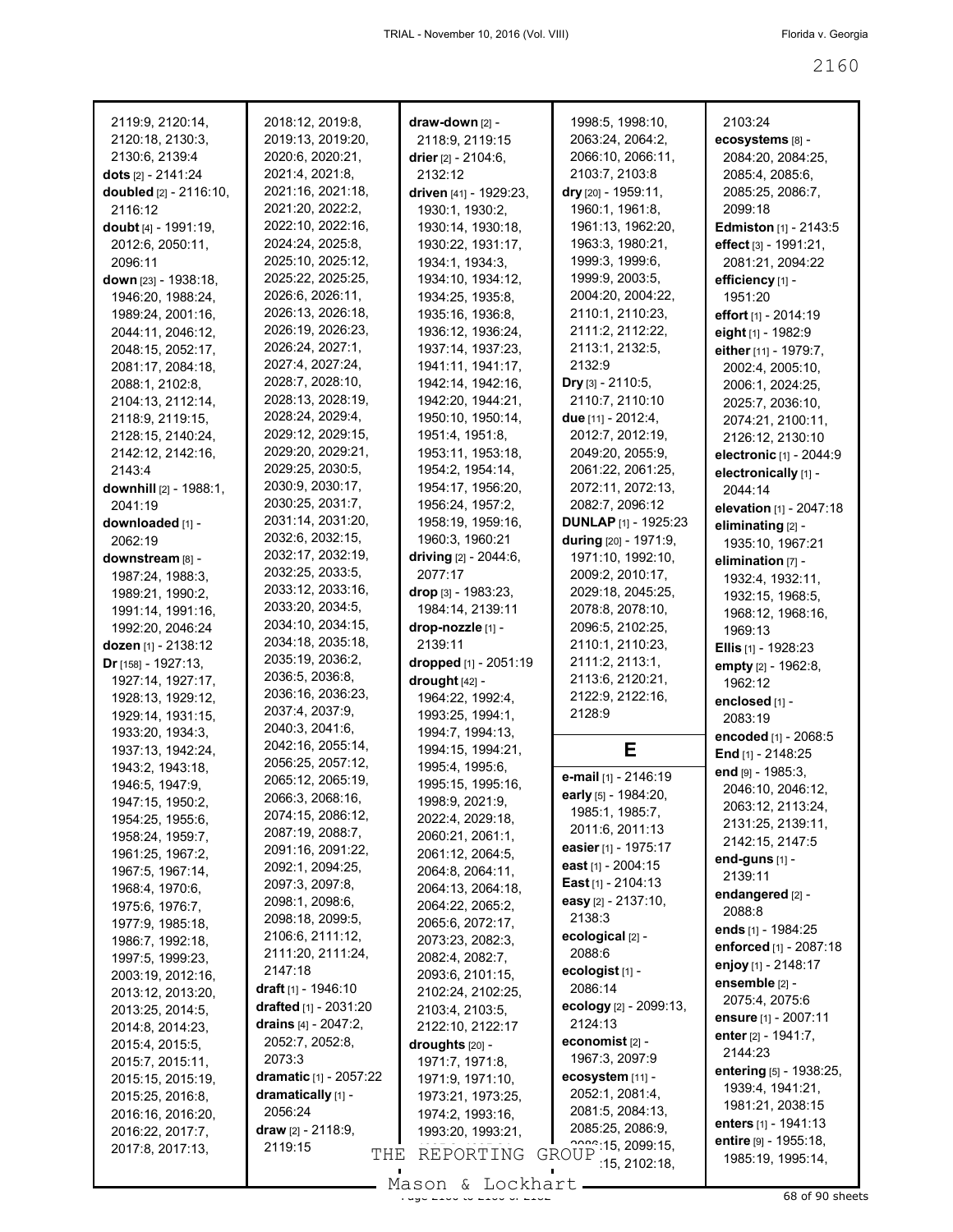2119:9, 2120:14, 2120:18, 2130:3, 2130:6, 2139:4
**dots** [2] - 2141:24
**doubled** [2] - 2116:10, 2116:12
**doubt** [4] - 1991:19, 2012:6, 2050:11, 2096:11
**down** [23] - 1938:18, 1946:20, 1988:24, 1989:24, 2001:16, 2044:11, 2046:12, 2048:15, 2052:17, 2081:17, 2084:18, 2088:1, 2102:8, 2104:13, 2112:14, 2118:9, 2119:15, 2128:15, 2140:24, 2142:12, 2142:16, 2143:4
**downhill** [2] - 1988:1, 2041:19
**downloaded** [1] - 2062:19
**downstream** [8] - 1987:24, 1988:3, 1989:21, 1990:2, 1991:14, 1991:16, 1992:20, 2046:24
**dozen** [1] - 2138:12
**Dr** [158] - 1927:13, 1927:14, 1927:17, 1928:13, 1929:12, 1929:14, 1931:15, 1933:20, 1934:3, 1937:13, 1942:24, 1943:2, 1943:18, 1946:5, 1947:9, 1947:15, 1950:2, 1954:25, 1955:6, 1958:24, 1959:7, 1961:25, 1967:2, 1967:5, 1967:14, 1968:4, 1970:6, 1975:6, 1976:7, 1977:9, 1985:18, 1986:7, 1992:18, 1997:5, 1999:23, 2003:19, 2012:16, 2013:12, 2013:20, 2013:25, 2014:5, 2014:8, 2014:23, 2015:4, 2015:5, 2015:7, 2015:11, 2015:15, 2015:19, 2015:25, 2016:8, 2016:16, 2016:20, 2016:22, 2017:7, 2017:8, 2017:13, 2018:12, 2019:8, 2019:13, 2019:20, 2020:6, 2020:21, 2021:4, 2021:8, 2021:16, 2021:18, 2021:20, 2022:2, 2022:10, 2022:16, 2024:24, 2025:8, 2025:10, 2025:12, 2025:22, 2025:25, 2026:6, 2026:11, 2026:13, 2026:18, 2026:19, 2026:23, 2026:24, 2027:1, 2027:4, 2027:24, 2028:7, 2028:10, 2028:13, 2028:19, 2028:24, 2029:4, 2029:12, 2029:15, 2029:20, 2029:21, 2029:25, 2030:5, 2030:9, 2030:17, 2030:25, 2031:7, 2031:14, 2031:20, 2032:6, 2032:15, 2032:17, 2032:19, 2032:25, 2033:5, 2033:12, 2033:16, 2033:20, 2034:5, 2034:10, 2034:15, 2034:18, 2035:18, 2035:19, 2036:2, 2036:5, 2036:8, 2036:16, 2036:23, 2037:4, 2037:9, 2040:3, 2041:6, 2042:16, 2055:14, 2056:25, 2057:12, 2065:12, 2065:19, 2066:3, 2068:16, 2074:15, 2086:12, 2087:19, 2088:7, 2091:16, 2091:22, 2092:1, 2094:25, 2097:3, 2097:8, 2098:1, 2098:6, 2098:18, 2099:5, 2106:6, 2111:12, 2111:20, 2111:24, 2147:18
**draft** [1] - 1946:10
**drafted** [1] - 2031:20
**drains** [4] - 2047:2, 2052:7, 2052:8, 2073:3
**dramatic** [1] - 2057:22
**dramatically** [1] - 2056:24
**draw** [2] - 2118:9, 2119:15
**draw-down** [2] - 2118:9, 2119:15
**drier** [2] - 2104:6, 2132:12
**driven** [41] - 1929:23, 1930:1, 1930:2, 1930:14, 1930:18, 1930:22, 1931:17, 1934:1, 1934:3, 1934:10, 1934:12, 1934:25, 1935:8, 1935:16, 1936:8, 1936:12, 1936:24, 1937:14, 1937:23, 1941:11, 1941:17, 1942:14, 1942:16, 1942:20, 1944:21, 1950:10, 1950:14, 1951:4, 1951:8, 1953:11, 1953:18, 1954:2, 1954:14, 1954:17, 1956:20, 1956:24, 1957:2, 1958:19, 1959:16, 1960:3, 1960:21
**driving** [2] - 2044:6, 2077:17
**drop** [3] - 1983:23, 1984:14, 2139:11
**drop-nozzle** [1] - 2139:11
**dropped** [1] - 2051:19
**drought** [42] - 1964:22, 1992:4, 1993:25, 1994:1, 1994:7, 1994:13, 1994:15, 1994:21, 1995:4, 1995:6, 1995:15, 1995:16, 1998:9, 2021:9, 2022:4, 2029:18, 2060:21, 2061:1, 2061:12, 2064:5, 2064:8, 2064:11, 2064:13, 2064:18, 2064:22, 2065:2, 2065:6, 2072:17, 2073:23, 2082:3, 2082:4, 2082:7, 2093:6, 2101:15, 2102:24, 2102:25, 2103:4, 2103:5, 2122:10, 2122:17
**droughts** [20] - 1971:7, 1971:8, 1971:9, 1971:10, 1973:21, 1973:25, 1974:2, 1993:16, 1993:20, 1993:21, 1998:5, 1998:10, 2063:24, 2064:2, 2066:10, 2066:11, 2103:7, 2103:8
**dry** [20] - 1959:11, 1960:1, 1961:8, 1961:13, 1962:20, 1963:3, 1980:21, 1999:3, 1999:6, 1999:9, 2003:5, 2004:20, 2004:22, 2110:1, 2110:23, 2111:2, 2112:22, 2113:1, 2132:5, 2132:9
**Dry** [3] - 2110:5, 2110:7, 2110:10
**due** [11] - 2012:4, 2012:7, 2012:19, 2049:20, 2055:9, 2061:22, 2061:25, 2072:11, 2072:13, 2082:7, 2096:12
**DUNLAP** [1] - 1925:23
**during** [20] - 1971:9, 1971:10, 1992:10, 2009:2, 2010:17, 2029:18, 2045:25, 2078:8, 2078:10, 2096:5, 2102:25, 2110:1, 2110:23, 2111:2, 2113:1, 2113:6, 2120:21, 2122:9, 2122:16, 2128:9

## E

**e-mail** [1] - 2146:19
**early** [5] - 1984:20, 1985:1, 1985:7, 2011:6, 2011:13
**easier** [1] - 1975:17
**east** [1] - 2004:15
**East** [1] - 2104:13
**easy** [2] - 2137:10, 2138:3
**ecological** [2] - 2088:6
**ecologist** [1] - 2086:14
**ecology** [2] - 2099:13, 2124:13
**economist** [2] - 1967:3, 2097:9
**ecosystem** [11] - 2052:1, 2081:4, 2081:5, 2084:13, 2085:25, 2086:9, 2086:15, 2099:15, :15, 2102:18, 2103:24
**ecosystems** [8] - 2084:20, 2084:25, 2085:4, 2085:6, 2085:25, 2086:7, 2099:18
**Edmiston** [1] - 2143:5
**effect** [3] - 1991:21, 2081:21, 2094:22
**efficiency** [1] - 1951:20
**effort** [1] - 2014:19
**eight** [1] - 1982:9
**either** [11] - 1979:7, 2002:4, 2005:10, 2006:1, 2024:25, 2025:7, 2036:10, 2074:21, 2100:11, 2126:12, 2130:10
**electronic** [1] - 2044:9
**electronically** [1] - 2044:14
**elevation** [1] - 2047:18
**eliminating** [2] - 1935:10, 1967:21
**elimination** [7] - 1932:4, 1932:11, 1932:15, 1968:5, 1968:12, 1968:16, 1969:13
**Ellis** [1] - 1928:23
**empty** [2] - 1962:8, 1962:12
**enclosed** [1] - 2083:19
**encoded** [1] - 2068:5
**End** [1] - 2148:25
**end** [9] - 1985:3, 2046:10, 2046:12, 2063:12, 2113:24, 2131:25, 2139:11, 2142:15, 2147:5
**end-guns** [1] - 2139:11
**endangered** [2] - 2088:8
**ends** [1] - 1984:25
**enforced** [1] - 2087:18
**enjoy** [1] - 2148:17
**ensemble** [2] - 2075:4, 2075:6
**ensure** [1] - 2007:11
**enter** [2] - 1941:7, 2144:23
**entering** [5] - 1938:25, 1939:4, 1941:21, 1981:21, 2038:15
**enters** [1] - 1941:13
**entire** [9] - 1955:18, 1985:19, 1995:14,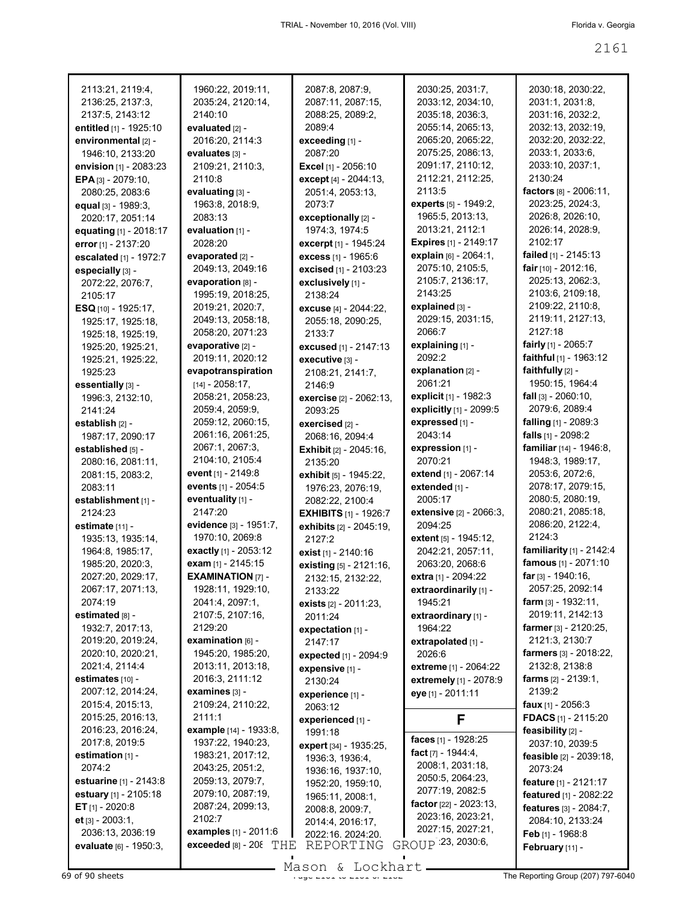2113:21, 2119:4, 2136:25, 2137:3, 2137:5, 2143:12
**entitled** [1] - 1925:10
**environmental** [2] - 1946:10, 2133:20
**envision** [1] - 2083:23
**EPA** [3] - 2079:10, 2080:25, 2083:6
**equal** [3] - 1989:3, 2020:17, 2051:14
**equating** [1] - 2018:17
**error** [1] - 2137:20
**escalated** [1] - 1972:7
**especially** [3] - 2072:22, 2076:7, 2105:17
**ESQ** [10] - 1925:17, 1925:17, 1925:18, 1925:18, 1925:19, 1925:20, 1925:21, 1925:21, 1925:22, 1925:23
**essentially** [3] - 1996:3, 2132:10, 2141:24
**establish** [2] - 1987:17, 2090:17
**established** [5] - 2080:16, 2081:11, 2081:15, 2083:2, 2083:11
**establishment** [1] - 2124:23
**estimate** [11] - 1935:13, 1935:14, 1964:8, 1985:17, 1985:20, 2020:3, 2027:20, 2029:17, 2067:17, 2071:13, 2074:19
**estimated** [8] - 1932:7, 2017:13, 2019:20, 2019:24, 2020:10, 2020:21, 2021:4, 2114:4
**estimates** [10] - 2007:12, 2014:24, 2015:4, 2015:13, 2015:25, 2016:13, 2016:23, 2016:24, 2017:8, 2019:5
**estimation** [1] - 2074:2
**estuarine** [1] - 2143:8
**estuary** [1] - 2105:18
**ET** [1] - 2020:8
**et** [3] - 2003:1, 2036:13, 2036:19
**evaluate** [6] - 1950:3, 1960:22, 2019:11, 2035:24, 2120:14, 2140:10
**evaluated** [2] - 2016:20, 2114:3
**evaluates** [3] - 2109:21, 2110:3, 2110:8
**evaluating** [3] - 1963:8, 2018:9, 2083:13
**evaluation** [1] - 2028:20
**evaporated** [2] - 2049:13, 2049:16
**evaporation** [8] - 1995:19, 2018:25, 2019:21, 2020:7, 2049:13, 2058:18, 2058:20, 2071:23
**evaporative** [2] - 2019:11, 2020:12
**evapotranspiration** [14] - 2058:17, 2058:21, 2058:23, 2059:4, 2059:9, 2059:12, 2060:15, 2061:16, 2061:25, 2067:1, 2067:3, 2104:10, 2105:4
**event** [1] - 2149:8
**events** [1] - 2054:5
**eventuality** [1] - 2147:20
**evidence** [3] - 1951:7, 1970:10, 2069:8
**exactly** [1] - 2053:12
**exam** [1] - 2145:15
**EXAMINATION** [7] - 1928:11, 1929:10, 2041:4, 2097:1, 2107:5, 2107:16, 2129:20
**examination** [6] - 1945:20, 1985:20, 2013:11, 2013:18, 2016:3, 2111:12
**examines** [3] - 2109:24, 2110:22, 2111:1
**example** [14] - 1933:8, 1937:22, 1940:23, 1983:21, 2017:12, 2043:25, 2051:2, 2059:13, 2079:7, 2079:10, 2087:19, 2087:24, 2099:13, 2102:7
**examples** [1] - 2011:6
**exceeded** [8] - 208 2087:8, 2087:9, 2087:11, 2087:15, 2088:25, 2089:2, 2089:4
**exceeding** [1] - 2087:20
**Excel** [1] - 2056:10
**except** [4] - 2044:13, 2051:4, 2053:13, 2073:7
**exceptionally** [2] - 1974:3, 1974:5
**excerpt** [1] - 1945:24
**excess** [1] - 1965:6
**excised** [1] - 2103:23
**exclusively** [1] - 2138:24
**excuse** [4] - 2044:22, 2055:18, 2090:25, 2133:7
**excused** [1] - 2147:13
**executive** [3] - 2108:21, 2141:7, 2146:9
**exercise** [2] - 2062:13, 2093:25
**exercised** [2] - 2068:16, 2094:4
**Exhibit** [2] - 2045:16, 2135:20
**exhibit** [5] - 1945:22, 1976:23, 2076:19, 2082:22, 2100:4
**EXHIBITS** [1] - 1926:7
**exhibits** [2] - 2045:19, 2127:2
**exist** [1] - 2140:16
**existing** [5] - 2121:16, 2132:15, 2132:22, 2133:22
**exists** [2] - 2011:23, 2011:24
**expectation** [1] - 2147:17
**expected** [1] - 2094:9
**expensive** [1] - 2130:24
**experience** [1] - 2063:12
**experienced** [1] - 1991:18
**expert** [34] - 1935:25, 1936:3, 1936:4, 1936:16, 1937:10, 1952:20, 1959:10, 1965:11, 2008:1, 2008:8, 2009:7, 2014:4, 2016:17, 2022:16, 2024:20, 2030:25, 2031:7, 2033:12, 2034:10, 2035:18, 2036:3, 2055:14, 2065:13, 2065:22, 2075:25, 2086:13, 2091:17, 2110:12, 2112:21, 2112:25, 2113:5
**experts** [5] - 1949:2, 1965:5, 2013:13, 2013:21, 2112:1
**Expires** [1] - 2149:17
**explain** [6] - 2064:1, 2075:10, 2105:5, 2105:7, 2136:17, 2143:25
**explained** [3] - 2029:15, 2031:15, 2066:7
**explaining** [1] - 2092:2
**explanation** [2] - 2061:21
**explicit** [1] - 1982:3
**explicitly** [1] - 2099:5
**expressed** [1] - 2043:14
**expression** [1] - 2070:21
**extend** [1] - 2067:14
**extended** [1] - 2005:17
**extensive** [2] - 2066:3, 2094:25
**extent** [5] - 1945:12, 2042:21, 2057:11, 2063:20, 2068:6
**extra** [1] - 2094:22
**extraordinarily** [1] - 1945:21
**extraordinary** [1] - 1964:22
**extrapolated** [1] - 2026:6
**extreme** [1] - 2064:22
**extremely** [1] - 2078:9
**eye** [1] - 2011:11

## F

**faces** [1] - 1928:25
**fact** [7] - 1944:4, 2008:1, 2031:18, 2050:5, 2064:23, 2077:19, 2082:5
**factor** [22] - 2023:13, 2023:16, 2023:21, 2027:15, 2027:21, ...:23, 2030:6, 2030:18, 2030:22, 2031:1, 2031:8, 2031:16, 2032:2, 2032:13, 2032:19, 2032:20, 2032:22, 2033:1, 2033:6, 2033:10, 2037:1, 2130:24
**factors** [8] - 2006:11, 2023:25, 2024:3, 2026:8, 2026:10, 2026:14, 2028:9, 2102:17
**failed** [1] - 2145:13
**fair** [10] - 2012:16, 2025:13, 2062:3, 2103:6, 2109:18, 2109:22, 2110:8, 2119:11, 2127:13, 2127:18
**fairly** [1] - 2065:7
**faithful** [1] - 1963:12
**faithfully** [2] - 1950:15, 1964:4
**fall** [3] - 2060:10, 2079:6, 2089:4
**falling** [1] - 2089:3
**falls** [1] - 2098:2
**familiar** [14] - 1946:8, 1948:3, 1989:17, 2053:6, 2072:6, 2078:17, 2079:15, 2080:5, 2080:19, 2080:21, 2085:18, 2086:20, 2122:4, 2124:3
**familiarity** [1] - 2142:4
**famous** [1] - 2071:10
**far** [3] - 1940:16, 2057:25, 2092:14
**farm** [3] - 1932:11, 2019:11, 2142:13
**farmer** [3] - 2120:25, 2121:3, 2130:7
**farmers** [3] - 2018:22, 2132:8, 2138:8
**farms** [2] - 2139:1, 2139:2
**faux** [1] - 2056:3
**FDACS** [1] - 2115:20
**feasibility** [2] - 2037:10, 2039:5
**feasible** [2] - 2039:18, 2073:24
**feature** [1] - 2121:17
**featured** [1] - 2082:22
**features** [3] - 2084:7, 2084:10, 2133:24
**Feb** [1] - 1968:8
**February** [11] -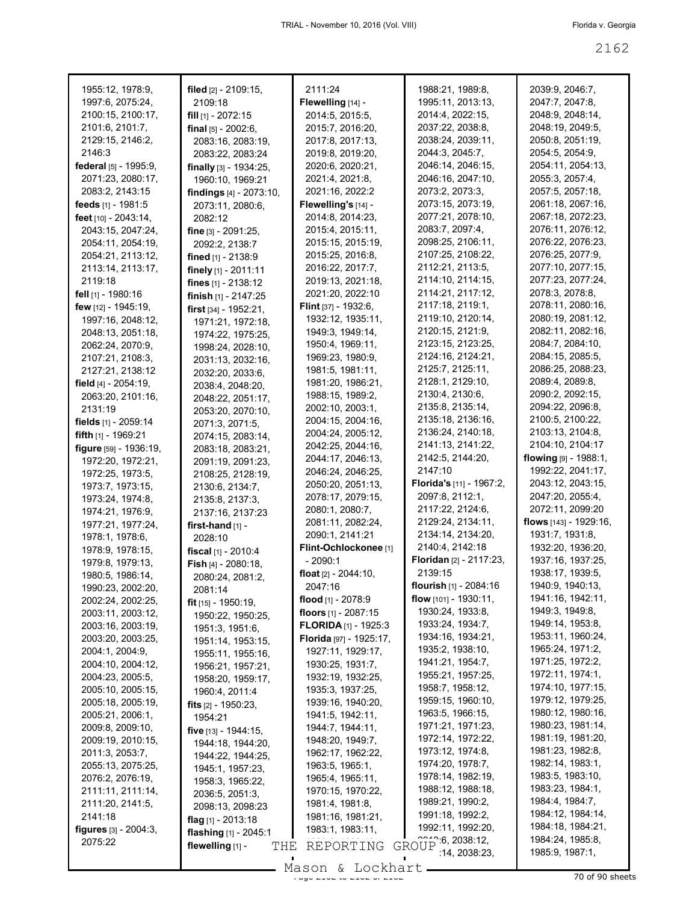1955:12, 1978:9, 1997:6, 2075:24, 2100:15, 2100:17, 2101:6, 2101:7, 2129:15, 2146:2, 2146:3

**federal** [5] - 1995:9, 2071:23, 2080:17, 2083:2, 2143:15

**feeds** [1] - 1981:5

**feet** [10] - 2043:14, 2043:15, 2047:24, 2054:11, 2054:19, 2054:21, 2113:12, 2113:14, 2113:17, 2119:18

**fell** [1] - 1980:16

**few** [12] - 1945:19, 1997:16, 2048:12, 2048:13, 2051:18, 2062:24, 2070:9, 2107:21, 2108:3, 2127:21, 2138:12

**field** [4] - 2054:19, 2063:20, 2101:16, 2131:19

**fields** [1] - 2059:14

**fifth** [1] - 1969:21

**figure** [59] - 1936:19, 1972:20, 1972:21, 1972:25, 1973:5, 1973:7, 1973:15, 1973:24, 1974:8, 1974:21, 1976:9, 1977:21, 1977:24, 1978:1, 1978:6, 1978:9, 1978:15, 1979:8, 1979:13, 1980:5, 1986:14, 1990:23, 2002:20, 2002:24, 2002:25, 2003:11, 2003:12, 2003:16, 2003:19, 2003:20, 2003:25, 2004:1, 2004:9, 2004:10, 2004:12, 2004:23, 2005:5, 2005:10, 2005:15, 2005:18, 2005:19, 2005:21, 2006:1, 2009:8, 2009:10, 2009:19, 2010:15, 2011:3, 2053:7, 2055:13, 2075:25, 2076:2, 2076:19, 2111:11, 2111:14, 2111:20, 2141:5, 2141:18

**figures** [3] - 2004:3, 2075:22

**filed** [2] - 2109:15, 2109:18

**fill** [1] - 2072:15

**final** [5] - 2002:6, 2083:16, 2083:19, 2083:22, 2083:24

**finally** [3] - 1934:25, 1960:10, 1969:21

**findings** [4] - 2073:10, 2073:11, 2080:6, 2082:12

**fine** [3] - 2091:25, 2092:2, 2138:7

**fined** [1] - 2138:9

**finely** [1] - 2011:11

**fines** [1] - 2138:12

**finish** [1] - 2147:25

**first** [34] - 1952:21, 1971:21, 1972:18, 1974:22, 1975:25, 1998:24, 2028:10, 2031:13, 2032:16, 2032:20, 2033:6, 2038:4, 2048:20, 2048:22, 2051:17, 2053:20, 2070:10, 2071:3, 2071:5, 2074:15, 2083:14, 2083:18, 2083:21, 2091:19, 2091:23, 2108:25, 2128:19, 2130:6, 2134:7, 2135:8, 2137:3, 2137:16, 2137:23

**first-hand** [1] - 2028:10

**fiscal** [1] - 2010:4

**Fish** [4] - 2080:18, 2080:24, 2081:2, 2081:14

**fit** [15] - 1950:19, 1950:22, 1950:25, 1951:3, 1951:6, 1951:14, 1953:15, 1955:11, 1955:16, 1956:21, 1957:21, 1958:20, 1959:17, 1960:4, 2011:4

**fits** [2] - 1950:23, 1954:21

**five** [13] - 1944:15, 1944:18, 1944:20, 1944:22, 1944:25, 1945:1, 1957:23, 1958:3, 1965:22, 2036:5, 2051:3, 2098:13, 2098:23

**flag** [1] - 2013:18

**flashing** [1] - 2045:1

**flewelling** [1] - 2111:24

**Flewelling** [14] - 2014:5, 2015:5, 2015:7, 2016:20, 2017:8, 2017:13, 2019:8, 2019:20, 2020:6, 2020:21, 2021:4, 2021:8, 2021:16, 2022:2

**Flewelling's** [14] - 2014:8, 2014:23, 2015:4, 2015:11, 2015:15, 2015:19, 2015:25, 2016:8, 2016:22, 2017:7, 2019:13, 2021:18, 2021:20, 2022:10

**Flint** [37] - 1932:6, 1932:12, 1935:11, 1949:3, 1949:14, 1950:4, 1969:11, 1969:23, 1980:9, 1981:5, 1981:11, 1981:20, 1986:21, 1988:15, 1989:2, 2002:10, 2003:1, 2004:15, 2004:16, 2004:24, 2005:12, 2042:25, 2044:16, 2044:17, 2046:13, 2046:24, 2046:25, 2050:20, 2051:13, 2078:17, 2079:15, 2080:1, 2080:7, 2081:11, 2082:24, 2090:1, 2141:21

**Flint-Ochlockonee** [1] - 2090:1

**float** [2] - 2044:10, 2047:16

**flood** [1] - 2078:9

**floors** [1] - 2087:15

**FLORIDA** [1] - 1925:3

**Florida** [97] - 1925:17, 1927:11, 1929:17, 1930:25, 1931:7, 1932:19, 1932:25, 1935:3, 1937:25, 1939:16, 1940:20, 1941:5, 1942:11, 1944:7, 1944:11, 1948:20, 1949:7, 1962:17, 1962:22, 1963:5, 1965:1, 1965:4, 1965:11, 1970:15, 1970:22, 1981:4, 1981:8, 1981:16, 1981:21, 1983:1, 1983:11, 1988:21, 1989:8, 1995:11, 2013:13, 2014:4, 2022:15, 2037:22, 2038:8, 2038:24, 2039:11, 2044:3, 2045:7, 2046:14, 2046:15, 2046:16, 2047:10, 2073:2, 2073:3, 2073:15, 2073:19, 2077:21, 2078:10, 2083:7, 2097:4, 2098:25, 2106:11, 2107:25, 2108:22, 2112:21, 2113:5, 2114:10, 2114:15, 2114:21, 2117:12, 2117:18, 2119:1, 2119:10, 2120:14, 2120:15, 2121:9, 2123:15, 2123:25, 2124:16, 2124:21, 2125:7, 2125:11, 2128:1, 2129:10, 2130:4, 2130:6, 2135:8, 2135:14, 2135:18, 2136:16, 2136:24, 2140:18, 2141:13, 2141:22, 2142:5, 2144:20, 2147:10

**Florida's** [11] - 1967:2, 2097:8, 2112:1, 2117:22, 2124:6, 2129:24, 2134:11, 2134:14, 2134:20, 2140:4, 2142:18

**Floridan** [2] - 2117:23, 2139:15

**flourish** [1] - 2084:16

**flow** [101] - 1930:11, 1930:24, 1933:8, 1933:24, 1934:7, 1934:16, 1934:21, 1935:2, 1938:10, 1941:21, 1954:7, 1955:21, 1957:25, 1958:7, 1958:12, 1959:15, 1960:10, 1963:5, 1966:15, 1971:21, 1971:23, 1972:14, 1972:22, 1973:12, 1974:8, 1974:20, 1978:7, 1978:14, 1982:19, 1988:12, 1988:18, 1989:21, 1990:2, 1991:18, 1992:2, 1992:11, 1992:20, 2032:6, 2038:12, 2038:14, 2038:23, 2039:9, 2046:7, 2047:7, 2047:8, 2048:9, 2048:14, 2048:19, 2049:5, 2050:8, 2051:19, 2054:5, 2054:9, 2054:11, 2054:13, 2055:3, 2057:4, 2057:5, 2057:18, 2061:18, 2067:16, 2067:18, 2072:23, 2076:11, 2076:12, 2076:22, 2076:23, 2076:25, 2077:9, 2077:10, 2077:15, 2077:23, 2077:24, 2078:3, 2078:8, 2078:11, 2080:16, 2080:19, 2081:12, 2082:11, 2082:16, 2084:7, 2084:10, 2084:15, 2085:5, 2086:25, 2088:23, 2089:4, 2089:8, 2090:2, 2092:15, 2094:22, 2096:8, 2100:5, 2100:22, 2103:13, 2104:8, 2104:10, 2104:17

**flowing** [9] - 1988:1, 1992:22, 2041:17, 2043:12, 2043:15, 2047:20, 2055:4, 2072:11, 2099:20

**flows** [143] - 1929:16, 1931:7, 1931:8, 1932:20, 1936:20, 1937:16, 1937:25, 1938:17, 1939:5, 1940:9, 1940:13, 1941:16, 1942:11, 1949:3, 1949:8, 1949:14, 1953:8, 1953:11, 1960:24, 1965:24, 1971:2, 1971:25, 1972:2, 1972:11, 1974:1, 1974:10, 1977:15, 1979:12, 1979:25, 1980:12, 1980:16, 1980:23, 1981:14, 1981:19, 1981:20, 1981:23, 1982:8, 1982:14, 1983:1, 1983:5, 1983:10, 1983:23, 1984:1, 1984:4, 1984:7, 1984:12, 1984:14, 1984:18, 1984:21, 1984:24, 1985:8, 1985:9, 1987:1,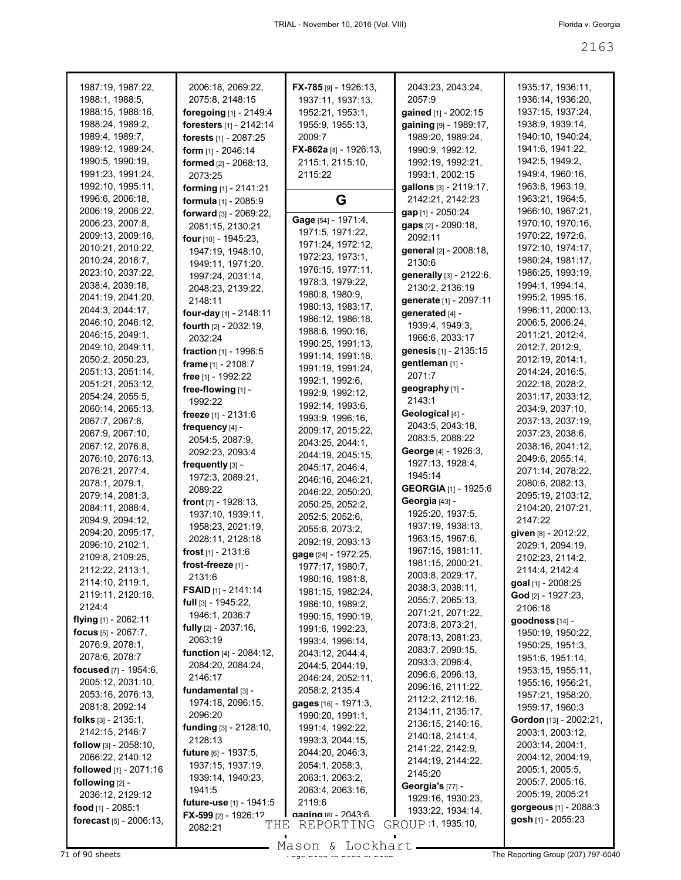1987:19, 1987:22, 1988:1, 1988:5, 1988:15, 1988:16, 1988:24, 1989:2, 1989:4, 1989:7, 1989:12, 1989:24, 1990:5, 1990:19, 1991:23, 1991:24, 1992:10, 1995:11, 1996:6, 2006:18, 2006:19, 2006:22, 2006:23, 2007:8, 2009:13, 2009:16, 2010:21, 2010:22, 2010:24, 2016:7, 2023:10, 2037:22, 2038:4, 2039:18, 2041:19, 2041:20, 2044:3, 2044:17, 2046:10, 2046:12, 2046:15, 2049:1, 2049:10, 2049:11, 2050:2, 2050:23, 2051:13, 2051:14, 2051:21, 2053:12, 2054:24, 2055:5, 2060:14, 2065:13, 2067:7, 2067:8, 2067:9, 2067:10, 2067:12, 2076:8, 2076:10, 2076:13, 2076:21, 2077:4, 2078:1, 2079:1, 2079:14, 2081:3, 2084:11, 2088:4, 2094:9, 2094:12, 2094:20, 2095:17, 2096:10, 2102:1, 2109:8, 2109:25, 2112:22, 2113:1, 2114:10, 2119:1, 2119:11, 2120:16, 2124:4

**flying** [1] - 2062:11
**focus** [5] - 2067:7, 2076:9, 2078:1, 2078:6, 2078:7
**focused** [7] - 1954:6, 2005:12, 2031:10, 2053:16, 2076:13, 2081:8, 2092:14
**folks** [3] - 2135:1, 2142:15, 2146:7
**follow** [3] - 2058:10, 2066:22, 2140:12
**followed** [1] - 2071:16
**following** [2] - 2036:12, 2129:12
**food** [1] - 2085:1
**forecast** [5] - 2006:13, 2006:18, 2069:22, 2075:8, 2148:15
**foregoing** [1] - 2149:4
**foresters** [1] - 2142:14
**forests** [1] - 2087:25
**form** [1] - 2046:14
**formed** [2] - 2068:13, 2073:25
**forming** [1] - 2141:21
**formula** [1] - 2085:9
**forward** [3] - 2069:22, 2081:15, 2130:21
**four** [10] - 1945:23, 1947:19, 1948:10, 1949:11, 1971:20, 1997:24, 2031:14, 2048:23, 2139:22, 2148:11
**four-day** [1] - 2148:11
**fourth** [2] - 2032:19, 2032:24
**fraction** [1] - 1996:5
**frame** [1] - 2108:7
**free** [1] - 1992:22
**free-flowing** [1] - 1992:22
**freeze** [1] - 2131:6
**frequency** [4] - 2054:5, 2087:9, 2092:23, 2093:4
**frequently** [3] - 1972:3, 2089:21, 2089:22
**front** [7] - 1928:13, 1937:10, 1939:11, 1958:23, 2021:19, 2028:11, 2128:18
**frost** [1] - 2131:6
**frost-freeze** [1] - 2131:6
**FSAID** [1] - 2141:14
**full** [3] - 1945:22, 1946:1, 2036:7
**fully** [2] - 2037:16, 2063:19
**function** [4] - 2084:12, 2084:20, 2084:24, 2146:17
**fundamental** [3] - 1974:18, 2096:15, 2096:20
**funding** [3] - 2128:10, 2128:13
**future** [6] - 1937:5, 1937:15, 1937:19, 1939:14, 1940:23, 1941:5
**future-use** [1] - 1941:5
**FX-599** [2] - 1926:12, 2082:21
**FX-785** [9] - 1926:13, 1937:11, 1937:13, 1952:21, 1953:1, 1955:9, 1955:13, 2009:7
**FX-862a** [4] - 1926:13, 2115:1, 2115:10, 2115:22

## G

**Gage** [54] - 1971:4, 1971:5, 1971:22, 1971:24, 1972:12, 1972:23, 1973:1, 1976:15, 1977:11, 1978:3, 1979:22, 1980:8, 1980:9, 1980:13, 1983:17, 1986:12, 1986:18, 1988:6, 1990:16, 1990:25, 1991:13, 1991:14, 1991:18, 1991:19, 1991:24, 1992:1, 1992:6, 1992:9, 1992:12, 1992:14, 1993:6, 1993:9, 1996:16, 2009:17, 2015:22, 2043:25, 2044:1, 2044:19, 2045:15, 2045:17, 2046:4, 2046:16, 2046:21, 2046:22, 2050:20, 2050:25, 2052:2, 2052:5, 2052:6, 2055:6, 2073:2, 2092:19, 2093:13
**gage** [24] - 1972:25, 1977:17, 1980:7, 1980:16, 1981:8, 1981:15, 1982:24, 1986:10, 1989:2, 1990:15, 1990:19, 1991:6, 1992:23, 1993:4, 1996:14, 2043:12, 2044:4, 2044:5, 2044:19, 2046:24, 2052:11, 2058:2, 2135:4
**gages** [16] - 1971:3, 1990:20, 1991:1, 1991:4, 1992:22, 1993:3, 2044:15, 2044:20, 2046:3, 2054:1, 2058:3, 2063:1, 2063:2, 2063:4, 2063:16, 2119:6
**gaging** [6] - 2043:6, 2043:23, 2043:24, 2057:9
**gained** [1] - 2002:15
**gaining** [9] - 1989:17, 1989:20, 1989:24, 1990:9, 1992:12, 1992:19, 1992:21, 1993:1, 2002:15
**gallons** [3] - 2119:17, 2142:21, 2142:23
**gap** [1] - 2050:24
**gaps** [2] - 2090:18, 2092:11
**general** [2] - 2008:18, 2130:6
**generally** [3] - 2122:6, 2130:2, 2136:19
**generate** [1] - 2097:11
**generated** [4] - 1939:4, 1949:3, 1966:6, 2033:17
**genesis** [1] - 2135:15
**gentleman** [1] - 2071:7
**geography** [1] - 2143:1
**Geological** [4] - 2043:5, 2043:18, 2083:5, 2088:22
**George** [4] - 1926:3, 1927:13, 1928:4, 1945:14
**GEORGIA** [1] - 1925:6
**Georgia** [43] - 1925:20, 1937:5, 1937:19, 1938:13, 1963:15, 1967:6, 1967:15, 1981:11, 1981:15, 2000:21, 2003:8, 2029:17, 2038:3, 2038:11, 2055:7, 2065:13, 2071:21, 2071:22, 2073:8, 2073:21, 2078:13, 2081:23, 2083:7, 2090:15, 2093:3, 2096:4, 2096:6, 2096:13, 2096:16, 2111:22, 2112:2, 2112:16, 2134:11, 2135:17, 2136:15, 2140:16, 2140:18, 2141:4, 2141:22, 2142:9, 2144:19, 2144:22, 2145:20
**Georgia's** [77] - 1929:16, 1930:23, 1933:22, 1934:14, 1935:1, 1935:10, 1935:17, 1936:11, 1936:14, 1936:20, 1937:15, 1937:24, 1938:9, 1939:14, 1940:10, 1940:24, 1941:6, 1941:22, 1942:5, 1949:2, 1949:4, 1960:16, 1963:8, 1963:19, 1963:21, 1964:5, 1966:10, 1967:21, 1970:10, 1970:16, 1970:22, 1972:6, 1972:10, 1974:17, 1980:24, 1981:17, 1986:25, 1993:19, 1994:1, 1994:14, 1995:2, 1995:16, 1996:11, 2000:13, 2006:5, 2006:24, 2011:21, 2012:4, 2012:7, 2012:9, 2012:19, 2014:1, 2014:24, 2016:5, 2022:18, 2028:2, 2031:17, 2033:12, 2034:9, 2037:10, 2037:13, 2037:19, 2037:23, 2038:6, 2038:16, 2041:12, 2049:6, 2055:14, 2071:14, 2078:22, 2080:6, 2082:13, 2095:19, 2103:12, 2104:20, 2107:21, 2147:22
**given** [8] - 2012:22, 2029:1, 2094:19, 2102:23, 2114:2, 2114:4, 2142:4
**goal** [1] - 2008:25
**God** [2] - 1927:23, 2106:18
**goodness** [14] - 1950:19, 1950:22, 1950:25, 1951:3, 1951:6, 1951:14, 1953:15, 1955:11, 1955:16, 1956:21, 1957:21, 1958:20, 1959:17, 1960:3
**Gordon** [13] - 2002:21, 2003:1, 2003:12, 2003:14, 2004:1, 2004:12, 2004:19, 2005:1, 2005:5, 2005:7, 2005:16, 2005:19, 2005:21
**gorgeous** [1] - 2088:3
**gosh** [1] - 2055:23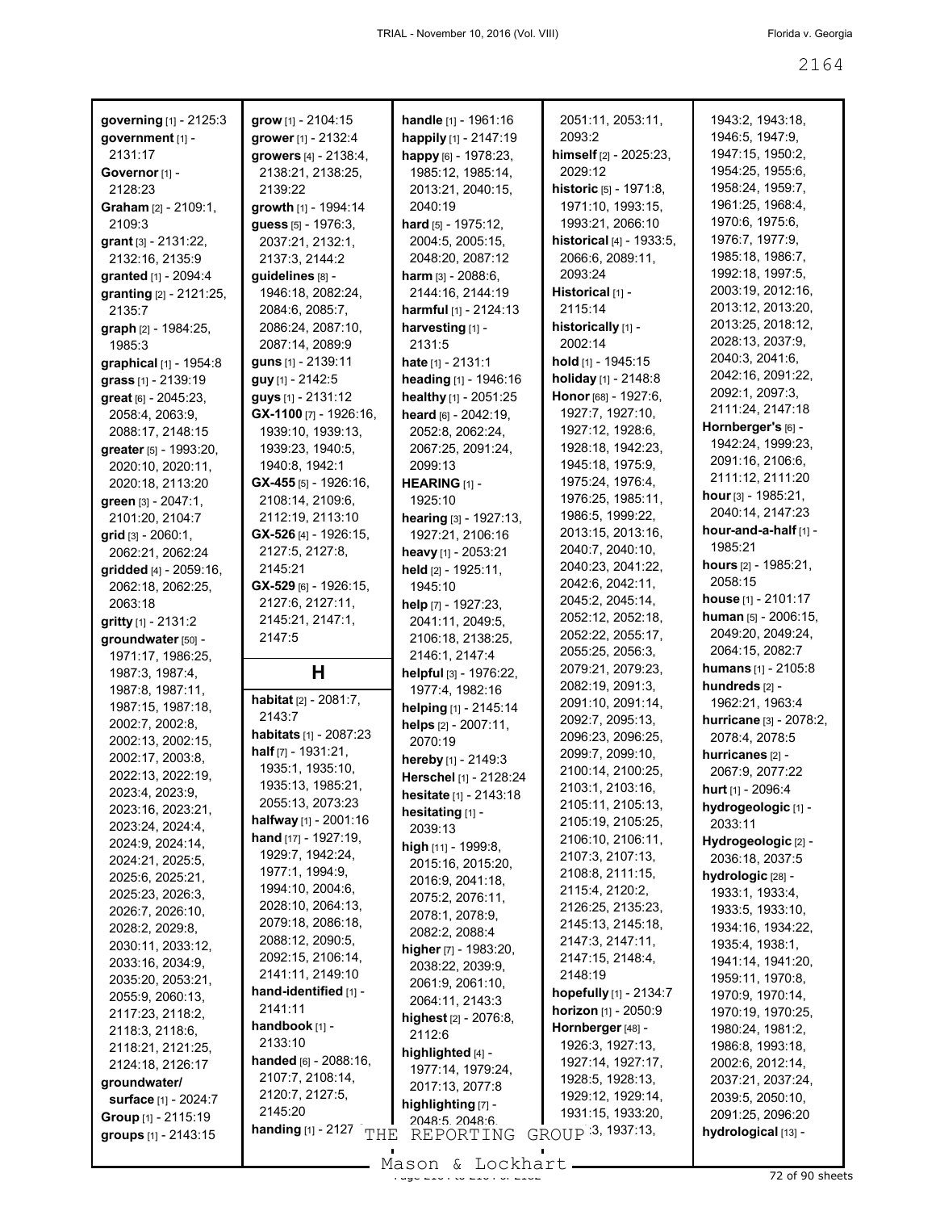**governing** [1] - 2125:3
**government** [1] - 2131:17
**Governor** [1] - 2128:23
**Graham** [2] - 2109:1, 2109:3
**grant** [3] - 2131:22, 2132:16, 2135:9
**granted** [1] - 2094:4
**granting** [2] - 2121:25, 2135:7
**graph** [2] - 1984:25, 1985:3
**graphical** [1] - 1954:8
**grass** [1] - 2139:19
**great** [6] - 2045:23, 2058:4, 2063:9, 2088:17, 2148:15
**greater** [5] - 1993:20, 2020:10, 2020:11, 2020:18, 2113:20
**green** [3] - 2047:1, 2101:20, 2104:7
**grid** [3] - 2060:1, 2062:21, 2062:24
**gridded** [4] - 2059:16, 2062:18, 2062:25, 2063:18
**gritty** [1] - 2131:2
**groundwater** [50] - 1971:17, 1986:25, 1987:3, 1987:4, 1987:8, 1987:11, 1987:15, 1987:18, 2002:7, 2002:8, 2002:13, 2002:15, 2002:17, 2003:8, 2022:13, 2022:19, 2023:4, 2023:9, 2023:16, 2023:21, 2023:24, 2024:4, 2024:9, 2024:14, 2024:21, 2025:5, 2025:6, 2025:21, 2025:23, 2026:3, 2026:7, 2026:10, 2028:2, 2029:8, 2030:11, 2033:12, 2033:16, 2034:9, 2035:20, 2053:21, 2055:9, 2060:13, 2117:23, 2118:2, 2118:3, 2118:6, 2118:21, 2121:25, 2124:18, 2126:17
**groundwater/ surface** [1] - 2024:7
**Group** [1] - 2115:19
**groups** [1] - 2143:15
**grow** [1] - 2104:15
**grower** [1] - 2132:4
**growers** [4] - 2138:4, 2138:21, 2138:25, 2139:22
**growth** [1] - 1994:14
**guess** [5] - 1976:3, 2037:21, 2132:1, 2137:3, 2144:2
**guidelines** [8] - 1946:18, 2082:24, 2084:6, 2085:7, 2086:24, 2087:10, 2087:14, 2089:9
**guns** [1] - 2139:11
**guy** [1] - 2142:5
**guys** [1] - 2131:12
**GX-1100** [7] - 1926:16, 1939:10, 1939:13, 1939:23, 1940:5, 1940:8, 1942:1
**GX-455** [5] - 1926:16, 2108:14, 2109:6, 2112:19, 2113:10
**GX-526** [4] - 1926:15, 2127:5, 2127:8, 2145:21
**GX-529** [6] - 1926:15, 2127:6, 2127:11, 2145:21, 2147:1, 2147:5

## H

**habitat** [2] - 2081:7, 2143:7
**habitats** [1] - 2087:23
**half** [7] - 1931:21, 1935:1, 1935:10, 1935:13, 1985:21, 2055:13, 2073:23
**halfway** [1] - 2001:16
**hand** [17] - 1927:19, 1929:7, 1942:24, 1977:1, 1994:9, 1994:10, 2004:6, 2028:10, 2064:13, 2079:18, 2086:18, 2088:12, 2090:5, 2092:15, 2106:14, 2141:11, 2149:10
**hand-identified** [1] - 2141:11
**handbook** [1] - 2133:10
**handed** [6] - 2088:16, 2107:7, 2108:14, 2120:7, 2127:5, 2145:20
**handing** [1] - 2127
**handle** [1] - 1961:16
**happily** [1] - 2147:19
**happy** [6] - 1978:23, 1985:12, 1985:14, 2013:21, 2040:15, 2040:19
**hard** [5] - 1975:12, 2004:5, 2005:15, 2048:20, 2087:12
**harm** [3] - 2088:6, 2144:16, 2144:19
**harmful** [1] - 2124:13
**harvesting** [1] - 2131:5
**hate** [1] - 2131:1
**heading** [1] - 1946:16
**healthy** [1] - 2051:25
**heard** [6] - 2042:19, 2052:8, 2062:24, 2067:25, 2091:24, 2099:13
**HEARING** [1] - 1925:10
**hearing** [3] - 1927:13, 1927:21, 2106:16
**heavy** [1] - 2053:21
**held** [2] - 1925:11, 1945:10
**help** [7] - 1927:23, 2041:11, 2049:5, 2106:18, 2138:25, 2146:1, 2147:4
**helpful** [3] - 1976:22, 1977:4, 1982:16
**helping** [1] - 2145:14
**helps** [2] - 2007:11, 2070:19
**hereby** [1] - 2149:3
**Herschel** [1] - 2128:24
**hesitate** [1] - 2143:18
**hesitating** [1] - 2039:13
**high** [11] - 1999:8, 2015:16, 2015:20, 2016:9, 2041:18, 2075:2, 2076:11, 2078:1, 2078:9, 2082:2, 2088:4
**higher** [7] - 1983:20, 2038:22, 2039:9, 2061:9, 2061:10, 2064:11, 2143:3
**highest** [2] - 2076:8, 2112:6
**highlighted** [4] - 1977:14, 1979:24, 2017:13, 2077:8
**highlighting** [7] - 2048:5, 2048:6, 2051:11, 2053:11, 2093:2
**himself** [2] - 2025:23, 2029:12
**historic** [5] - 1971:8, 1971:10, 1993:15, 1993:21, 2066:10
**historical** [4] - 1933:5, 2066:6, 2089:11, 2093:24
**Historical** [1] - 2115:14
**historically** [1] - 2002:14
**hold** [1] - 1945:15
**holiday** [1] - 2148:8
**Honor** [68] - 1927:6, 1927:7, 1927:10, 1927:12, 1928:6, 1928:18, 1942:23, 1945:18, 1975:9, 1975:24, 1976:4, 1976:25, 1985:11, 1986:5, 1999:22, 2013:15, 2013:16, 2040:7, 2040:10, 2040:23, 2041:22, 2042:6, 2042:11, 2045:2, 2045:14, 2052:12, 2052:18, 2052:22, 2055:17, 2055:25, 2056:3, 2079:21, 2079:23, 2082:19, 2091:3, 2091:10, 2091:14, 2092:7, 2095:13, 2096:23, 2096:25, 2099:7, 2099:10, 2100:14, 2100:25, 2103:1, 2103:16, 2105:11, 2105:13, 2105:19, 2105:25, 2106:10, 2106:11, 2107:3, 2107:13, 2108:8, 2111:15, 2115:4, 2120:2, 2126:25, 2135:23, 2145:13, 2145:18, 2147:3, 2147:11, 2147:15, 2148:4, 2148:19
**hopefully** [1] - 2134:7
**horizon** [1] - 2050:9
**Hornberger** [48] - 1926:3, 1927:13, 1927:14, 1927:17, 1928:5, 1928:13, 1929:12, 1929:14, 1931:15, 1933:20, :3, 1937:13, 1943:2, 1943:18, 1946:5, 1947:9, 1947:15, 1950:2, 1954:25, 1955:6, 1958:24, 1959:7, 1961:25, 1968:4, 1970:6, 1975:6, 1976:7, 1977:9, 1985:18, 1986:7, 1992:18, 1997:5, 2003:19, 2012:16, 2013:12, 2013:20, 2013:25, 2018:12, 2028:13, 2037:9, 2040:3, 2041:6, 2042:16, 2091:22, 2092:1, 2097:3, 2111:24, 2147:18
**Hornberger's** [6] - 1942:24, 1999:23, 2091:16, 2106:6, 2111:12, 2111:20
**hour** [3] - 1985:21, 2040:14, 2147:23
**hour-and-a-half** [1] - 1985:21
**hours** [2] - 1985:21, 2058:15
**house** [1] - 2101:17
**human** [5] - 2006:15, 2049:20, 2049:24, 2064:15, 2082:7
**humans** [1] - 2105:8
**hundreds** [2] - 1962:21, 1963:4
**hurricane** [3] - 2078:2, 2078:4, 2078:5
**hurricanes** [2] - 2067:9, 2077:22
**hurt** [1] - 2096:4
**hydrogeologic** [1] - 2033:11
**Hydrogeologic** [2] - 2036:18, 2037:5
**hydrologic** [28] - 1933:1, 1933:4, 1933:5, 1933:10, 1934:16, 1934:22, 1935:4, 1938:1, 1941:14, 1941:20, 1959:11, 1970:8, 1970:9, 1970:14, 1970:19, 1970:25, 1980:24, 1981:2, 1986:8, 1993:18, 2002:6, 2012:14, 2037:21, 2037:24, 2039:5, 2050:10, 2091:25, 2096:20
**hydrological** [13] -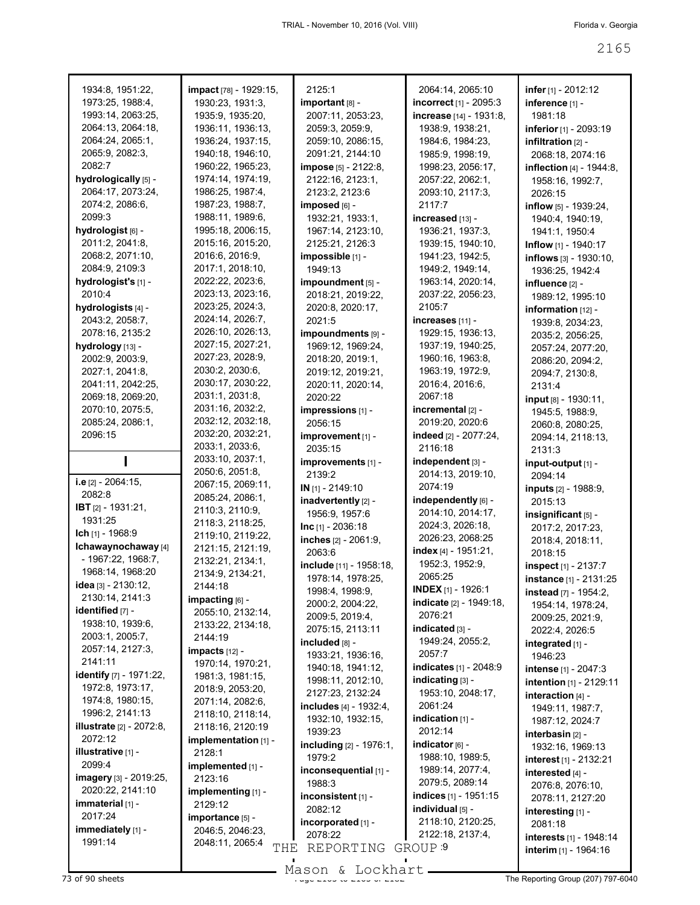1934:8, 1951:22, 1973:25, 1988:4, 1993:14, 2063:25, 2064:13, 2064:18, 2064:24, 2065:1, 2065:9, 2082:3, 2082:7

**hydrologically** [5] - 2064:17, 2073:24, 2074:2, 2086:6, 2099:3

**hydrologist** [6] - 2011:2, 2041:8, 2068:2, 2071:10, 2084:9, 2109:3

**hydrologist's** [1] - 2010:4

**hydrologists** [4] - 2043:2, 2058:7, 2078:16, 2135:2

**hydrology** [13] - 2002:9, 2003:9, 2027:1, 2041:8, 2041:11, 2042:25, 2069:18, 2069:20, 2070:10, 2075:5, 2085:24, 2086:1, 2096:15

## I

**i.e** [2] - 2064:15, 2082:8

**IBT** [2] - 1931:21, 1931:25

**Ich** [1] - 1968:9

**Ichawaynochaway** [4] - 1967:22, 1968:7, 1968:14, 1968:20

**idea** [3] - 2130:12, 2130:14, 2141:3

**identified** [7] - 1938:10, 1939:6, 2003:1, 2005:7, 2057:14, 2127:3, 2141:11

**identify** [7] - 1971:22, 1972:8, 1973:17, 1974:8, 1980:15, 1996:2, 2141:13

**illustrate** [2] - 2072:8, 2072:12

**illustrative** [1] - 2099:4

**imagery** [3] - 2019:25, 2020:22, 2141:10

**immaterial** [1] - 2017:24

**immediately** [1] - 1991:14

**impact** [78] - 1929:15, 1930:23, 1931:3, 1935:9, 1935:20, 1936:11, 1936:13, 1936:24, 1937:15, 1940:18, 1946:10, 1960:22, 1965:23, 1974:14, 1974:19, 1986:25, 1987:4, 1987:23, 1988:7, 1988:11, 1989:6, 1995:18, 2006:15, 2015:16, 2015:20, 2016:6, 2016:9, 2017:1, 2018:10, 2022:22, 2023:6, 2023:13, 2023:16, 2023:25, 2024:3, 2024:14, 2026:7, 2026:10, 2026:13, 2027:15, 2027:21, 2027:23, 2028:9, 2030:2, 2030:6, 2030:17, 2030:22, 2031:1, 2031:8, 2031:16, 2032:2, 2032:12, 2032:18, 2032:20, 2032:21, 2033:1, 2033:6, 2033:10, 2037:1, 2050:6, 2051:8, 2067:15, 2069:11, 2085:24, 2086:1, 2110:3, 2110:9, 2118:3, 2118:25, 2119:10, 2119:22, 2121:15, 2121:19, 2132:21, 2134:1, 2134:9, 2134:21, 2144:18

**impacting** [6] - 2055:10, 2132:14, 2133:22, 2134:18, 2144:19

**impacts** [12] - 1970:14, 1970:21, 1981:3, 1981:15, 2018:9, 2053:20, 2071:14, 2082:6, 2118:10, 2118:14, 2118:16, 2120:19

**implementation** [1] - 2128:1

**implemented** [1] - 2123:16

**implementing** [1] - 2129:12

**importance** [5] - 2046:5, 2046:23, 2048:11, 2065:4, 2125:1

**important** [8] - 2007:11, 2053:23, 2059:3, 2059:9, 2059:10, 2086:15, 2091:21, 2144:10

**impose** [5] - 2122:8, 2122:16, 2123:1, 2123:2, 2123:6

**imposed** [6] - 1932:21, 1933:1, 1967:14, 2123:10, 2125:21, 2126:3

**impossible** [1] - 1949:13

**impoundment** [5] - 2018:21, 2019:22, 2020:8, 2020:17, 2021:5

**impoundments** [9] - 1969:12, 1969:24, 2018:20, 2019:1, 2019:12, 2019:21, 2020:11, 2020:14, 2020:22

**impressions** [1] - 2056:15

**improvement** [1] - 2035:15

**improvements** [1] - 2139:2

**IN** [1] - 2149:10

**inadvertently** [2] - 1956:9, 1957:6

**Inc** [1] - 2036:18

**inches** [2] - 2061:9, 2063:6

**include** [11] - 1958:18, 1978:14, 1978:25, 1998:4, 1998:9, 2000:2, 2004:22, 2009:5, 2019:4, 2075:15, 2113:11

**included** [8] - 1933:21, 1936:16, 1940:18, 1941:12, 1998:11, 2012:10, 2127:23, 2132:24

**includes** [4] - 1932:4, 1932:10, 1932:15, 1939:23

**including** [2] - 1976:1, 1979:2

**inconsequential** [1] - 1988:3

**inconsistent** [1] - 2082:12

**incorporated** [1] - 2078:22

2064:14, 2065:10

**incorrect** [1] - 2095:3

**increase** [14] - 1931:8, 1938:9, 1938:21, 1984:6, 1984:23, 1985:9, 1998:19, 1998:23, 2056:17, 2057:22, 2062:1, 2093:10, 2117:3, 2117:7

**increased** [13] - 1936:21, 1937:3, 1939:15, 1940:10, 1941:23, 1942:5, 1949:2, 1949:14, 1963:14, 2020:14, 2037:22, 2056:23, 2105:7

**increases** [11] - 1929:15, 1936:13, 1937:19, 1940:25, 1960:16, 1963:8, 1963:19, 1972:9, 2016:4, 2016:6, 2067:18

**incremental** [2] - 2019:20, 2020:6

**indeed** [2] - 2077:24, 2116:18

**independent** [3] - 2014:13, 2019:10, 2074:19

**independently** [6] - 2014:10, 2014:17, 2024:3, 2026:18, 2026:23, 2068:25

**index** [4] - 1951:21, 1952:3, 1952:9, 2065:25

**INDEX** [1] - 1926:1

**indicate** [2] - 1949:18, 2076:21

**indicated** [3] - 1949:24, 2055:2, 2057:7

**indicates** [1] - 2048:9

**indicating** [3] - 1953:10, 2048:17, 2061:24

**indication** [1] - 2012:14

**indicator** [6] - 1988:10, 1989:5, 1989:14, 2077:4, 2079:5, 2089:14

**indices** [1] - 1951:15

**individual** [5] - 2118:10, 2120:25, 2122:18, 2137:4, 2137:9

**infer** [1] - 2012:12

**inference** [1] - 1981:18

**inferior** [1] - 2093:19

**infiltration** [2] - 2068:18, 2074:16

**inflection** [4] - 1944:8, 1958:16, 1992:7, 2026:15

**inflow** [5] - 1939:24, 1940:4, 1940:19, 1941:1, 1950:4

**Inflow** [1] - 1940:17

**inflows** [3] - 1930:10, 1936:25, 1942:4

**influence** [2] - 1989:12, 1995:10

**information** [12] - 1939:8, 2034:23, 2035:2, 2056:25, 2057:24, 2077:20, 2086:20, 2094:2, 2094:7, 2130:8, 2131:4

**input** [8] - 1930:11, 1945:5, 1988:9, 2060:8, 2080:25, 2094:14, 2118:13, 2131:3

**input-output** [1] - 2094:14

**inputs** [2] - 1988:9, 2015:13

**insignificant** [5] - 2017:2, 2017:23, 2018:4, 2018:11, 2018:15

**inspect** [1] - 2137:7

**instance** [1] - 2131:25

**instead** [7] - 1954:2, 1954:14, 1978:24, 2009:25, 2021:9, 2022:4, 2026:5

**integrated** [1] - 1946:23

**intense** [1] - 2047:3

**intention** [1] - 2129:11

**interaction** [4] - 1949:11, 1987:7, 1987:12, 2024:7

**interbasin** [2] - 1932:16, 1969:13

**interest** [1] - 2132:21

**interested** [4] - 2076:8, 2076:10, 2078:11, 2127:20

**interesting** [1] - 2081:18

**interests** [1] - 1948:14

**interim** [1] - 1964:16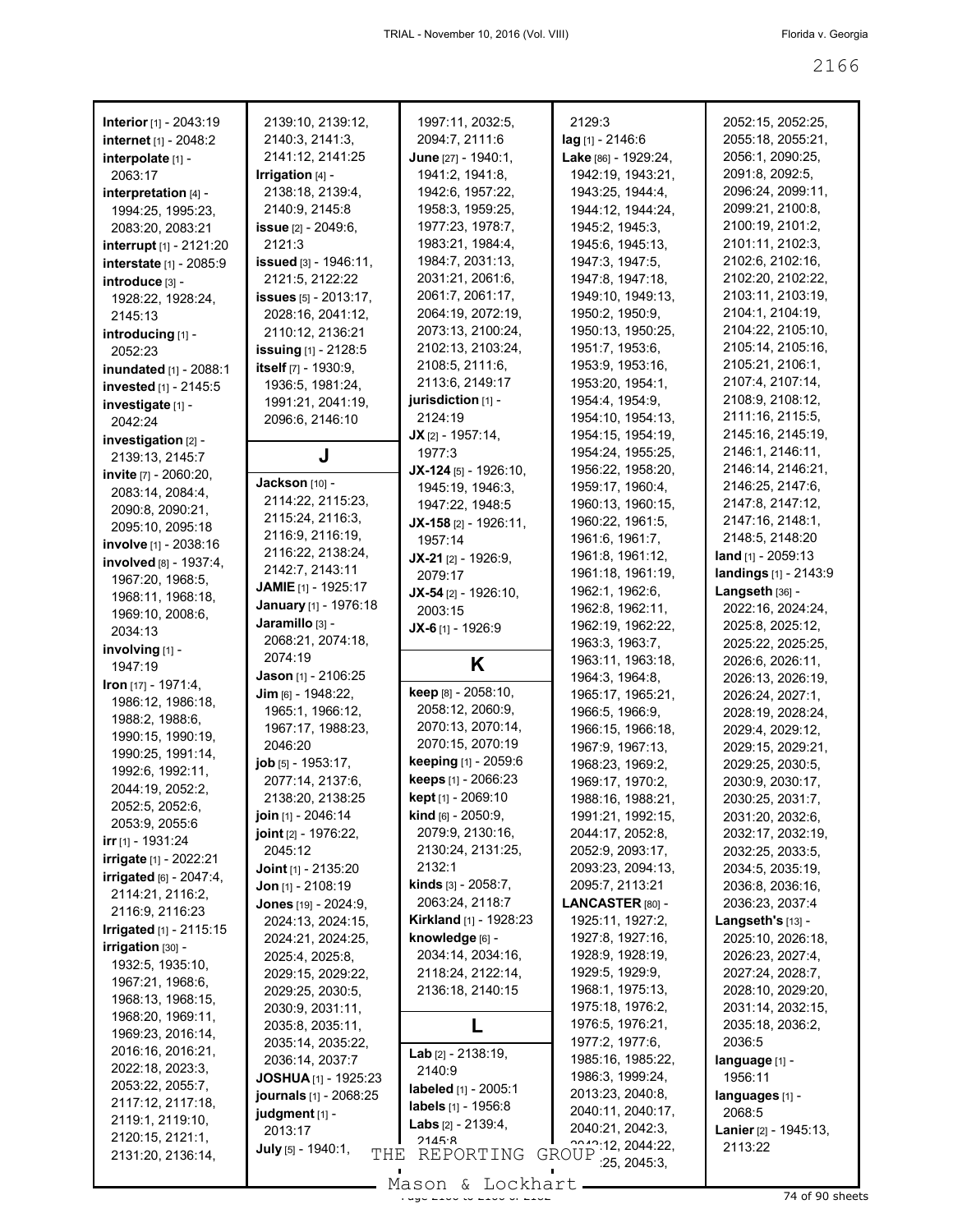**Interior** [1] - 2043:19
**internet** [1] - 2048:2
**interpolate** [1] - 2063:17
**interpretation** [4] - 1994:25, 1995:23, 2083:20, 2083:21
**interrupt** [1] - 2121:20
**interstate** [1] - 2085:9
**introduce** [3] - 1928:22, 1928:24, 2145:13
**introducing** [1] - 2052:23
**inundated** [1] - 2088:1
**invested** [1] - 2145:5
**investigate** [1] - 2042:24
**investigation** [2] - 2139:13, 2145:7
**invite** [7] - 2060:20, 2083:14, 2084:4, 2090:8, 2090:21, 2095:10, 2095:18
**involve** [1] - 2038:16
**involved** [8] - 1937:4, 1967:20, 1968:5, 1968:11, 1968:18, 1969:10, 2008:6, 2034:13
**involving** [1] - 1947:19
**Iron** [17] - 1971:4, 1986:12, 1986:18, 1988:2, 1988:6, 1990:15, 1990:19, 1990:25, 1991:14, 1992:6, 1992:11, 2044:19, 2052:2, 2052:5, 2052:6, 2053:9, 2055:6
**irr** [1] - 1931:24
**irrigate** [1] - 2022:21
**irrigated** [6] - 2047:4, 2114:21, 2116:2, 2116:9, 2116:23
**Irrigated** [1] - 2115:15
**irrigation** [30] - 1932:5, 1935:10, 1967:21, 1968:6, 1968:13, 1968:15, 1968:20, 1969:11, 1969:23, 2016:14, 2016:16, 2016:21, 2022:18, 2023:3, 2053:22, 2055:7, 2117:12, 2117:18, 2119:1, 2119:10, 2120:15, 2121:1, 2131:20, 2136:14, 2139:10, 2139:12, 2140:3, 2141:3, 2141:12, 2141:25
**Irrigation** [4] - 2138:18, 2139:4, 2140:9, 2145:8
**issue** [2] - 2049:6, 2121:3
**issued** [3] - 1946:11, 2121:5, 2122:22
**issues** [5] - 2013:17, 2028:16, 2041:12, 2110:12, 2136:21
**issuing** [1] - 2128:5
**itself** [7] - 1930:9, 1936:5, 1981:24, 1991:21, 2041:19, 2096:6, 2146:10

## J

**Jackson** [10] - 2114:22, 2115:23, 2115:24, 2116:3, 2116:9, 2116:19, 2116:22, 2138:24, 2142:7, 2143:11
**JAMIE** [1] - 1925:17
**January** [1] - 1976:18
**Jaramillo** [3] - 2068:21, 2074:18, 2074:19
**Jason** [1] - 2106:25
**Jim** [6] - 1948:22, 1965:1, 1966:12, 1967:17, 1988:23, 2046:20
**job** [5] - 1953:17, 2077:14, 2137:6, 2138:20, 2138:25
**join** [1] - 2046:14
**joint** [2] - 1976:22, 2045:12
**Joint** [1] - 2135:20
**Jon** [1] - 2108:19
**Jones** [19] - 2024:9, 2024:13, 2024:15, 2024:21, 2024:25, 2025:4, 2025:8, 2029:15, 2029:22, 2029:25, 2030:5, 2030:9, 2031:11, 2035:8, 2035:11, 2035:14, 2035:22, 2036:14, 2037:7
**JOSHUA** [1] - 1925:23
**journals** [1] - 2068:25
**judgment** [1] - 2013:17
**July** [5] - 1940:1, 1997:11, 2032:5, 2094:7, 2111:6
**June** [27] - 1940:1, 1941:2, 1941:8, 1942:6, 1957:22, 1958:3, 1959:25, 1977:23, 1978:7, 1983:21, 1984:4, 1984:7, 2031:13, 2031:21, 2061:6, 2061:7, 2061:17, 2064:19, 2072:19, 2073:13, 2100:24, 2102:13, 2103:24, 2108:5, 2111:6, 2113:6, 2149:17
**jurisdiction** [1] - 2124:19
**JX** [2] - 1957:14, 1977:3
**JX-124** [5] - 1926:10, 1945:19, 1946:3, 1947:22, 1948:5
**JX-158** [2] - 1926:11, 1957:14
**JX-21** [2] - 1926:9, 2079:17
**JX-54** [2] - 1926:10, 2003:15
**JX-6** [1] - 1926:9

## K

**keep** [8] - 2058:10, 2058:12, 2060:9, 2070:13, 2070:14, 2070:15, 2070:19
**keeping** [1] - 2059:6
**keeps** [1] - 2066:23
**kept** [1] - 2069:10
**kind** [6] - 2050:9, 2079:9, 2130:16, 2130:24, 2131:25, 2132:1
**kinds** [3] - 2058:7, 2063:24, 2118:7
**Kirkland** [1] - 1928:23
**knowledge** [6] - 2034:14, 2034:16, 2118:24, 2122:14, 2136:18, 2140:15

## L

**Lab** [2] - 2138:19, 2140:9
**labeled** [1] - 2005:1
**labels** [1] - 1956:8
**Labs** [2] - 2139:4, 2145:8, 2129:3
**lag** [1] - 2146:6
**Lake** [86] - 1929:24, 1942:19, 1943:21, 1943:25, 1944:4, 1944:12, 1944:24, 1945:2, 1945:3, 1945:6, 1945:13, 1947:3, 1947:5, 1947:8, 1947:18, 1949:10, 1949:13, 1950:2, 1950:9, 1950:13, 1950:25, 1951:7, 1953:6, 1953:9, 1953:16, 1953:20, 1954:1, 1954:4, 1954:9, 1954:10, 1954:13, 1954:15, 1954:19, 1954:24, 1955:25, 1956:22, 1958:20, 1959:17, 1960:4, 1960:13, 1960:15, 1960:22, 1961:5, 1961:6, 1961:7, 1961:8, 1961:12, 1961:18, 1961:19, 1962:1, 1962:6, 1962:8, 1962:11, 1962:19, 1962:22, 1963:3, 1963:7, 1963:11, 1963:18, 1964:3, 1964:8, 1965:17, 1965:21, 1966:5, 1966:9, 1966:15, 1966:18, 1967:9, 1967:13, 1968:23, 1969:2, 1969:17, 1970:2, 1988:16, 1988:21, 1991:21, 1992:15, 2044:17, 2052:8, 2093:17, 2093:23, 2094:13, 2095:7, 2113:21
**LANCASTER** [80] - 1925:11, 1927:2, 1927:8, 1927:16, 1928:9, 1928:19, 1929:5, 1929:9, 1968:1, 1975:13, 1975:18, 1976:2, 1976:5, 1976:21, 1977:2, 1977:6, 1985:16, 1985:22, 1986:3, 1999:24, 2013:23, 2040:8, 2040:11, 2040:17, 2040:21, 2042:3, 2043:12, 2044:22, 2044:25, 2045:3, 2052:15, 2052:25, 2055:18, 2055:21, 2056:1, 2090:25, 2091:8, 2092:5, 2096:24, 2099:11, 2099:21, 2100:8, 2100:19, 2101:2, 2101:11, 2102:3, 2102:6, 2102:16, 2102:20, 2102:22, 2103:11, 2103:19, 2104:1, 2104:19, 2104:22, 2105:10, 2105:14, 2105:16, 2105:21, 2106:1, 2107:4, 2107:14, 2108:9, 2108:12, 2111:16, 2115:5, 2145:16, 2145:19, 2146:1, 2146:11, 2146:14, 2146:21, 2146:25, 2147:6, 2147:8, 2147:12, 2147:16, 2148:1, 2148:5, 2148:20
**land** [1] - 2059:13
**landings** [1] - 2143:9
**Langseth** [36] - 2022:16, 2024:24, 2025:8, 2025:12, 2025:22, 2025:25, 2026:6, 2026:11, 2026:13, 2026:19, 2026:24, 2027:1, 2028:19, 2028:24, 2029:4, 2029:12, 2029:15, 2029:21, 2029:25, 2030:5, 2030:9, 2030:17, 2030:25, 2031:7, 2031:20, 2032:6, 2032:17, 2032:19, 2032:25, 2033:5, 2034:5, 2035:19, 2036:8, 2036:16, 2036:23, 2037:4
**Langseth's** [13] - 2025:10, 2026:18, 2026:23, 2027:4, 2027:24, 2028:7, 2028:10, 2029:20, 2031:14, 2032:15, 2035:18, 2036:2, 2036:5
**language** [1] - 1956:11
**languages** [1] - 2068:5
**Lanier** [2] - 1945:13, 2113:22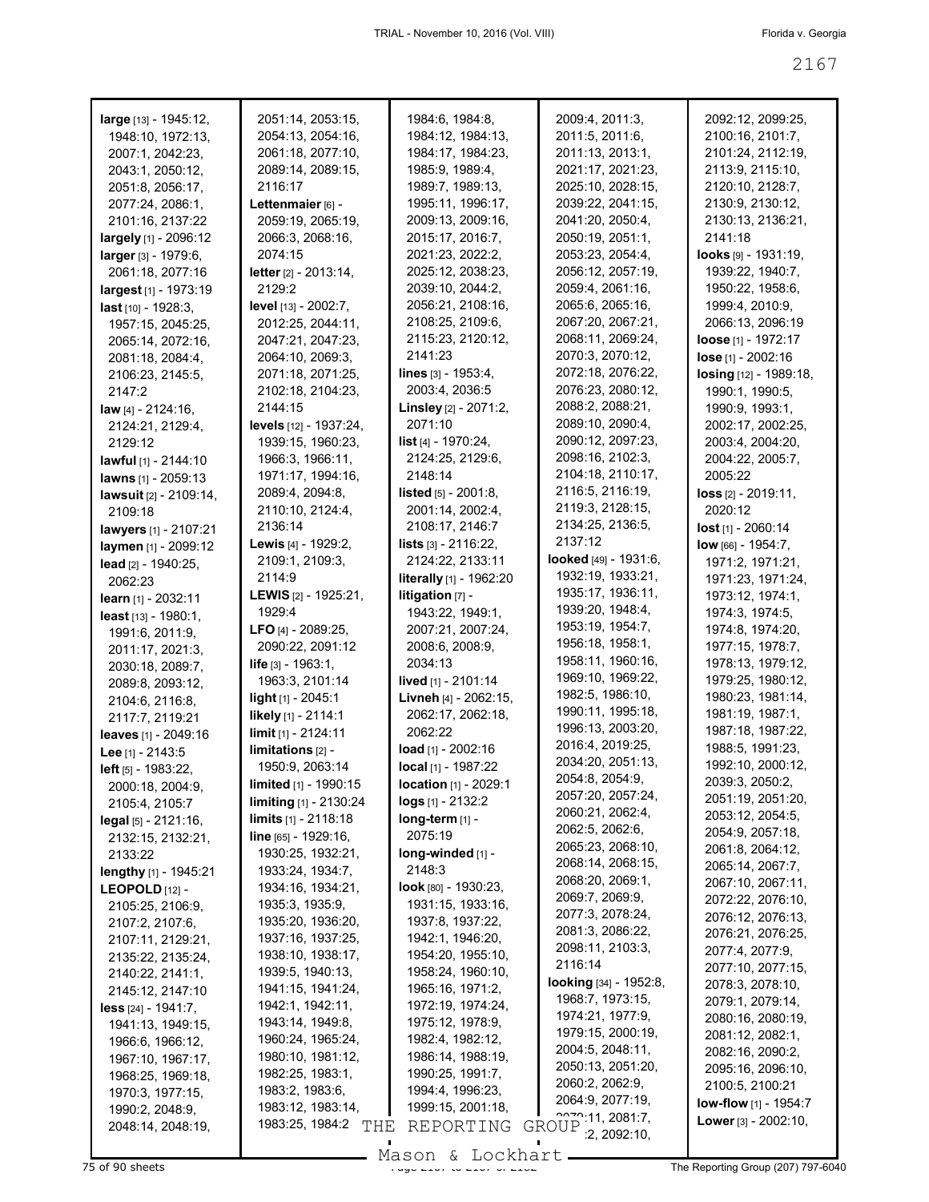**large** [13] - 1945:12, 1948:10, 1972:13, 2007:1, 2042:23, 2043:1, 2050:12, 2051:8, 2056:17, 2077:24, 2086:1, 2101:16, 2137:22
**largely** [1] - 2096:12
**larger** [3] - 1979:6, 2061:18, 2077:16
**largest** [1] - 1973:19
**last** [10] - 1928:3, 1957:15, 2045:25, 2065:14, 2072:16, 2081:18, 2084:4, 2106:23, 2145:5, 2147:2
**law** [4] - 2124:16, 2124:21, 2129:4, 2129:12
**lawful** [1] - 2144:10
**lawns** [1] - 2059:13
**lawsuit** [2] - 2109:14, 2109:18
**lawyers** [1] - 2107:21
**laymen** [1] - 2099:12
**lead** [2] - 1940:25, 2062:23
**learn** [1] - 2032:11
**least** [13] - 1980:1, 1991:6, 2011:9, 2011:17, 2021:3, 2030:18, 2089:7, 2089:8, 2093:12, 2104:6, 2116:8, 2117:7, 2119:21
**leaves** [1] - 2049:16
**Lee** [1] - 2143:5
**left** [5] - 1983:22, 2000:18, 2004:9, 2105:4, 2105:7
**legal** [5] - 2121:16, 2132:15, 2132:21, 2133:22
**lengthy** [1] - 1945:21
**LEOPOLD** [12] - 2105:25, 2106:9, 2107:2, 2107:6, 2107:11, 2129:21, 2135:22, 2135:24, 2140:22, 2141:1, 2145:12, 2147:10
**less** [24] - 1941:7, 1941:13, 1949:15, 1966:6, 1966:12, 1967:10, 1967:17, 1968:25, 1969:18, 1970:3, 1977:15, 1990:2, 2048:9, 2048:14, 2048:19, 2051:14, 2053:15, 2054:13, 2054:16, 2061:18, 2077:10, 2089:14, 2089:15, 2116:17
**Lettenmaier** [6] - 2059:19, 2065:19, 2066:3, 2068:16, 2074:15
**letter** [2] - 2013:14, 2129:2
**level** [13] - 2002:7, 2012:25, 2044:11, 2047:21, 2047:23, 2064:10, 2069:3, 2071:18, 2071:25, 2102:18, 2104:23, 2144:15
**levels** [12] - 1937:24, 1939:15, 1960:23, 1966:3, 1966:11, 1971:17, 1994:16, 2089:4, 2094:8, 2110:10, 2124:4, 2136:14
**Lewis** [4] - 1929:2, 2109:1, 2109:3, 2114:9
**LEWIS** [2] - 1925:21, 1929:4
**LFO** [4] - 2089:25, 2090:22, 2091:12
**life** [3] - 1963:1, 1963:3, 2101:14
**light** [1] - 2045:1
**likely** [1] - 2114:1
**limit** [1] - 2124:11
**limitations** [2] - 1950:9, 2063:14
**limited** [1] - 1990:15
**limiting** [1] - 2130:24
**limits** [1] - 2118:18
**line** [65] - 1929:16, 1930:25, 1932:21, 1933:24, 1934:7, 1934:16, 1934:21, 1935:3, 1935:9, 1935:20, 1936:20, 1937:16, 1937:25, 1938:10, 1938:17, 1939:5, 1940:13, 1941:15, 1941:24, 1942:1, 1942:11, 1943:14, 1949:8, 1960:24, 1965:24, 1980:10, 1981:12, 1982:25, 1983:1, 1983:2, 1983:6, 1983:12, 1983:14, 1983:25, 1984:2, 1984:6, 1984:8, 1984:12, 1984:13, 1984:17, 1984:23, 1985:9, 1989:4, 1989:7, 1989:13, 1995:11, 1996:17, 2009:13, 2009:16, 2015:17, 2016:7, 2021:23, 2022:2, 2025:12, 2038:23, 2039:10, 2044:2, 2056:21, 2108:16, 2108:25, 2109:6, 2115:23, 2120:12, 2141:23
**lines** [3] - 1953:4, 2003:4, 2036:5
**Linsley** [2] - 2071:2, 2071:10
**list** [4] - 1970:24, 2124:25, 2129:6, 2148:14
**listed** [5] - 2001:8, 2001:14, 2002:4, 2108:17, 2146:7
**lists** [3] - 2116:22, 2124:22, 2133:11
**literally** [1] - 1962:20
**litigation** [7] - 1943:22, 1949:1, 2007:21, 2007:24, 2008:6, 2008:9, 2034:13
**lived** [1] - 2101:14
**Livneh** [4] - 2062:15, 2062:17, 2062:18, 2062:22
**load** [1] - 2002:16
**local** [1] - 1987:22
**location** [1] - 2029:1
**logs** [1] - 2132:2
**long-term** [1] - 2075:19
**long-winded** [1] - 2148:3
**look** [80] - 1930:23, 1931:15, 1933:16, 1937:8, 1937:22, 1942:1, 1946:20, 1954:20, 1955:10, 1958:24, 1960:10, 1965:16, 1971:2, 1972:19, 1974:24, 1975:12, 1978:9, 1982:4, 1982:12, 1986:14, 1988:19, 1990:25, 1991:7, 1994:4, 1996:23, 1999:15, 2001:18, 2009:4, 2011:3, 2011:5, 2011:6, 2011:13, 2013:1, 2021:17, 2021:23, 2025:10, 2028:15, 2039:22, 2041:15, 2041:20, 2050:4, 2050:19, 2051:1, 2053:23, 2054:4, 2056:12, 2057:19, 2059:4, 2061:16, 2065:6, 2065:16, 2067:20, 2067:21, 2068:11, 2069:24, 2070:3, 2070:12, 2072:18, 2076:22, 2076:23, 2080:12, 2088:2, 2088:21, 2089:10, 2090:4, 2090:12, 2097:23, 2098:16, 2102:3, 2104:18, 2110:17, 2116:5, 2116:19, 2119:3, 2128:15, 2134:25, 2136:5, 2137:12
**looked** [49] - 1931:6, 1932:19, 1933:21, 1935:17, 1936:11, 1939:20, 1948:4, 1953:19, 1954:7, 1956:18, 1958:1, 1958:11, 1960:16, 1969:10, 1969:22, 1982:5, 1986:10, 1990:11, 1995:18, 1996:13, 2003:20, 2016:4, 2019:25, 2034:20, 2051:13, 2054:8, 2054:9, 2057:20, 2057:24, 2060:21, 2062:4, 2062:5, 2062:6, 2065:23, 2068:10, 2068:14, 2068:15, 2068:20, 2069:1, 2069:7, 2069:9, 2077:3, 2078:24, 2081:3, 2086:22, 2098:11, 2103:3, 2116:14
**looking** [34] - 1952:8, 1968:7, 1973:15, 1974:21, 1977:9, 1979:15, 2000:19, 2004:5, 2048:11, 2050:13, 2051:20, 2060:2, 2062:9, 2064:9, 2077:19, 2079:11, 2081:7, 2082:2, 2092:10, 2092:12, 2099:25, 2100:16, 2101:7, 2101:24, 2112:19, 2113:9, 2115:10, 2120:10, 2128:7, 2130:9, 2130:12, 2130:13, 2136:21, 2141:18
**looks** [9] - 1931:19, 1939:22, 1940:7, 1950:22, 1958:6, 1999:4, 2010:9, 2066:13, 2096:19
**loose** [1] - 1972:17
**lose** [1] - 2002:16
**losing** [12] - 1989:18, 1990:1, 1990:5, 1990:9, 1993:1, 2002:17, 2002:25, 2003:4, 2004:20, 2004:22, 2005:7, 2005:22
**loss** [2] - 2019:11, 2020:12
**lost** [1] - 2060:14
**low** [66] - 1954:7, 1971:2, 1971:21, 1971:23, 1971:24, 1973:12, 1974:1, 1974:3, 1974:5, 1974:8, 1974:20, 1977:15, 1978:7, 1978:13, 1979:12, 1979:25, 1980:12, 1980:23, 1981:14, 1981:19, 1987:1, 1987:18, 1987:22, 1988:5, 1991:23, 1992:10, 2000:12, 2039:3, 2050:2, 2051:19, 2051:20, 2053:12, 2054:5, 2054:9, 2057:18, 2061:8, 2064:12, 2065:14, 2067:7, 2067:10, 2067:15, 2072:22, 2076:10, 2076:12, 2076:13, 2076:21, 2076:25, 2077:4, 2077:9, 2077:10, 2077:15, 2078:3, 2078:10, 2079:1, 2079:14, 2080:16, 2080:19, 2081:12, 2082:1, 2082:16, 2090:2, 2095:16, 2096:10, 2100:5, 2100:21
**low-flow** [1] - 1954:7
**Lower** [3] - 2002:10,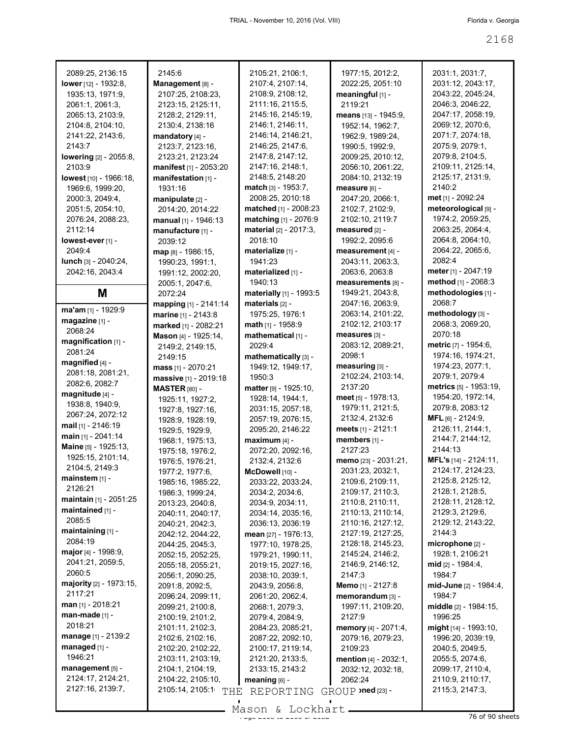2089:25, 2136:15
**lower** [12] - 1932:8, 1935:13, 1971:9, 2061:1, 2061:3, 2065:13, 2103:9, 2104:8, 2104:10, 2141:22, 2143:6, 2143:7
**lowering** [2] - 2055:8, 2103:9
**lowest** [10] - 1966:18, 1969:6, 1999:20, 2000:3, 2049:4, 2051:5, 2054:10, 2076:24, 2088:23, 2112:14
**lowest-ever** [1] - 2049:4
**lunch** [3] - 2040:24, 2042:16, 2043:4

## M

**ma'am** [1] - 1929:9
**magazine** [1] - 2068:24
**magnification** [1] - 2081:24
**magnified** [4] - 2081:18, 2081:21, 2082:6, 2082:7
**magnitude** [4] - 1938:8, 1940:9, 2067:24, 2072:12
**mail** [1] - 2146:19
**main** [1] - 2041:14
**Maine** [5] - 1925:13, 1925:15, 2101:14, 2104:5, 2149:3
**mainstem** [1] - 2126:21
**maintain** [1] - 2051:25
**maintained** [1] - 2085:5
**maintaining** [1] - 2084:19
**major** [4] - 1998:9, 2041:21, 2059:5, 2060:5
**majority** [2] - 1973:15, 2117:21
**man** [1] - 2018:21
**man-made** [1] - 2018:21
**manage** [1] - 2139:2
**managed** [1] - 1946:21
**management** [5] - 2124:17, 2124:21, 2127:16, 2139:7, 2145:6
**Management** [8] - 2107:25, 2108:23, 2123:15, 2125:11, 2128:2, 2129:11, 2130:4, 2138:16
**mandatory** [4] - 2123:7, 2123:16, 2123:21, 2123:24
**manifest** [1] - 2053:20
**manifestation** [1] - 1931:16
**manipulate** [2] - 2014:20, 2014:22
**manual** [1] - 1946:13
**manufacture** [1] - 2039:12
**map** [8] - 1986:15, 1990:23, 1991:1, 1991:12, 2002:20, 2005:1, 2047:6, 2072:24
**mapping** [1] - 2141:14
**marine** [1] - 2143:8
**marked** [1] - 2082:21
**Mason** [4] - 1925:14, 2149:2, 2149:15, 2149:15
**mass** [1] - 2070:21
**massive** [1] - 2019:18
**MASTER** [80] - 1925:11, 1927:2, 1927:8, 1927:16, 1928:9, 1928:19, 1929:5, 1929:9, 1968:1, 1975:13, 1975:18, 1976:2, 1976:5, 1976:21, 1977:2, 1977:6, 1985:16, 1985:22, 1986:3, 1999:24, 2013:23, 2040:8, 2040:11, 2040:17, 2040:21, 2042:3, 2042:12, 2044:22, 2044:25, 2045:3, 2052:15, 2052:25, 2055:18, 2055:21, 2056:1, 2090:25, 2091:8, 2092:5, 2096:24, 2099:11, 2099:21, 2100:8, 2100:19, 2101:2, 2101:11, 2102:3, 2102:6, 2102:16, 2102:20, 2102:22, 2103:11, 2103:19, 2104:1, 2104:19, 2104:22, 2105:10, 2105:14, 2105:1(, 2105:21, 2106:1, 2107:4, 2107:14, 2108:9, 2108:12, 2111:16, 2115:5, 2145:16, 2145:19, 2146:1, 2146:11, 2146:14, 2146:21, 2146:25, 2147:6, 2147:8, 2147:12, 2147:16, 2148:1, 2148:5, 2148:20
**match** [3] - 1953:7, 2008:25, 2010:18
**matched** [1] - 2008:23
**matching** [1] - 2076:9
**material** [2] - 2017:3, 2018:10
**materialize** [1] - 1941:23
**materialized** [1] - 1940:13
**materially** [1] - 1993:5
**materials** [2] - 1975:25, 1976:1
**math** [1] - 1958:9
**mathematical** [1] - 2029:4
**mathematically** [3] - 1949:12, 1949:17, 1950:3
**matter** [9] - 1925:10, 1928:14, 1944:1, 2031:15, 2057:18, 2057:19, 2076:15, 2095:20, 2146:22
**maximum** [4] - 2072:20, 2092:16, 2132:4, 2132:6
**McDowell** [10] - 2033:22, 2033:24, 2034:2, 2034:6, 2034:9, 2034:11, 2034:14, 2035:16, 2036:13, 2036:19
**mean** [27] - 1976:13, 1977:10, 1978:25, 1979:11, 1990:11, 2019:15, 2027:16, 2038:10, 2039:1, 2043:9, 2056:8, 2061:20, 2062:4, 2068:1, 2079:3, 2079:4, 2084:9, 2084:23, 2085:21, 2087:22, 2092:10, 2100:17, 2119:14, 2121:20, 2133:5, 2133:15, 2143:2
**meaning** [6] - 1977:15, 2012:2, 2022:25, 2051:10
**meaningful** [1] - 2119:21
**means** [13] - 1945:9, 1952:14, 1962:7, 1962:9, 1989:24, 1990:5, 1992:9, 2009:25, 2010:12, 2056:10, 2061:22, 2084:10, 2132:19
**measure** [6] - 2047:20, 2066:1, 2102:7, 2102:9, 2102:10, 2119:7
**measured** [2] - 1992:2, 2095:6
**measurement** [4] - 2043:11, 2063:3, 2063:6, 2063:8
**measurements** [8] - 1949:21, 2043:8, 2047:16, 2063:9, 2063:14, 2101:22, 2102:12, 2103:17
**measures** [3] - 2083:12, 2089:21, 2098:1
**measuring** [3] - 2102:24, 2103:14, 2137:20
**meet** [5] - 1978:13, 1979:11, 2121:5, 2132:4, 2132:6
**meets** [1] - 2121:1
**members** [1] - 2127:23
**memo** [23] - 2031:21, 2031:23, 2032:1, 2109:6, 2109:11, 2109:17, 2110:3, 2110:8, 2110:11, 2110:13, 2110:14, 2110:16, 2127:12, 2127:19, 2127:25, 2128:18, 2145:23, 2145:24, 2146:2, 2146:9, 2146:12, 2147:3
**Memo** [1] - 2127:8
**memorandum** [3] - 1997:11, 2109:20, 2127:9
**memory** [4] - 2071:4, 2079:16, 2079:23, 2109:23
**mention** [4] - 2032:1, 2032:12, 2032:18, 2062:24
**mentioned** [23] - 2031:1, 2031:7, 2031:12, 2043:17, 2043:22, 2045:24, 2046:3, 2046:22, 2047:17, 2058:19, 2069:12, 2070:6, 2071:7, 2074:18, 2075:9, 2079:1, 2079:8, 2104:5, 2109:11, 2125:14, 2125:17, 2131:9, 2140:2
**met** [1] - 2092:24
**meteorological** [9] - 1974:2, 2059:25, 2063:25, 2064:4, 2064:8, 2064:10, 2064:22, 2065:6, 2082:4
**meter** [1] - 2047:19
**method** [1] - 2068:3
**methodologies** [1] - 2068:7
**methodology** [3] - 2068:3, 2069:20, 2070:18
**metric** [7] - 1954:6, 1974:16, 1974:21, 1974:23, 2077:1, 2079:1, 2079:4
**metrics** [5] - 1953:19, 1954:20, 1972:14, 2079:8, 2083:12
**MFL** [6] - 2124:9, 2126:11, 2144:1, 2144:7, 2144:12, 2144:13
**MFL's** [14] - 2124:11, 2124:23, 2125:8, 2125:12, 2128:1, 2128:5, 2128:11, 2128:12, 2129:3, 2129:6, 2129:12, 2143:22, 2144:3
**microphone** [2] - 1928:1, 2106:21
**mid** [2] - 1984:4, 1984:7
**mid-June** [2] - 1984:4, 1984:7
**middle** [2] - 1984:15, 1996:25
**might** [14] - 1993:10, 1996:20, 2039:19, 2040:5, 2049:5, 2055:5, 2074:6, 2099:17, 2110:4, 2110:9, 2110:17, 2115:3, 2147:3,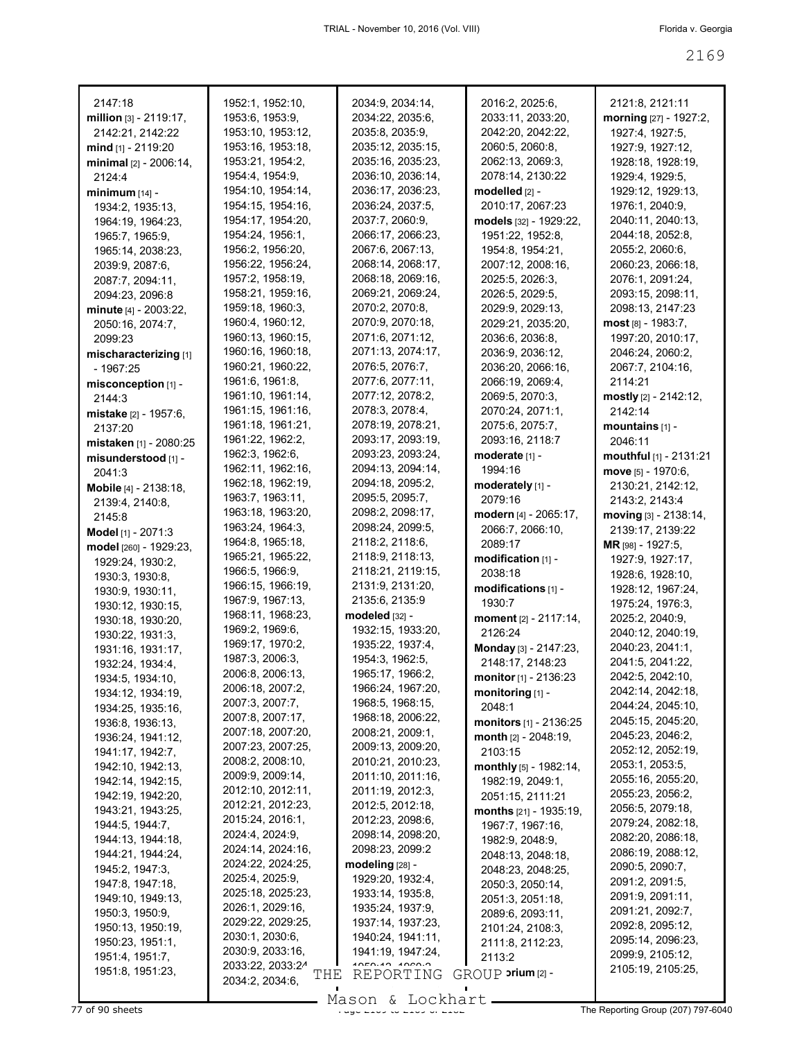2147:18
**million** [3] - 2119:17, 2142:21, 2142:22
**mind** [1] - 2119:20
**minimal** [2] - 2006:14, 2124:4
**minimum** [14] - 1934:2, 1935:13, 1964:19, 1964:23, 1965:7, 1965:9, 1965:14, 2038:23, 2039:9, 2087:6, 2087:7, 2094:11, 2094:23, 2096:8
**minute** [4] - 2003:22, 2050:16, 2074:7, 2099:23
**mischaracterizing** [1] - 1967:25
**misconception** [1] - 2144:3
**mistake** [2] - 1957:6, 2137:20
**mistaken** [1] - 2080:25
**misunderstood** [1] - 2041:3
**Mobile** [4] - 2138:18, 2139:4, 2140:8, 2145:8
**Model** [1] - 2071:3
**model** [260] - 1929:23, 1929:24, 1930:2, 1930:3, 1930:8, 1930:9, 1930:11, 1930:12, 1930:15, 1930:18, 1930:20, 1930:22, 1931:3, 1931:16, 1931:17, 1932:24, 1934:4, 1934:5, 1934:10, 1934:12, 1934:19, 1934:25, 1935:16, 1936:8, 1936:13, 1936:24, 1941:12, 1941:17, 1942:7, 1942:10, 1942:13, 1942:14, 1942:15, 1942:19, 1942:20, 1943:21, 1943:25, 1944:5, 1944:7, 1944:13, 1944:18, 1944:21, 1944:24, 1945:2, 1947:3, 1947:8, 1947:18, 1949:10, 1949:13, 1950:3, 1950:9, 1950:13, 1950:19, 1950:23, 1951:1, 1951:4, 1951:7, 1951:8, 1951:23, 1952:1, 1952:10, 1953:6, 1953:9, 1953:10, 1953:12, 1953:16, 1953:18, 1953:21, 1954:2, 1954:4, 1954:9, 1954:10, 1954:14, 1954:15, 1954:16, 1954:17, 1954:20, 1954:24, 1956:1, 1956:2, 1956:20, 1956:22, 1956:24, 1957:2, 1958:19, 1958:21, 1959:16, 1959:18, 1960:3, 1960:4, 1960:12, 1960:13, 1960:15, 1960:16, 1960:18, 1960:21, 1960:22, 1961:6, 1961:8, 1961:10, 1961:14, 1961:15, 1961:16, 1961:18, 1961:21, 1961:22, 1962:2, 1962:3, 1962:6, 1962:11, 1962:16, 1962:18, 1962:19, 1963:7, 1963:11, 1963:18, 1963:20, 1963:24, 1964:3, 1964:8, 1965:18, 1965:21, 1965:22, 1966:5, 1966:9, 1966:15, 1966:19, 1967:9, 1967:13, 1968:11, 1968:23, 1969:2, 1969:6, 1969:17, 1970:2, 1987:3, 2006:3, 2006:8, 2006:13, 2006:18, 2007:2, 2007:3, 2007:7, 2007:8, 2007:17, 2007:18, 2007:20, 2007:23, 2007:25, 2008:2, 2008:10, 2009:9, 2009:14, 2012:10, 2012:11, 2012:21, 2012:23, 2015:24, 2016:1, 2024:4, 2024:9, 2024:14, 2024:16, 2024:22, 2024:25, 2025:4, 2025:9, 2025:18, 2025:23, 2026:1, 2029:16, 2029:22, 2029:25, 2030:1, 2030:6, 2030:9, 2033:16, 2033:22, 2033:24, 2034:2, 2034:6, 2034:9, 2034:14, 2034:22, 2035:6, 2035:8, 2035:9, 2035:12, 2035:15, 2035:16, 2035:23, 2036:10, 2036:14, 2036:17, 2036:23, 2036:24, 2037:5, 2037:7, 2060:9, 2066:17, 2066:23, 2067:6, 2067:13, 2068:14, 2068:17, 2068:18, 2069:16, 2069:21, 2069:24, 2070:2, 2070:8, 2070:9, 2070:18, 2071:6, 2071:12, 2071:13, 2074:17, 2076:5, 2076:7, 2077:6, 2077:11, 2077:12, 2078:2, 2078:3, 2078:4, 2078:19, 2078:21, 2093:17, 2093:19, 2093:23, 2093:24, 2094:13, 2094:14, 2094:18, 2095:2, 2095:5, 2095:7, 2098:2, 2098:17, 2098:24, 2099:5, 2118:2, 2118:6, 2118:9, 2118:13, 2118:21, 2119:15, 2131:9, 2131:20, 2135:6, 2135:9
**modeled** [32] - 1932:15, 1933:20, 1935:22, 1937:4, 1954:3, 1962:5, 1965:17, 1966:2, 1966:24, 1967:20, 1968:5, 1968:15, 1968:18, 2006:22, 2008:21, 2009:1, 2009:13, 2009:20, 2010:21, 2010:23, 2011:10, 2011:16, 2011:19, 2012:3, 2012:5, 2012:18, 2012:23, 2098:6, 2098:14, 2098:20, 2098:23, 2099:2
**modeling** [28] - 1929:20, 1932:4, 1933:14, 1935:8, 1935:24, 1937:9, 1937:14, 1937:23, 1940:24, 1941:11, 1941:19, 1947:24,
2016:2, 2025:6, 2033:11, 2033:20, 2042:20, 2042:22, 2060:5, 2060:8, 2062:13, 2069:3, 2078:14, 2130:22
**modelled** [2] - 2010:17, 2067:23
**models** [32] - 1929:22, 1951:22, 1952:8, 1954:8, 1954:21, 2007:12, 2008:16, 2025:5, 2026:3, 2026:5, 2029:5, 2029:9, 2029:13, 2029:21, 2035:20, 2036:6, 2036:8, 2036:9, 2036:12, 2036:20, 2066:16, 2066:19, 2069:4, 2069:5, 2070:3, 2070:24, 2071:1, 2075:6, 2075:7, 2093:16, 2118:7
**moderate** [1] - 1994:16
**moderately** [1] - 2079:16
**modern** [4] - 2065:17, 2066:7, 2066:10, 2089:17
**modification** [1] - 2038:18
**modifications** [1] - 1930:7
**moment** [2] - 2117:14, 2126:24
**Monday** [3] - 2147:23, 2148:17, 2148:23
**monitor** [1] - 2136:23
**monitoring** [1] - 2048:1
**monitors** [1] - 2136:25
**month** [2] - 2048:19, 2103:15
**monthly** [5] - 1982:14, 1982:19, 2049:1, 2051:15, 2111:21
**months** [21] - 1935:19, 1967:7, 1967:16, 1982:9, 2048:9, 2048:13, 2048:18, 2048:23, 2048:25, 2050:3, 2050:14, 2051:3, 2051:18, 2089:6, 2093:11, 2101:24, 2108:3, 2111:8, 2112:23, 2113:2
**...orium** [2] -
2121:8, 2121:11
**morning** [27] - 1927:2, 1927:4, 1927:5, 1927:9, 1927:12, 1928:18, 1928:19, 1929:4, 1929:5, 1929:12, 1929:13, 1976:1, 2040:9, 2040:11, 2040:13, 2044:18, 2052:8, 2055:2, 2060:6, 2060:23, 2066:18, 2076:1, 2091:24, 2093:15, 2098:11, 2098:13, 2147:23
**most** [8] - 1983:7, 1997:20, 2010:17, 2046:24, 2060:2, 2067:7, 2104:16, 2114:21
**mostly** [2] - 2142:12, 2142:14
**mountains** [1] - 2046:11
**mouthful** [1] - 2131:21
**move** [5] - 1970:6, 2130:21, 2142:12, 2143:2, 2143:4
**moving** [3] - 2138:14, 2139:17, 2139:22
**MR** [98] - 1927:5, 1927:9, 1927:17, 1928:6, 1928:10, 1928:12, 1967:24, 1975:24, 1976:3, 2025:2, 2040:9, 2040:12, 2040:19, 2040:23, 2041:1, 2041:5, 2041:22, 2042:5, 2042:10, 2042:14, 2042:18, 2044:24, 2045:10, 2045:15, 2045:20, 2045:23, 2046:2, 2052:12, 2052:19, 2053:1, 2053:5, 2055:16, 2055:20, 2055:23, 2056:2, 2056:5, 2079:18, 2079:24, 2082:18, 2082:20, 2086:18, 2086:19, 2088:12, 2090:5, 2090:7, 2091:2, 2091:5, 2091:9, 2091:11, 2091:21, 2092:7, 2092:8, 2095:12, 2095:14, 2096:23, 2099:9, 2105:12, 2105:19, 2105:25,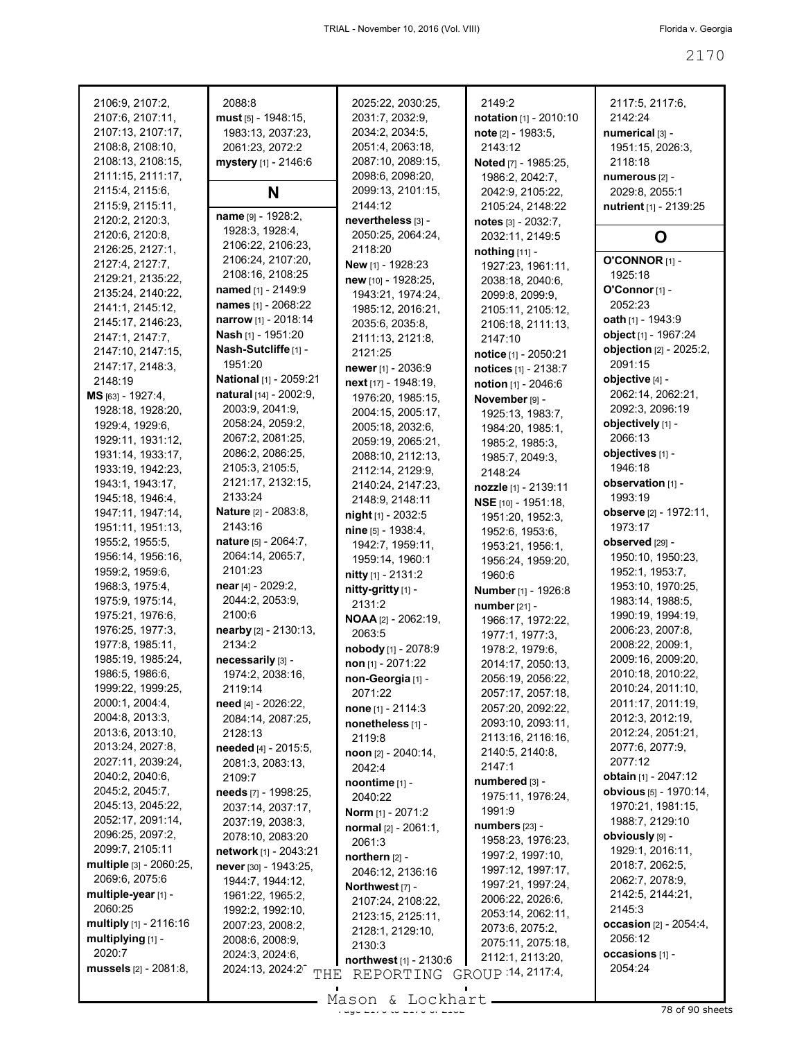2106:9, 2107:2, 2107:6, 2107:11, 2107:13, 2107:17, 2108:8, 2108:10, 2108:13, 2108:15, 2111:15, 2111:17, 2115:4, 2115:6, 2115:9, 2115:11, 2120:2, 2120:3, 2120:6, 2120:8, 2126:25, 2127:1, 2127:4, 2127:7, 2129:21, 2135:22, 2135:24, 2140:22, 2141:1, 2145:12, 2145:17, 2146:23, 2147:1, 2147:7, 2147:10, 2147:15, 2147:17, 2148:3, 2148:19

**MS** [63] - 1927:4, 1928:18, 1928:20, 1929:4, 1929:6, 1929:11, 1931:12, 1931:14, 1933:17, 1933:19, 1942:23, 1943:1, 1943:17, 1945:18, 1946:4, 1947:11, 1947:14, 1951:11, 1951:13, 1955:2, 1955:5, 1956:14, 1956:16, 1959:2, 1959:6, 1968:3, 1975:4, 1975:9, 1975:14, 1975:21, 1976:6, 1976:25, 1977:3, 1977:8, 1985:11, 1985:19, 1985:24, 1986:5, 1986:6, 1999:22, 1999:25, 2000:1, 2004:4, 2004:8, 2013:3, 2013:6, 2013:10, 2013:24, 2027:8, 2027:11, 2039:24, 2040:2, 2040:6, 2045:2, 2045:7, 2045:13, 2045:22, 2052:17, 2091:14, 2096:25, 2097:2, 2099:7, 2105:11

**multiple** [3] - 2060:25, 2069:6, 2075:6

**multiple-year** [1] - 2060:25

**multiply** [1] - 2116:16

**multiplying** [1] - 2020:7

**mussels** [2] - 2081:8, 2088:8

**must** [5] - 1948:15, 1983:13, 2037:23, 2061:23, 2072:2

**mystery** [1] - 2146:6

## N

**name** [9] - 1928:2, 1928:3, 1928:4, 2106:22, 2106:23, 2106:24, 2107:20, 2108:16, 2108:25

**named** [1] - 2149:9

**names** [1] - 2068:22

**narrow** [1] - 2018:14

**Nash** [1] - 1951:20

**Nash-Sutcliffe** [1] - 1951:20

**National** [1] - 2059:21

**natural** [14] - 2002:9, 2003:9, 2041:9, 2058:24, 2059:2, 2067:2, 2081:25, 2086:2, 2086:25, 2105:3, 2105:5, 2121:17, 2132:15, 2133:24

**Nature** [2] - 2083:8, 2143:16

**nature** [5] - 2064:7, 2064:14, 2065:7, 2101:23

**near** [4] - 2029:2, 2044:2, 2053:9, 2100:6

**nearby** [2] - 2130:13, 2134:2

**necessarily** [3] - 1974:2, 2038:16, 2119:14

**need** [4] - 2026:22, 2084:14, 2087:25, 2128:13

**needed** [4] - 2015:5, 2081:3, 2083:13, 2109:7

**needs** [7] - 1998:25, 2037:14, 2037:17, 2037:19, 2038:3, 2078:10, 2083:20

**network** [1] - 2043:21

**never** [30] - 1943:25, 1944:7, 1944:12, 1961:22, 1965:2, 1992:2, 1992:10, 2007:23, 2008:2, 2008:6, 2008:9, 2024:3, 2024:6, 2024:13, 2024:2‑, 2025:22, 2030:25, 2031:7, 2032:9, 2034:2, 2034:5, 2051:4, 2063:18, 2087:10, 2089:15, 2098:6, 2098:20, 2099:13, 2101:15, 2144:12

**nevertheless** [3] - 2050:25, 2064:24, 2118:20

**New** [1] - 1928:23

**new** [10] - 1928:25, 1943:21, 1974:24, 1985:12, 2016:21, 2035:6, 2035:8, 2111:13, 2121:8, 2121:25

**newer** [1] - 2036:9

**next** [17] - 1948:19, 1976:20, 1985:15, 2004:15, 2005:17, 2005:18, 2032:6, 2059:19, 2065:21, 2088:10, 2112:13, 2112:14, 2129:9, 2140:24, 2147:23, 2148:9, 2148:11

**night** [1] - 2032:5

**nine** [5] - 1938:4, 1942:7, 1959:11, 1959:14, 1960:1

**nitty** [1] - 2131:2

**nitty-gritty** [1] - 2131:2

**NOAA** [2] - 2062:19, 2063:5

**nobody** [1] - 2078:9

**non** [1] - 2071:22

**non-Georgia** [1] - 2071:22

**none** [1] - 2114:3

**nonetheless** [1] - 2119:8

**noon** [2] - 2040:14, 2042:4

**noontime** [1] - 2040:22

**Norm** [1] - 2071:2

**normal** [2] - 2061:1, 2061:3

**northern** [2] - 2046:12, 2136:16

**Northwest** [7] - 2107:24, 2108:22, 2123:15, 2125:11, 2128:1, 2129:10, 2130:3

**northwest** [1] - 2130:6

2149:2

**notation** [1] - 2010:10

**note** [2] - 1983:5, 2143:12

**Noted** [7] - 1985:25, 1986:2, 2042:7, 2042:9, 2105:22, 2105:24, 2148:22

**notes** [3] - 2032:7, 2032:11, 2149:5

**nothing** [11] - 1927:23, 1961:11, 2038:18, 2040:6, 2099:8, 2099:9, 2105:11, 2105:12, 2106:18, 2111:13, 2147:10

**notice** [1] - 2050:21

**notices** [1] - 2138:7

**notion** [1] - 2046:6

**November** [9] - 1925:13, 1983:7, 1984:20, 1985:1, 1985:2, 1985:3, 1985:7, 2049:3, 2148:24

**nozzle** [1] - 2139:11

**NSE** [10] - 1951:18, 1951:20, 1952:3, 1952:6, 1953:6, 1953:21, 1956:1, 1956:24, 1959:20, 1960:6

**Number** [1] - 1926:8

**number** [21] - 1966:17, 1972:22, 1977:1, 1977:3, 1978:2, 1979:6, 2014:17, 2050:13, 2056:19, 2056:22, 2057:17, 2057:18, 2057:20, 2092:22, 2093:10, 2093:11, 2113:16, 2116:16, 2140:5, 2140:8, 2147:1

**numbered** [3] - 1975:11, 1976:24, 1991:9

**numbers** [23] - 1958:23, 1976:23, 1997:2, 1997:10, 1997:12, 1997:17, 1997:21, 1997:24, 2006:22, 2026:6, 2053:14, 2062:11, 2073:6, 2075:2, 2075:11, 2075:18, 2112:1, 2113:20, ‑:14, 2117:4, 2117:5, 2117:6, 2142:24

**numerical** [3] - 1951:15, 2026:3, 2118:18

**numerous** [2] - 2029:8, 2055:1

**nutrient** [1] - 2139:25

## O

**O'CONNOR** [1] - 1925:18

**O'Connor** [1] - 2052:23

**oath** [1] - 1943:9

**object** [1] - 1967:24

**objection** [2] - 2025:2, 2091:15

**objective** [4] - 2062:14, 2062:21, 2092:3, 2096:19

**objectively** [1] - 2066:13

**objectives** [1] - 1946:18

**observation** [1] - 1993:19

**observe** [2] - 1972:11, 1973:17

**observed** [29] - 1950:10, 1950:23, 1952:1, 1953:7, 1953:10, 1970:25, 1983:14, 1988:5, 1990:19, 1994:19, 2006:23, 2007:8, 2008:22, 2009:1, 2009:16, 2009:20, 2010:18, 2010:22, 2010:24, 2011:10, 2011:17, 2011:19, 2012:3, 2012:19, 2012:24, 2051:21, 2077:6, 2077:9, 2077:12

**obtain** [1] - 2047:12

**obvious** [5] - 1970:14, 1970:21, 1981:15, 1988:7, 2129:10

**obviously** [9] - 1929:1, 2016:11, 2018:7, 2062:5, 2062:7, 2078:9, 2142:5, 2144:21, 2145:3

**occasion** [2] - 2054:4, 2056:12

**occasions** [1] - 2054:24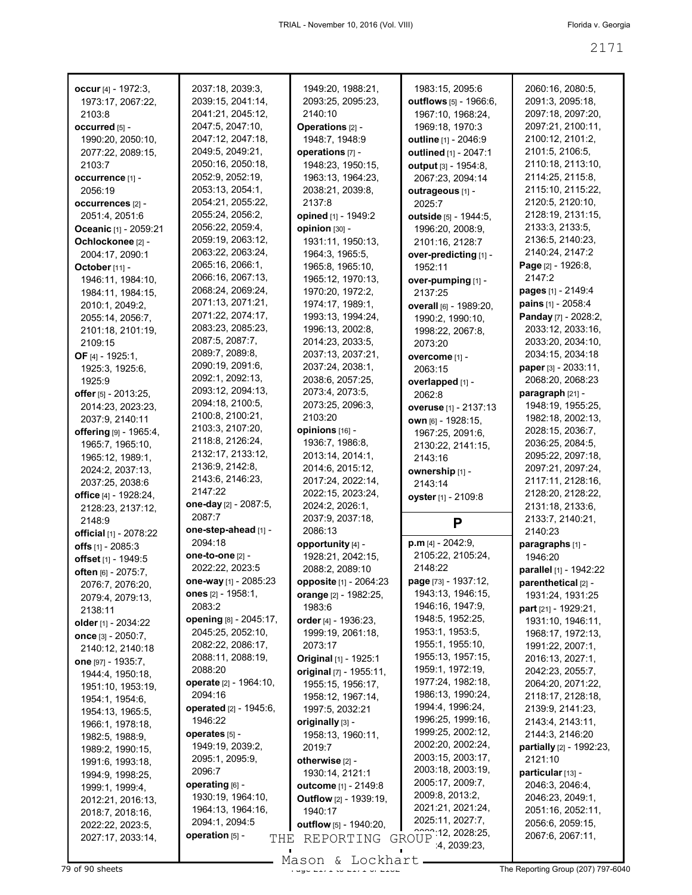**occur** [4] - 1972:3, 1973:17, 2067:22, 2103:8
**occurred** [5] - 1990:20, 2050:10, 2077:22, 2089:15, 2103:7
**occurrence** [1] - 2056:19
**occurrences** [2] - 2051:4, 2051:6
**Oceanic** [1] - 2059:21
**Ochlockonee** [2] - 2004:17, 2090:1
**October** [11] - 1946:11, 1984:10, 1984:11, 1984:15, 2010:1, 2049:2, 2055:14, 2056:7, 2101:18, 2101:19, 2109:15
**OF** [4] - 1925:1, 1925:3, 1925:6, 1925:9
**offer** [5] - 2013:25, 2014:23, 2023:23, 2037:9, 2140:11
**offering** [9] - 1965:4, 1965:7, 1965:10, 1965:12, 1989:1, 2024:2, 2037:13, 2037:25, 2038:6
**office** [4] - 1928:24, 2128:23, 2137:12, 2148:9
**official** [1] - 2078:22
**offs** [1] - 2085:3
**offset** [1] - 1949:5
**often** [6] - 2075:7, 2076:7, 2076:20, 2079:4, 2079:13, 2138:11
**older** [1] - 2034:22
**once** [3] - 2050:7, 2140:12, 2140:18
**one** [97] - 1935:7, 1944:4, 1950:18, 1951:10, 1953:19, 1954:1, 1954:6, 1954:13, 1965:5, 1966:1, 1978:18, 1982:5, 1988:9, 1989:2, 1990:15, 1991:6, 1993:18, 1994:9, 1998:25, 1999:1, 1999:4, 2012:21, 2016:13, 2018:7, 2018:16, 2022:22, 2023:5, 2027:17, 2033:14, 2037:18, 2039:3, 2039:15, 2041:14, 2041:21, 2045:12, 2047:5, 2047:10, 2047:12, 2047:18, 2049:5, 2049:21, 2050:16, 2050:18, 2052:9, 2052:19, 2053:13, 2054:1, 2054:21, 2055:22, 2055:24, 2056:2, 2056:22, 2059:4, 2059:19, 2063:12, 2063:22, 2063:24, 2065:16, 2066:1, 2066:16, 2067:13, 2068:24, 2069:24, 2071:13, 2071:21, 2071:22, 2074:17, 2083:23, 2085:23, 2087:5, 2087:7, 2089:7, 2089:8, 2090:19, 2091:6, 2092:1, 2092:13, 2093:12, 2094:13, 2094:18, 2100:5, 2100:8, 2100:21, 2103:3, 2107:20, 2118:8, 2126:24, 2132:17, 2133:12, 2136:9, 2142:8, 2143:6, 2146:23, 2147:22
**one-day** [2] - 2087:5, 2087:7
**one-step-ahead** [1] - 2094:18
**one-to-one** [2] - 2022:22, 2023:5
**one-way** [1] - 2085:23
**ones** [2] - 1958:1, 2083:2
**opening** [8] - 2045:17, 2045:25, 2052:10, 2082:22, 2086:17, 2088:11, 2088:19, 2088:20
**operate** [2] - 1964:10, 2094:16
**operated** [2] - 1945:6, 1946:22
**operates** [5] - 1949:19, 2039:2, 2095:1, 2095:9, 2096:7
**operating** [6] - 1930:19, 1964:10, 1964:13, 1964:16, 2094:1, 2094:5
**operation** [5] - 1949:20, 1988:21, 2093:25, 2095:23, 2140:10
**Operations** [2] - 1948:7, 1948:9
**operations** [7] - 1948:23, 1950:15, 1963:13, 1964:23, 2038:21, 2039:8, 2137:8
**opined** [1] - 1949:2
**opinion** [30] - 1931:11, 1950:13, 1964:3, 1965:5, 1965:8, 1965:10, 1965:12, 1970:13, 1970:20, 1972:2, 1974:17, 1989:1, 1993:13, 1994:24, 1996:13, 2002:8, 2014:23, 2033:5, 2037:13, 2037:21, 2037:24, 2038:1, 2038:6, 2057:25, 2073:4, 2073:5, 2073:25, 2096:3, 2103:20
**opinions** [16] - 1936:7, 1986:8, 2013:14, 2014:1, 2014:6, 2015:12, 2017:24, 2022:14, 2022:15, 2023:24, 2024:2, 2026:1, 2037:9, 2037:18, 2086:13
**opportunity** [4] - 1928:21, 2042:15, 2088:2, 2089:10
**opposite** [1] - 2064:23
**orange** [2] - 1982:25, 1983:6
**order** [4] - 1936:23, 1999:19, 2061:18, 2073:17
**Original** [1] - 1925:1
**original** [7] - 1955:11, 1955:15, 1956:17, 1958:12, 1967:14, 1997:5, 2032:21
**originally** [3] - 1958:13, 1960:11, 2019:7
**otherwise** [2] - 1930:14, 2121:1
**outcome** [1] - 2149:8
**Outflow** [2] - 1939:19, 1940:17
**outflow** [5] - 1940:20, 1983:15, 2095:6
**outflows** [5] - 1966:6, 1967:10, 1968:24, 1969:18, 1970:3
**outline** [1] - 2046:9
**outlined** [1] - 2047:1
**output** [3] - 1954:8, 2067:23, 2094:14
**outrageous** [1] - 2025:7
**outside** [5] - 1944:5, 1996:20, 2008:9, 2101:16, 2128:7
**over-predicting** [1] - 1952:11
**over-pumping** [1] - 2137:25
**overall** [6] - 1989:20, 1990:2, 1990:10, 1998:22, 2067:8, 2073:20
**overcome** [1] - 2063:15
**overlapped** [1] - 2062:8
**overuse** [1] - 2137:13
**own** [6] - 1928:15, 1967:25, 2091:6, 2130:22, 2141:15, 2143:16
**ownership** [1] - 2143:14
**oyster** [1] - 2109:8

## P

**p.m** [4] - 2042:9, 2105:22, 2105:24, 2148:22
**page** [73] - 1937:12, 1943:13, 1946:15, 1946:16, 1947:9, 1948:5, 1952:25, 1953:1, 1953:5, 1955:1, 1955:10, 1955:13, 1957:15, 1959:1, 1972:19, 1977:24, 1982:18, 1986:13, 1990:24, 1994:4, 1996:24, 1996:25, 1999:16, 1999:25, 2002:12, 2002:20, 2002:24, 2003:15, 2003:17, 2003:18, 2003:19, 2005:17, 2009:7, 2009:8, 2013:2, 2021:21, 2021:24, 2025:11, 2027:7, 2028:12, 2028:25, 2039:4, 2039:23, 2060:16, 2080:5, 2091:3, 2095:18, 2097:18, 2097:20, 2097:21, 2100:11, 2100:12, 2101:2, 2101:5, 2106:5, 2110:18, 2113:10, 2114:25, 2115:8, 2115:10, 2115:22, 2120:5, 2120:10, 2128:19, 2131:15, 2133:3, 2133:5, 2136:5, 2140:23, 2140:24, 2147:2
**Page** [2] - 1926:8, 2147:2
**pages** [1] - 2149:4
**pains** [1] - 2058:4
**Panday** [7] - 2028:2, 2033:12, 2033:16, 2033:20, 2034:10, 2034:15, 2034:18
**paper** [3] - 2033:11, 2068:20, 2068:23
**paragraph** [21] - 1948:19, 1955:25, 1982:18, 2002:13, 2028:15, 2036:7, 2036:25, 2084:5, 2095:22, 2097:18, 2097:21, 2097:24, 2117:11, 2128:16, 2128:20, 2128:22, 2131:18, 2133:6, 2133:7, 2140:21, 2140:23
**paragraphs** [1] - 1946:20
**parallel** [1] - 1942:22
**parenthetical** [2] - 1931:24, 1931:25
**part** [21] - 1929:21, 1931:10, 1946:11, 1968:17, 1972:13, 1991:22, 2007:1, 2016:13, 2027:1, 2042:23, 2055:7, 2064:20, 2071:22, 2118:17, 2128:18, 2139:9, 2141:23, 2143:4, 2143:11, 2144:3, 2146:20
**partially** [2] - 1992:23, 2121:10
**particular** [13] - 2046:3, 2046:4, 2046:23, 2049:1, 2051:16, 2052:11, 2056:6, 2059:15, 2067:6, 2067:11,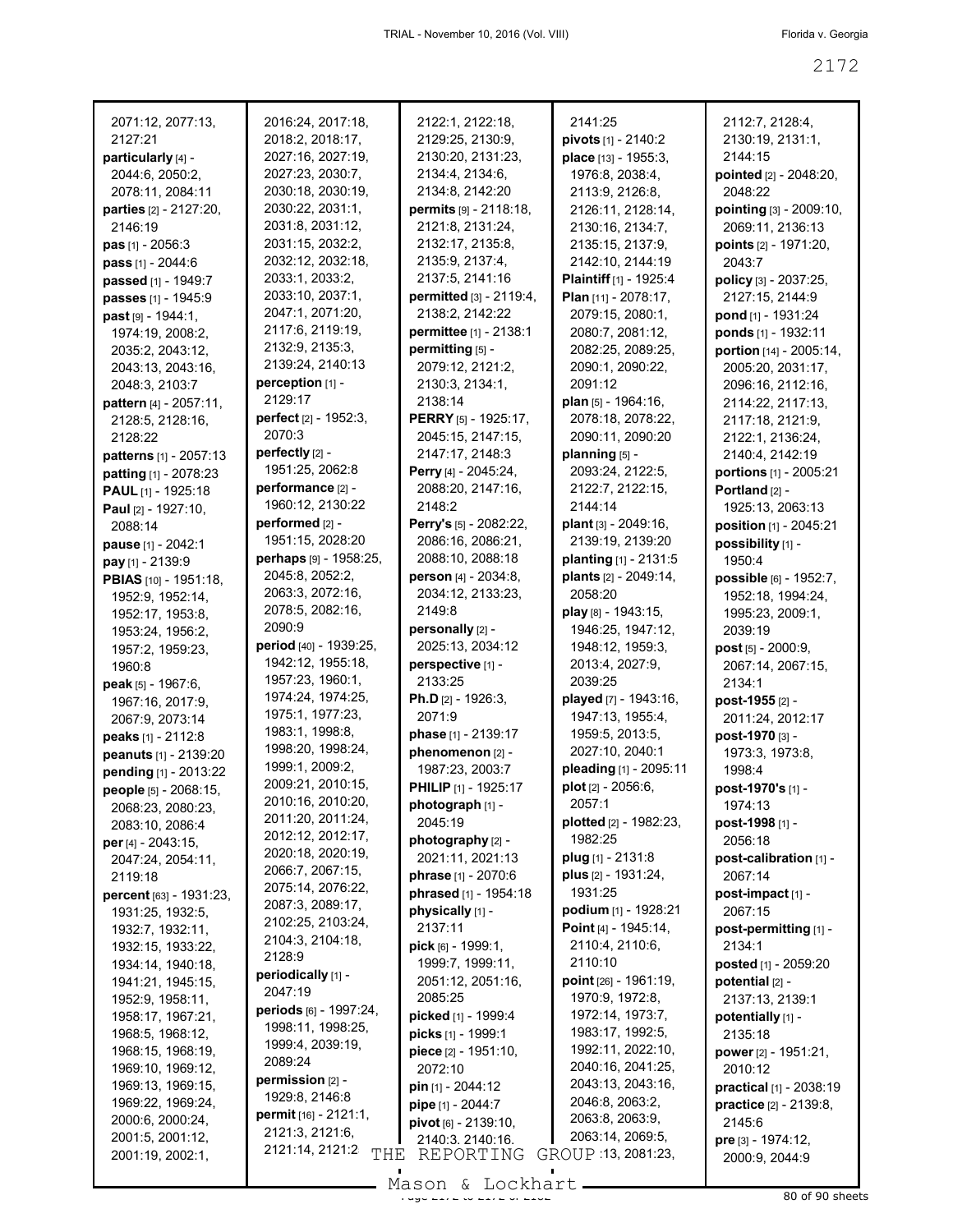2071:12, 2077:13, 2127:21
**particularly** [4] - 2044:6, 2050:2, 2078:11, 2084:11
**parties** [2] - 2127:20, 2146:19
**pas** [1] - 2056:3
**pass** [1] - 2044:6
**passed** [1] - 1949:7
**passes** [1] - 1945:9
**past** [9] - 1944:1, 1974:19, 2008:2, 2035:2, 2043:12, 2043:13, 2043:16, 2048:3, 2103:7
**pattern** [4] - 2057:11, 2128:5, 2128:16, 2128:22
**patterns** [1] - 2057:13
**patting** [1] - 2078:23
**PAUL** [1] - 1925:18
**Paul** [2] - 1927:10, 2088:14
**pause** [1] - 2042:1
**pay** [1] - 2139:9
**PBIAS** [10] - 1951:18, 1952:9, 1952:14, 1952:17, 1953:8, 1953:24, 1956:2, 1957:2, 1959:23, 1960:8
**peak** [5] - 1967:6, 1967:16, 2017:9, 2067:9, 2073:14
**peaks** [1] - 2112:8
**peanuts** [1] - 2139:20
**pending** [1] - 2013:22
**people** [5] - 2068:15, 2068:23, 2080:23, 2083:10, 2086:4
**per** [4] - 2043:15, 2047:24, 2054:11, 2119:18
**percent** [63] - 1931:23, 1931:25, 1932:5, 1932:7, 1932:11, 1932:15, 1933:22, 1934:14, 1940:18, 1941:21, 1945:15, 1952:9, 1958:11, 1958:17, 1967:21, 1968:5, 1968:12, 1968:15, 1968:19, 1969:10, 1969:12, 1969:13, 1969:15, 1969:22, 1969:24, 2000:6, 2000:24, 2001:5, 2001:12, 2001:19, 2002:1, 2016:24, 2017:18, 2018:2, 2018:17, 2027:16, 2027:19, 2027:23, 2030:7, 2030:18, 2030:19, 2030:22, 2031:1, 2031:8, 2031:12, 2031:15, 2032:2, 2032:12, 2032:18, 2033:1, 2033:2, 2033:10, 2037:1, 2047:1, 2071:20, 2117:6, 2119:19, 2132:9, 2135:3, 2139:24, 2140:13
**perception** [1] - 2129:17
**perfect** [2] - 1952:3, 2070:3
**perfectly** [2] - 1951:25, 2062:8
**performance** [2] - 1960:12, 2130:22
**performed** [2] - 1951:15, 2028:20
**perhaps** [9] - 1958:25, 2045:8, 2052:2, 2063:3, 2072:16, 2078:5, 2082:16, 2090:9
**period** [40] - 1939:25, 1942:12, 1955:18, 1957:23, 1960:1, 1974:24, 1974:25, 1975:1, 1977:23, 1983:1, 1998:8, 1998:20, 1998:24, 1999:1, 2009:2, 2009:21, 2010:15, 2010:16, 2010:20, 2011:20, 2011:24, 2012:12, 2012:17, 2020:18, 2020:19, 2066:7, 2067:15, 2075:14, 2076:22, 2087:3, 2089:17, 2102:25, 2103:24, 2104:3, 2104:18, 2128:9
**periodically** [1] - 2047:19
**periods** [6] - 1997:24, 1998:11, 1998:25, 1999:4, 2039:19, 2089:24
**permission** [2] - 1929:8, 2146:8
**permit** [16] - 2121:1, 2121:3, 2121:6, 2121:14, 2121:2
2122:1, 2122:18, 2129:25, 2130:9, 2130:20, 2131:23, 2134:4, 2134:6, 2134:8, 2142:20
**permits** [9] - 2118:18, 2121:8, 2131:24, 2132:17, 2135:8, 2135:9, 2137:4, 2137:5, 2141:16
**permitted** [3] - 2119:4, 2138:2, 2142:22
**permittee** [1] - 2138:1
**permitting** [5] - 2079:12, 2121:2, 2130:3, 2134:1, 2138:14
**PERRY** [5] - 1925:17, 2045:15, 2147:15, 2147:17, 2148:3
**Perry** [4] - 2045:24, 2088:20, 2147:16, 2148:2
**Perry's** [5] - 2082:22, 2086:16, 2086:21, 2088:10, 2088:18
**person** [4] - 2034:8, 2034:12, 2133:23, 2149:8
**personally** [2] - 2025:13, 2034:12
**perspective** [1] - 2133:25
**Ph.D** [2] - 1926:3, 2071:9
**phase** [1] - 2139:17
**phenomenon** [2] - 1987:23, 2003:7
**PHILIP** [1] - 1925:17
**photograph** [1] - 2045:19
**photography** [2] - 2021:11, 2021:13
**phrase** [1] - 2070:6
**phrased** [1] - 1954:18
**physically** [1] - 2137:11
**pick** [6] - 1999:1, 1999:7, 1999:11, 2051:12, 2051:16, 2085:25
**picked** [1] - 1999:4
**picks** [1] - 1999:1
**piece** [2] - 1951:10, 2072:10
**pin** [1] - 2044:12
**pipe** [1] - 2044:7
**pivot** [6] - 2139:10, 2140:3, 2140:16, 2141:25
**pivots** [1] - 2140:2
**place** [13] - 1955:3, 1976:8, 2038:4, 2113:9, 2126:8, 2126:11, 2128:14, 2130:16, 2134:7, 2135:15, 2137:9, 2142:10, 2144:19
**Plaintiff** [1] - 1925:4
**Plan** [11] - 2078:17, 2079:15, 2080:1, 2080:7, 2081:12, 2082:25, 2089:25, 2090:1, 2090:22, 2091:12
**plan** [5] - 1964:16, 2078:18, 2078:22, 2090:11, 2090:20
**planning** [5] - 2093:24, 2122:5, 2122:7, 2122:15, 2144:14
**plant** [3] - 2049:16, 2139:19, 2139:20
**planting** [1] - 2131:5
**plants** [2] - 2049:14, 2058:20
**play** [8] - 1943:15, 1946:25, 1947:12, 1948:12, 1959:3, 2013:4, 2027:9, 2039:25
**played** [7] - 1943:16, 1947:13, 1955:4, 1959:5, 2013:5, 2027:10, 2040:1
**pleading** [1] - 2095:11
**plot** [2] - 2056:6, 2057:1
**plotted** [2] - 1982:23, 1982:25
**plug** [1] - 2131:8
**plus** [2] - 1931:24, 1931:25
**podium** [1] - 1928:21
**Point** [4] - 1945:14, 2110:4, 2110:6, 2110:10
**point** [26] - 1961:19, 1970:9, 1972:8, 1972:14, 1973:7, 1983:17, 1992:5, 1992:11, 2022:10, 2040:16, 2041:25, 2043:13, 2043:16, 2046:8, 2063:2, 2063:8, 2063:9, 2063:14, 2069:5, 2071:13, 2081:23,
2112:7, 2128:4, 2130:19, 2131:1, 2144:15
**pointed** [2] - 2048:20, 2048:22
**pointing** [3] - 2009:10, 2069:11, 2136:13
**points** [2] - 1971:20, 2043:7
**policy** [3] - 2037:25, 2127:15, 2144:9
**pond** [1] - 1931:24
**ponds** [1] - 1932:11
**portion** [14] - 2005:14, 2005:20, 2031:17, 2096:16, 2112:16, 2114:22, 2117:13, 2117:18, 2121:9, 2122:1, 2136:24, 2140:4, 2142:19
**portions** [1] - 2005:21
**Portland** [2] - 1925:13, 2063:13
**position** [1] - 2045:21
**possibility** [1] - 1950:4
**possible** [6] - 1952:7, 1952:18, 1994:24, 1995:23, 2009:1, 2039:19
**post** [5] - 2000:9, 2067:14, 2067:15, 2134:1
**post-1955** [2] - 2011:24, 2012:17
**post-1970** [3] - 1973:3, 1973:8, 1998:4
**post-1970's** [1] - 1974:13
**post-1998** [1] - 2056:18
**post-calibration** [1] - 2067:14
**post-impact** [1] - 2067:15
**post-permitting** [1] - 2134:1
**posted** [1] - 2059:20
**potential** [2] - 2137:13, 2139:1
**potentially** [1] - 2135:18
**power** [2] - 1951:21, 2010:12
**practical** [1] - 2038:19
**practice** [2] - 2139:8, 2145:6
**pre** [3] - 1974:12, 2000:9, 2044:9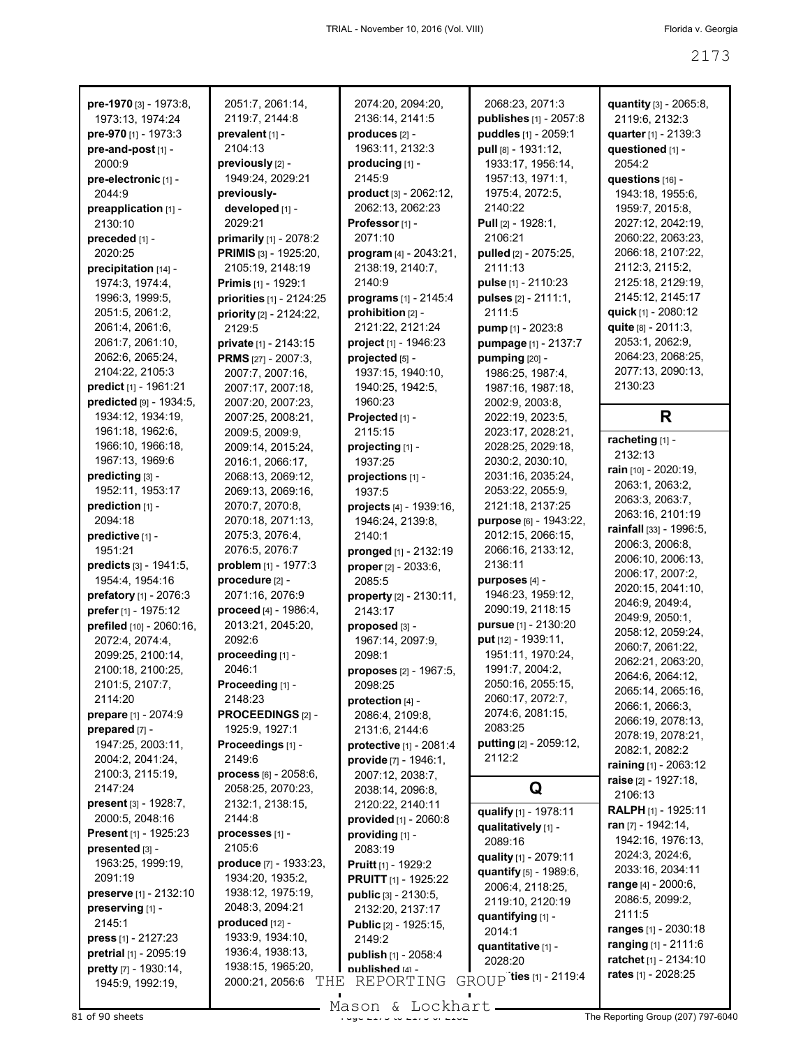**pre-1970** [3] - 1973:8, 1973:13, 1974:24
**pre-970** [1] - 1973:3
**pre-and-post** [1] - 2000:9
**pre-electronic** [1] - 2044:9
**preapplication** [1] - 2130:10
**preceded** [1] - 2020:25
**precipitation** [14] - 1974:3, 1974:4, 1996:3, 1999:5, 2051:5, 2061:2, 2061:4, 2061:6, 2061:7, 2061:10, 2062:6, 2065:24, 2104:22, 2105:3
**predict** [1] - 1961:21
**predicted** [9] - 1934:5, 1934:12, 1934:19, 1961:18, 1962:6, 1966:10, 1966:18, 1967:13, 1969:6
**predicting** [3] - 1952:11, 1953:17
**prediction** [1] - 2094:18
**predictive** [1] - 1951:21
**predicts** [3] - 1941:5, 1954:4, 1954:16
**prefatory** [1] - 2076:3
**prefer** [1] - 1975:12
**prefiled** [10] - 2060:16, 2072:4, 2074:4, 2099:25, 2100:14, 2100:18, 2100:25, 2101:5, 2107:7, 2114:20
**prepare** [1] - 2074:9
**prepared** [7] - 1947:25, 2003:11, 2004:2, 2041:24, 2100:3, 2115:19, 2147:24
**present** [3] - 1928:7, 2000:5, 2048:16
**Present** [1] - 1925:23
**presented** [3] - 1963:25, 1999:19, 2091:19
**preserve** [1] - 2132:10
**preserving** [1] - 2145:1
**press** [1] - 2127:23
**pretrial** [1] - 2095:19
**pretty** [7] - 1930:14, 1945:9, 1992:19, 2051:7, 2061:14, 2119:7, 2144:8
**prevalent** [1] - 2104:13
**previously** [2] - 1949:24, 2029:21
**previously-developed** [1] - 2029:21
**primarily** [1] - 2078:2
**PRIMIS** [3] - 1925:20, 2105:19, 2148:19
**Primis** [1] - 1929:1
**priorities** [1] - 2124:25
**priority** [2] - 2124:22, 2129:5
**private** [1] - 2143:15
**PRMS** [27] - 2007:3, 2007:7, 2007:16, 2007:17, 2007:18, 2007:20, 2007:23, 2007:25, 2008:21, 2009:5, 2009:9, 2009:14, 2015:24, 2016:1, 2066:17, 2068:13, 2069:12, 2069:13, 2069:16, 2070:7, 2070:8, 2070:18, 2071:13, 2075:3, 2076:4, 2076:5, 2076:7
**problem** [1] - 1977:3
**procedure** [2] - 2071:16, 2076:9
**proceed** [4] - 1986:4, 2013:21, 2045:20, 2092:6
**proceeding** [1] - 2046:1
**Proceeding** [1] - 2148:23
**PROCEEDINGS** [2] - 1925:9, 1927:1
**Proceedings** [1] - 2149:6
**process** [6] - 2058:6, 2058:25, 2070:23, 2132:1, 2138:15, 2144:8
**processes** [1] - 2105:6
**produce** [7] - 1933:23, 1934:20, 1935:2, 1938:12, 1975:19, 2048:3, 2094:21
**produced** [12] - 1933:9, 1934:10, 1936:4, 1938:13, 1938:15, 1965:20, 2000:21, 2056:6, 2074:20, 2094:20, 2136:14, 2141:5
**produces** [2] - 1963:11, 2132:3
**producing** [1] - 2145:9
**product** [3] - 2062:12, 2062:13, 2062:23
**Professor** [1] - 2071:10
**program** [4] - 2043:21, 2138:19, 2140:7, 2140:9
**programs** [1] - 2145:4
**prohibition** [2] - 2121:22, 2121:24
**project** [1] - 1946:23
**projected** [5] - 1937:15, 1940:10, 1940:25, 1942:5, 1960:23
**Projected** [1] - 2115:15
**projecting** [1] - 1937:25
**projections** [1] - 1937:5
**projects** [4] - 1939:16, 1946:24, 2139:8, 2140:1
**pronged** [1] - 2132:19
**proper** [2] - 2033:6, 2085:5
**property** [2] - 2130:11, 2143:17
**proposed** [3] - 1967:14, 2097:9, 2098:1
**proposes** [2] - 1967:5, 2098:25
**protection** [4] - 2086:4, 2109:8, 2131:6, 2144:6
**protective** [1] - 2081:4
**provide** [7] - 1946:1, 2007:12, 2038:7, 2038:14, 2096:8, 2120:22, 2140:11
**provided** [1] - 2060:8
**providing** [1] - 2083:19
**Pruitt** [1] - 1929:2
**PRUITT** [1] - 1925:22
**public** [3] - 2130:5, 2132:20, 2137:17
**Public** [2] - 1925:15, 2149:2
**publish** [1] - 2058:4
**published** [4] - 2068:23, 2071:3
**publishes** [1] - 2057:8
**puddles** [1] - 2059:1
**pull** [8] - 1931:12, 1933:17, 1956:14, 1957:13, 1971:1, 1975:4, 2072:5, 2140:22
**Pull** [2] - 1928:1, 2106:21
**pulled** [2] - 2075:25, 2111:13
**pulse** [1] - 2110:23
**pulses** [2] - 2111:1, 2111:5
**pump** [1] - 2023:8
**pumpage** [1] - 2137:7
**pumping** [20] - 1986:25, 1987:4, 1987:16, 1987:18, 2002:9, 2003:8, 2022:19, 2023:5, 2023:17, 2028:21, 2028:25, 2029:18, 2030:2, 2030:10, 2031:16, 2035:24, 2053:22, 2055:9, 2121:18, 2137:25
**purpose** [6] - 1943:22, 2012:15, 2066:15, 2066:16, 2133:12, 2136:11
**purposes** [4] - 1946:23, 1959:12, 2090:19, 2118:15
**pursue** [1] - 2130:20
**put** [12] - 1939:11, 1951:11, 1970:24, 1991:7, 2004:2, 2050:16, 2055:15, 2060:17, 2072:7, 2074:6, 2081:15, 2083:25
**putting** [2] - 2059:12, 2112:2

## Q

**qualify** [1] - 1978:11
**qualitatively** [1] - 2089:16
**quality** [1] - 2079:11
**quantify** [5] - 1989:6, 2006:4, 2118:25, 2119:10, 2120:19
**quantifying** [1] - 2014:1
**quantitative** [1] - 2028:20
**quantities** [1] - 2119:4
**quantity** [3] - 2065:8, 2119:6, 2132:3
**quarter** [1] - 2139:3
**questioned** [1] - 2054:2
**questions** [16] - 1943:18, 1955:6, 1959:7, 2015:8, 2027:12, 2042:19, 2060:22, 2063:23, 2066:18, 2107:22, 2112:3, 2115:2, 2125:18, 2129:19, 2145:12, 2145:17
**quick** [1] - 2080:12
**quite** [8] - 2011:3, 2053:1, 2062:9, 2064:23, 2068:25, 2077:13, 2090:13, 2130:23

## R

**racheting** [1] - 2132:13
**rain** [10] - 2020:19, 2063:1, 2063:2, 2063:3, 2063:7, 2063:16, 2101:19
**rainfall** [33] - 1996:5, 2006:3, 2006:8, 2006:10, 2006:13, 2006:17, 2007:2, 2020:15, 2041:10, 2046:9, 2049:4, 2049:9, 2050:1, 2058:12, 2059:24, 2060:7, 2061:22, 2062:21, 2063:20, 2064:6, 2064:12, 2065:14, 2065:16, 2066:1, 2066:3, 2066:19, 2078:13, 2078:19, 2078:21, 2082:1, 2082:2
**raining** [1] - 2063:12
**raise** [2] - 1927:18, 2106:13
**RALPH** [1] - 1925:11
**ran** [7] - 1942:14, 1942:16, 1976:13, 2024:3, 2024:6, 2033:16, 2034:11
**range** [4] - 2000:6, 2086:5, 2099:2, 2111:5
**ranges** [1] - 2030:18
**ranging** [1] - 2111:6
**ratchet** [1] - 2134:10
**rates** [1] - 2028:25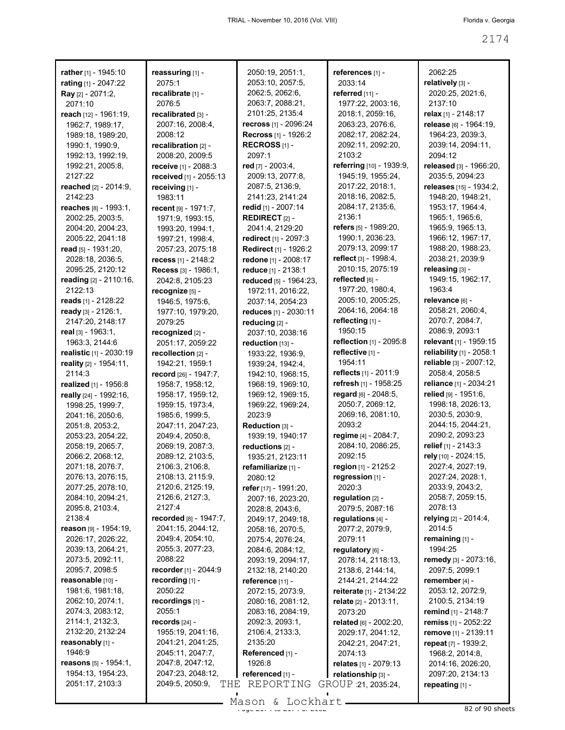**rather** [1] - 1945:10
**rating** [1] - 2047:22
**Ray** [2] - 2071:2, 2071:10
**reach** [12] - 1961:19, 1962:7, 1989:17, 1989:18, 1989:20, 1990:1, 1990:9, 1992:13, 1992:19, 1992:21, 2005:8, 2127:22
**reached** [2] - 2014:9, 2142:23
**reaches** [8] - 1993:1, 2002:25, 2003:5, 2004:20, 2004:23, 2005:22, 2041:18
**read** [5] - 1931:20, 2028:18, 2036:5, 2095:25, 2120:12
**reading** [2] - 2110:16, 2122:13
**reads** [1] - 2128:22
**ready** [3] - 2126:1, 2147:20, 2148:17
**real** [3] - 1963:1, 1963:3, 2144:6
**realistic** [1] - 2030:19
**reality** [2] - 1954:11, 2114:3
**realized** [1] - 1956:8
**really** [24] - 1992:16, 1998:25, 1999:7, 2041:16, 2050:6, 2051:8, 2053:2, 2053:23, 2054:22, 2058:19, 2065:7, 2066:2, 2068:12, 2071:18, 2076:7, 2076:13, 2076:15, 2077:25, 2078:10, 2084:10, 2094:21, 2095:8, 2103:4, 2138:4
**reason** [9] - 1954:19, 2026:17, 2026:22, 2039:13, 2064:21, 2073:5, 2092:11, 2095:7, 2098:5
**reasonable** [10] - 1981:6, 1981:18, 2062:10, 2074:1, 2074:3, 2083:12, 2114:1, 2132:3, 2132:20, 2132:24
**reasonably** [1] - 1946:9
**reasons** [5] - 1954:1, 1954:13, 1954:23, 2051:17, 2103:3
**reassuring** [1] - 2075:1
**recalibrate** [1] - 2076:5
**recalibrated** [3] - 2007:16, 2008:4, 2008:12
**recalibration** [2] - 2008:20, 2009:5
**receive** [1] - 2088:3
**received** [1] - 2055:13
**receiving** [1] - 1983:11
**recent** [9] - 1971:7, 1971:9, 1993:15, 1993:20, 1994:1, 1997:21, 1998:4, 2057:23, 2075:18
**recess** [1] - 2148:2
**Recess** [3] - 1986:1, 2042:8, 2105:23
**recognize** [5] - 1946:5, 1975:6, 1977:10, 1979:20, 2079:25
**recognized** [2] - 2051:17, 2059:22
**recollection** [2] - 1942:21, 1959:1
**record** [26] - 1947:7, 1958:7, 1958:12, 1958:17, 1959:12, 1959:15, 1973:4, 1985:6, 1999:5, 2047:11, 2047:23, 2049:4, 2050:8, 2069:19, 2087:3, 2089:12, 2103:5, 2106:3, 2106:8, 2108:13, 2115:9, 2120:6, 2125:19, 2126:6, 2127:3, 2127:4
**recorded** [8] - 1947:7, 2041:15, 2044:12, 2049:4, 2054:10, 2055:3, 2077:23, 2088:22
**recorder** [1] - 2044:9
**recording** [1] - 2050:22
**recordings** [1] - 2055:1
**records** [24] - 1955:19, 2041:16, 2041:21, 2041:25, 2045:11, 2047:7, 2047:8, 2047:12, 2047:23, 2048:12, 2049:5, 2050:9, 2050:19, 2051:1, 2053:10, 2057:5, 2062:5, 2062:6, 2063:7, 2088:21, 2101:25, 2135:4
**recross** [1] - 2096:24
**Recross** [1] - 1926:2
**RECROSS** [1] - 2097:1
**red** [7] - 2003:4, 2009:13, 2077:8, 2087:5, 2136:9, 2141:23, 2141:24
**redid** [1] - 2007:14
**REDIRECT** [2] - 2041:4, 2129:20
**redirect** [1] - 2097:3
**Redirect** [1] - 1926:2
**redone** [1] - 2008:17
**reduce** [1] - 2138:1
**reduced** [5] - 1964:23, 1972:11, 2016:22, 2037:14, 2054:23
**reduces** [1] - 2030:11
**reducing** [2] - 2037:10, 2038:16
**reduction** [13] - 1933:22, 1936:9, 1939:24, 1942:4, 1942:10, 1968:15, 1968:19, 1969:10, 1969:12, 1969:15, 1969:22, 1969:24, 2023:9
**Reduction** [3] - 1939:19, 1940:17
**reductions** [2] - 1935:21, 2123:11
**refamiliarize** [1] - 2080:12
**refer** [17] - 1991:20, 2007:16, 2023:20, 2028:3, 2043:6, 2049:17, 2049:18, 2058:16, 2070:5, 2075:4, 2076:24, 2084:6, 2084:12, 2093:19, 2094:17, 2132:18, 2140:20
**reference** [11] - 2072:15, 2073:9, 2080:16, 2081:12, 2083:16, 2084:19, 2092:3, 2093:1, 2106:4, 2133:3, 2135:20
**Referenced** [1] - 1926:8
**referenced** [1] -
**references** [1] - 2033:14
**referred** [11] - 1977:22, 2003:16, 2018:1, 2059:16, 2063:23, 2076:6, 2082:17, 2082:24, 2092:11, 2092:20, 2103:2
**referring** [10] - 1939:9, 1945:19, 1955:24, 2017:22, 2018:1, 2018:16, 2082:5, 2084:17, 2135:6, 2136:1
**refers** [5] - 1989:20, 1990:1, 2036:23, 2079:13, 2099:17
**reflect** [3] - 1998:4, 2010:15, 2075:19
**reflected** [6] - 1977:20, 1980:4, 2005:10, 2005:25, 2064:16, 2064:18
**reflecting** [1] - 1950:15
**reflection** [1] - 2095:8
**reflective** [1] - 1954:11
**reflects** [1] - 2011:9
**refresh** [1] - 1958:25
**regard** [6] - 2048:5, 2050:7, 2069:12, 2069:16, 2081:10, 2093:2
**regime** [4] - 2084:7, 2084:10, 2086:25, 2092:15
**region** [1] - 2125:2
**regression** [1] - 2020:3
**regulation** [2] - 2079:5, 2087:16
**regulations** [4] - 2077:2, 2079:9, 2079:11
**regulatory** [6] - 2078:14, 2118:13, 2138:6, 2144:14, 2144:21, 2144:22
**reiterate** [1] - 2134:22
**relate** [2] - 2013:11, 2073:20
**related** [6] - 2002:20, 2029:17, 2041:12, 2042:21, 2047:21, 2074:13
**relates** [1] - 2079:13
**relationship** [3] - ...:21, 2035:24, 2062:25
**relatively** [3] - 2020:25, 2021:6, 2137:10
**relax** [1] - 2148:17
**release** [6] - 1964:19, 1964:23, 2039:3, 2039:14, 2094:11, 2094:12
**released** [3] - 1966:20, 2035:5, 2094:23
**releases** [15] - 1934:2, 1948:20, 1948:21, 1953:17, 1964:4, 1965:1, 1965:6, 1965:9, 1965:13, 1966:12, 1967:17, 1988:20, 1988:23, 2038:21, 2039:9
**releasing** [3] - 1949:15, 1962:17, 1963:4
**relevance** [6] - 2058:21, 2060:4, 2070:7, 2084:7, 2086:9, 2093:1
**relevant** [1] - 1959:15
**reliability** [1] - 2058:1
**reliable** [3] - 2007:12, 2058:4, 2058:5
**reliance** [1] - 2034:21
**relied** [9] - 1951:6, 1998:18, 2026:13, 2030:5, 2030:9, 2044:15, 2044:21, 2090:2, 2093:23
**relief** [1] - 2143:3
**rely** [10] - 2024:15, 2027:4, 2027:19, 2027:24, 2028:1, 2033:9, 2043:2, 2058:7, 2059:15, 2078:13
**relying** [2] - 2014:4, 2014:5
**remaining** [1] - 1994:25
**remedy** [3] - 2073:16, 2097:5, 2099:1
**remember** [4] - 2053:12, 2072:9, 2100:5, 2134:19
**remind** [1] - 2148:7
**remiss** [1] - 2052:22
**remove** [1] - 2139:11
**repeat** [7] - 1939:2, 1968:2, 2014:8, 2014:16, 2026:20, 2097:20, 2134:13
**repeating** [1] -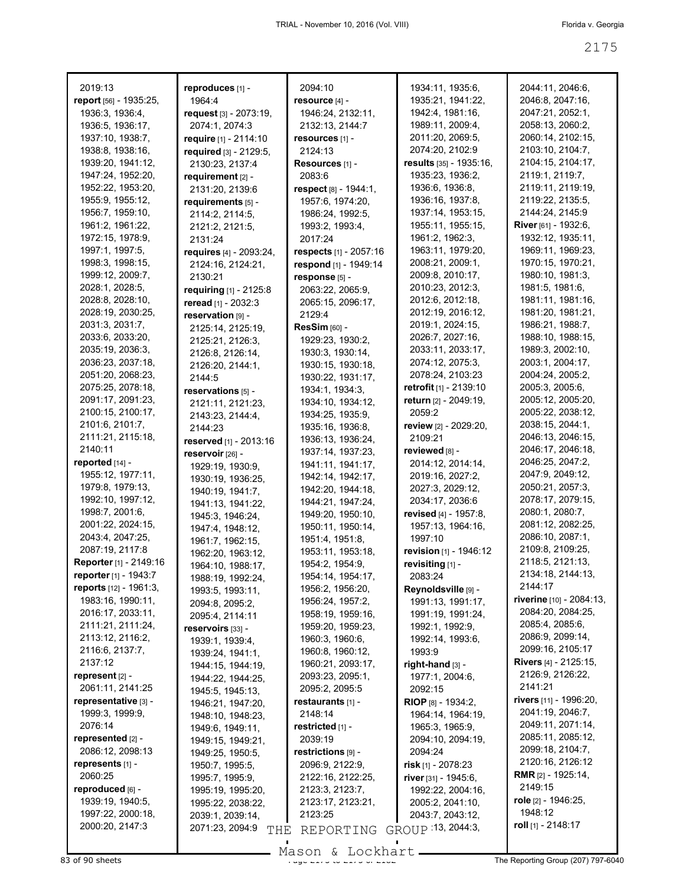2019:13
**report** [56] - 1935:25, 1936:3, 1936:4, 1936:5, 1936:17, 1937:10, 1938:7, 1938:8, 1938:16, 1939:20, 1941:12, 1947:24, 1952:20, 1952:22, 1953:20, 1955:9, 1955:12, 1956:7, 1959:10, 1961:2, 1961:22, 1972:15, 1978:9, 1997:1, 1997:5, 1998:3, 1998:15, 1999:12, 2009:7, 2028:1, 2028:5, 2028:8, 2028:10, 2028:19, 2030:25, 2031:3, 2031:7, 2033:6, 2033:20, 2035:19, 2036:3, 2036:23, 2037:18, 2051:20, 2068:23, 2075:25, 2078:18, 2091:17, 2091:23, 2100:15, 2100:17, 2101:6, 2101:7, 2111:21, 2115:18, 2140:11
**reported** [14] - 1955:12, 1977:11, 1979:8, 1979:13, 1992:10, 1997:12, 1998:7, 2001:6, 2001:22, 2024:15, 2043:4, 2047:25, 2087:19, 2117:8
**Reporter** [1] - 2149:16
**reporter** [1] - 1943:7
**reports** [12] - 1961:3, 1983:16, 1990:11, 2016:17, 2033:11, 2111:21, 2111:24, 2113:12, 2116:2, 2116:6, 2137:7, 2137:12
**represent** [2] - 2061:11, 2141:25
**representative** [3] - 1999:3, 1999:9, 2076:14
**represented** [2] - 2086:12, 2098:13
**represents** [1] - 2060:25
**reproduced** [6] - 1939:19, 1940:5, 1997:22, 2000:18, 2000:20, 2147:3
**reproduces** [1] - 1964:4
**request** [3] - 2073:19, 2074:1, 2074:3
**require** [1] - 2114:10
**required** [3] - 2129:5, 2130:23, 2137:4
**requirement** [2] - 2131:20, 2139:6
**requirements** [5] - 2114:2, 2114:5, 2121:2, 2121:5, 2131:24
**requires** [4] - 2093:24, 2124:16, 2124:21, 2130:21
**requiring** [1] - 2125:8
**reread** [1] - 2032:3
**reservation** [9] - 2125:14, 2125:19, 2125:21, 2126:3, 2126:8, 2126:14, 2126:20, 2144:1, 2144:5
**reservations** [5] - 2121:11, 2121:23, 2143:23, 2144:4, 2144:23
**reserved** [1] - 2013:16
**reservoir** [26] - 1929:19, 1930:9, 1930:19, 1936:25, 1940:19, 1941:7, 1941:13, 1941:22, 1945:3, 1946:24, 1947:4, 1948:12, 1961:7, 1962:15, 1962:20, 1963:12, 1964:10, 1988:17, 1988:19, 1992:24, 1993:5, 1993:11, 2094:8, 2095:2, 2095:4, 2114:11
**reservoirs** [33] - 1939:1, 1939:4, 1939:24, 1941:1, 1944:15, 1944:19, 1944:22, 1944:25, 1945:5, 1945:13, 1946:21, 1947:20, 1948:10, 1948:23, 1949:6, 1949:11, 1949:15, 1949:21, 1949:25, 1950:5, 1950:7, 1995:5, 1995:7, 1995:9, 1995:19, 1995:20, 1995:22, 2038:22, 2039:1, 2039:14, 2071:23, 2094:9
2094:10
**resource** [4] - 1946:24, 2132:11, 2132:13, 2144:7
**resources** [1] - 2124:13
**Resources** [1] - 2083:6
**respect** [8] - 1944:1, 1957:6, 1974:20, 1986:24, 1992:5, 1993:2, 1993:4, 2017:24
**respects** [1] - 2057:16
**respond** [1] - 1949:14
**response** [5] - 2063:22, 2065:9, 2065:15, 2096:17, 2129:4
**ResSim** [60] - 1929:23, 1930:2, 1930:3, 1930:14, 1930:15, 1930:18, 1930:22, 1931:17, 1934:1, 1934:3, 1934:10, 1934:12, 1934:25, 1935:9, 1935:16, 1936:8, 1936:13, 1936:24, 1937:14, 1937:23, 1941:11, 1941:17, 1942:14, 1942:17, 1942:20, 1944:18, 1944:21, 1947:24, 1949:20, 1950:10, 1950:11, 1950:14, 1951:4, 1951:8, 1953:11, 1953:18, 1954:2, 1954:9, 1954:14, 1954:17, 1956:2, 1956:20, 1956:24, 1957:2, 1958:19, 1959:16, 1959:20, 1959:23, 1960:3, 1960:6, 1960:8, 1960:12, 1960:21, 2093:17, 2093:23, 2095:1, 2095:2, 2095:5
**restaurants** [1] - 2148:14
**restricted** [1] - 2039:19
**restrictions** [9] - 2096:9, 2122:9, 2122:16, 2122:25, 2123:3, 2123:7, 2123:17, 2123:21, 2123:25
1934:11, 1935:6, 1935:21, 1941:22, 1942:4, 1981:16, 1989:11, 2009:4, 2011:20, 2069:5, 2074:20, 2102:9
**results** [35] - 1935:16, 1935:23, 1936:2, 1936:6, 1936:8, 1936:16, 1937:8, 1937:14, 1953:15, 1955:11, 1955:15, 1961:2, 1962:3, 1963:11, 1979:20, 2008:21, 2009:1, 2009:8, 2010:17, 2010:23, 2012:3, 2012:6, 2012:18, 2012:19, 2016:12, 2019:1, 2024:15, 2026:7, 2027:16, 2033:11, 2033:17, 2074:12, 2075:3, 2078:24, 2103:23
**retrofit** [1] - 2139:10
**return** [2] - 2049:19, 2059:2
**review** [2] - 2029:20, 2109:21
**reviewed** [8] - 2014:12, 2014:14, 2019:16, 2027:2, 2027:3, 2029:12, 2034:17, 2036:6
**revised** [4] - 1957:8, 1957:13, 1964:16, 1997:10
**revision** [1] - 1946:12
**revisiting** [1] - 2083:24
**Reynoldsville** [9] - 1991:13, 1991:17, 1991:19, 1991:24, 1992:1, 1992:9, 1992:14, 1993:6, 1993:9
**right-hand** [3] - 1977:1, 2004:6, 2092:15
**RIOP** [8] - 1934:2, 1964:14, 1964:19, 1965:3, 1965:9, 2094:10, 2094:19, 2094:24
**risk** [1] - 2078:23
**river** [31] - 1945:6, 1992:22, 2004:16, 2005:2, 2041:10, 2043:7, 2043:12, 2043:13, 2044:3, 2044:11, 2046:6, 2046:8, 2047:16, 2047:21, 2052:1, 2058:13, 2060:2, 2060:14, 2102:15, 2103:10, 2104:7, 2104:15, 2104:17, 2119:1, 2119:7, 2119:11, 2119:19, 2119:22, 2135:5, 2144:24, 2145:9
**River** [61] - 1932:6, 1932:12, 1935:11, 1969:11, 1969:23, 1970:15, 1970:21, 1980:10, 1981:3, 1981:5, 1981:6, 1981:11, 1981:16, 1981:20, 1981:21, 1986:21, 1988:7, 1988:10, 1988:15, 1989:3, 2002:10, 2003:1, 2004:17, 2004:24, 2005:2, 2005:3, 2005:6, 2005:12, 2005:20, 2005:22, 2038:12, 2038:15, 2044:1, 2046:13, 2046:15, 2046:17, 2046:18, 2046:25, 2047:2, 2047:9, 2049:12, 2050:21, 2057:3, 2078:17, 2079:15, 2080:1, 2080:7, 2081:12, 2082:25, 2086:10, 2087:1, 2109:8, 2109:25, 2118:5, 2121:13, 2134:18, 2144:13, 2144:17
**riverine** [10] - 2084:13, 2084:20, 2084:25, 2085:4, 2085:6, 2086:9, 2099:14, 2099:16, 2105:17
**Rivers** [4] - 2125:15, 2126:9, 2126:22, 2141:21
**rivers** [11] - 1996:20, 2041:19, 2046:7, 2049:11, 2071:14, 2085:11, 2085:12, 2099:18, 2104:7, 2120:16, 2126:12
**RMR** [2] - 1925:14, 2149:15
**role** [2] - 1946:25, 1948:12
**roll** [1] - 2148:17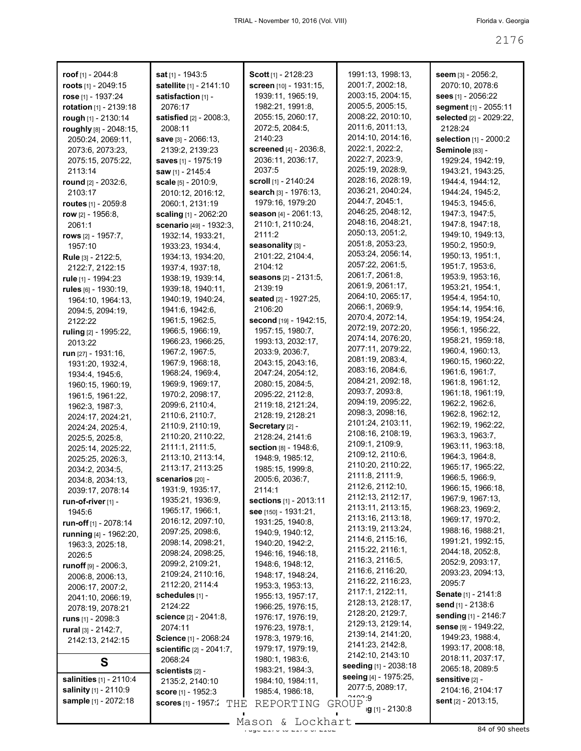**roof** [1] - 2044:8
**roots** [1] - 2049:15
**rose** [1] - 1937:24
**rotation** [1] - 2139:18
**rough** [1] - 2130:14
**roughly** [8] - 2048:15, 2050:24, 2069:11, 2073:6, 2073:23, 2075:15, 2075:22, 2113:14
**round** [2] - 2032:6, 2103:17
**routes** [1] - 2059:8
**row** [2] - 1956:8, 2061:1
**rows** [2] - 1957:7, 1957:10
**Rule** [3] - 2122:5, 2122:7, 2122:15
**rule** [1] - 1994:23
**rules** [6] - 1930:19, 1964:10, 1964:13, 2094:5, 2094:19, 2122:22
**ruling** [2] - 1995:22, 2013:22
**run** [27] - 1931:16, 1931:20, 1932:4, 1934:4, 1945:6, 1960:15, 1960:19, 1961:5, 1961:22, 1962:3, 1987:3, 2024:17, 2024:21, 2024:24, 2025:4, 2025:5, 2025:8, 2025:14, 2025:22, 2025:25, 2026:3, 2034:2, 2034:5, 2034:8, 2034:13, 2039:17, 2078:14
**run-of-river** [1] - 1945:6
**run-off** [1] - 2078:14
**running** [4] - 1962:20, 1963:3, 2025:18, 2026:5
**runoff** [9] - 2006:3, 2006:8, 2006:13, 2006:17, 2007:2, 2041:10, 2066:19, 2078:19, 2078:21
**runs** [1] - 2098:3
**rural** [3] - 2142:7, 2142:13, 2142:15

## S

**salinities** [1] - 2110:4
**salinity** [1] - 2110:9
**sample** [1] - 2072:18
**sat** [1] - 1943:5
**satellite** [1] - 2141:10
**satisfaction** [1] - 2076:17
**satisfied** [2] - 2008:3, 2008:11
**save** [3] - 2066:13, 2139:2, 2139:23
**saves** [1] - 1975:19
**saw** [1] - 2145:4
**scale** [5] - 2010:9, 2010:12, 2016:12, 2060:1, 2131:19
**scaling** [1] - 2062:20
**scenario** [49] - 1932:3, 1932:14, 1933:21, 1933:23, 1934:4, 1934:13, 1934:20, 1937:4, 1937:18, 1938:19, 1939:14, 1939:18, 1940:11, 1940:19, 1940:24, 1941:6, 1942:6, 1961:5, 1962:5, 1966:5, 1966:19, 1966:23, 1966:25, 1967:2, 1967:5, 1967:9, 1968:18, 1968:24, 1969:4, 1969:9, 1969:17, 1970:2, 2098:17, 2099:6, 2110:4, 2110:6, 2110:7, 2110:9, 2110:19, 2110:20, 2110:22, 2111:1, 2111:5, 2113:10, 2113:14, 2113:17, 2113:25
**scenarios** [20] - 1931:9, 1935:17, 1935:21, 1936:9, 1965:17, 1966:1, 2016:12, 2097:10, 2097:25, 2098:6, 2098:14, 2098:21, 2098:24, 2098:25, 2099:2, 2109:21, 2109:24, 2110:16, 2112:20, 2114:4
**schedules** [1] - 2124:22
**science** [2] - 2041:8, 2074:11
**Science** [1] - 2068:24
**scientific** [2] - 2041:7, 2068:24
**scientists** [2] - 2135:2, 2140:10
**score** [1] - 1952:3
**scores** [1] - 1957:2
**Scott** [1] - 2128:23
**screen** [10] - 1931:15, 1939:11, 1965:19, 1982:21, 1991:8, 2055:15, 2060:17, 2072:5, 2084:5, 2140:23
**screened** [4] - 2036:8, 2036:11, 2036:17, 2037:5
**scroll** [1] - 2140:24
**search** [3] - 1976:13, 1979:16, 1979:20
**season** [4] - 2061:13, 2110:1, 2110:24, 2111:2
**seasonality** [3] - 2101:22, 2104:4, 2104:12
**seasons** [2] - 2131:5, 2139:19
**seated** [2] - 1927:25, 2106:20
**second** [19] - 1942:15, 1957:15, 1980:7, 1993:13, 2032:17, 2033:9, 2036:7, 2043:15, 2043:16, 2047:24, 2054:12, 2080:15, 2084:5, 2095:22, 2112:8, 2119:18, 2121:24, 2128:19, 2128:21
**Secretary** [2] - 2128:24, 2141:6
**section** [8] - 1948:6, 1948:9, 1985:12, 1985:15, 1999:8, 2005:6, 2036:7, 2114:1
**sections** [1] - 2013:11
**see** [150] - 1931:21, 1931:25, 1940:8, 1940:9, 1940:12, 1940:20, 1942:2, 1946:16, 1946:18, 1948:6, 1948:12, 1948:17, 1948:24, 1953:3, 1953:13, 1955:13, 1957:17, 1966:25, 1976:15, 1976:17, 1976:19, 1976:23, 1978:1, 1978:3, 1979:16, 1979:17, 1979:19, 1980:1, 1983:6, 1983:21, 1984:3, 1984:10, 1984:11, 1985:4, 1986:18, 1991:13, 1998:13, 2001:7, 2002:18, 2003:15, 2004:15, 2005:5, 2005:15, 2008:22, 2010:10, 2011:6, 2011:13, 2014:10, 2014:16, 2022:1, 2022:2, 2022:7, 2023:9, 2025:19, 2028:9, 2028:16, 2028:19, 2036:21, 2040:24, 2044:7, 2045:1, 2046:25, 2048:12, 2048:16, 2048:21, 2050:13, 2051:2, 2051:8, 2053:23, 2053:24, 2056:14, 2057:22, 2061:5, 2061:7, 2061:8, 2061:9, 2061:17, 2064:10, 2065:17, 2066:1, 2069:9, 2070:4, 2072:14, 2072:19, 2072:20, 2074:14, 2076:20, 2077:11, 2079:22, 2081:19, 2083:4, 2083:16, 2084:6, 2084:21, 2092:18, 2093:7, 2093:8, 2094:19, 2095:22, 2098:3, 2098:16, 2101:24, 2103:11, 2108:16, 2108:19, 2109:1, 2109:9, 2109:12, 2110:6, 2110:20, 2110:22, 2111:8, 2111:9, 2112:6, 2112:10, 2112:13, 2112:17, 2113:11, 2113:15, 2113:16, 2113:18, 2113:19, 2113:24, 2114:6, 2115:16, 2115:22, 2116:1, 2116:3, 2116:5, 2116:6, 2116:20, 2116:22, 2116:23, 2117:1, 2122:11, 2128:13, 2128:17, 2128:20, 2129:7, 2129:13, 2129:14, 2139:14, 2141:20, 2141:23, 2142:8, 2142:10, 2143:10
**seeding** [1] - 2038:18
**seeing** [4] - 1975:25, 2077:5, 2089:17, 2102:9
**seeking** [1] - 2130:8
**seem** [3] - 2056:2, 2070:10, 2078:6
**sees** [1] - 2056:22
**segment** [1] - 2055:11
**selected** [2] - 2029:22, 2128:24
**selection** [1] - 2000:2
**Seminole** [83] - 1929:24, 1942:19, 1943:21, 1943:25, 1944:4, 1944:12, 1944:24, 1945:2, 1945:3, 1945:6, 1947:3, 1947:5, 1947:8, 1947:18, 1949:10, 1949:13, 1950:2, 1950:9, 1950:13, 1951:1, 1951:7, 1953:6, 1953:9, 1953:16, 1953:21, 1954:1, 1954:4, 1954:10, 1954:14, 1954:16, 1954:19, 1954:24, 1956:1, 1956:22, 1958:21, 1959:18, 1960:4, 1960:13, 1960:15, 1960:22, 1961:6, 1961:7, 1961:8, 1961:12, 1961:18, 1961:19, 1962:2, 1962:6, 1962:8, 1962:12, 1962:19, 1962:22, 1963:3, 1963:7, 1963:11, 1963:18, 1964:3, 1964:8, 1965:17, 1965:22, 1966:5, 1966:9, 1966:15, 1966:18, 1967:9, 1967:13, 1968:23, 1969:2, 1969:17, 1970:2, 1988:16, 1988:21, 1991:21, 1992:15, 2044:18, 2052:8, 2052:9, 2093:17, 2093:23, 2094:13, 2095:7
**Senate** [1] - 2141:8
**send** [1] - 2138:6
**sending** [1] - 2146:7
**sense** [9] - 1949:22, 1949:23, 1988:4, 1993:17, 2008:18, 2018:11, 2037:17, 2065:18, 2089:5
**sensitive** [2] - 2104:16, 2104:17
**sent** [2] - 2013:15,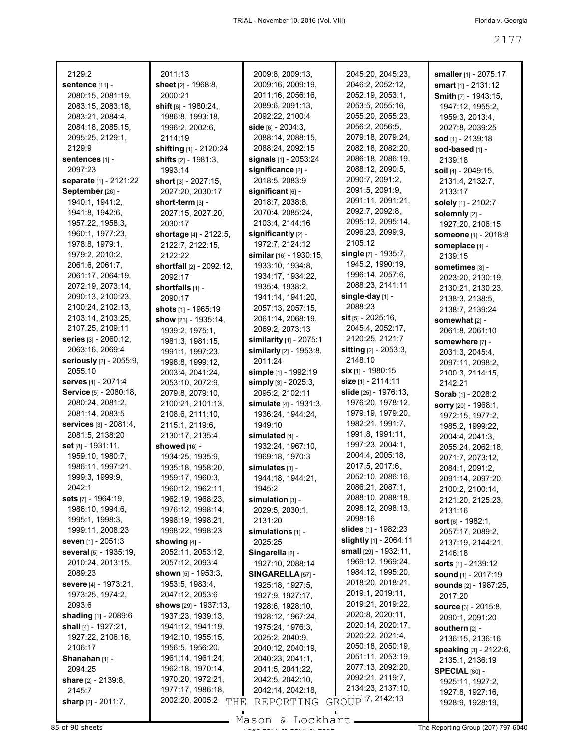2129:2
**sentence** [11] - 2080:15, 2081:19, 2083:15, 2083:18, 2083:21, 2084:4, 2084:18, 2085:15, 2095:25, 2129:1, 2129:9
**sentences** [1] - 2097:23
**separate** [1] - 2121:22
**September** [26] - 1940:1, 1941:2, 1941:8, 1942:6, 1957:22, 1958:3, 1960:1, 1977:23, 1978:8, 1979:1, 1979:2, 2010:2, 2061:6, 2061:7, 2061:17, 2064:19, 2072:19, 2073:14, 2090:13, 2100:23, 2100:24, 2102:13, 2103:14, 2103:25, 2107:25, 2109:11
**series** [3] - 2060:12, 2063:16, 2069:4
**seriously** [2] - 2055:9, 2055:10
**serves** [1] - 2071:4
**Service** [5] - 2080:18, 2080:24, 2081:2, 2081:14, 2083:5
**services** [3] - 2081:4, 2081:5, 2138:20
**set** [8] - 1931:11, 1959:10, 1980:7, 1986:11, 1997:21, 1999:3, 1999:9, 2042:1
**sets** [7] - 1964:19, 1986:10, 1994:6, 1995:1, 1998:3, 1999:11, 2008:23
**seven** [1] - 2051:3
**several** [5] - 1935:19, 2010:24, 2013:15, 2089:23
**severe** [4] - 1973:21, 1973:25, 1974:2, 2093:6
**shading** [1] - 2089:6
**shall** [4] - 1927:21, 1927:22, 2106:16, 2106:17
**Shanahan** [1] - 2094:25
**share** [2] - 2139:8, 2145:7
**sharp** [2] - 2011:7, 2011:13
**sheet** [2] - 1968:8, 2000:21
**shift** [6] - 1980:24, 1986:8, 1993:18, 1996:2, 2002:6, 2114:19
**shifting** [1] - 2120:24
**shifts** [2] - 1981:3, 1993:14
**short** [3] - 2027:15, 2027:20, 2030:17
**short-term** [3] - 2027:15, 2027:20, 2030:17
**shortage** [4] - 2122:5, 2122:7, 2122:15, 2122:22
**shortfall** [2] - 2092:12, 2092:17
**shortfalls** [1] - 2090:17
**shots** [1] - 1965:19
**show** [23] - 1935:14, 1939:2, 1975:1, 1981:3, 1981:15, 1991:1, 1997:23, 1998:8, 1999:12, 2003:4, 2041:24, 2053:10, 2072:9, 2079:8, 2079:10, 2100:21, 2101:13, 2108:6, 2111:10, 2115:1, 2119:6, 2130:17, 2135:4
**showed** [16] - 1934:25, 1935:9, 1935:18, 1958:20, 1959:17, 1960:3, 1960:12, 1962:11, 1962:19, 1968:23, 1976:12, 1998:14, 1998:19, 1998:21, 1998:22, 1998:23
**showing** [4] - 2052:11, 2053:12, 2057:12, 2093:4
**shown** [5] - 1953:3, 1953:5, 1983:4, 2047:12, 2053:6
**shows** [29] - 1937:13, 1937:23, 1939:13, 1941:12, 1941:19, 1942:10, 1955:15, 1956:5, 1956:20, 1961:14, 1961:24, 1962:18, 1970:14, 1970:20, 1972:21, 1977:17, 1986:18, 2002:20, 2005:2, 2009:8, 2009:13, 2009:16, 2009:19, 2011:16, 2056:16, 2089:6, 2091:13, 2092:22, 2100:4
**side** [6] - 2004:3, 2088:14, 2088:15, 2088:24, 2092:15
**signals** [1] - 2053:24
**significance** [2] - 2018:5, 2083:9
**significant** [6] - 2018:7, 2038:8, 2070:4, 2085:24, 2103:4, 2144:16
**significantly** [2] - 1972:7, 2124:12
**similar** [16] - 1930:15, 1933:10, 1934:8, 1934:17, 1934:22, 1935:4, 1938:2, 1941:14, 1941:20, 2057:13, 2057:15, 2061:14, 2068:19, 2069:2, 2073:13
**similarity** [1] - 2075:1
**similarly** [2] - 1953:8, 2011:24
**simple** [1] - 1992:19
**simply** [3] - 2025:3, 2095:2, 2102:11
**simulate** [4] - 1931:3, 1936:24, 1944:24, 1949:10
**simulated** [4] - 1932:24, 1967:10, 1969:18, 1970:3
**simulates** [3] - 1944:18, 1944:21, 1945:2
**simulation** [3] - 2029:5, 2030:1, 2131:20
**simulations** [1] - 2025:25
**Singarella** [2] - 1927:10, 2088:14
**SINGARELLA** [57] - 1925:18, 1927:5, 1927:9, 1927:17, 1928:6, 1928:10, 1928:12, 1967:24, 1975:24, 1976:3, 2025:2, 2040:9, 2040:12, 2040:19, 2040:23, 2041:1, 2041:5, 2041:22, 2042:5, 2042:10, 2042:14, 2042:18, 2045:20, 2045:23, 2046:2, 2052:12, 2052:19, 2053:1, 2053:5, 2055:16, 2055:20, 2055:23, 2056:2, 2056:5, 2079:18, 2079:24, 2082:18, 2082:20, 2086:18, 2086:19, 2088:12, 2090:5, 2090:7, 2091:2, 2091:5, 2091:9, 2091:11, 2091:21, 2092:7, 2092:8, 2095:12, 2095:14, 2096:23, 2099:9, 2105:12
**single** [7] - 1935:7, 1945:2, 1990:19, 1996:14, 2057:6, 2088:23, 2141:11
**single-day** [1] - 2088:23
**sit** [5] - 2025:16, 2045:4, 2052:17, 2120:25, 2121:7
**sitting** [2] - 2053:3, 2148:10
**six** [1] - 1980:15
**size** [1] - 2114:11
**slide** [25] - 1976:13, 1976:20, 1978:12, 1979:19, 1979:20, 1982:21, 1991:7, 1991:8, 1991:11, 1997:23, 2004:1, 2004:4, 2005:18, 2017:5, 2017:6, 2052:10, 2086:16, 2086:21, 2087:1, 2088:10, 2088:18, 2098:12, 2098:13, 2098:16
**slides** [1] - 1982:23
**slightly** [1] - 2064:11
**small** [29] - 1932:11, 1969:12, 1969:24, 1984:12, 1995:20, 2018:20, 2018:21, 2019:1, 2019:11, 2019:21, 2019:22, 2020:8, 2020:11, 2020:14, 2020:17, 2020:22, 2021:4, 2050:18, 2050:19, 2051:11, 2053:19, 2077:13, 2092:20, 2092:21, 2119:7, 2134:23, 2137:10, ...:7, 2142:13
**smaller** [1] - 2075:17
**smart** [1] - 2131:12
**Smith** [7] - 1943:15, 1947:12, 1955:2, 1959:3, 2013:4, 2027:8, 2039:25
**sod** [1] - 2139:18
**sod-based** [1] - 2139:18
**soil** [4] - 2049:15, 2131:4, 2132:7, 2133:17
**solely** [1] - 2102:7
**solemnly** [2] - 1927:20, 2106:15
**someone** [1] - 2018:8
**someplace** [1] - 2139:15
**sometimes** [8] - 2023:20, 2130:19, 2130:21, 2130:23, 2138:3, 2138:5, 2138:7, 2139:24
**somewhat** [2] - 2061:8, 2061:10
**somewhere** [7] - 2031:3, 2045:4, 2097:11, 2098:2, 2100:3, 2114:15, 2142:21
**Sorab** [1] - 2028:2
**sorry** [20] - 1968:1, 1972:15, 1977:2, 1985:2, 1999:22, 2004:4, 2041:3, 2055:24, 2062:18, 2071:7, 2073:12, 2084:1, 2091:2, 2091:14, 2097:20, 2100:2, 2100:14, 2121:20, 2125:23, 2131:16
**sort** [6] - 1982:1, 2057:17, 2089:2, 2137:19, 2144:21, 2146:18
**sorts** [1] - 2139:12
**sound** [1] - 2017:19
**sounds** [2] - 1987:25, 2017:20
**source** [3] - 2015:8, 2090:1, 2091:20
**southern** [2] - 2136:15, 2136:16
**speaking** [3] - 2122:6, 2135:1, 2136:19
**SPECIAL** [80] - 1925:11, 1927:2, 1927:8, 1927:16, 1928:9, 1928:19,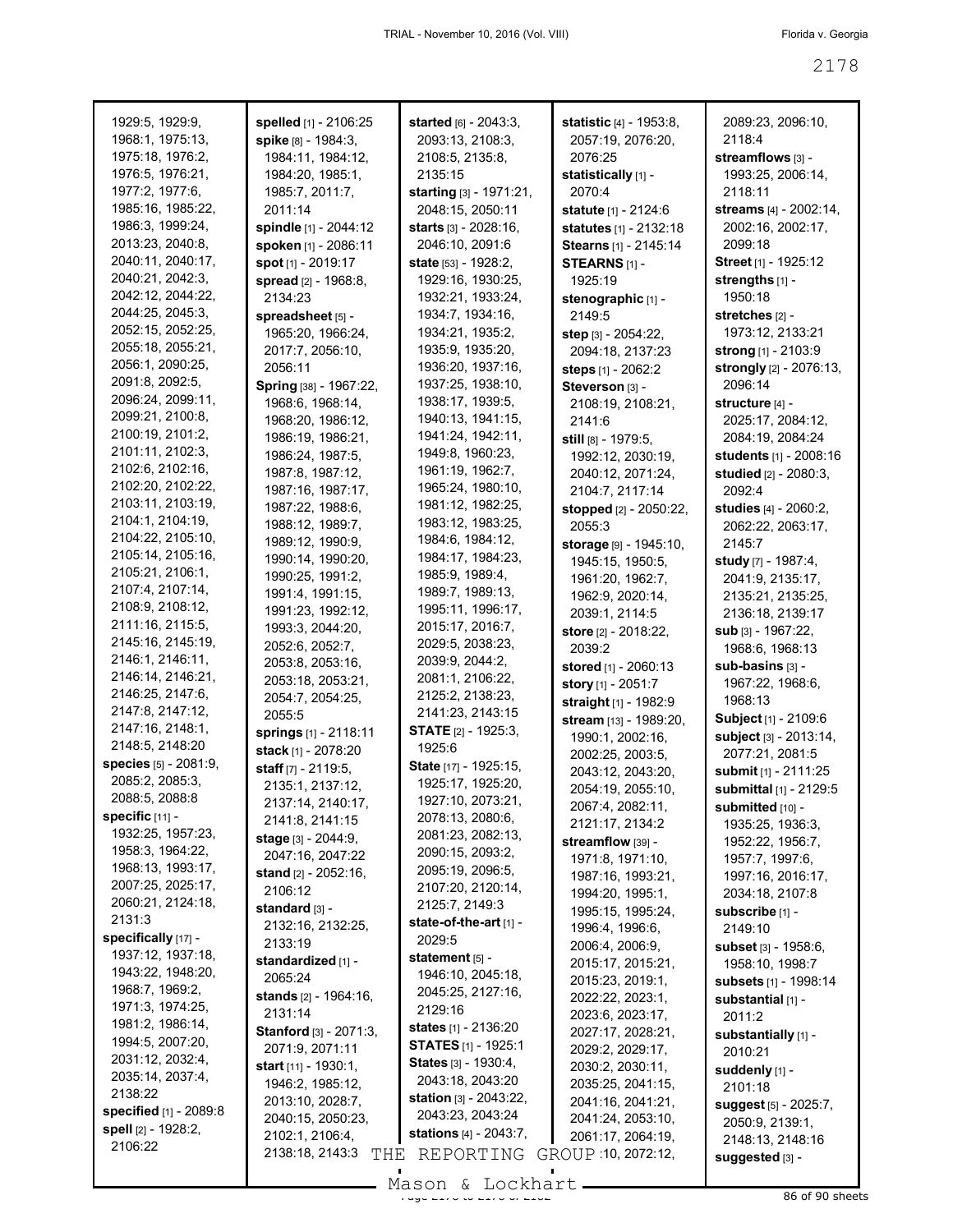1929:5, 1929:9, 1968:1, 1975:13, 1975:18, 1976:2, 1976:5, 1976:21, 1977:2, 1977:6, 1985:16, 1985:22, 1986:3, 1999:24, 2013:23, 2040:8, 2040:11, 2040:17, 2040:21, 2042:3, 2042:12, 2044:22, 2044:25, 2045:3, 2052:15, 2052:25, 2055:18, 2055:21, 2056:1, 2090:25, 2091:8, 2092:5, 2096:24, 2099:11, 2099:21, 2100:8, 2100:19, 2101:2, 2101:11, 2102:3, 2102:6, 2102:16, 2102:20, 2102:22, 2103:11, 2103:19, 2104:1, 2104:19, 2104:22, 2105:10, 2105:14, 2105:16, 2105:21, 2106:1, 2107:4, 2107:14, 2108:9, 2108:12, 2111:16, 2115:5, 2145:16, 2145:19, 2146:1, 2146:11, 2146:14, 2146:21, 2146:25, 2147:6, 2147:8, 2147:12, 2147:16, 2148:1, 2148:5, 2148:20

**species** [5] - 2081:9, 2085:2, 2085:3, 2088:5, 2088:8

**specific** [11] - 1932:25, 1957:23, 1958:3, 1964:22, 1968:13, 1993:17, 2007:25, 2025:17, 2060:21, 2124:18, 2131:3

**specifically** [17] - 1937:12, 1937:18, 1943:22, 1948:20, 1968:7, 1969:2, 1971:3, 1974:25, 1981:2, 1986:14, 1994:5, 2007:20, 2031:12, 2032:4, 2035:14, 2037:4, 2138:22

**specified** [1] - 2089:8

**spell** [2] - 1928:2, 2106:22

**spelled** [1] - 2106:25

**spike** [8] - 1984:3, 1984:11, 1984:12, 1984:20, 1985:1, 1985:7, 2011:7, 2011:14

**spindle** [1] - 2044:12

**spoken** [1] - 2086:11

**spot** [1] - 2019:17

**spread** [2] - 1968:8, 2134:23

**spreadsheet** [5] - 1965:20, 1966:24, 2017:7, 2056:10, 2056:11

**Spring** [38] - 1967:22, 1968:6, 1968:14, 1968:20, 1986:12, 1986:19, 1986:21, 1986:24, 1987:5, 1987:8, 1987:12, 1987:16, 1987:17, 1987:22, 1988:6, 1988:12, 1989:7, 1989:12, 1990:9, 1990:14, 1990:20, 1990:25, 1991:2, 1991:4, 1991:15, 1991:23, 1992:12, 1993:3, 2044:20, 2052:6, 2052:7, 2053:8, 2053:16, 2053:18, 2053:21, 2054:7, 2054:25, 2055:5

**springs** [1] - 2118:11

**stack** [1] - 2078:20

**staff** [7] - 2119:5, 2135:1, 2137:12, 2137:14, 2140:17, 2141:8, 2141:15

**stage** [3] - 2044:9, 2047:16, 2047:22

**stand** [2] - 2052:16, 2106:12

**standard** [3] - 2132:16, 2132:25, 2133:19

**standardized** [1] - 2065:24

**stands** [2] - 1964:16, 2131:14

**Stanford** [3] - 2071:3, 2071:9, 2071:11

**start** [11] - 1930:1, 1946:2, 1985:12, 2013:10, 2028:7, 2040:15, 2050:23, 2102:1, 2106:4, 2138:18, 2143:3

**started** [6] - 2043:3, 2093:13, 2108:3, 2108:5, 2135:8, 2135:15

**starting** [3] - 1971:21, 2048:15, 2050:11

**starts** [3] - 2028:16, 2046:10, 2091:6

**state** [53] - 1928:2, 1929:16, 1930:25, 1932:21, 1933:24, 1934:7, 1934:16, 1934:21, 1935:2, 1935:9, 1935:20, 1936:20, 1937:16, 1937:25, 1938:10, 1938:17, 1939:5, 1940:13, 1941:15, 1941:24, 1942:11, 1949:8, 1960:23, 1961:19, 1962:7, 1965:24, 1980:10, 1981:12, 1982:25, 1983:12, 1983:25, 1984:6, 1984:12, 1984:17, 1984:23, 1985:9, 1989:4, 1989:7, 1989:13, 1995:11, 1996:17, 2015:17, 2016:7, 2029:5, 2038:23, 2039:9, 2044:2, 2081:1, 2106:22, 2125:2, 2138:23, 2141:23, 2143:15

**STATE** [2] - 1925:3, 1925:6

**State** [17] - 1925:15, 1925:17, 1925:20, 1927:10, 2073:21, 2078:13, 2080:6, 2081:23, 2082:13, 2090:15, 2093:2, 2095:19, 2096:5, 2107:20, 2120:14, 2125:7, 2149:3

**state-of-the-art** [1] - 2029:5

**statement** [5] - 1946:10, 2045:18, 2045:25, 2127:16, 2129:16

**states** [1] - 2136:20

**STATES** [1] - 1925:1

**States** [3] - 1930:4, 2043:18, 2043:20

**station** [3] - 2043:22, 2043:23, 2043:24

**stations** [4] - 2043:7, ...:10, 2072:12,

**statistic** [4] - 1953:8, 2057:19, 2076:20, 2076:25

**statistically** [1] - 2070:4

**statute** [1] - 2124:6

**statutes** [1] - 2132:18

**Stearns** [1] - 2145:14

**STEARNS** [1] - 1925:19

**stenographic** [1] - 2149:5

**step** [3] - 2054:22, 2094:18, 2137:23

**steps** [1] - 2062:2

**Steverson** [3] - 2108:19, 2108:21, 2141:6

**still** [8] - 1979:5, 1992:12, 2030:19, 2040:12, 2071:24, 2104:7, 2117:14

**stopped** [2] - 2050:22, 2055:3

**storage** [9] - 1945:10, 1945:15, 1950:5, 1961:20, 1962:7, 1962:9, 2020:14, 2039:1, 2114:5

**store** [2] - 2018:22, 2039:2

**stored** [1] - 2060:13

**story** [1] - 2051:7

**straight** [1] - 1982:9

**stream** [13] - 1989:20, 1990:1, 2002:16, 2002:25, 2003:5, 2043:12, 2043:20, 2054:19, 2055:10, 2067:4, 2082:11, 2121:17, 2134:2

**streamflow** [39] - 1971:8, 1971:10, 1987:16, 1993:21, 1994:20, 1995:1, 1995:15, 1995:24, 1996:4, 1996:6, 2006:4, 2006:9, 2015:17, 2015:21, 2015:23, 2019:1, 2022:22, 2023:1, 2023:6, 2023:17, 2027:17, 2028:21, 2029:2, 2029:17, 2030:2, 2030:11, 2035:25, 2041:15, 2041:16, 2041:21, 2041:24, 2053:10, 2061:17, 2064:19, 2089:23, 2096:10, 2118:4

**streamflows** [3] - 1993:25, 2006:14, 2118:11

**streams** [4] - 2002:14, 2002:16, 2002:17, 2099:18

**Street** [1] - 1925:12

**strengths** [1] - 1950:18

**stretches** [2] - 1973:12, 2133:21

**strong** [1] - 2103:9

**strongly** [2] - 2076:13, 2096:14

**structure** [4] - 2025:17, 2084:12, 2084:19, 2084:24

**students** [1] - 2008:16

**studied** [2] - 2080:3, 2092:4

**studies** [4] - 2060:2, 2062:22, 2063:17, 2145:7

**study** [7] - 1987:4, 2041:9, 2135:17, 2135:21, 2135:25, 2136:18, 2139:17

**sub** [3] - 1967:22, 1968:6, 1968:13

**sub-basins** [3] - 1967:22, 1968:6, 1968:13

**Subject** [1] - 2109:6

**subject** [3] - 2013:14, 2077:21, 2081:5

**submit** [1] - 2111:25

**submittal** [1] - 2129:5

**submitted** [10] - 1935:25, 1936:3, 1952:22, 1956:7, 1957:7, 1997:6, 1997:16, 2016:17, 2034:18, 2107:8

**subscribe** [1] - 2149:10

**subset** [3] - 1958:6, 1958:10, 1998:7

**subsets** [1] - 1998:14

**substantial** [1] - 2011:2

**substantially** [1] - 2010:21

**suddenly** [1] - 2101:18

**suggest** [5] - 2025:7, 2050:9, 2139:1, 2148:13, 2148:16

**suggested** [3] -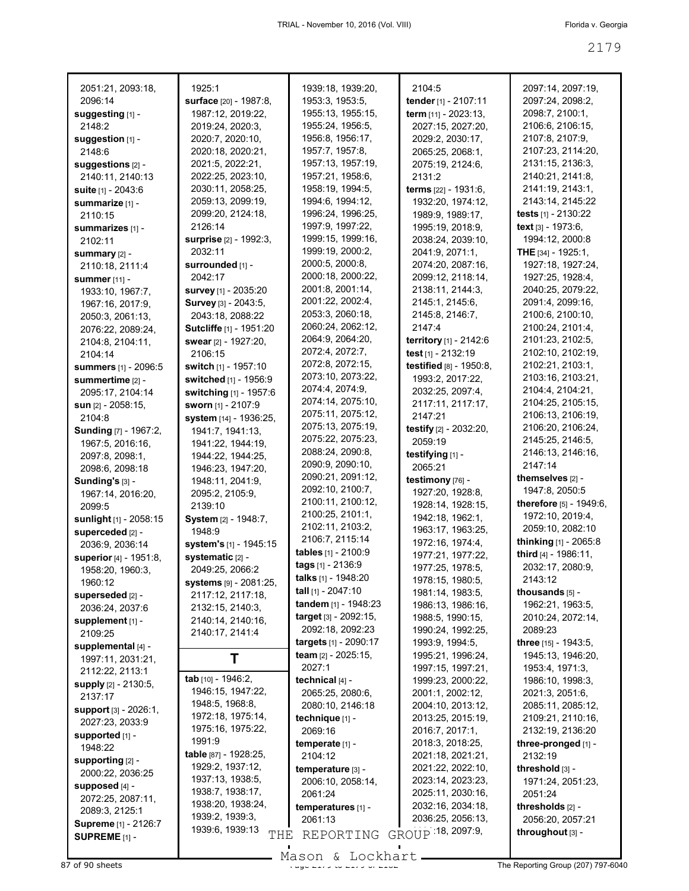2051:21, 2093:18, 2096:14
**suggesting** [1] - 2148:2
**suggestion** [1] - 2148:6
**suggestions** [2] - 2140:11, 2140:13
**suite** [1] - 2043:6
**summarize** [1] - 2110:15
**summarizes** [1] - 2102:11
**summary** [2] - 2110:18, 2111:4
**summer** [11] - 1933:10, 1967:7, 1967:16, 2017:9, 2050:3, 2061:13, 2076:22, 2089:24, 2104:8, 2104:11, 2104:14
**summers** [1] - 2096:5
**summertime** [2] - 2095:17, 2104:14
**sun** [2] - 2058:15, 2104:8
**Sunding** [7] - 1967:2, 1967:5, 2016:16, 2097:8, 2098:1, 2098:6, 2098:18
**Sunding's** [3] - 1967:14, 2016:20, 2099:5
**sunlight** [1] - 2058:15
**superceded** [2] - 2036:9, 2036:14
**superior** [4] - 1951:8, 1958:20, 1960:3, 1960:12
**superseded** [2] - 2036:24, 2037:6
**supplement** [1] - 2109:25
**supplemental** [4] - 1997:11, 2031:21, 2112:22, 2113:1
**supply** [2] - 2130:5, 2137:17
**support** [3] - 2026:1, 2027:23, 2033:9
**supported** [1] - 1948:22
**supporting** [2] - 2000:22, 2036:25
**supposed** [4] - 2072:25, 2087:11, 2089:3, 2125:1
**Supreme** [1] - 2126:7
**SUPREME** [1] - 1925:1
**surface** [20] - 1987:8, 1987:12, 2019:22, 2019:24, 2020:3, 2020:7, 2020:10, 2020:18, 2020:21, 2021:5, 2022:21, 2022:25, 2023:10, 2030:11, 2058:25, 2059:13, 2099:19, 2099:20, 2124:18, 2126:14
**surprise** [2] - 1992:3, 2032:11
**surrounded** [1] - 2042:17
**survey** [1] - 2035:20
**Survey** [3] - 2043:5, 2043:18, 2088:22
**Sutcliffe** [1] - 1951:20
**swear** [2] - 1927:20, 2106:15
**switch** [1] - 1957:10
**switched** [1] - 1956:9
**switching** [1] - 1957:6
**sworn** [1] - 2107:9
**system** [14] - 1936:25, 1941:7, 1941:13, 1941:22, 1944:19, 1944:22, 1944:25, 1946:23, 1947:20, 1948:11, 2041:9, 2095:2, 2105:9, 2139:10
**System** [2] - 1948:7, 1948:9
**system's** [1] - 1945:15
**systematic** [2] - 2049:25, 2066:2
**systems** [9] - 2081:25, 2117:12, 2117:18, 2132:15, 2140:3, 2140:14, 2140:16, 2140:17, 2141:4

## T

**tab** [10] - 1946:2, 1946:15, 1947:22, 1948:5, 1968:8, 1972:18, 1975:14, 1975:16, 1975:22, 1991:9
**table** [87] - 1928:25, 1929:2, 1937:12, 1937:13, 1938:5, 1938:7, 1938:17, 1938:20, 1938:24, 1939:2, 1939:3, 1939:6, 1939:13, 1939:18, 1939:20, 1953:3, 1953:5, 1955:13, 1955:15, 1955:24, 1956:5, 1956:8, 1956:17, 1957:7, 1957:8, 1957:13, 1957:19, 1957:21, 1958:6, 1958:19, 1994:5, 1994:6, 1994:12, 1996:24, 1996:25, 1997:9, 1997:22, 1999:15, 1999:16, 1999:19, 2000:2, 2000:5, 2000:8, 2000:18, 2000:22, 2001:8, 2001:14, 2001:22, 2002:4, 2053:3, 2060:18, 2060:24, 2062:12, 2064:9, 2064:20, 2072:4, 2072:7, 2072:8, 2072:15, 2073:10, 2073:22, 2074:4, 2074:9, 2074:14, 2075:10, 2075:11, 2075:12, 2075:13, 2075:19, 2075:22, 2075:23, 2088:24, 2090:8, 2090:9, 2090:10, 2090:21, 2091:12, 2092:10, 2100:7, 2100:11, 2100:12, 2100:25, 2101:1, 2102:11, 2103:2, 2106:7, 2115:14
**tables** [1] - 2100:9
**tags** [1] - 2136:9
**talks** [1] - 1948:20
**tall** [1] - 2047:10
**tandem** [1] - 1948:23
**target** [3] - 2092:15, 2092:18, 2092:23
**targets** [1] - 2090:17
**team** [2] - 2025:15, 2027:1
**technical** [4] - 2065:25, 2080:6, 2080:10, 2146:18
**technique** [1] - 2069:16
**temperate** [1] - 2104:12
**temperature** [3] - 2006:10, 2058:14, 2061:24
**temperatures** [1] - 2061:13
2104:5
**tender** [1] - 2107:11
**term** [11] - 2023:13, 2027:15, 2027:20, 2029:2, 2030:17, 2065:25, 2068:1, 2075:19, 2124:6, 2131:2
**terms** [22] - 1931:6, 1932:20, 1974:12, 1989:9, 1989:17, 1995:19, 2018:9, 2038:24, 2039:10, 2041:9, 2071:1, 2074:20, 2087:16, 2099:12, 2118:14, 2138:11, 2144:3, 2145:1, 2145:6, 2145:8, 2146:7, 2147:4
**territory** [1] - 2142:6
**test** [1] - 2132:19
**testified** [8] - 1950:8, 1993:2, 2017:22, 2032:25, 2097:4, 2117:11, 2117:17, 2147:21
**testify** [2] - 2032:20, 2059:19
**testifying** [1] - 2065:21
**testimony** [76] - 1927:20, 1928:8, 1928:14, 1928:15, 1942:18, 1962:1, 1963:17, 1963:25, 1972:16, 1974:4, 1977:21, 1977:22, 1977:25, 1978:5, 1978:15, 1980:5, 1981:14, 1983:5, 1986:13, 1986:16, 1988:5, 1990:15, 1990:24, 1992:25, 1993:9, 1994:5, 1995:21, 1996:24, 1997:15, 1997:21, 1999:23, 2000:22, 2001:1, 2002:12, 2004:10, 2013:12, 2013:25, 2015:19, 2016:7, 2017:1, 2018:3, 2018:25, 2021:18, 2021:21, 2021:22, 2022:10, 2023:14, 2023:23, 2025:11, 2030:16, 2032:16, 2034:18, 2036:25, 2056:13, ...:18, 2097:9, 2097:14, 2097:19, 2097:24, 2098:2, 2098:7, 2100:1, 2106:6, 2106:15, 2107:8, 2107:9, 2107:23, 2114:20, 2131:15, 2136:3, 2140:21, 2141:8, 2141:19, 2143:1, 2143:14, 2145:22
**tests** [1] - 2130:22
**text** [3] - 1973:6, 1994:12, 2000:8
**THE** [34] - 1925:1, 1927:18, 1927:24, 1927:25, 1928:4, 2040:25, 2079:22, 2091:4, 2099:16, 2100:6, 2100:10, 2100:24, 2101:4, 2101:23, 2102:5, 2102:10, 2102:19, 2102:21, 2103:1, 2103:16, 2103:21, 2104:4, 2104:21, 2104:25, 2105:15, 2106:13, 2106:19, 2106:20, 2106:24, 2145:25, 2146:5, 2146:13, 2146:16, 2147:14
**themselves** [2] - 1947:8, 2050:5
**therefore** [5] - 1949:6, 1972:10, 2019:4, 2059:10, 2082:10
**thinking** [1] - 2065:8
**third** [4] - 1986:11, 2032:17, 2080:9, 2143:12
**thousands** [5] - 1962:21, 1963:5, 2010:24, 2072:14, 2089:23
**three** [15] - 1943:5, 1945:13, 1946:20, 1953:4, 1971:3, 1986:10, 1998:3, 2021:3, 2051:6, 2085:11, 2085:12, 2109:21, 2110:16, 2132:19, 2136:20
**three-pronged** [1] - 2132:19
**threshold** [3] - 1971:24, 2051:23, 2051:24
**thresholds** [2] - 2056:20, 2057:21
**throughout** [3] -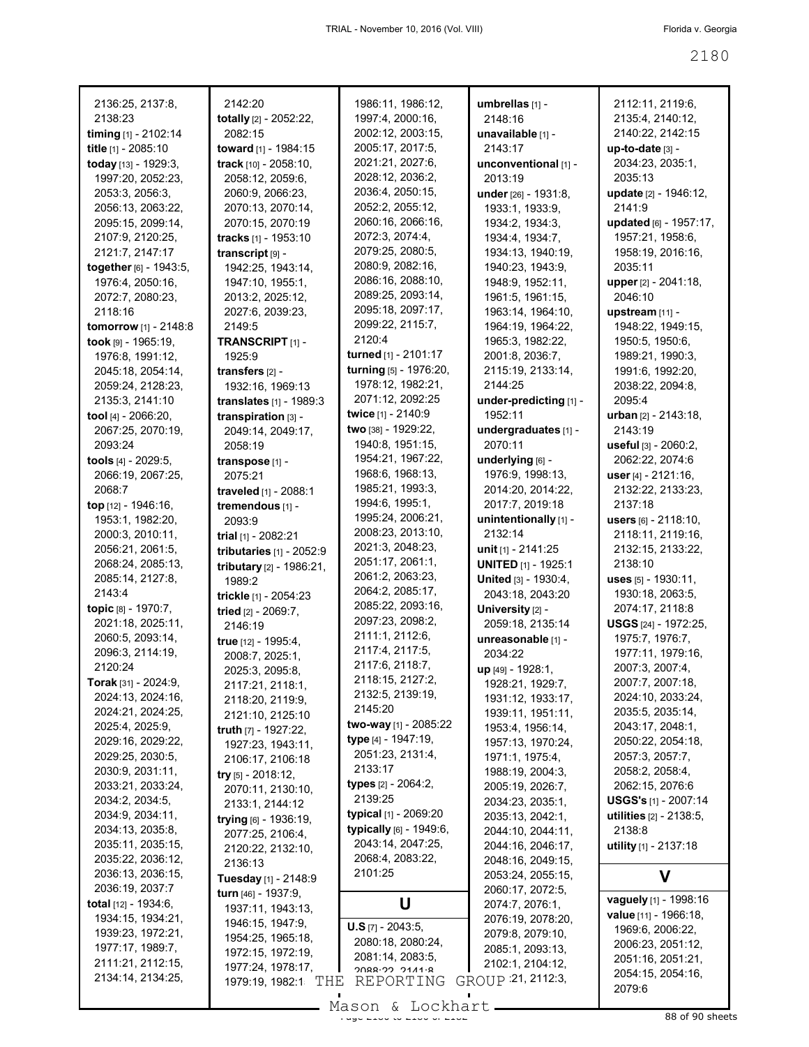2136:25, 2137:8, 2138:23
**timing** [1] - 2102:14
**title** [1] - 2085:10
**today** [13] - 1929:3, 1997:20, 2052:23, 2053:3, 2056:3, 2056:13, 2063:22, 2095:15, 2099:14, 2107:9, 2120:25, 2121:7, 2147:17
**together** [6] - 1943:5, 1976:4, 2050:16, 2072:7, 2080:23, 2118:16
**tomorrow** [1] - 2148:8
**took** [9] - 1965:19, 1976:8, 1991:12, 2045:18, 2054:14, 2059:24, 2128:23, 2135:3, 2141:10
**tool** [4] - 2066:20, 2067:25, 2070:19, 2093:24
**tools** [4] - 2029:5, 2066:19, 2067:25, 2068:7
**top** [12] - 1946:16, 1953:1, 1982:20, 2000:3, 2010:11, 2056:21, 2061:5, 2068:24, 2085:13, 2085:14, 2127:8, 2143:4
**topic** [8] - 1970:7, 2021:18, 2025:11, 2060:5, 2093:14, 2096:3, 2114:19, 2120:24
**Torak** [31] - 2024:9, 2024:13, 2024:16, 2024:21, 2024:25, 2025:4, 2025:9, 2029:16, 2029:22, 2029:25, 2030:5, 2030:9, 2031:11, 2033:21, 2033:24, 2034:2, 2034:5, 2034:9, 2034:11, 2034:13, 2035:8, 2035:11, 2035:15, 2035:22, 2036:12, 2036:13, 2036:15, 2036:19, 2037:7
**total** [12] - 1934:6, 1934:15, 1934:21, 1939:23, 1972:21, 1977:17, 1989:7, 2111:21, 2112:15, 2134:14, 2134:25, 2142:20
**totally** [2] - 2052:22, 2082:15
**toward** [1] - 1984:15
**track** [10] - 2058:10, 2058:12, 2059:6, 2060:9, 2066:23, 2070:13, 2070:14, 2070:15, 2070:19
**tracks** [1] - 1953:10
**transcript** [9] - 1942:25, 1943:14, 1947:10, 1955:1, 2013:2, 2025:12, 2027:6, 2039:23, 2149:5
**TRANSCRIPT** [1] - 1925:9
**transfers** [2] - 1932:16, 1969:13
**translates** [1] - 1989:3
**transpiration** [3] - 2049:14, 2049:17, 2058:19
**transpose** [1] - 2075:21
**traveled** [1] - 2088:1
**tremendous** [1] - 2093:9
**trial** [1] - 2082:21
**tributaries** [1] - 2052:9
**tributary** [2] - 1986:21, 1989:2
**trickle** [1] - 2054:23
**tried** [2] - 2069:7, 2146:19
**true** [12] - 1995:4, 2008:7, 2025:1, 2025:3, 2095:8, 2117:21, 2118:1, 2118:20, 2119:9, 2121:10, 2125:10
**truth** [7] - 1927:22, 1927:23, 1943:11, 2106:17, 2106:18
**try** [5] - 2018:12, 2070:11, 2130:10, 2133:1, 2144:12
**trying** [6] - 1936:19, 2077:25, 2106:4, 2120:22, 2132:10, 2136:13
**Tuesday** [1] - 2148:9
**turn** [46] - 1937:9, 1937:11, 1943:13, 1946:15, 1947:9, 1954:25, 1965:18, 1972:15, 1972:19, 1977:24, 1978:17, 1979:19, 1982:1, 1986:11, 1986:12, 1997:4, 2000:16, 2002:12, 2003:15, 2005:17, 2017:5, 2021:21, 2027:6, 2028:12, 2036:2, 2036:4, 2050:15, 2052:2, 2055:12, 2060:16, 2066:16, 2072:3, 2074:4, 2079:25, 2080:5, 2080:9, 2082:16, 2086:16, 2088:10, 2089:25, 2093:14, 2095:18, 2097:17, 2099:22, 2115:7, 2120:4
**turned** [1] - 2101:17
**turning** [5] - 1976:20, 1978:12, 1982:21, 2071:12, 2092:25
**twice** [1] - 2140:9
**two** [38] - 1929:22, 1940:8, 1951:15, 1954:21, 1967:22, 1968:6, 1968:13, 1985:21, 1993:3, 1994:6, 1995:1, 1995:24, 2006:21, 2008:23, 2013:10, 2021:3, 2048:23, 2051:17, 2061:1, 2061:2, 2063:23, 2064:2, 2085:17, 2085:22, 2093:16, 2097:23, 2098:2, 2111:1, 2112:6, 2117:4, 2117:5, 2117:6, 2118:7, 2118:15, 2127:2, 2132:5, 2139:19, 2145:20
**two-way** [1] - 2085:22
**type** [4] - 1947:19, 2051:23, 2131:4, 2133:17
**types** [2] - 2064:2, 2139:25
**typical** [1] - 2069:20
**typically** [6] - 1949:6, 2043:14, 2047:25, 2068:4, 2083:22, 2101:25

## U

**U.S** [7] - 2043:5, 2080:18, 2080:24, 2081:14, 2083:5, 2088:22, 2141:8
**umbrellas** [1] - 2148:16
**unavailable** [1] - 2143:17
**unconventional** [1] - 2013:19
**under** [26] - 1931:8, 1933:1, 1933:9, 1934:2, 1934:3, 1934:4, 1934:7, 1934:13, 1940:19, 1940:23, 1943:9, 1948:9, 1952:11, 1961:5, 1961:15, 1963:14, 1964:10, 1964:19, 1964:22, 1965:3, 1982:22, 2001:8, 2036:7, 2115:19, 2133:14, 2144:25
**under-predicting** [1] - 1952:11
**undergraduates** [1] - 2070:11
**underlying** [6] - 1976:9, 1998:13, 2014:20, 2014:22, 2017:7, 2019:18
**unintentionally** [1] - 2132:14
**unit** [1] - 2141:25
**UNITED** [1] - 1925:1
**United** [3] - 1930:4, 2043:18, 2043:20
**University** [2] - 2059:18, 2135:14
**unreasonable** [1] - 2034:22
**up** [49] - 1928:1, 1928:21, 1929:7, 1931:12, 1933:17, 1939:11, 1951:11, 1953:4, 1956:14, 1957:13, 1970:24, 1971:1, 1975:4, 1988:19, 2004:3, 2005:19, 2026:7, 2034:23, 2035:1, 2035:13, 2042:1, 2044:10, 2044:11, 2044:16, 2046:17, 2048:16, 2049:15, 2053:24, 2055:15, 2060:17, 2072:5, 2074:7, 2076:1, 2076:19, 2078:20, 2079:8, 2079:10, 2085:1, 2093:13, 2102:1, 2104:12, 2111:21, 2112:3, 2112:11, 2119:6, 2135:4, 2140:12, 2140:22, 2142:15
**up-to-date** [3] - 2034:23, 2035:1, 2035:13
**update** [2] - 1946:12, 2141:9
**updated** [6] - 1957:17, 1957:21, 1958:6, 1958:19, 2016:16, 2035:11
**upper** [2] - 2041:18, 2046:10
**upstream** [11] - 1948:22, 1949:15, 1950:5, 1950:6, 1989:21, 1990:3, 1991:6, 1992:20, 2038:22, 2094:8, 2095:4
**urban** [2] - 2143:18, 2143:19
**useful** [3] - 2060:2, 2062:22, 2074:6
**user** [4] - 2121:16, 2132:22, 2133:23, 2137:18
**users** [6] - 2118:10, 2118:11, 2119:16, 2132:15, 2133:22, 2138:10
**uses** [5] - 1930:11, 1930:18, 2063:5, 2074:17, 2118:8
**USGS** [24] - 1972:25, 1975:7, 1976:7, 1977:11, 1979:16, 2007:3, 2007:4, 2007:7, 2007:18, 2024:10, 2033:24, 2035:5, 2035:14, 2043:17, 2048:1, 2050:22, 2054:18, 2057:3, 2057:7, 2058:2, 2058:4, 2062:15, 2076:6
**USGS's** [1] - 2007:14
**utilities** [2] - 2138:5, 2138:8
**utility** [1] - 2137:18

## V

**vaguely** [1] - 1998:16
**value** [11] - 1966:18, 1969:6, 2006:22, 2006:23, 2051:12, 2051:16, 2051:21, 2054:15, 2054:16, 2079:6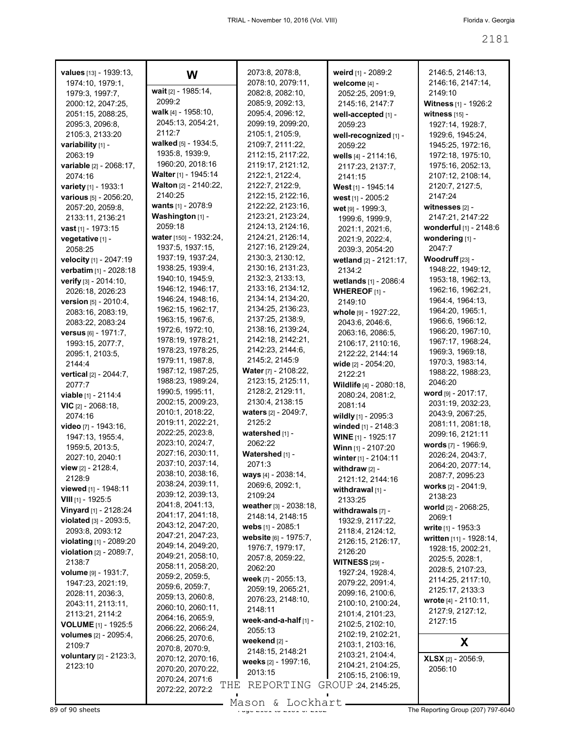**values** [13] - 1939:13, 1974:10, 1979:1, 1979:3, 1997:7, 2000:12, 2047:25, 2051:15, 2088:25, 2095:3, 2096:8, 2105:3, 2133:20
**variability** [1] - 2063:19
**variable** [2] - 2068:17, 2074:16
**variety** [1] - 1933:1
**various** [5] - 2056:20, 2057:20, 2059:8, 2133:11, 2136:21
**vast** [1] - 1973:15
**vegetative** [1] - 2058:25
**velocity** [1] - 2047:19
**verbatim** [1] - 2028:18
**verify** [3] - 2014:10, 2026:18, 2026:23
**version** [5] - 2010:4, 2083:16, 2083:19, 2083:22, 2083:24
**versus** [6] - 1971:7, 1993:15, 2077:7, 2095:1, 2103:5, 2144:4
**vertical** [2] - 2044:7, 2077:7
**viable** [1] - 2114:4
**VIC** [2] - 2068:18, 2074:16
**video** [7] - 1943:16, 1947:13, 1955:4, 1959:5, 2013:5, 2027:10, 2040:1
**view** [2] - 2128:4, 2128:9
**viewed** [1] - 1948:11
**VIII** [1] - 1925:5
**Vinyard** [1] - 2128:24
**violated** [3] - 2093:5, 2093:8, 2093:12
**violating** [1] - 2089:20
**violation** [2] - 2089:7, 2138:7
**volume** [9] - 1931:7, 1947:23, 2021:19, 2028:11, 2036:3, 2043:11, 2113:11, 2113:21, 2114:2
**VOLUME** [1] - 1925:5
**volumes** [2] - 2095:4, 2109:7
**voluntary** [2] - 2123:3, 2123:10

## W

**wait** [2] - 1985:14, 2099:2
**walk** [4] - 1958:10, 2045:13, 2054:21, 2112:7
**walked** [5] - 1934:5, 1935:8, 1939:9, 1960:20, 2018:16
**Walter** [1] - 1945:14
**Walton** [2] - 2140:22, 2140:25
**wants** [1] - 2078:9
**Washington** [1] - 2059:18
**water** [150] - 1932:24, 1937:5, 1937:15, 1937:19, 1937:24, 1938:25, 1939:4, 1940:10, 1945:9, 1946:12, 1946:17, 1946:24, 1948:16, 1962:15, 1962:17, 1963:15, 1967:6, 1972:6, 1972:10, 1978:19, 1978:21, 1978:23, 1978:25, 1979:11, 1987:8, 1987:12, 1987:25, 1988:23, 1989:24, 1990:5, 1995:11, 2002:15, 2009:23, 2010:1, 2018:22, 2019:11, 2022:21, 2022:25, 2023:8, 2023:10, 2024:7, 2027:16, 2030:11, 2037:10, 2037:14, 2038:10, 2038:16, 2038:24, 2039:11, 2039:12, 2039:13, 2041:8, 2041:13, 2041:17, 2041:18, 2043:12, 2047:20, 2047:21, 2047:23, 2049:14, 2049:20, 2049:21, 2058:10, 2058:11, 2058:20, 2059:2, 2059:5, 2059:6, 2059:7, 2059:13, 2060:8, 2060:10, 2060:11, 2064:16, 2065:9, 2066:22, 2066:24, 2066:25, 2070:6, 2070:8, 2070:9, 2070:12, 2070:16, 2070:20, 2070:22, 2070:24, 2071:6, 2072:22, 2072:2, 2073:8, 2078:8, 2078:10, 2079:11, 2082:8, 2082:10, 2085:9, 2092:13, 2095:4, 2096:12, 2099:19, 2099:20, 2105:1, 2105:9, 2109:7, 2111:22, 2112:15, 2117:22, 2119:17, 2121:12, 2122:1, 2122:4, 2122:7, 2122:9, 2122:15, 2122:16, 2122:22, 2123:16, 2123:21, 2123:24, 2124:13, 2124:16, 2124:21, 2126:14, 2127:16, 2129:24, 2130:3, 2130:12, 2130:16, 2131:23, 2132:3, 2133:13, 2133:16, 2134:12, 2134:14, 2134:20, 2134:25, 2136:23, 2137:25, 2138:9, 2138:16, 2139:24, 2142:18, 2142:21, 2142:23, 2144:6, 2145:2, 2145:9
**Water** [7] - 2108:22, 2123:15, 2125:11, 2128:2, 2129:11, 2130:4, 2138:15
**waters** [2] - 2049:7, 2125:2
**watershed** [1] - 2062:22
**Watershed** [1] - 2071:3
**ways** [4] - 2038:14, 2069:6, 2092:1, 2109:24
**weather** [3] - 2038:18, 2148:14, 2148:15
**webs** [1] - 2085:1
**website** [6] - 1975:7, 1976:7, 1979:17, 2057:8, 2059:22, 2062:20
**week** [7] - 2055:13, 2059:19, 2065:21, 2076:23, 2148:10, 2148:11
**week-and-a-half** [1] - 2055:13
**weekend** [2] - 2148:15, 2148:21
**weeks** [2] - 1997:16, 2013:15
**weird** [1] - 2089:2
**welcome** [4] - 2052:25, 2091:9, 2145:16, 2147:7
**well-accepted** [1] - 2059:23
**well-recognized** [1] - 2059:22
**wells** [4] - 2114:16, 2117:23, 2137:7, 2141:15
**West** [1] - 1945:14
**west** [1] - 2005:2
**wet** [9] - 1999:3, 1999:6, 1999:9, 2021:1, 2021:6, 2021:9, 2022:4, 2039:3, 2054:20
**wetland** [2] - 2121:17, 2134:2
**wetlands** [1] - 2086:4
**WHEREOF** [1] - 2149:10
**whole** [9] - 1927:22, 2043:6, 2046:6, 2063:16, 2086:5, 2106:17, 2110:16, 2122:22, 2144:14
**wide** [2] - 2054:20, 2122:21
**Wildlife** [4] - 2080:18, 2080:24, 2081:2, 2081:14
**wildly** [1] - 2095:3
**winded** [1] - 2148:3
**WINE** [1] - 1925:17
**Winn** [1] - 2107:20
**winter** [1] - 2104:11
**withdraw** [2] - 2121:12, 2144:16
**withdrawal** [1] - 2133:25
**withdrawals** [7] - 1932:9, 2117:22, 2118:4, 2124:12, 2126:15, 2126:17, 2126:20
**WITNESS** [29] - 1927:24, 1928:4, 2079:22, 2091:4, 2099:16, 2100:6, 2100:10, 2100:24, 2101:4, 2101:23, 2102:5, 2102:10, 2102:19, 2102:21, 2103:1, 2103:16, 2103:21, 2104:4, 2104:21, 2104:25, 2105:15, 2106:19, 2145:24, 2145:25, 2146:5, 2146:13, 2146:16, 2147:14, 2149:10
**Witness** [1] - 1926:2
**witness** [15] - 1927:14, 1928:7, 1929:6, 1945:24, 1945:25, 1972:16, 1972:18, 1975:10, 1975:16, 2052:13, 2107:12, 2108:14, 2120:7, 2127:5, 2147:24
**witnesses** [2] - 2147:21, 2147:22
**wonderful** [1] - 2148:6
**wondering** [1] - 2047:7
**Woodruff** [23] - 1948:22, 1949:12, 1953:18, 1962:13, 1962:16, 1962:21, 1964:4, 1964:13, 1964:20, 1965:1, 1966:6, 1966:12, 1966:20, 1967:10, 1967:17, 1968:24, 1969:3, 1969:18, 1970:3, 1983:14, 1988:22, 1988:23, 2046:20
**word** [9] - 2017:17, 2031:19, 2032:23, 2043:9, 2067:25, 2081:11, 2081:18, 2099:16, 2121:11
**words** [7] - 1966:9, 2026:24, 2043:7, 2064:20, 2077:14, 2087:7, 2095:23
**works** [2] - 2041:9, 2138:23
**world** [2] - 2068:25, 2069:1
**write** [1] - 1953:3
**written** [11] - 1928:14, 1928:15, 2002:21, 2025:5, 2028:1, 2028:5, 2107:23, 2114:25, 2117:10, 2125:17, 2133:3
**wrote** [4] - 2110:11, 2127:9, 2127:12, 2127:15

## X

**XLSX** [2] - 2056:9, 2056:10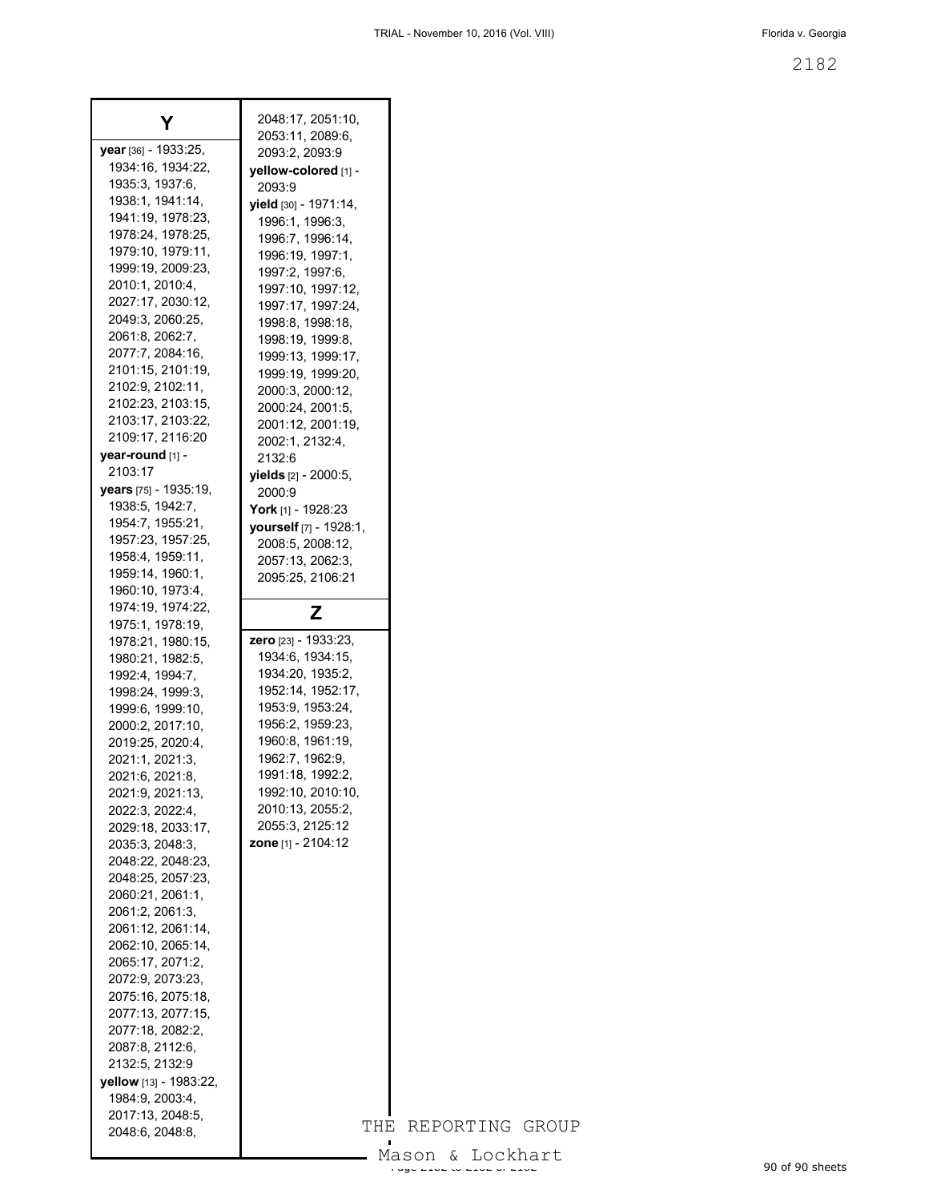## Y

**year** [36] - 1933:25, 1934:16, 1934:22, 1935:3, 1937:6, 1938:1, 1941:14, 1941:19, 1978:23, 1978:24, 1978:25, 1979:10, 1979:11, 1999:19, 2009:23, 2010:1, 2010:4, 2027:17, 2030:12, 2049:3, 2060:25, 2061:8, 2062:7, 2077:7, 2084:16, 2101:15, 2101:19, 2102:9, 2102:11, 2102:23, 2103:15, 2103:17, 2103:22, 2109:17, 2116:20

**year-round** [1] - 2103:17

**years** [75] - 1935:19, 1938:5, 1942:7, 1954:7, 1955:21, 1957:23, 1957:25, 1958:4, 1959:11, 1959:14, 1960:1, 1960:10, 1973:4, 1974:19, 1974:22, 1975:1, 1978:19, 1978:21, 1980:15, 1980:21, 1982:5, 1992:4, 1994:7, 1998:24, 1999:3, 1999:6, 1999:10, 2000:2, 2017:10, 2019:25, 2020:4, 2021:1, 2021:3, 2021:6, 2021:8, 2021:9, 2021:13, 2022:3, 2022:4, 2029:18, 2033:17, 2035:3, 2048:3, 2048:22, 2048:23, 2048:25, 2057:23, 2060:21, 2061:1, 2061:2, 2061:3, 2061:12, 2061:14, 2062:10, 2065:14, 2065:17, 2071:2, 2072:9, 2073:23, 2075:16, 2075:18, 2077:13, 2077:15, 2077:18, 2082:2, 2087:8, 2112:6, 2132:5, 2132:9

**yellow** [13] - 1983:22, 1984:9, 2003:4, 2017:13, 2048:5, 2048:6, 2048:8, 2048:17, 2051:10, 2053:11, 2089:6, 2093:2, 2093:9

**yellow-colored** [1] - 2093:9

**yield** [30] - 1971:14, 1996:1, 1996:3, 1996:7, 1996:14, 1996:19, 1997:1, 1997:2, 1997:6, 1997:10, 1997:12, 1997:17, 1997:24, 1998:8, 1998:18, 1998:19, 1999:8, 1999:13, 1999:17, 1999:19, 1999:20, 2000:3, 2000:12, 2000:24, 2001:5, 2001:12, 2001:19, 2002:1, 2132:4, 2132:6

**yields** [2] - 2000:5, 2000:9

**York** [1] - 1928:23

**yourself** [7] - 1928:1, 2008:5, 2008:12, 2057:13, 2062:3, 2095:25, 2106:21

## Z

**zero** [23] - 1933:23, 1934:6, 1934:15, 1934:20, 1935:2, 1952:14, 1952:17, 1953:9, 1953:24, 1956:2, 1959:23, 1960:8, 1961:19, 1962:7, 1962:9, 1991:18, 1992:2, 1992:10, 2010:10, 2010:13, 2055:2, 2055:3, 2125:12

**zone** [1] - 2104:12

THE REPORTING GROUP
Mason & Lockhart